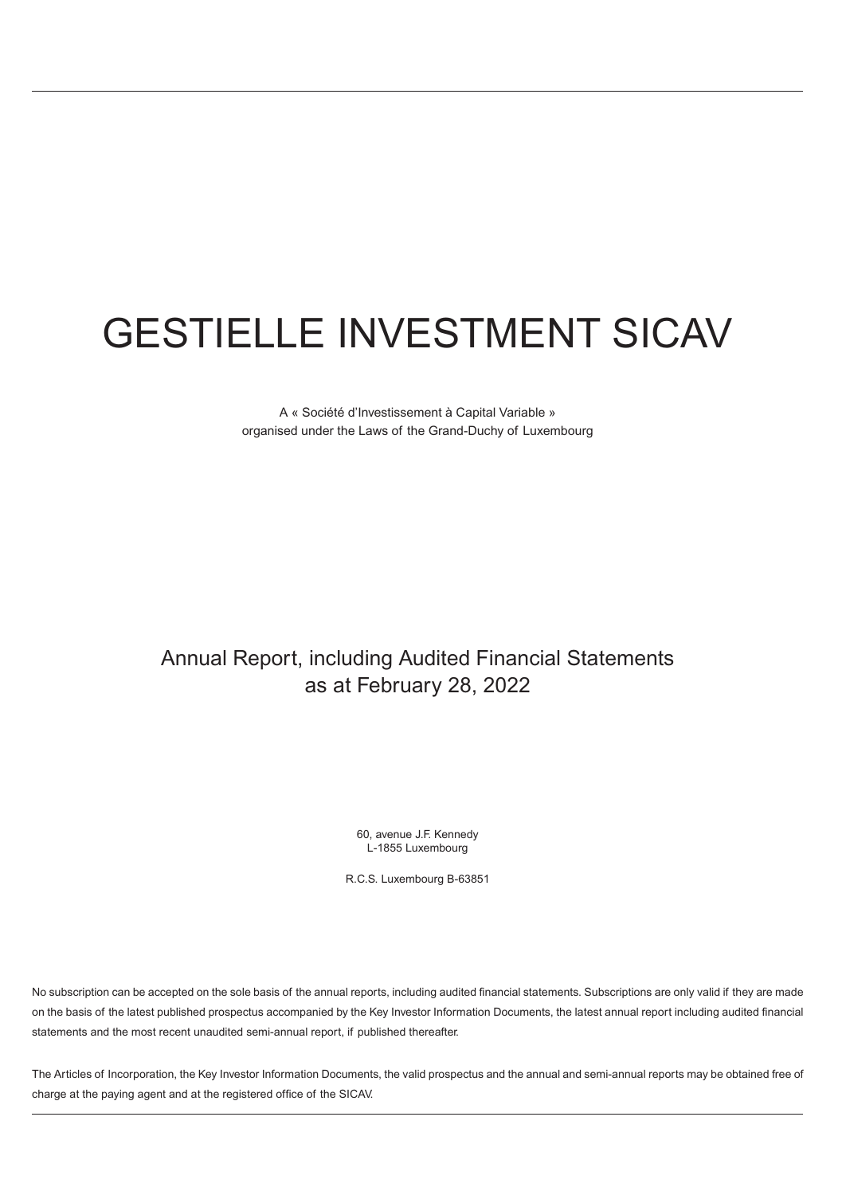# GESTIELLE INVESTMENT SICAV

A « Société d'Investissement à Capital Variable »
organised under the Laws of the Grand-Duchy of Luxembourg

## Annual Report, including Audited Financial Statements as at February 28, 2022

60, avenue J.F. Kennedy
L-1855 Luxembourg

R.C.S. Luxembourg B-63851

No subscription can be accepted on the sole basis of the annual reports, including audited financial statements. Subscriptions are only valid if they are made on the basis of the latest published prospectus accompanied by the Key Investor Information Documents, the latest annual report including audited financial statements and the most recent unaudited semi-annual report, if published thereafter.

The Articles of Incorporation, the Key Investor Information Documents, the valid prospectus and the annual and semi-annual reports may be obtained free of charge at the paying agent and at the registered office of the SICAV.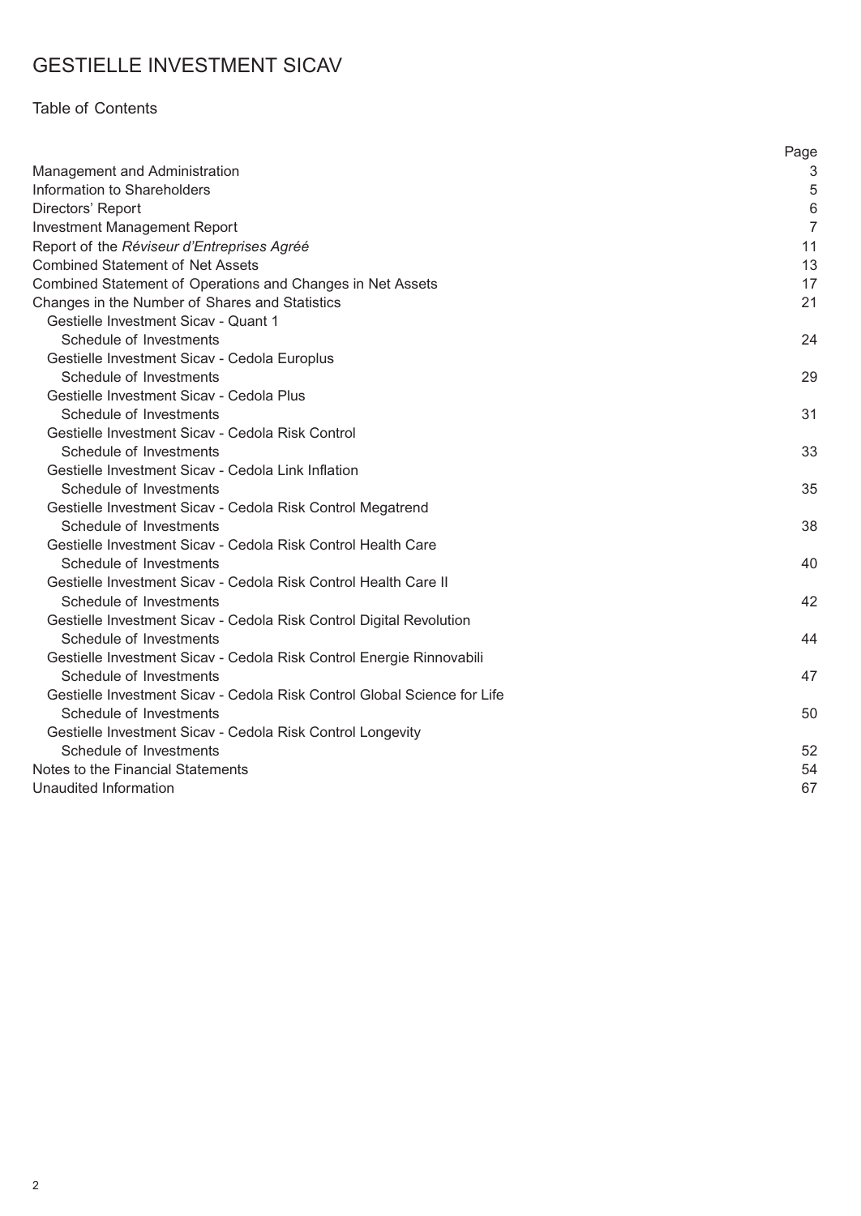# GESTIELLE INVESTMENT SICAV

## Table of Contents

| | Page |
|---|---|
| Management and Administration | 3 |
| Information to Shareholders | 5 |
| Directors' Report | 6 |
| Investment Management Report | 7 |
| Report of the *Réviseur d'Entreprises Agréé* | 11 |
| Combined Statement of Net Assets | 13 |
| Combined Statement of Operations and Changes in Net Assets | 17 |
| Changes in the Number of Shares and Statistics | 21 |
| Gestielle Investment Sicav - Quant 1 | |
| Schedule of Investments | 24 |
| Gestielle Investment Sicav - Cedola Europlus | |
| Schedule of Investments | 29 |
| Gestielle Investment Sicav - Cedola Plus | |
| Schedule of Investments | 31 |
| Gestielle Investment Sicav - Cedola Risk Control | |
| Schedule of Investments | 33 |
| Gestielle Investment Sicav - Cedola Link Inflation | |
| Schedule of Investments | 35 |
| Gestielle Investment Sicav - Cedola Risk Control Megatrend | |
| Schedule of Investments | 38 |
| Gestielle Investment Sicav - Cedola Risk Control Health Care | |
| Schedule of Investments | 40 |
| Gestielle Investment Sicav - Cedola Risk Control Health Care II | |
| Schedule of Investments | 42 |
| Gestielle Investment Sicav - Cedola Risk Control Digital Revolution | |
| Schedule of Investments | 44 |
| Gestielle Investment Sicav - Cedola Risk Control Energie Rinnovabili | |
| Schedule of Investments | 47 |
| Gestielle Investment Sicav - Cedola Risk Control Global Science for Life | |
| Schedule of Investments | 50 |
| Gestielle Investment Sicav - Cedola Risk Control Longevity | |
| Schedule of Investments | 52 |
| Notes to the Financial Statements | 54 |
| Unaudited Information | 67 |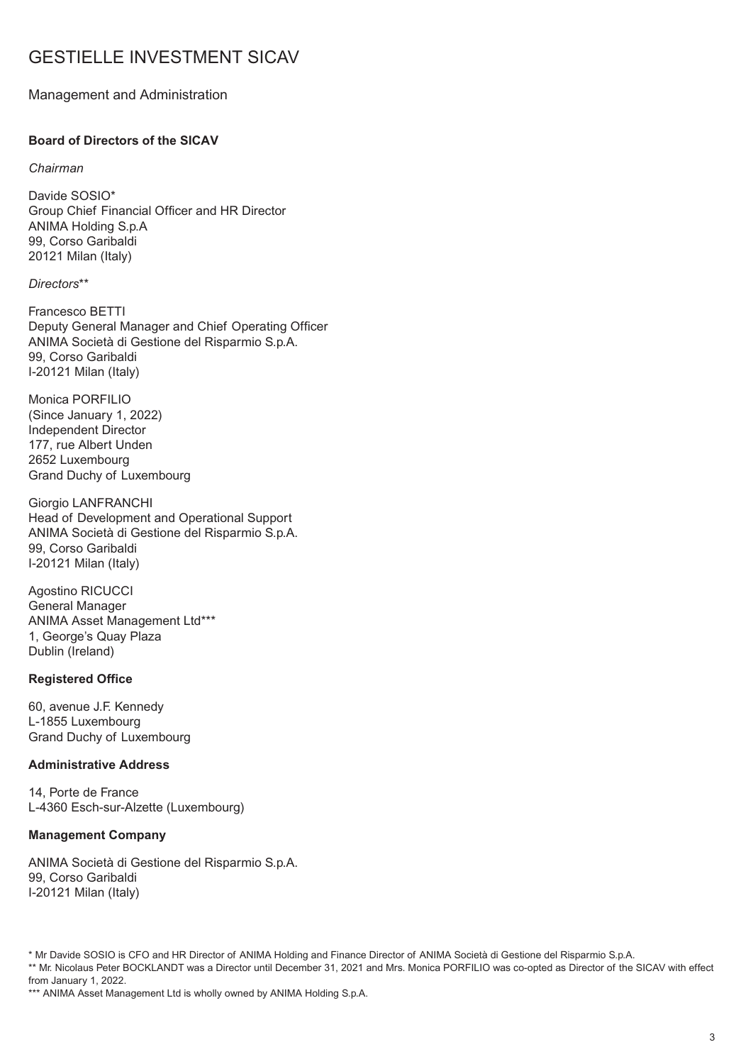# GESTIELLE INVESTMENT SICAV

## Management and Administration

**Board of Directors of the SICAV**

*Chairman*

Davide SOSIO*
Group Chief Financial Officer and HR Director
ANIMA Holding S.p.A
99, Corso Garibaldi
20121 Milan (Italy)

*Directors***

Francesco BETTI
Deputy General Manager and Chief Operating Officer
ANIMA Società di Gestione del Risparmio S.p.A.
99, Corso Garibaldi
I-20121 Milan (Italy)

Monica PORFILIO
(Since January 1, 2022)
Independent Director
177, rue Albert Unden
2652 Luxembourg
Grand Duchy of Luxembourg

Giorgio LANFRANCHI
Head of Development and Operational Support
ANIMA Società di Gestione del Risparmio S.p.A.
99, Corso Garibaldi
I-20121 Milan (Italy)

Agostino RICUCCI
General Manager
ANIMA Asset Management Ltd***
1, George's Quay Plaza
Dublin (Ireland)

**Registered Office**

60, avenue J.F. Kennedy
L-1855 Luxembourg
Grand Duchy of Luxembourg

**Administrative Address**

14, Porte de France
L-4360 Esch-sur-Alzette (Luxembourg)

**Management Company**

ANIMA Società di Gestione del Risparmio S.p.A.
99, Corso Garibaldi
I-20121 Milan (Italy)

* Mr Davide SOSIO is CFO and HR Director of ANIMA Holding and Finance Director of ANIMA Società di Gestione del Risparmio S.p.A.

** Mr. Nicolaus Peter BOCKLANDT was a Director until December 31, 2021 and Mrs. Monica PORFILIO was co-opted as Director of the SICAV with effect from January 1, 2022.

*** ANIMA Asset Management Ltd is wholly owned by ANIMA Holding S.p.A.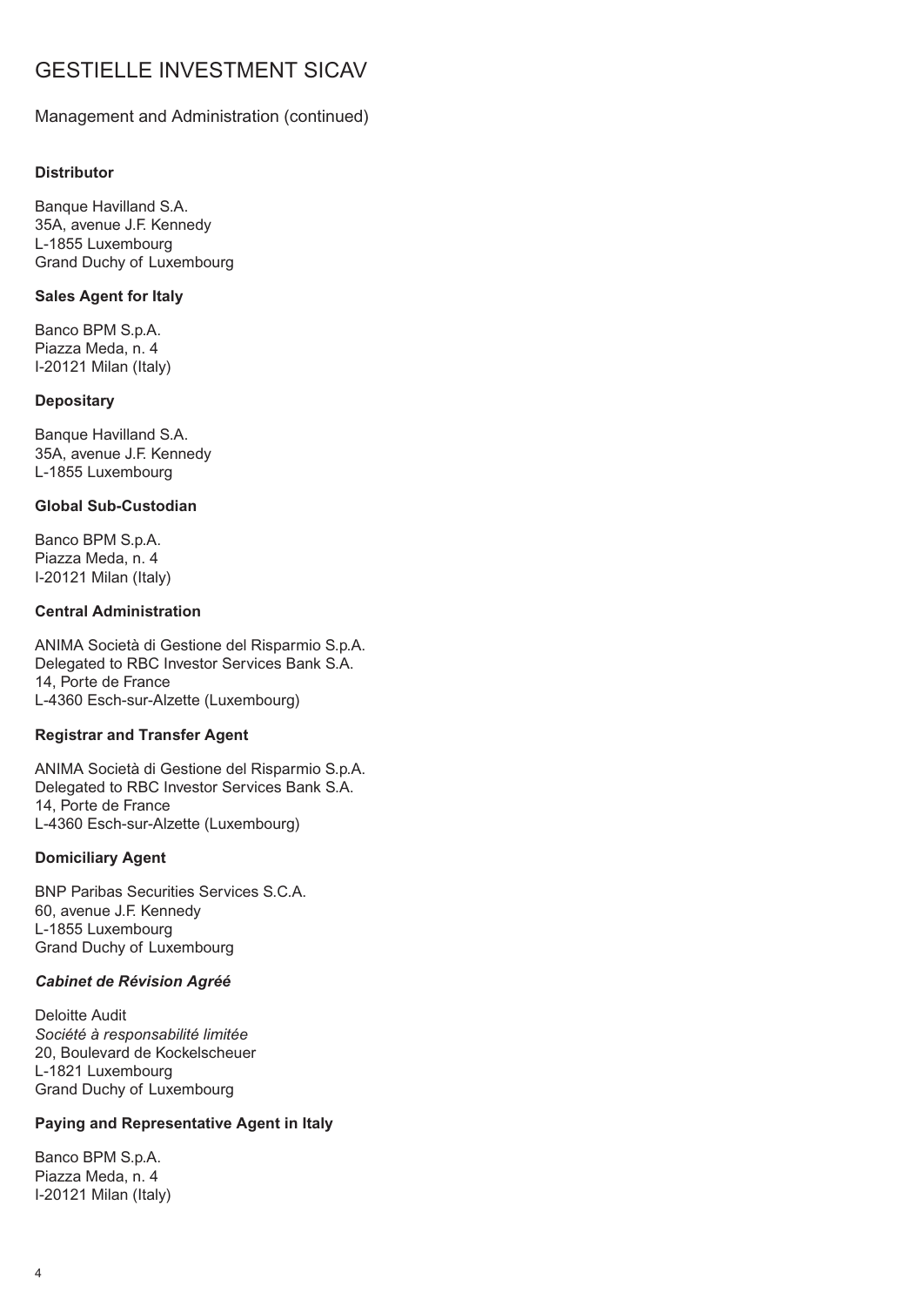# GESTIELLE INVESTMENT SICAV

## Management and Administration (continued)

**Distributor**

Banque Havilland S.A.
35A, avenue J.F. Kennedy
L-1855 Luxembourg
Grand Duchy of Luxembourg

**Sales Agent for Italy**

Banco BPM S.p.A.
Piazza Meda, n. 4
I-20121 Milan (Italy)

**Depositary**

Banque Havilland S.A.
35A, avenue J.F. Kennedy
L-1855 Luxembourg

**Global Sub-Custodian**

Banco BPM S.p.A.
Piazza Meda, n. 4
I-20121 Milan (Italy)

**Central Administration**

ANIMA Società di Gestione del Risparmio S.p.A.
Delegated to RBC Investor Services Bank S.A.
14, Porte de France
L-4360 Esch-sur-Alzette (Luxembourg)

**Registrar and Transfer Agent**

ANIMA Società di Gestione del Risparmio S.p.A.
Delegated to RBC Investor Services Bank S.A.
14, Porte de France
L-4360 Esch-sur-Alzette (Luxembourg)

**Domiciliary Agent**

BNP Paribas Securities Services S.C.A.
60, avenue J.F. Kennedy
L-1855 Luxembourg
Grand Duchy of Luxembourg

***Cabinet de Révision Agréé***

Deloitte Audit
*Société à responsabilité limitée*
20, Boulevard de Kockelscheuer
L-1821 Luxembourg
Grand Duchy of Luxembourg

**Paying and Representative Agent in Italy**

Banco BPM S.p.A.
Piazza Meda, n. 4
I-20121 Milan (Italy)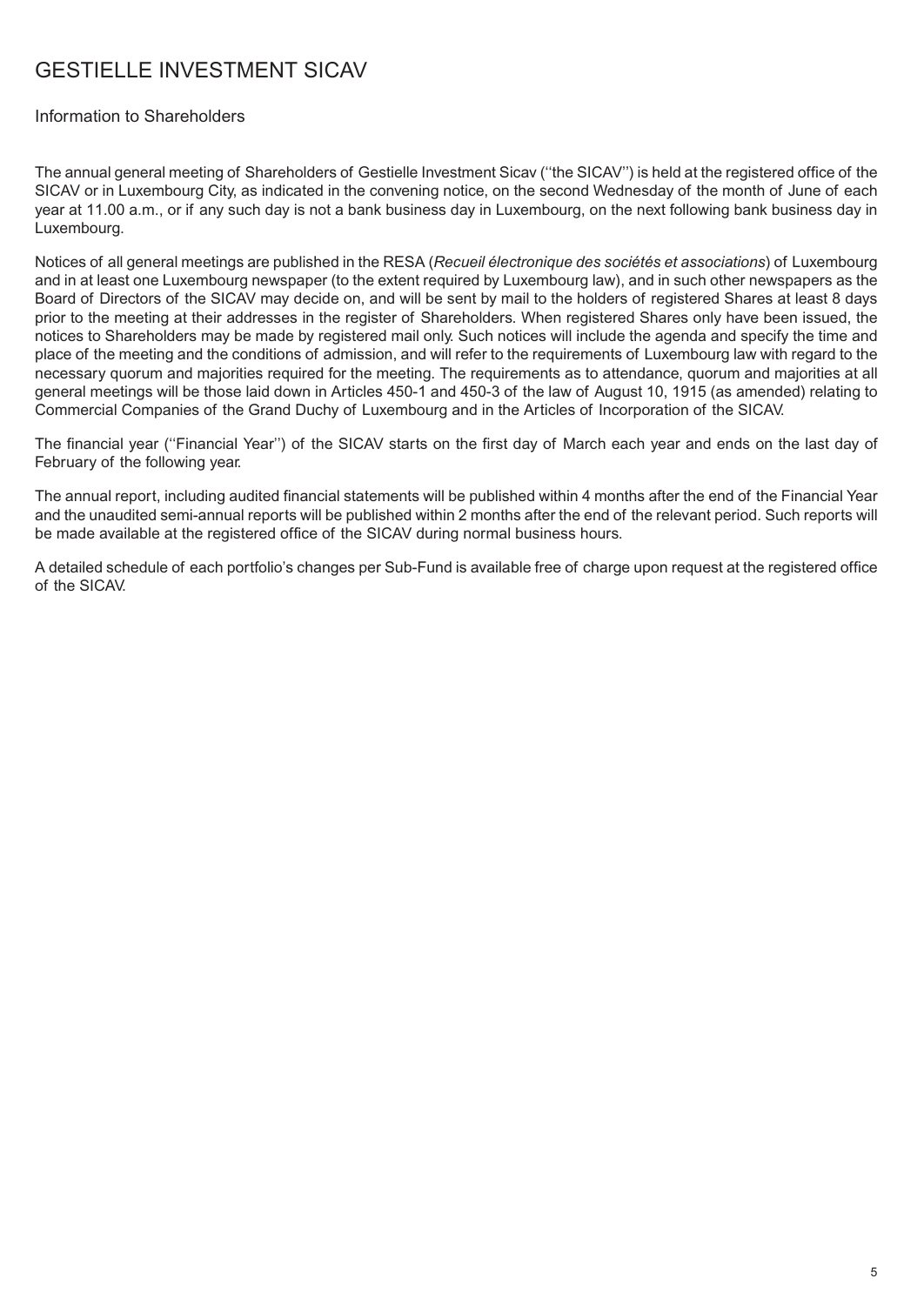# GESTIELLE INVESTMENT SICAV

## Information to Shareholders

The annual general meeting of Shareholders of Gestielle Investment Sicav (''the SICAV'') is held at the registered office of the SICAV or in Luxembourg City, as indicated in the convening notice, on the second Wednesday of the month of June of each year at 11.00 a.m., or if any such day is not a bank business day in Luxembourg, on the next following bank business day in Luxembourg.

Notices of all general meetings are published in the RESA (*Recueil électronique des sociétés et associations*) of Luxembourg and in at least one Luxembourg newspaper (to the extent required by Luxembourg law), and in such other newspapers as the Board of Directors of the SICAV may decide on, and will be sent by mail to the holders of registered Shares at least 8 days prior to the meeting at their addresses in the register of Shareholders. When registered Shares only have been issued, the notices to Shareholders may be made by registered mail only. Such notices will include the agenda and specify the time and place of the meeting and the conditions of admission, and will refer to the requirements of Luxembourg law with regard to the necessary quorum and majorities required for the meeting. The requirements as to attendance, quorum and majorities at all general meetings will be those laid down in Articles 450-1 and 450-3 of the law of August 10, 1915 (as amended) relating to Commercial Companies of the Grand Duchy of Luxembourg and in the Articles of Incorporation of the SICAV.

The financial year (''Financial Year'') of the SICAV starts on the first day of March each year and ends on the last day of February of the following year.

The annual report, including audited financial statements will be published within 4 months after the end of the Financial Year and the unaudited semi-annual reports will be published within 2 months after the end of the relevant period. Such reports will be made available at the registered office of the SICAV during normal business hours.

A detailed schedule of each portfolio's changes per Sub-Fund is available free of charge upon request at the registered office of the SICAV.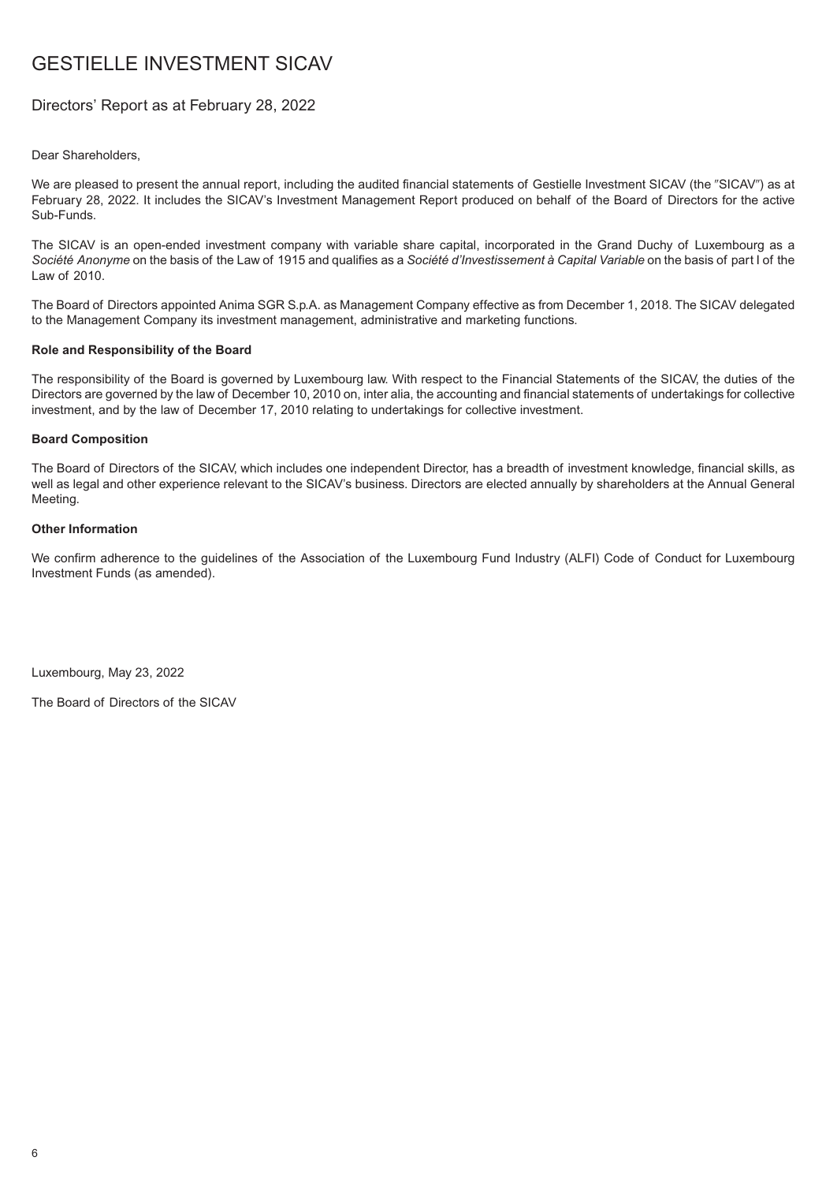# GESTIELLE INVESTMENT SICAV

## Directors' Report as at February 28, 2022

Dear Shareholders,

We are pleased to present the annual report, including the audited financial statements of Gestielle Investment SICAV (the "SICAV") as at February 28, 2022. It includes the SICAV's Investment Management Report produced on behalf of the Board of Directors for the active Sub-Funds.

The SICAV is an open-ended investment company with variable share capital, incorporated in the Grand Duchy of Luxembourg as a *Société Anonyme* on the basis of the Law of 1915 and qualifies as a *Société d'Investissement à Capital Variable* on the basis of part I of the Law of 2010.

The Board of Directors appointed Anima SGR S.p.A. as Management Company effective as from December 1, 2018. The SICAV delegated to the Management Company its investment management, administrative and marketing functions.

### Role and Responsibility of the Board

The responsibility of the Board is governed by Luxembourg law. With respect to the Financial Statements of the SICAV, the duties of the Directors are governed by the law of December 10, 2010 on, inter alia, the accounting and financial statements of undertakings for collective investment, and by the law of December 17, 2010 relating to undertakings for collective investment.

### Board Composition

The Board of Directors of the SICAV, which includes one independent Director, has a breadth of investment knowledge, financial skills, as well as legal and other experience relevant to the SICAV's business. Directors are elected annually by shareholders at the Annual General Meeting.

### Other Information

We confirm adherence to the guidelines of the Association of the Luxembourg Fund Industry (ALFI) Code of Conduct for Luxembourg Investment Funds (as amended).

Luxembourg, May 23, 2022

The Board of Directors of the SICAV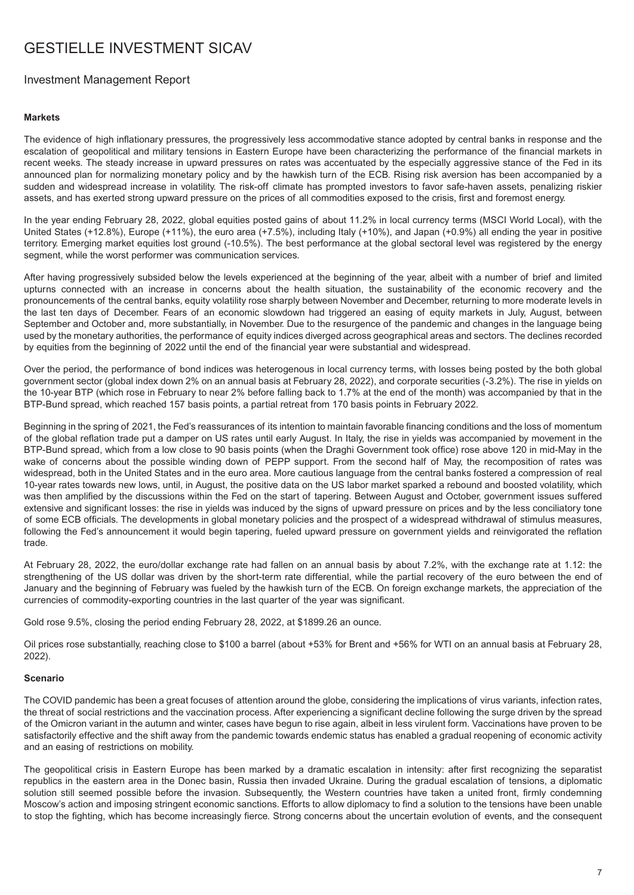# GESTIELLE INVESTMENT SICAV

## Investment Management Report

**Markets**

The evidence of high inflationary pressures, the progressively less accommodative stance adopted by central banks in response and the escalation of geopolitical and military tensions in Eastern Europe have been characterizing the performance of the financial markets in recent weeks. The steady increase in upward pressures on rates was accentuated by the especially aggressive stance of the Fed in its announced plan for normalizing monetary policy and by the hawkish turn of the ECB. Rising risk aversion has been accompanied by a sudden and widespread increase in volatility. The risk-off climate has prompted investors to favor safe-haven assets, penalizing riskier assets, and has exerted strong upward pressure on the prices of all commodities exposed to the crisis, first and foremost energy.

In the year ending February 28, 2022, global equities posted gains of about 11.2% in local currency terms (MSCI World Local), with the United States (+12.8%), Europe (+11%), the euro area (+7.5%), including Italy (+10%), and Japan (+0.9%) all ending the year in positive territory. Emerging market equities lost ground (-10.5%). The best performance at the global sectoral level was registered by the energy segment, while the worst performer was communication services.

After having progressively subsided below the levels experienced at the beginning of the year, albeit with a number of brief and limited upturns connected with an increase in concerns about the health situation, the sustainability of the economic recovery and the pronouncements of the central banks, equity volatility rose sharply between November and December, returning to more moderate levels in the last ten days of December. Fears of an economic slowdown had triggered an easing of equity markets in July, August, between September and October and, more substantially, in November. Due to the resurgence of the pandemic and changes in the language being used by the monetary authorities, the performance of equity indices diverged across geographical areas and sectors. The declines recorded by equities from the beginning of 2022 until the end of the financial year were substantial and widespread.

Over the period, the performance of bond indices was heterogenous in local currency terms, with losses being posted by the both global government sector (global index down 2% on an annual basis at February 28, 2022), and corporate securities (-3.2%). The rise in yields on the 10-year BTP (which rose in February to near 2% before falling back to 1.7% at the end of the month) was accompanied by that in the BTP-Bund spread, which reached 157 basis points, a partial retreat from 170 basis points in February 2022.

Beginning in the spring of 2021, the Fed's reassurances of its intention to maintain favorable financing conditions and the loss of momentum of the global reflation trade put a damper on US rates until early August. In Italy, the rise in yields was accompanied by movement in the BTP-Bund spread, which from a low close to 90 basis points (when the Draghi Government took office) rose above 120 in mid-May in the wake of concerns about the possible winding down of PEPP support. From the second half of May, the recomposition of rates was widespread, both in the United States and in the euro area. More cautious language from the central banks fostered a compression of real 10-year rates towards new lows, until, in August, the positive data on the US labor market sparked a rebound and boosted volatility, which was then amplified by the discussions within the Fed on the start of tapering. Between August and October, government issues suffered extensive and significant losses: the rise in yields was induced by the signs of upward pressure on prices and by the less conciliatory tone of some ECB officials. The developments in global monetary policies and the prospect of a widespread withdrawal of stimulus measures, following the Fed's announcement it would begin tapering, fueled upward pressure on government yields and reinvigorated the reflation trade.

At February 28, 2022, the euro/dollar exchange rate had fallen on an annual basis by about 7.2%, with the exchange rate at 1.12: the strengthening of the US dollar was driven by the short-term rate differential, while the partial recovery of the euro between the end of January and the beginning of February was fueled by the hawkish turn of the ECB. On foreign exchange markets, the appreciation of the currencies of commodity-exporting countries in the last quarter of the year was significant.

Gold rose 9.5%, closing the period ending February 28, 2022, at $1899.26 an ounce.

Oil prices rose substantially, reaching close to $100 a barrel (about +53% for Brent and +56% for WTI on an annual basis at February 28, 2022).

**Scenario**

The COVID pandemic has been a great focuses of attention around the globe, considering the implications of virus variants, infection rates, the threat of social restrictions and the vaccination process. After experiencing a significant decline following the surge driven by the spread of the Omicron variant in the autumn and winter, cases have begun to rise again, albeit in less virulent form. Vaccinations have proven to be satisfactorily effective and the shift away from the pandemic towards endemic status has enabled a gradual reopening of economic activity and an easing of restrictions on mobility.

The geopolitical crisis in Eastern Europe has been marked by a dramatic escalation in intensity: after first recognizing the separatist republics in the eastern area in the Donec basin, Russia then invaded Ukraine. During the gradual escalation of tensions, a diplomatic solution still seemed possible before the invasion. Subsequently, the Western countries have taken a united front, firmly condemning Moscow's action and imposing stringent economic sanctions. Efforts to allow diplomacy to find a solution to the tensions have been unable to stop the fighting, which has become increasingly fierce. Strong concerns about the uncertain evolution of events, and the consequent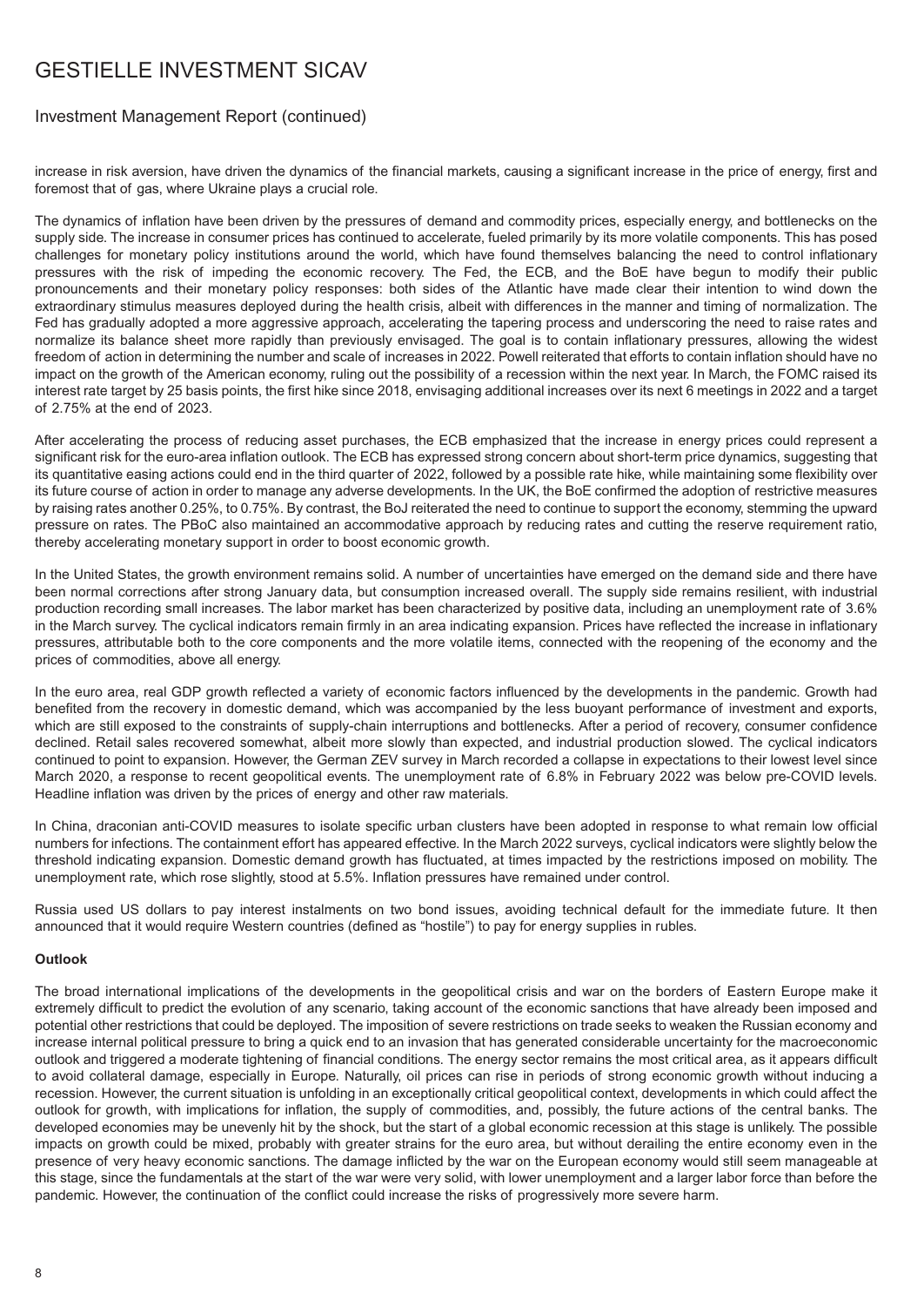increase in risk aversion, have driven the dynamics of the financial markets, causing a significant increase in the price of energy, first and foremost that of gas, where Ukraine plays a crucial role.

The dynamics of inflation have been driven by the pressures of demand and commodity prices, especially energy, and bottlenecks on the supply side. The increase in consumer prices has continued to accelerate, fueled primarily by its more volatile components. This has posed challenges for monetary policy institutions around the world, which have found themselves balancing the need to control inflationary pressures with the risk of impeding the economic recovery. The Fed, the ECB, and the BoE have begun to modify their public pronouncements and their monetary policy responses: both sides of the Atlantic have made clear their intention to wind down the extraordinary stimulus measures deployed during the health crisis, albeit with differences in the manner and timing of normalization. The Fed has gradually adopted a more aggressive approach, accelerating the tapering process and underscoring the need to raise rates and normalize its balance sheet more rapidly than previously envisaged. The goal is to contain inflationary pressures, allowing the widest freedom of action in determining the number and scale of increases in 2022. Powell reiterated that efforts to contain inflation should have no impact on the growth of the American economy, ruling out the possibility of a recession within the next year. In March, the FOMC raised its interest rate target by 25 basis points, the first hike since 2018, envisaging additional increases over its next 6 meetings in 2022 and a target of 2.75% at the end of 2023.

After accelerating the process of reducing asset purchases, the ECB emphasized that the increase in energy prices could represent a significant risk for the euro-area inflation outlook. The ECB has expressed strong concern about short-term price dynamics, suggesting that its quantitative easing actions could end in the third quarter of 2022, followed by a possible rate hike, while maintaining some flexibility over its future course of action in order to manage any adverse developments. In the UK, the BoE confirmed the adoption of restrictive measures by raising rates another 0.25%, to 0.75%. By contrast, the BoJ reiterated the need to continue to support the economy, stemming the upward pressure on rates. The PBoC also maintained an accommodative approach by reducing rates and cutting the reserve requirement ratio, thereby accelerating monetary support in order to boost economic growth.

In the United States, the growth environment remains solid. A number of uncertainties have emerged on the demand side and there have been normal corrections after strong January data, but consumption increased overall. The supply side remains resilient, with industrial production recording small increases. The labor market has been characterized by positive data, including an unemployment rate of 3.6% in the March survey. The cyclical indicators remain firmly in an area indicating expansion. Prices have reflected the increase in inflationary pressures, attributable both to the core components and the more volatile items, connected with the reopening of the economy and the prices of commodities, above all energy.

In the euro area, real GDP growth reflected a variety of economic factors influenced by the developments in the pandemic. Growth had benefited from the recovery in domestic demand, which was accompanied by the less buoyant performance of investment and exports, which are still exposed to the constraints of supply-chain interruptions and bottlenecks. After a period of recovery, consumer confidence declined. Retail sales recovered somewhat, albeit more slowly than expected, and industrial production slowed. The cyclical indicators continued to point to expansion. However, the German ZEV survey in March recorded a collapse in expectations to their lowest level since March 2020, a response to recent geopolitical events. The unemployment rate of 6.8% in February 2022 was below pre-COVID levels. Headline inflation was driven by the prices of energy and other raw materials.

In China, draconian anti-COVID measures to isolate specific urban clusters have been adopted in response to what remain low official numbers for infections. The containment effort has appeared effective. In the March 2022 surveys, cyclical indicators were slightly below the threshold indicating expansion. Domestic demand growth has fluctuated, at times impacted by the restrictions imposed on mobility. The unemployment rate, which rose slightly, stood at 5.5%. Inflation pressures have remained under control.

Russia used US dollars to pay interest instalments on two bond issues, avoiding technical default for the immediate future. It then announced that it would require Western countries (defined as "hostile") to pay for energy supplies in rubles.

**Outlook**

The broad international implications of the developments in the geopolitical crisis and war on the borders of Eastern Europe make it extremely difficult to predict the evolution of any scenario, taking account of the economic sanctions that have already been imposed and potential other restrictions that could be deployed. The imposition of severe restrictions on trade seeks to weaken the Russian economy and increase internal political pressure to bring a quick end to an invasion that has generated considerable uncertainty for the macroeconomic outlook and triggered a moderate tightening of financial conditions. The energy sector remains the most critical area, as it appears difficult to avoid collateral damage, especially in Europe. Naturally, oil prices can rise in periods of strong economic growth without inducing a recession. However, the current situation is unfolding in an exceptionally critical geopolitical context, developments in which could affect the outlook for growth, with implications for inflation, the supply of commodities, and, possibly, the future actions of the central banks. The developed economies may be unevenly hit by the shock, but the start of a global economic recession at this stage is unlikely. The possible impacts on growth could be mixed, probably with greater strains for the euro area, but without derailing the entire economy even in the presence of very heavy economic sanctions. The damage inflicted by the war on the European economy would still seem manageable at this stage, since the fundamentals at the start of the war were very solid, with lower unemployment and a larger labor force than before the pandemic. However, the continuation of the conflict could increase the risks of progressively more severe harm.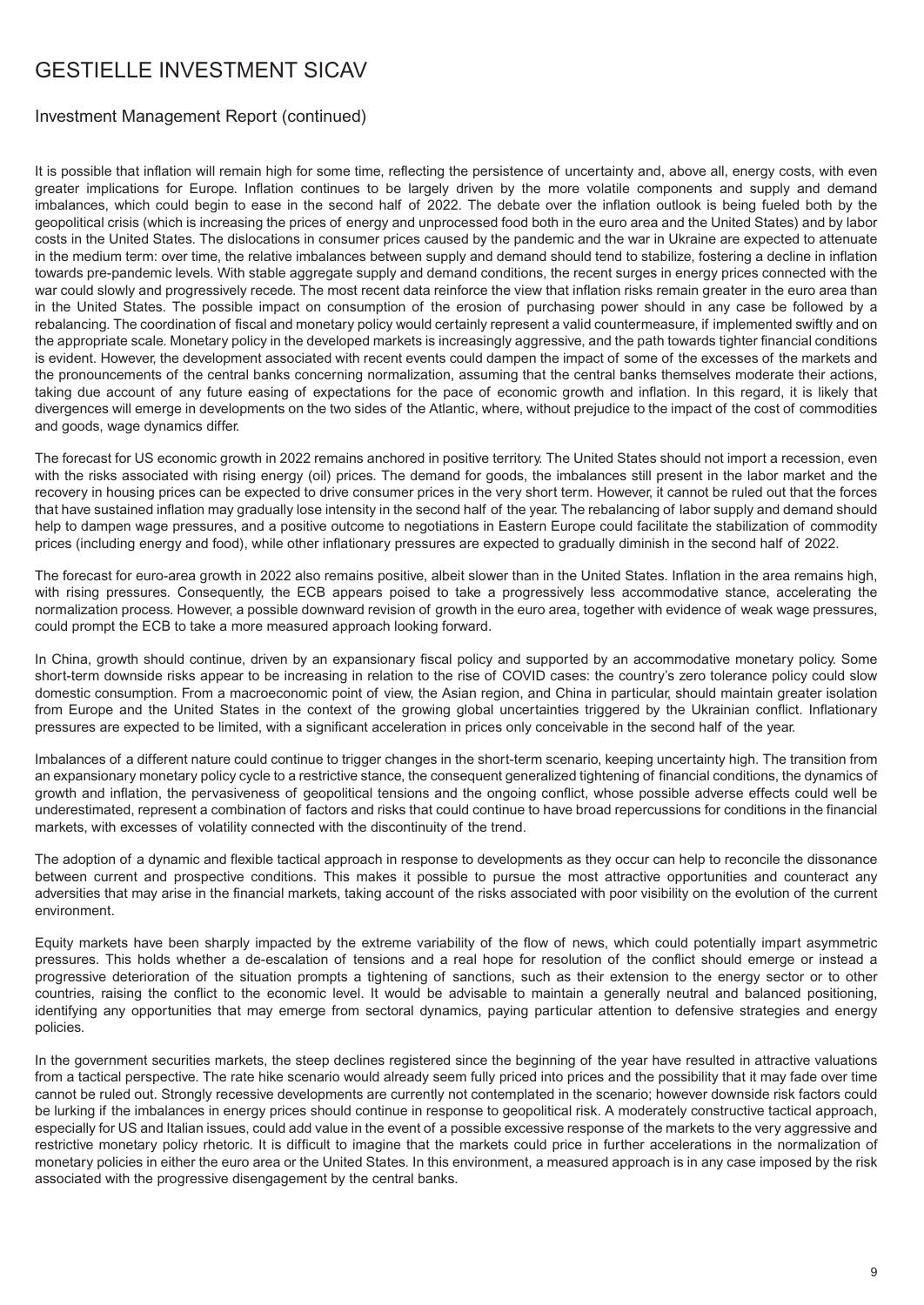It is possible that inflation will remain high for some time, reflecting the persistence of uncertainty and, above all, energy costs, with even greater implications for Europe. Inflation continues to be largely driven by the more volatile components and supply and demand imbalances, which could begin to ease in the second half of 2022. The debate over the inflation outlook is being fueled both by the geopolitical crisis (which is increasing the prices of energy and unprocessed food both in the euro area and the United States) and by labor costs in the United States. The dislocations in consumer prices caused by the pandemic and the war in Ukraine are expected to attenuate in the medium term: over time, the relative imbalances between supply and demand should tend to stabilize, fostering a decline in inflation towards pre-pandemic levels. With stable aggregate supply and demand conditions, the recent surges in energy prices connected with the war could slowly and progressively recede. The most recent data reinforce the view that inflation risks remain greater in the euro area than in the United States. The possible impact on consumption of the erosion of purchasing power should in any case be followed by a rebalancing. The coordination of fiscal and monetary policy would certainly represent a valid countermeasure, if implemented swiftly and on the appropriate scale. Monetary policy in the developed markets is increasingly aggressive, and the path towards tighter financial conditions is evident. However, the development associated with recent events could dampen the impact of some of the excesses of the markets and the pronouncements of the central banks concerning normalization, assuming that the central banks themselves moderate their actions, taking due account of any future easing of expectations for the pace of economic growth and inflation. In this regard, it is likely that divergences will emerge in developments on the two sides of the Atlantic, where, without prejudice to the impact of the cost of commodities and goods, wage dynamics differ.

The forecast for US economic growth in 2022 remains anchored in positive territory. The United States should not import a recession, even with the risks associated with rising energy (oil) prices. The demand for goods, the imbalances still present in the labor market and the recovery in housing prices can be expected to drive consumer prices in the very short term. However, it cannot be ruled out that the forces that have sustained inflation may gradually lose intensity in the second half of the year. The rebalancing of labor supply and demand should help to dampen wage pressures, and a positive outcome to negotiations in Eastern Europe could facilitate the stabilization of commodity prices (including energy and food), while other inflationary pressures are expected to gradually diminish in the second half of 2022.

The forecast for euro-area growth in 2022 also remains positive, albeit slower than in the United States. Inflation in the area remains high, with rising pressures. Consequently, the ECB appears poised to take a progressively less accommodative stance, accelerating the normalization process. However, a possible downward revision of growth in the euro area, together with evidence of weak wage pressures, could prompt the ECB to take a more measured approach looking forward.

In China, growth should continue, driven by an expansionary fiscal policy and supported by an accommodative monetary policy. Some short-term downside risks appear to be increasing in relation to the rise of COVID cases: the country's zero tolerance policy could slow domestic consumption. From a macroeconomic point of view, the Asian region, and China in particular, should maintain greater isolation from Europe and the United States in the context of the growing global uncertainties triggered by the Ukrainian conflict. Inflationary pressures are expected to be limited, with a significant acceleration in prices only conceivable in the second half of the year.

Imbalances of a different nature could continue to trigger changes in the short-term scenario, keeping uncertainty high. The transition from an expansionary monetary policy cycle to a restrictive stance, the consequent generalized tightening of financial conditions, the dynamics of growth and inflation, the pervasiveness of geopolitical tensions and the ongoing conflict, whose possible adverse effects could well be underestimated, represent a combination of factors and risks that could continue to have broad repercussions for conditions in the financial markets, with excesses of volatility connected with the discontinuity of the trend.

The adoption of a dynamic and flexible tactical approach in response to developments as they occur can help to reconcile the dissonance between current and prospective conditions. This makes it possible to pursue the most attractive opportunities and counteract any adversities that may arise in the financial markets, taking account of the risks associated with poor visibility on the evolution of the current environment.

Equity markets have been sharply impacted by the extreme variability of the flow of news, which could potentially impart asymmetric pressures. This holds whether a de-escalation of tensions and a real hope for resolution of the conflict should emerge or instead a progressive deterioration of the situation prompts a tightening of sanctions, such as their extension to the energy sector or to other countries, raising the conflict to the economic level. It would be advisable to maintain a generally neutral and balanced positioning, identifying any opportunities that may emerge from sectoral dynamics, paying particular attention to defensive strategies and energy policies.

In the government securities markets, the steep declines registered since the beginning of the year have resulted in attractive valuations from a tactical perspective. The rate hike scenario would already seem fully priced into prices and the possibility that it may fade over time cannot be ruled out. Strongly recessive developments are currently not contemplated in the scenario; however downside risk factors could be lurking if the imbalances in energy prices should continue in response to geopolitical risk. A moderately constructive tactical approach, especially for US and Italian issues, could add value in the event of a possible excessive response of the markets to the very aggressive and restrictive monetary policy rhetoric. It is difficult to imagine that the markets could price in further accelerations in the normalization of monetary policies in either the euro area or the United States. In this environment, a measured approach is in any case imposed by the risk associated with the progressive disengagement by the central banks.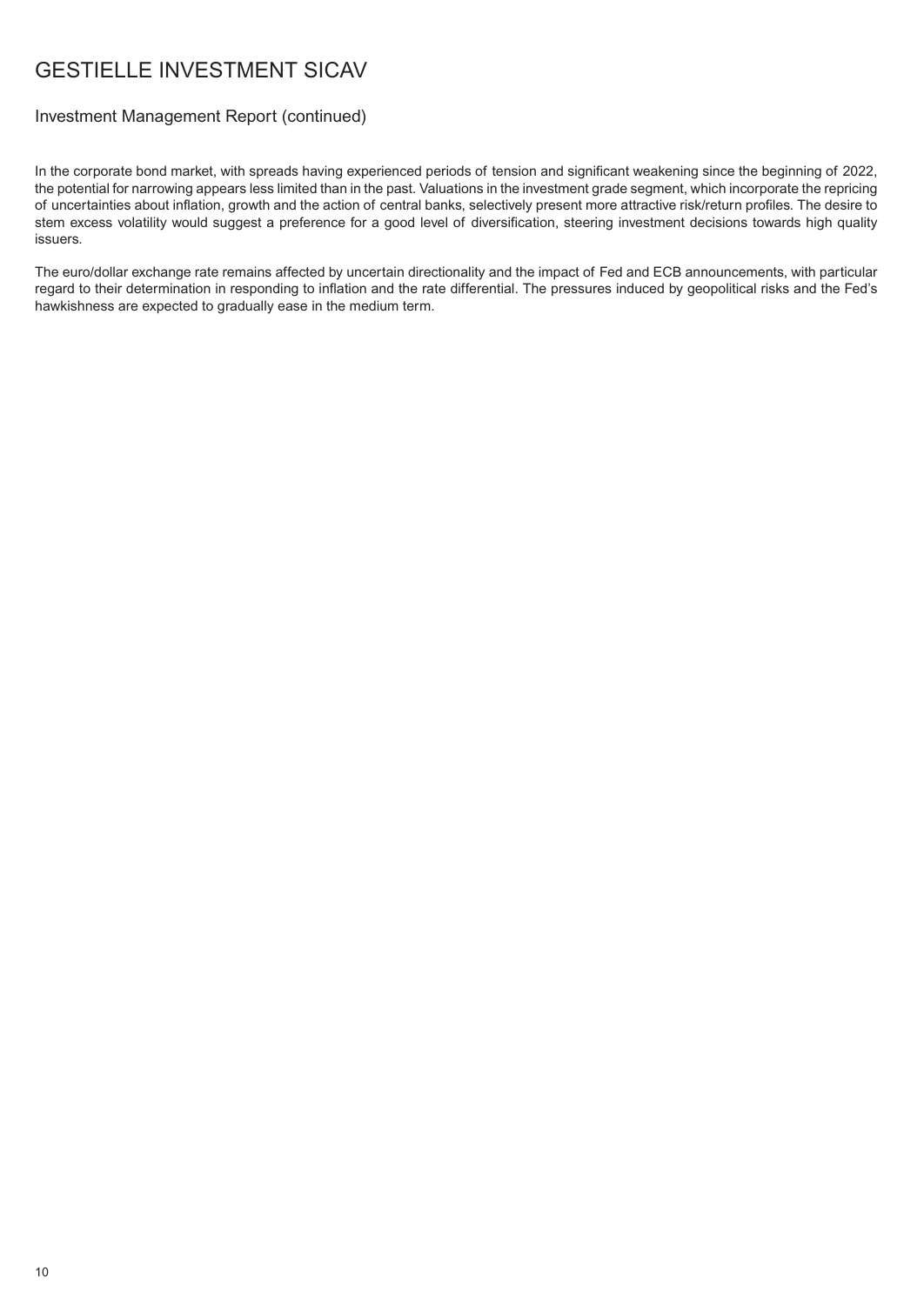In the corporate bond market, with spreads having experienced periods of tension and significant weakening since the beginning of 2022, the potential for narrowing appears less limited than in the past. Valuations in the investment grade segment, which incorporate the repricing of uncertainties about inflation, growth and the action of central banks, selectively present more attractive risk/return profiles. The desire to stem excess volatility would suggest a preference for a good level of diversification, steering investment decisions towards high quality issuers.

The euro/dollar exchange rate remains affected by uncertain directionality and the impact of Fed and ECB announcements, with particular regard to their determination in responding to inflation and the rate differential. The pressures induced by geopolitical risks and the Fed's hawkishness are expected to gradually ease in the medium term.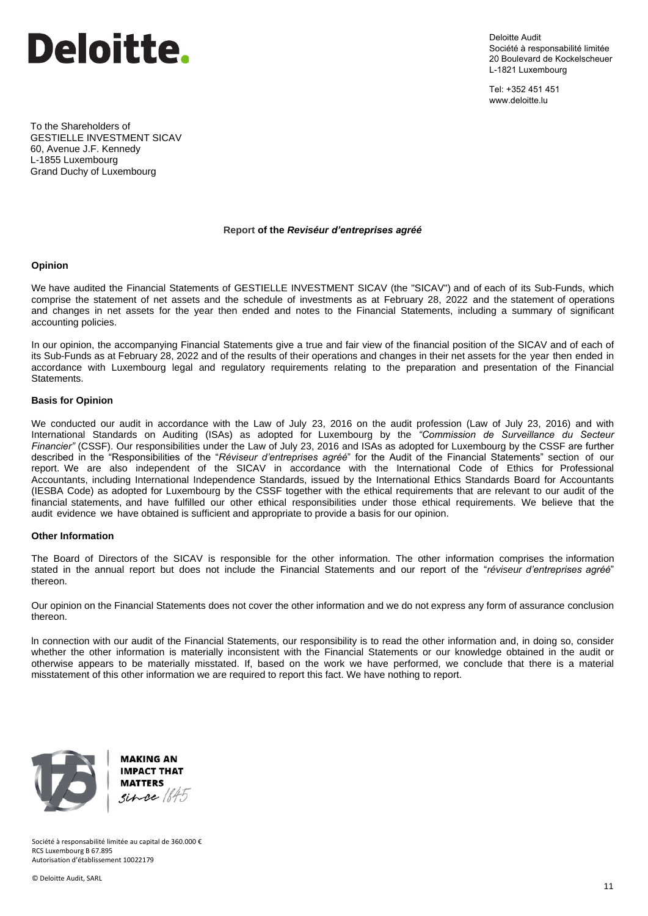Deloitte.

Deloitte Audit
Société à responsabilité limitée
20 Boulevard de Kockelscheuer
L-1821 Luxembourg

Tel: +352 451 451
www.deloitte.lu

To the Shareholders of
GESTIELLE INVESTMENT SICAV
60, Avenue J.F. Kennedy
L-1855 Luxembourg
Grand Duchy of Luxembourg

**Report of the *Reviséur d'entreprises agréé***

**Opinion**

We have audited the Financial Statements of GESTIELLE INVESTMENT SICAV (the "SICAV") and of each of its Sub-Funds, which comprise the statement of net assets and the schedule of investments as at February 28, 2022 and the statement of operations and changes in net assets for the year then ended and notes to the Financial Statements, including a summary of significant accounting policies.

In our opinion, the accompanying Financial Statements give a true and fair view of the financial position of the SICAV and of each of its Sub-Funds as at February 28, 2022 and of the results of their operations and changes in their net assets for the year then ended in accordance with Luxembourg legal and regulatory requirements relating to the preparation and presentation of the Financial Statements.

**Basis for Opinion**

We conducted our audit in accordance with the Law of July 23, 2016 on the audit profession (Law of July 23, 2016) and with International Standards on Auditing (ISAs) as adopted for Luxembourg by the *"Commission de Surveillance du Secteur Financier"* (CSSF). Our responsibilities under the Law of July 23, 2016 and ISAs as adopted for Luxembourg by the CSSF are further described in the "Responsibilities of the "*Réviseur d'entreprises agréé*" for the Audit of the Financial Statements" section of our report. We are also independent of the SICAV in accordance with the International Code of Ethics for Professional Accountants, including International Independence Standards, issued by the International Ethics Standards Board for Accountants (IESBA Code) as adopted for Luxembourg by the CSSF together with the ethical requirements that are relevant to our audit of the financial statements, and have fulfilled our other ethical responsibilities under those ethical requirements. We believe that the audit evidence we have obtained is sufficient and appropriate to provide a basis for our opinion.

**Other Information**

The Board of Directors of the SICAV is responsible for the other information. The other information comprises the information stated in the annual report but does not include the Financial Statements and our report of the "*réviseur d'entreprises agréé*" thereon.

Our opinion on the Financial Statements does not cover the other information and we do not express any form of assurance conclusion thereon.

In connection with our audit of the Financial Statements, our responsibility is to read the other information and, in doing so, consider whether the other information is materially inconsistent with the Financial Statements or our knowledge obtained in the audit or otherwise appears to be materially misstated. If, based on the work we have performed, we conclude that there is a material misstatement of this other information we are required to report this fact. We have nothing to report.

MAKING AN IMPACT THAT MATTERS since 1845

Société à responsabilité limitée au capital de 360.000 €
RCS Luxembourg B 67.895
Autorisation d'établissement 10022179

© Deloitte Audit, SARL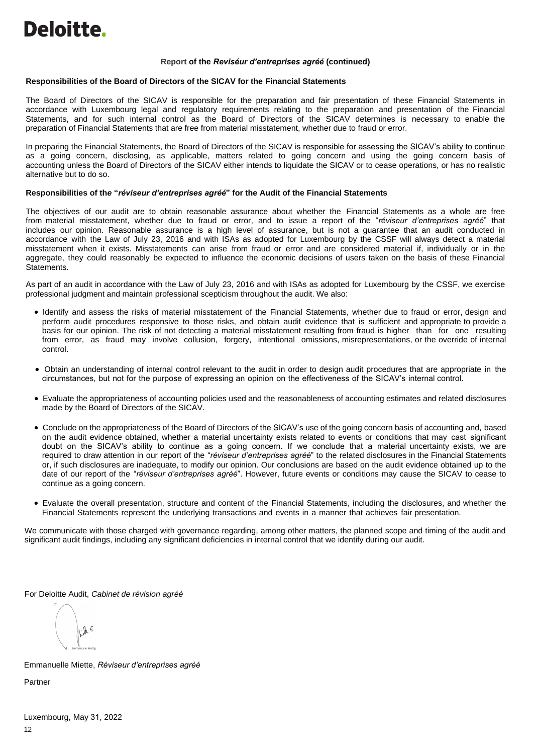Deloitte.

**Report of the *Reviséur d'entreprises agréé* (continued)**

**Responsibilities of the Board of Directors of the SICAV for the Financial Statements**

The Board of Directors of the SICAV is responsible for the preparation and fair presentation of these Financial Statements in accordance with Luxembourg legal and regulatory requirements relating to the preparation and presentation of the Financial Statements, and for such internal control as the Board of Directors of the SICAV determines is necessary to enable the preparation of Financial Statements that are free from material misstatement, whether due to fraud or error.

In preparing the Financial Statements, the Board of Directors of the SICAV is responsible for assessing the SICAV's ability to continue as a going concern, disclosing, as applicable, matters related to going concern and using the going concern basis of accounting unless the Board of Directors of the SICAV either intends to liquidate the SICAV or to cease operations, or has no realistic alternative but to do so.

**Responsibilities of the "*réviseur d'entreprises agréé*" for the Audit of the Financial Statements**

The objectives of our audit are to obtain reasonable assurance about whether the Financial Statements as a whole are free from material misstatement, whether due to fraud or error, and to issue a report of the "*réviseur d'entreprises agréé*" that includes our opinion. Reasonable assurance is a high level of assurance, but is not a guarantee that an audit conducted in accordance with the Law of July 23, 2016 and with ISAs as adopted for Luxembourg by the CSSF will always detect a material misstatement when it exists. Misstatements can arise from fraud or error and are considered material if, individually or in the aggregate, they could reasonably be expected to influence the economic decisions of users taken on the basis of these Financial Statements.

As part of an audit in accordance with the Law of July 23, 2016 and with ISAs as adopted for Luxembourg by the CSSF, we exercise professional judgment and maintain professional scepticism throughout the audit. We also:

- Identify and assess the risks of material misstatement of the Financial Statements, whether due to fraud or error, design and perform audit procedures responsive to those risks, and obtain audit evidence that is sufficient and appropriate to provide a basis for our opinion. The risk of not detecting a material misstatement resulting from fraud is higher than for one resulting from error, as fraud may involve collusion, forgery, intentional omissions, misrepresentations, or the override of internal control.

- Obtain an understanding of internal control relevant to the audit in order to design audit procedures that are appropriate in the circumstances, but not for the purpose of expressing an opinion on the effectiveness of the SICAV's internal control.

- Evaluate the appropriateness of accounting policies used and the reasonableness of accounting estimates and related disclosures made by the Board of Directors of the SICAV.

- Conclude on the appropriateness of the Board of Directors of the SICAV's use of the going concern basis of accounting and, based on the audit evidence obtained, whether a material uncertainty exists related to events or conditions that may cast significant doubt on the SICAV's ability to continue as a going concern. If we conclude that a material uncertainty exists, we are required to draw attention in our report of the "*réviseur d'entreprises agréé*" to the related disclosures in the Financial Statements or, if such disclosures are inadequate, to modify our opinion. Our conclusions are based on the audit evidence obtained up to the date of our report of the "*réviseur d'entreprises agréé*". However, future events or conditions may cause the SICAV to cease to continue as a going concern.

- Evaluate the overall presentation, structure and content of the Financial Statements, including the disclosures, and whether the Financial Statements represent the underlying transactions and events in a manner that achieves fair presentation.

We communicate with those charged with governance regarding, among other matters, the planned scope and timing of the audit and significant audit findings, including any significant deficiencies in internal control that we identify during our audit.

For Deloitte Audit, *Cabinet de révision agréé*

Emmanuelle Miette, *Réviseur d'entreprises agréé*

Partner

Luxembourg, May 31, 2022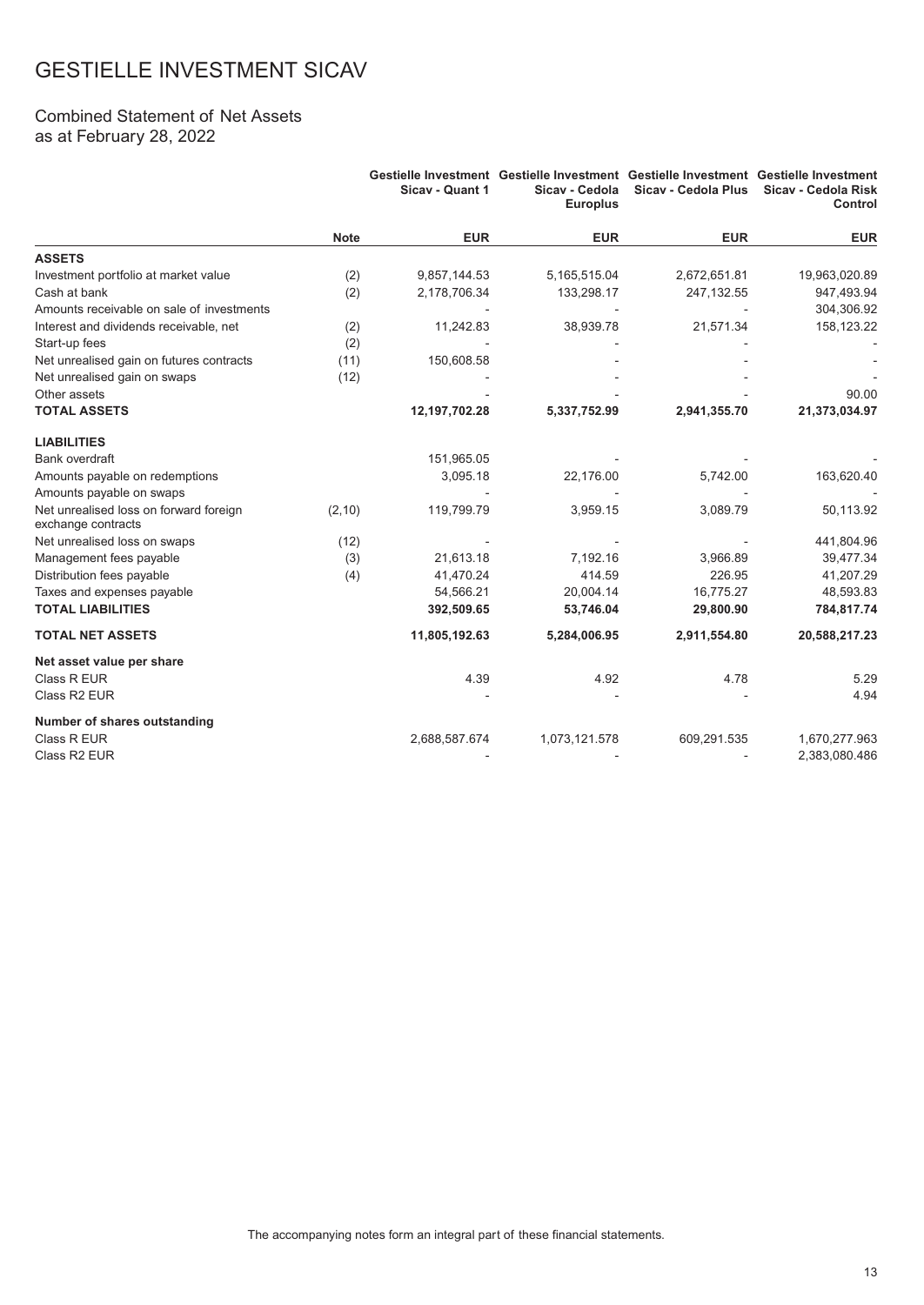# GESTIELLE INVESTMENT SICAV

## Combined Statement of Net Assets
as at February 28, 2022

| | Note | Gestielle Investment Sicav - Quant 1 | Gestielle Investment Sicav - Cedola Europlus | Gestielle Investment Sicav - Cedola Plus | Gestielle Investment Sicav - Cedola Risk Control |
|---|---|---|---|---|---|
| | | EUR | EUR | EUR | EUR |
| **ASSETS** | | | | | |
| Investment portfolio at market value | (2) | 9,857,144.53 | 5,165,515.04 | 2,672,651.81 | 19,963,020.89 |
| Cash at bank | (2) | 2,178,706.34 | 133,298.17 | 247,132.55 | 947,493.94 |
| Amounts receivable on sale of investments | | - | - | - | 304,306.92 |
| Interest and dividends receivable, net | (2) | 11,242.83 | 38,939.78 | 21,571.34 | 158,123.22 |
| Start-up fees | (2) | - | - | - | - |
| Net unrealised gain on futures contracts | (11) | 150,608.58 | - | - | - |
| Net unrealised gain on swaps | (12) | - | - | - | - |
| Other assets | | - | - | - | 90.00 |
| **TOTAL ASSETS** | | **12,197,702.28** | **5,337,752.99** | **2,941,355.70** | **21,373,034.97** |
| **LIABILITIES** | | | | | |
| Bank overdraft | | 151,965.05 | - | - | - |
| Amounts payable on redemptions | | 3,095.18 | 22,176.00 | 5,742.00 | 163,620.40 |
| Amounts payable on swaps | | - | - | - | - |
| Net unrealised loss on forward foreign exchange contracts | (2,10) | 119,799.79 | 3,959.15 | 3,089.79 | 50,113.92 |
| Net unrealised loss on swaps | (12) | - | - | - | 441,804.96 |
| Management fees payable | (3) | 21,613.18 | 7,192.16 | 3,966.89 | 39,477.34 |
| Distribution fees payable | (4) | 41,470.24 | 414.59 | 226.95 | 41,207.29 |
| Taxes and expenses payable | | 54,566.21 | 20,004.14 | 16,775.27 | 48,593.83 |
| **TOTAL LIABILITIES** | | **392,509.65** | **53,746.04** | **29,800.90** | **784,817.74** |
| **TOTAL NET ASSETS** | | **11,805,192.63** | **5,284,006.95** | **2,911,554.80** | **20,588,217.23** |
| **Net asset value per share** | | | | | |
| Class R EUR | | 4.39 | 4.92 | 4.78 | 5.29 |
| Class R2 EUR | | - | - | - | 4.94 |
| **Number of shares outstanding** | | | | | |
| Class R EUR | | 2,688,587.674 | 1,073,121.578 | 609,291.535 | 1,670,277.963 |
| Class R2 EUR | | - | - | - | 2,383,080.486 |

The accompanying notes form an integral part of these financial statements.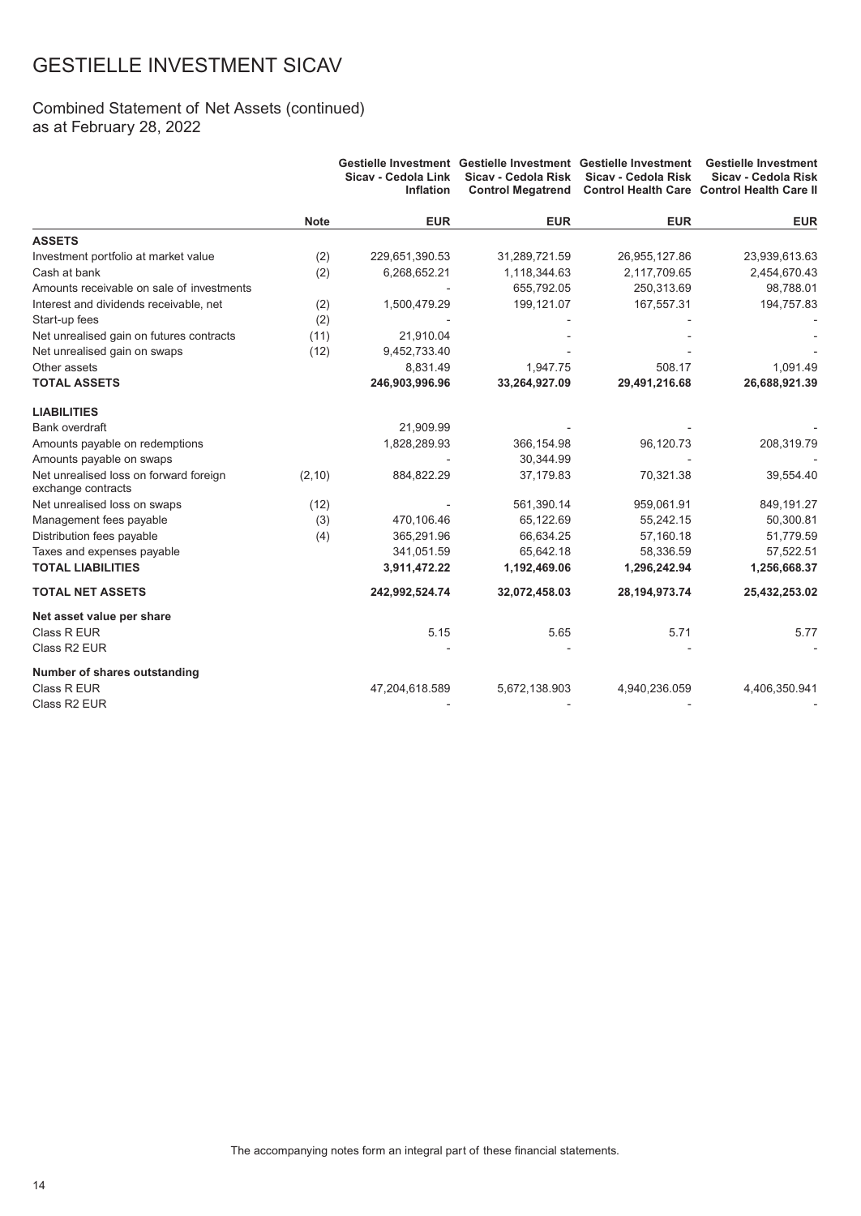# GESTIELLE INVESTMENT SICAV

## Combined Statement of Net Assets (continued)
as at February 28, 2022

| | Note | Gestielle Investment Sicav - Cedola Link Inflation | Gestielle Investment Sicav - Cedola Risk Control Megatrend | Gestielle Investment Sicav - Cedola Risk Control Health Care | Gestielle Investment Sicav - Cedola Risk Control Health Care II |
|---|---|---|---|---|---|
| | | EUR | EUR | EUR | EUR |
| **ASSETS** | | | | | |
| Investment portfolio at market value | (2) | 229,651,390.53 | 31,289,721.59 | 26,955,127.86 | 23,939,613.63 |
| Cash at bank | (2) | 6,268,652.21 | 1,118,344.63 | 2,117,709.65 | 2,454,670.43 |
| Amounts receivable on sale of investments | | - | 655,792.05 | 250,313.69 | 98,788.01 |
| Interest and dividends receivable, net | (2) | 1,500,479.29 | 199,121.07 | 167,557.31 | 194,757.83 |
| Start-up fees | (2) | - | - | - | - |
| Net unrealised gain on futures contracts | (11) | 21,910.04 | - | - | - |
| Net unrealised gain on swaps | (12) | 9,452,733.40 | - | - | - |
| Other assets | | 8,831.49 | 1,947.75 | 508.17 | 1,091.49 |
| **TOTAL ASSETS** | | **246,903,996.96** | **33,264,927.09** | **29,491,216.68** | **26,688,921.39** |
| **LIABILITIES** | | | | | |
| Bank overdraft | | 21,909.99 | - | - | - |
| Amounts payable on redemptions | | 1,828,289.93 | 366,154.98 | 96,120.73 | 208,319.79 |
| Amounts payable on swaps | | - | 30,344.99 | - | - |
| Net unrealised loss on forward foreign exchange contracts | (2, 10) | 884,822.29 | 37,179.83 | 70,321.38 | 39,554.40 |
| Net unrealised loss on swaps | (12) | - | 561,390.14 | 959,061.91 | 849,191.27 |
| Management fees payable | (3) | 470,106.46 | 65,122.69 | 55,242.15 | 50,300.81 |
| Distribution fees payable | (4) | 365,291.96 | 66,634.25 | 57,160.18 | 51,779.59 |
| Taxes and expenses payable | | 341,051.59 | 65,642.18 | 58,336.59 | 57,522.51 |
| **TOTAL LIABILITIES** | | **3,911,472.22** | **1,192,469.06** | **1,296,242.94** | **1,256,668.37** |
| **TOTAL NET ASSETS** | | **242,992,524.74** | **32,072,458.03** | **28,194,973.74** | **25,432,253.02** |
| **Net asset value per share** | | | | | |
| Class R EUR | | 5.15 | 5.65 | 5.71 | 5.77 |
| Class R2 EUR | | - | - | - | - |
| **Number of shares outstanding** | | | | | |
| Class R EUR | | 47,204,618.589 | 5,672,138.903 | 4,940,236.059 | 4,406,350.941 |
| Class R2 EUR | | - | - | - | - |

The accompanying notes form an integral part of these financial statements.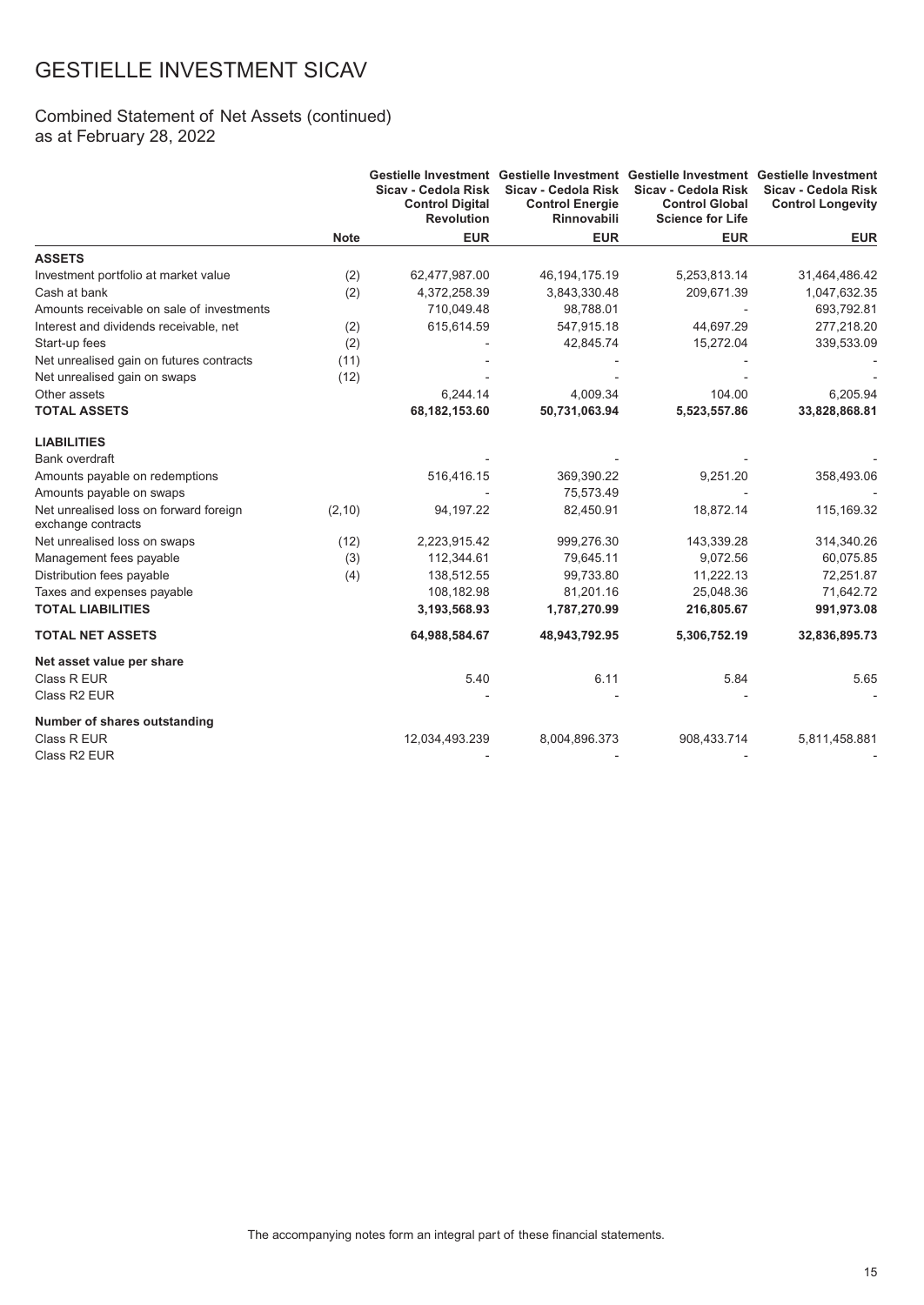# GESTIELLE INVESTMENT SICAV

## Combined Statement of Net Assets (continued)
as at February 28, 2022

| | Note | Gestielle Investment Sicav - Cedola Risk Control Digital Revolution | Gestielle Investment Sicav - Cedola Risk Control Energie Rinnovabili | Gestielle Investment Sicav - Cedola Risk Control Global Science for Life | Gestielle Investment Sicav - Cedola Risk Control Longevity |
|---|---|---|---|---|---|
| | | EUR | EUR | EUR | EUR |
| **ASSETS** | | | | | |
| Investment portfolio at market value | (2) | 62,477,987.00 | 46,194,175.19 | 5,253,813.14 | 31,464,486.42 |
| Cash at bank | (2) | 4,372,258.39 | 3,843,330.48 | 209,671.39 | 1,047,632.35 |
| Amounts receivable on sale of investments | | 710,049.48 | 98,788.01 | - | 693,792.81 |
| Interest and dividends receivable, net | (2) | 615,614.59 | 547,915.18 | 44,697.29 | 277,218.20 |
| Start-up fees | (2) | - | 42,845.74 | 15,272.04 | 339,533.09 |
| Net unrealised gain on futures contracts | (11) | - | - | - | - |
| Net unrealised gain on swaps | (12) | - | - | - | - |
| Other assets | | 6,244.14 | 4,009.34 | 104.00 | 6,205.94 |
| **TOTAL ASSETS** | | **68,182,153.60** | **50,731,063.94** | **5,523,557.86** | **33,828,868.81** |
| **LIABILITIES** | | | | | |
| Bank overdraft | | - | - | - | - |
| Amounts payable on redemptions | | 516,416.15 | 369,390.22 | 9,251.20 | 358,493.06 |
| Amounts payable on swaps | | - | 75,573.49 | - | - |
| Net unrealised loss on forward foreign exchange contracts | (2,10) | 94,197.22 | 82,450.91 | 18,872.14 | 115,169.32 |
| Net unrealised loss on swaps | (12) | 2,223,915.42 | 999,276.30 | 143,339.28 | 314,340.26 |
| Management fees payable | (3) | 112,344.61 | 79,645.11 | 9,072.56 | 60,075.85 |
| Distribution fees payable | (4) | 138,512.55 | 99,733.80 | 11,222.13 | 72,251.87 |
| Taxes and expenses payable | | 108,182.98 | 81,201.16 | 25,048.36 | 71,642.72 |
| **TOTAL LIABILITIES** | | **3,193,568.93** | **1,787,270.99** | **216,805.67** | **991,973.08** |
| **TOTAL NET ASSETS** | | **64,988,584.67** | **48,943,792.95** | **5,306,752.19** | **32,836,895.73** |
| **Net asset value per share** | | | | | |
| Class R EUR | | 5.40 | 6.11 | 5.84 | 5.65 |
| Class R2 EUR | | - | - | - | - |
| **Number of shares outstanding** | | | | | |
| Class R EUR | | 12,034,493.239 | 8,004,896.373 | 908,433.714 | 5,811,458.881 |
| Class R2 EUR | | - | - | - | - |

The accompanying notes form an integral part of these financial statements.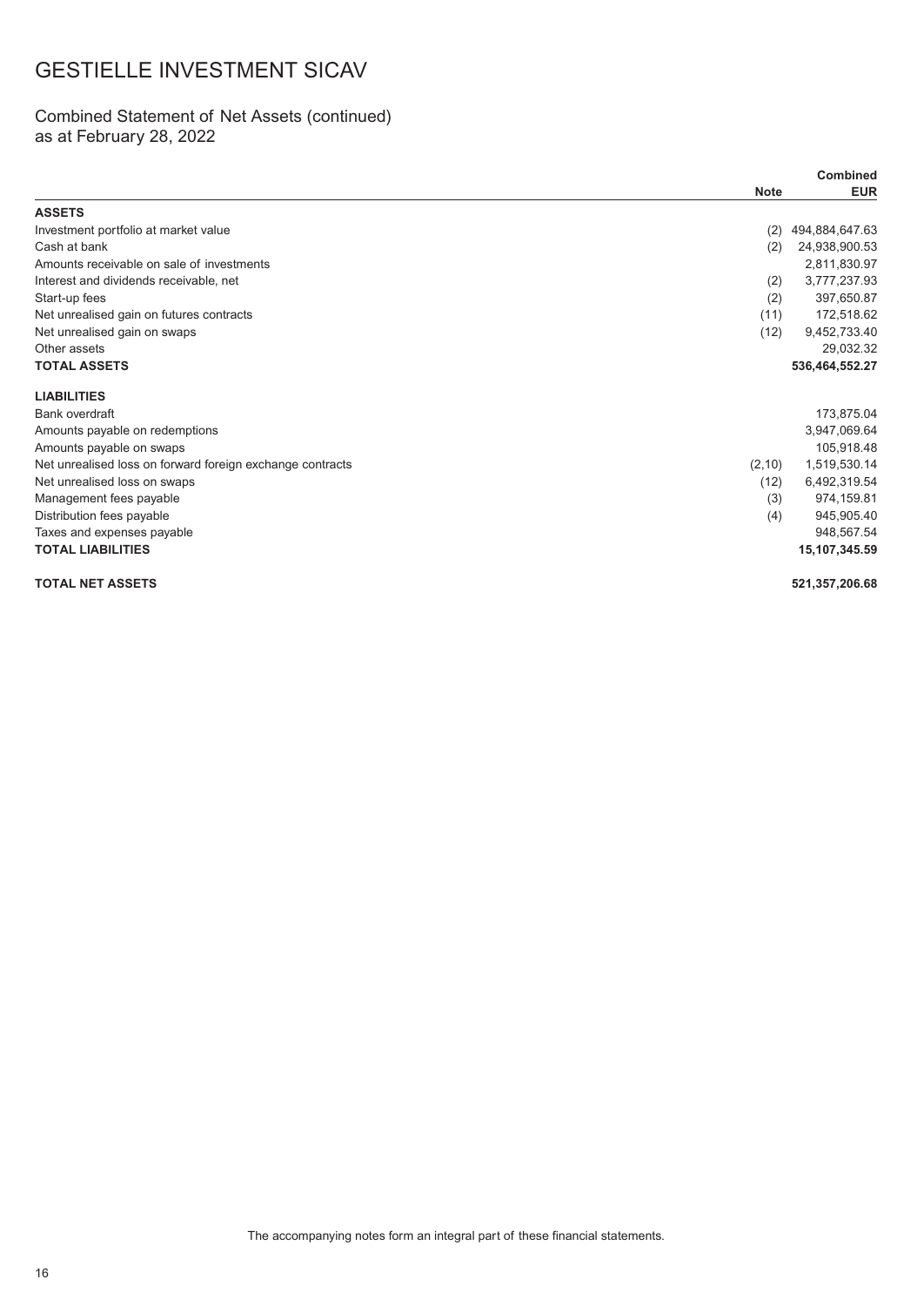# GESTIELLE INVESTMENT SICAV

## Combined Statement of Net Assets (continued)
as at February 28, 2022

| | Note | Combined EUR |
|---|---|---|
| **ASSETS** | | |
| Investment portfolio at market value | (2) | 494,884,647.63 |
| Cash at bank | (2) | 24,938,900.53 |
| Amounts receivable on sale of investments | | 2,811,830.97 |
| Interest and dividends receivable, net | (2) | 3,777,237.93 |
| Start-up fees | (2) | 397,650.87 |
| Net unrealised gain on futures contracts | (11) | 172,518.62 |
| Net unrealised gain on swaps | (12) | 9,452,733.40 |
| Other assets | | 29,032.32 |
| **TOTAL ASSETS** | | **536,464,552.27** |
| **LIABILITIES** | | |
| Bank overdraft | | 173,875.04 |
| Amounts payable on redemptions | | 3,947,069.64 |
| Amounts payable on swaps | | 105,918.48 |
| Net unrealised loss on forward foreign exchange contracts | (2,10) | 1,519,530.14 |
| Net unrealised loss on swaps | (12) | 6,492,319.54 |
| Management fees payable | (3) | 974,159.81 |
| Distribution fees payable | (4) | 945,905.40 |
| Taxes and expenses payable | | 948,567.54 |
| **TOTAL LIABILITIES** | | **15,107,345.59** |
| **TOTAL NET ASSETS** | | **521,357,206.68** |

The accompanying notes form an integral part of these financial statements.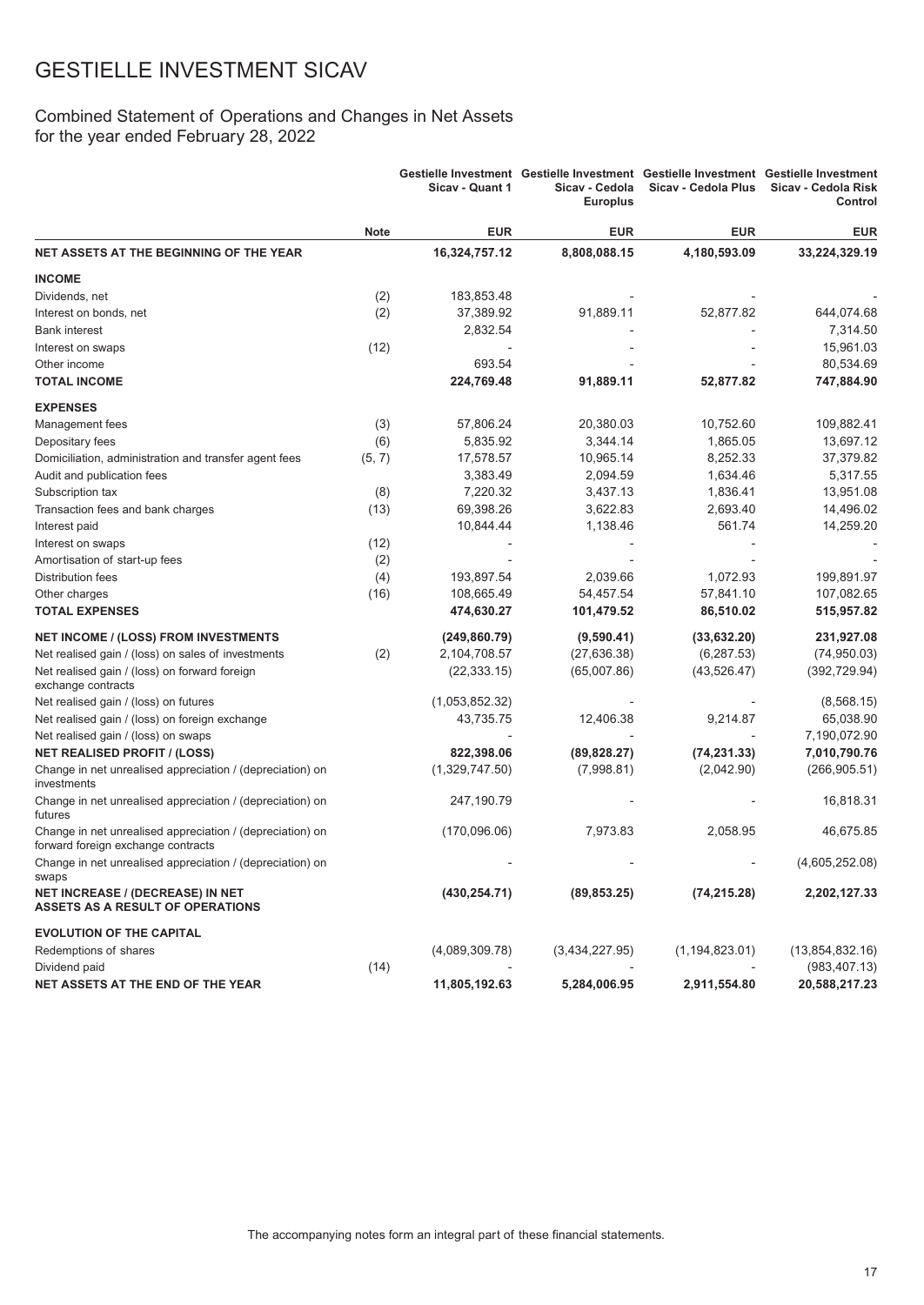# GESTIELLE INVESTMENT SICAV

## Combined Statement of Operations and Changes in Net Assets for the year ended February 28, 2022

| | Note | Gestielle Investment Sicav - Quant 1 | Gestielle Investment Sicav - Cedola Europlus | Gestielle Investment Sicav - Cedola Plus | Gestielle Investment Sicav - Cedola Risk Control |
|---|---|---|---|---|---|
| | | **EUR** | **EUR** | **EUR** | **EUR** |
| **NET ASSETS AT THE BEGINNING OF THE YEAR** | | **16,324,757.12** | **8,808,088.15** | **4,180,593.09** | **33,224,329.19** |
| **INCOME** | | | | | |
| Dividends, net | (2) | 183,853.48 | - | - | - |
| Interest on bonds, net | (2) | 37,389.92 | 91,889.11 | 52,877.82 | 644,074.68 |
| Bank interest | | 2,832.54 | - | - | 7,314.50 |
| Interest on swaps | (12) | - | - | - | 15,961.03 |
| Other income | | 693.54 | - | - | 80,534.69 |
| **TOTAL INCOME** | | **224,769.48** | **91,889.11** | **52,877.82** | **747,884.90** |
| **EXPENSES** | | | | | |
| Management fees | (3) | 57,806.24 | 20,380.03 | 10,752.60 | 109,882.41 |
| Depositary fees | (6) | 5,835.92 | 3,344.14 | 1,865.05 | 13,697.12 |
| Domiciliation, administration and transfer agent fees | (5, 7) | 17,578.57 | 10,965.14 | 8,252.33 | 37,379.82 |
| Audit and publication fees | | 3,383.49 | 2,094.59 | 1,634.46 | 5,317.55 |
| Subscription tax | (8) | 7,220.32 | 3,437.13 | 1,836.41 | 13,951.08 |
| Transaction fees and bank charges | (13) | 69,398.26 | 3,622.83 | 2,693.40 | 14,496.02 |
| Interest paid | | 10,844.44 | 1,138.46 | 561.74 | 14,259.20 |
| Interest on swaps | (12) | - | - | - | - |
| Amortisation of start-up fees | (2) | - | - | - | - |
| Distribution fees | (4) | 193,897.54 | 2,039.66 | 1,072.93 | 199,891.97 |
| Other charges | (16) | 108,665.49 | 54,457.54 | 57,841.10 | 107,082.65 |
| **TOTAL EXPENSES** | | **474,630.27** | **101,479.52** | **86,510.02** | **515,957.82** |
| **NET INCOME / (LOSS) FROM INVESTMENTS** | | **(249,860.79)** | **(9,590.41)** | **(33,632.20)** | **231,927.08** |
| Net realised gain / (loss) on sales of investments | (2) | 2,104,708.57 | (27,636.38) | (6,287.53) | (74,950.03) |
| Net realised gain / (loss) on forward foreign exchange contracts | | (22,333.15) | (65,007.86) | (43,526.47) | (392,729.94) |
| Net realised gain / (loss) on futures | | (1,053,852.32) | - | - | (8,568.15) |
| Net realised gain / (loss) on foreign exchange | | 43,735.75 | 12,406.38 | 9,214.87 | 65,038.90 |
| Net realised gain / (loss) on swaps | | - | - | - | 7,190,072.90 |
| **NET REALISED PROFIT / (LOSS)** | | **822,398.06** | **(89,828.27)** | **(74,231.33)** | **7,010,790.76** |
| Change in net unrealised appreciation / (depreciation) on investments | | (1,329,747.50) | (7,998.81) | (2,042.90) | (266,905.51) |
| Change in net unrealised appreciation / (depreciation) on futures | | 247,190.79 | - | - | 16,818.31 |
| Change in net unrealised appreciation / (depreciation) on forward foreign exchange contracts | | (170,096.06) | 7,973.83 | 2,058.95 | 46,675.85 |
| Change in net unrealised appreciation / (depreciation) on swaps | | - | - | - | (4,605,252.08) |
| **NET INCREASE / (DECREASE) IN NET ASSETS AS A RESULT OF OPERATIONS** | | **(430,254.71)** | **(89,853.25)** | **(74,215.28)** | **2,202,127.33** |
| **EVOLUTION OF THE CAPITAL** | | | | | |
| Redemptions of shares | | (4,089,309.78) | (3,434,227.95) | (1,194,823.01) | (13,854,832.16) |
| Dividend paid | (14) | - | - | - | (983,407.13) |
| **NET ASSETS AT THE END OF THE YEAR** | | **11,805,192.63** | **5,284,006.95** | **2,911,554.80** | **20,588,217.23** |

The accompanying notes form an integral part of these financial statements.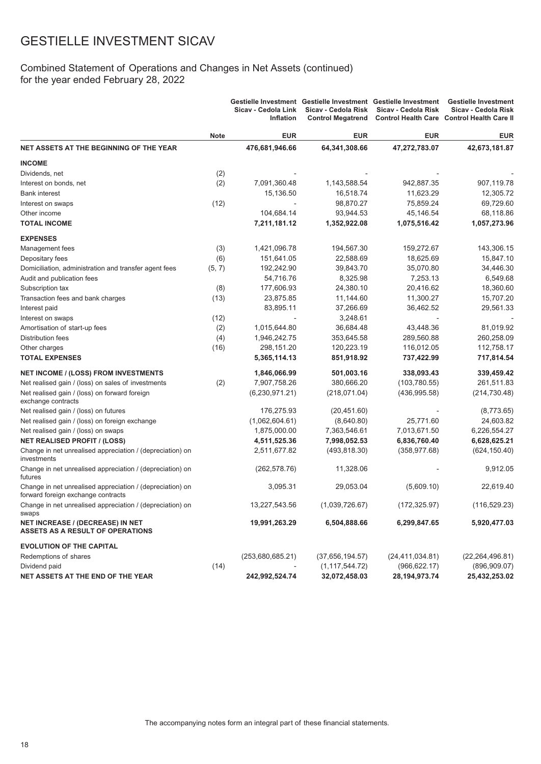# GESTIELLE INVESTMENT SICAV

## Combined Statement of Operations and Changes in Net Assets (continued)
for the year ended February 28, 2022

| | Note | Gestielle Investment Sicav - Cedola Link Inflation | Gestielle Investment Sicav - Cedola Risk Control Megatrend | Gestielle Investment Sicav - Cedola Risk Control Health Care | Gestielle Investment Sicav - Cedola Risk Control Health Care II |
|---|---|---|---|---|---|
| | | EUR | EUR | EUR | EUR |
| **NET ASSETS AT THE BEGINNING OF THE YEAR** | | **476,681,946.66** | **64,341,308.66** | **47,272,783.07** | **42,673,181.87** |
| **INCOME** | | | | | |
| Dividends, net | (2) | - | - | - | - |
| Interest on bonds, net | (2) | 7,091,360.48 | 1,143,588.54 | 942,887.35 | 907,119.78 |
| Bank interest | | 15,136.50 | 16,518.74 | 11,623.29 | 12,305.72 |
| Interest on swaps | (12) | - | 98,870.27 | 75,859.24 | 69,729.60 |
| Other income | | 104,684.14 | 93,944.53 | 45,146.54 | 68,118.86 |
| **TOTAL INCOME** | | **7,211,181.12** | **1,352,922.08** | **1,075,516.42** | **1,057,273.96** |
| **EXPENSES** | | | | | |
| Management fees | (3) | 1,421,096.78 | 194,567.30 | 159,272.67 | 143,306.15 |
| Depositary fees | (6) | 151,641.05 | 22,588.69 | 18,625.69 | 15,847.10 |
| Domiciliation, administration and transfer agent fees | (5, 7) | 192,242.90 | 39,843.70 | 35,070.80 | 34,446.30 |
| Audit and publication fees | | 54,716.76 | 8,325.98 | 7,253.13 | 6,549.68 |
| Subscription tax | (8) | 177,606.93 | 24,380.10 | 20,416.62 | 18,360.60 |
| Transaction fees and bank charges | (13) | 23,875.85 | 11,144.60 | 11,300.27 | 15,707.20 |
| Interest paid | | 83,895.11 | 37,266.69 | 36,462.52 | 29,561.33 |
| Interest on swaps | (12) | - | 3,248.61 | - | - |
| Amortisation of start-up fees | (2) | 1,015,644.80 | 36,684.48 | 43,448.36 | 81,019.92 |
| Distribution fees | (4) | 1,946,242.75 | 353,645.58 | 289,560.88 | 260,258.09 |
| Other charges | (16) | 298,151.20 | 120,223.19 | 116,012.05 | 112,758.17 |
| **TOTAL EXPENSES** | | **5,365,114.13** | **851,918.92** | **737,422.99** | **717,814.54** |
| **NET INCOME / (LOSS) FROM INVESTMENTS** | | **1,846,066.99** | **501,003.16** | **338,093.43** | **339,459.42** |
| Net realised gain / (loss) on sales of investments | (2) | 7,907,758.26 | 380,666.20 | (103,780.55) | 261,511.83 |
| Net realised gain / (loss) on forward foreign exchange contracts | | (6,230,971.21) | (218,071.04) | (436,995.58) | (214,730.48) |
| Net realised gain / (loss) on futures | | 176,275.93 | (20,451.60) | - | (8,773.65) |
| Net realised gain / (loss) on foreign exchange | | (1,062,604.61) | (8,640.80) | 25,771.60 | 24,603.82 |
| Net realised gain / (loss) on swaps | | 1,875,000.00 | 7,363,546.61 | 7,013,671.50 | 6,226,554.27 |
| **NET REALISED PROFIT / (LOSS)** | | **4,511,525.36** | **7,998,052.53** | **6,836,760.40** | **6,628,625.21** |
| Change in net unrealised appreciation / (depreciation) on investments | | 2,511,677.82 | (493,818.30) | (358,977.68) | (624,150.40) |
| Change in net unrealised appreciation / (depreciation) on futures | | (262,578.76) | 11,328.06 | - | 9,912.05 |
| Change in net unrealised appreciation / (depreciation) on forward foreign exchange contracts | | 3,095.31 | 29,053.04 | (5,609.10) | 22,619.40 |
| Change in net unrealised appreciation / (depreciation) on swaps | | 13,227,543.56 | (1,039,726.67) | (172,325.97) | (116,529.23) |
| **NET INCREASE / (DECREASE) IN NET ASSETS AS A RESULT OF OPERATIONS** | | **19,991,263.29** | **6,504,888.66** | **6,299,847.65** | **5,920,477.03** |
| **EVOLUTION OF THE CAPITAL** | | | | | |
| Redemptions of shares | | (253,680,685.21) | (37,656,194.57) | (24,411,034.81) | (22,264,496.81) |
| Dividend paid | (14) | - | (1,117,544.72) | (966,622.17) | (896,909.07) |
| **NET ASSETS AT THE END OF THE YEAR** | | **242,992,524.74** | **32,072,458.03** | **28,194,973.74** | **25,432,253.02** |

The accompanying notes form an integral part of these financial statements.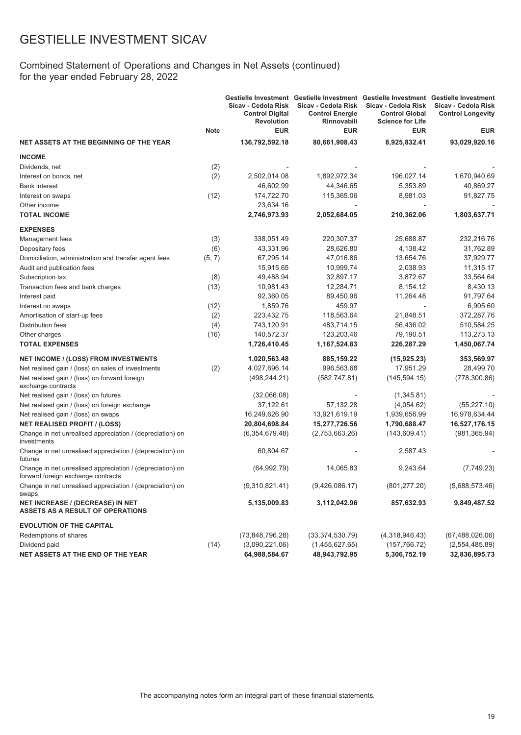# GESTIELLE INVESTMENT SICAV

## Combined Statement of Operations and Changes in Net Assets (continued) for the year ended February 28, 2022

| | Note | Gestielle Investment Sicav - Cedola Risk Control Digital Revolution EUR | Gestielle Investment Sicav - Cedola Risk Control Energie Rinnovabili EUR | Gestielle Investment Sicav - Cedola Risk Control Global Science for Life EUR | Gestielle Investment Sicav - Cedola Risk Control Longevity EUR |
|---|---|---|---|---|---|
| **NET ASSETS AT THE BEGINNING OF THE YEAR** | | **136,792,592.18** | **80,661,908.43** | **8,925,832.41** | **93,029,920.16** |
| **INCOME** | | | | | |
| Dividends, net | (2) | - | - | - | - |
| Interest on bonds, net | (2) | 2,502,014.08 | 1,892,972.34 | 196,027.14 | 1,670,940.69 |
| Bank interest | | 46,602.99 | 44,346.65 | 5,353.89 | 40,869.27 |
| Interest on swaps | (12) | 174,722.70 | 115,365.06 | 8,981.03 | 91,827.75 |
| Other income | | 23,634.16 | - | - | - |
| **TOTAL INCOME** | | **2,746,973.93** | **2,052,684.05** | **210,362.06** | **1,803,637.71** |
| **EXPENSES** | | | | | |
| Management fees | (3) | 338,051.49 | 220,307.37 | 25,688.87 | 232,216.76 |
| Depositary fees | (6) | 43,331.96 | 28,626.80 | 4,138.42 | 31,762.89 |
| Domiciliation, administration and transfer agent fees | (5, 7) | 67,295.14 | 47,016.86 | 13,654.76 | 37,929.77 |
| Audit and publication fees | | 15,915.65 | 10,999.74 | 2,038.93 | 11,315.17 |
| Subscription tax | (8) | 49,488.94 | 32,897.17 | 3,872.67 | 33,564.64 |
| Transaction fees and bank charges | (13) | 10,981.43 | 12,284.71 | 8,154.12 | 8,430.13 |
| Interest paid | | 92,360.05 | 89,450.96 | 11,264.48 | 91,797.64 |
| Interest on swaps | (12) | 1,859.76 | 459.97 | - | 6,905.60 |
| Amortisation of start-up fees | (2) | 223,432.75 | 118,563.64 | 21,848.51 | 372,287.76 |
| Distribution fees | (4) | 743,120.91 | 483,714.15 | 56,436.02 | 510,584.25 |
| Other charges | (16) | 140,572.37 | 123,203.46 | 79,190.51 | 113,273.13 |
| **TOTAL EXPENSES** | | **1,726,410.45** | **1,167,524.83** | **226,287.29** | **1,450,067.74** |
| **NET INCOME / (LOSS) FROM INVESTMENTS** | | **1,020,563.48** | **885,159.22** | **(15,925.23)** | **353,569.97** |
| Net realised gain / (loss) on sales of investments | (2) | 4,027,696.14 | 996,563.68 | 17,951.29 | 28,499.70 |
| Net realised gain / (loss) on forward foreign exchange contracts | | (498,244.21) | (582,747.81) | (145,594.15) | (778,300.86) |
| Net realised gain / (loss) on futures | | (32,066.08) | - | (1,345.81) | - |
| Net realised gain / (loss) on foreign exchange | | 37,122.61 | 57,132.28 | (4,054.62) | (55,227.10) |
| Net realised gain / (loss) on swaps | | 16,249,626.90 | 13,921,619.19 | 1,939,656.99 | 16,978,634.44 |
| **NET REALISED PROFIT / (LOSS)** | | **20,804,698.84** | **15,277,726.56** | **1,790,688.47** | **16,527,176.15** |
| Change in net unrealised appreciation / (depreciation) on investments | | (6,354,679.48) | (2,753,663.26) | (143,609.41) | (981,365.94) |
| Change in net unrealised appreciation / (depreciation) on futures | | 60,804.67 | - | 2,587.43 | - |
| Change in net unrealised appreciation / (depreciation) on forward foreign exchange contracts | | (64,992.79) | 14,065.83 | 9,243.64 | (7,749.23) |
| Change in net unrealised appreciation / (depreciation) on swaps | | (9,310,821.41) | (9,426,086.17) | (801,277.20) | (5,688,573.46) |
| **NET INCREASE / (DECREASE) IN NET ASSETS AS A RESULT OF OPERATIONS** | | **5,135,009.83** | **3,112,042.96** | **857,632.93** | **9,849,487.52** |
| **EVOLUTION OF THE CAPITAL** | | | | | |
| Redemptions of shares | | (73,848,796.28) | (33,374,530.79) | (4,318,946.43) | (67,488,026.06) |
| Dividend paid | (14) | (3,090,221.06) | (1,455,627.65) | (157,766.72) | (2,554,485.89) |
| **NET ASSETS AT THE END OF THE YEAR** | | **64,988,584.67** | **48,943,792.95** | **5,306,752.19** | **32,836,895.73** |

The accompanying notes form an integral part of these financial statements.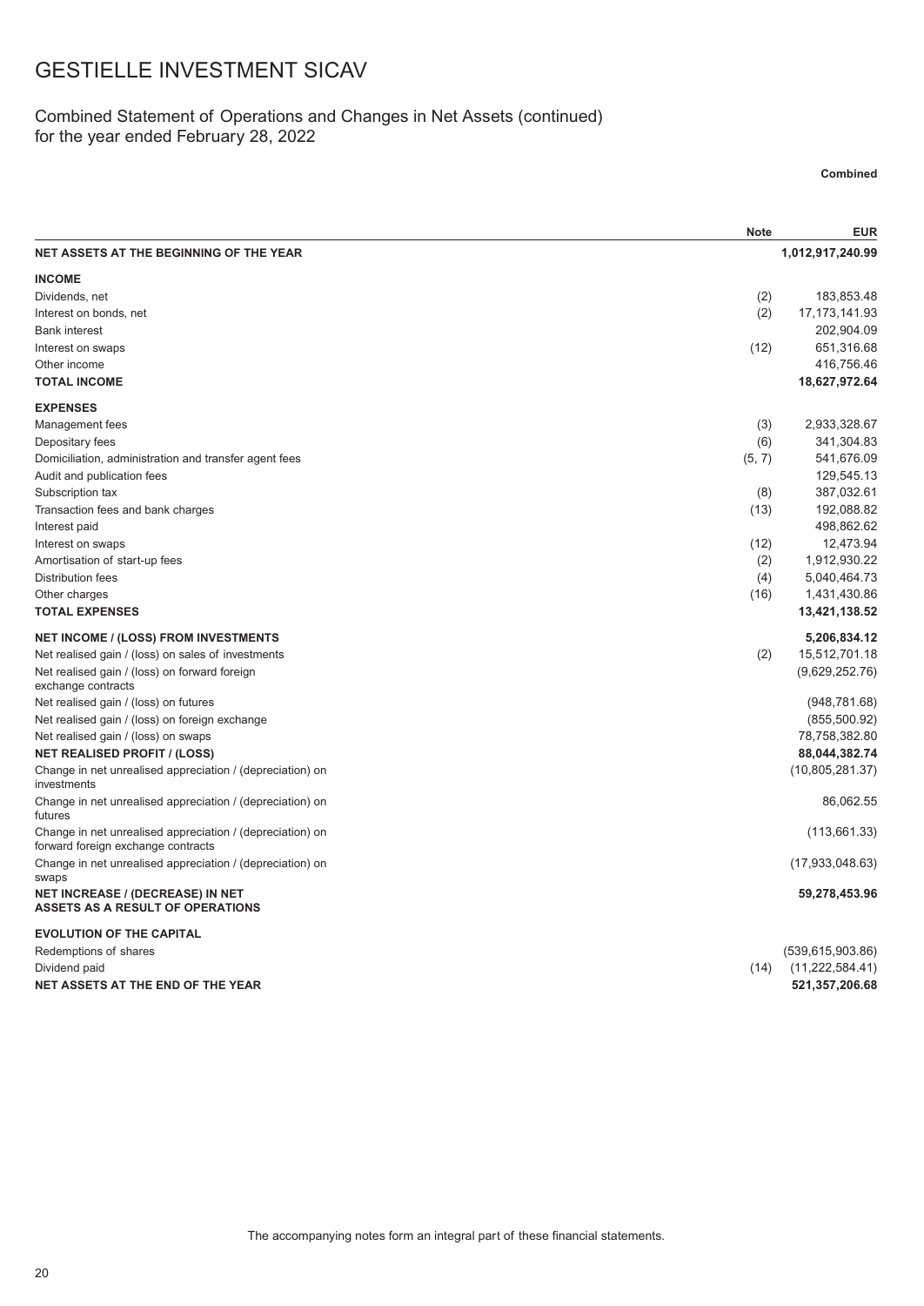# GESTIELLE INVESTMENT SICAV

## Combined Statement of Operations and Changes in Net Assets (continued) for the year ended February 28, 2022

| | Note | Combined EUR |
|---|---|---|
| **NET ASSETS AT THE BEGINNING OF THE YEAR** | | **1,012,917,240.99** |
| **INCOME** | | |
| Dividends, net | (2) | 183,853.48 |
| Interest on bonds, net | (2) | 17,173,141.93 |
| Bank interest | | 202,904.09 |
| Interest on swaps | (12) | 651,316.68 |
| Other income | | 416,756.46 |
| **TOTAL INCOME** | | **18,627,972.64** |
| **EXPENSES** | | |
| Management fees | (3) | 2,933,328.67 |
| Depositary fees | (6) | 341,304.83 |
| Domiciliation, administration and transfer agent fees | (5, 7) | 541,676.09 |
| Audit and publication fees | | 129,545.13 |
| Subscription tax | (8) | 387,032.61 |
| Transaction fees and bank charges | (13) | 192,088.82 |
| Interest paid | | 498,862.62 |
| Interest on swaps | (12) | 12,473.94 |
| Amortisation of start-up fees | (2) | 1,912,930.22 |
| Distribution fees | (4) | 5,040,464.73 |
| Other charges | (16) | 1,431,430.86 |
| **TOTAL EXPENSES** | | **13,421,138.52** |
| **NET INCOME / (LOSS) FROM INVESTMENTS** | | **5,206,834.12** |
| Net realised gain / (loss) on sales of investments | (2) | 15,512,701.18 |
| Net realised gain / (loss) on forward foreign exchange contracts | | (9,629,252.76) |
| Net realised gain / (loss) on futures | | (948,781.68) |
| Net realised gain / (loss) on foreign exchange | | (855,500.92) |
| Net realised gain / (loss) on swaps | | 78,758,382.80 |
| **NET REALISED PROFIT / (LOSS)** | | **88,044,382.74** |
| Change in net unrealised appreciation / (depreciation) on investments | | (10,805,281.37) |
| Change in net unrealised appreciation / (depreciation) on futures | | 86,062.55 |
| Change in net unrealised appreciation / (depreciation) on forward foreign exchange contracts | | (113,661.33) |
| Change in net unrealised appreciation / (depreciation) on swaps | | (17,933,048.63) |
| **NET INCREASE / (DECREASE) IN NET ASSETS AS A RESULT OF OPERATIONS** | | **59,278,453.96** |
| **EVOLUTION OF THE CAPITAL** | | |
| Redemptions of shares | | (539,615,903.86) |
| Dividend paid | (14) | (11,222,584.41) |
| **NET ASSETS AT THE END OF THE YEAR** | | **521,357,206.68** |

The accompanying notes form an integral part of these financial statements.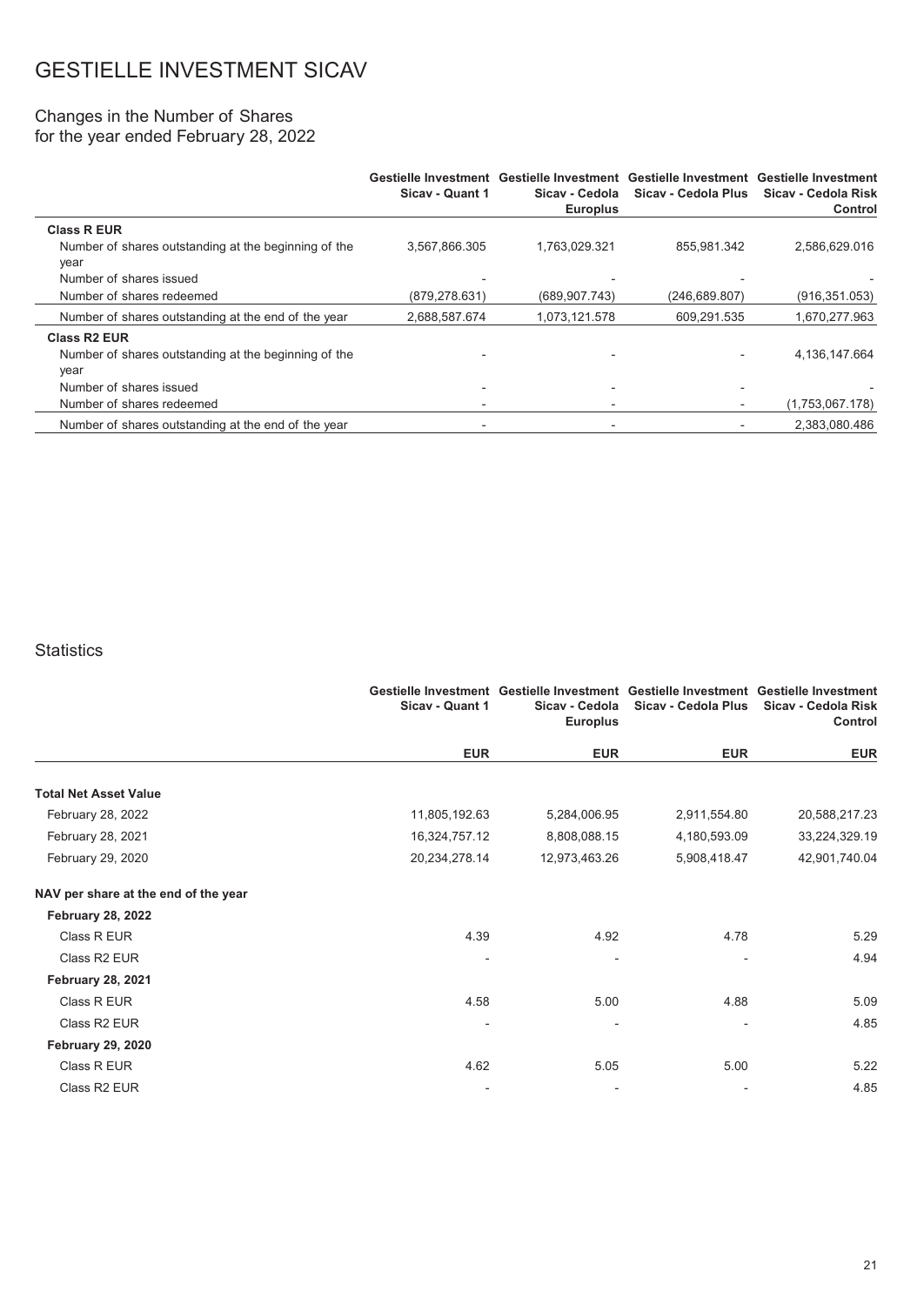# GESTIELLE INVESTMENT SICAV

## Changes in the Number of Shares
for the year ended February 28, 2022

| | Gestielle Investment Sicav - Quant 1 | Gestielle Investment Sicav - Cedola Europlus | Gestielle Investment Sicav - Cedola Plus | Gestielle Investment Sicav - Cedola Risk Control |
|---|---|---|---|---|
| **Class R EUR** | | | | |
| Number of shares outstanding at the beginning of the year | 3,567,866.305 | 1,763,029.321 | 855,981.342 | 2,586,629.016 |
| Number of shares issued | - | - | - | - |
| Number of shares redeemed | (879,278.631) | (689,907.743) | (246,689.807) | (916,351.053) |
| Number of shares outstanding at the end of the year | 2,688,587.674 | 1,073,121.578 | 609,291.535 | 1,670,277.963 |
| **Class R2 EUR** | | | | |
| Number of shares outstanding at the beginning of the year | - | - | - | 4,136,147.664 |
| Number of shares issued | - | - | - | - |
| Number of shares redeemed | - | - | - | (1,753,067.178) |
| Number of shares outstanding at the end of the year | - | - | - | 2,383,080.486 |

## Statistics

| | Gestielle Investment Sicav - Quant 1 | Gestielle Investment Sicav - Cedola Europlus | Gestielle Investment Sicav - Cedola Plus | Gestielle Investment Sicav - Cedola Risk Control |
|---|---|---|---|---|
| | **EUR** | **EUR** | **EUR** | **EUR** |
| **Total Net Asset Value** | | | | |
| February 28, 2022 | 11,805,192.63 | 5,284,006.95 | 2,911,554.80 | 20,588,217.23 |
| February 28, 2021 | 16,324,757.12 | 8,808,088.15 | 4,180,593.09 | 33,224,329.19 |
| February 29, 2020 | 20,234,278.14 | 12,973,463.26 | 5,908,418.47 | 42,901,740.04 |
| **NAV per share at the end of the year** | | | | |
| **February 28, 2022** | | | | |
| Class R EUR | 4.39 | 4.92 | 4.78 | 5.29 |
| Class R2 EUR | - | - | - | 4.94 |
| **February 28, 2021** | | | | |
| Class R EUR | 4.58 | 5.00 | 4.88 | 5.09 |
| Class R2 EUR | - | - | - | 4.85 |
| **February 29, 2020** | | | | |
| Class R EUR | 4.62 | 5.05 | 5.00 | 5.22 |
| Class R2 EUR | - | - | - | 4.85 |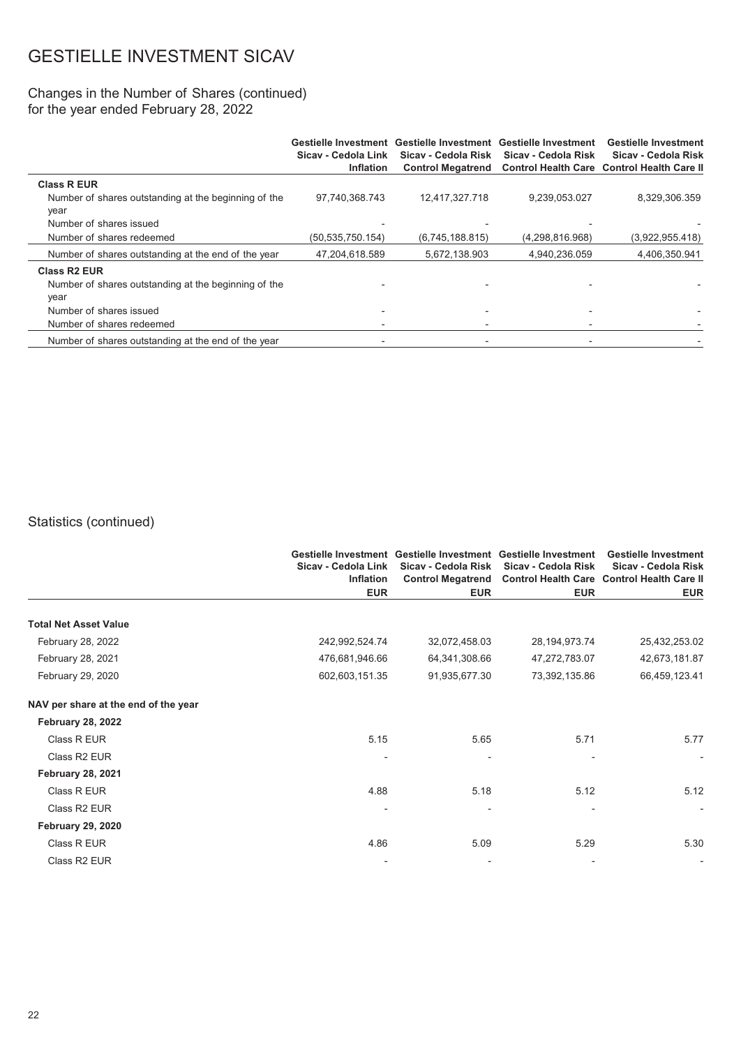# GESTIELLE INVESTMENT SICAV

## Changes in the Number of Shares (continued)
for the year ended February 28, 2022

| | Gestielle Investment Sicav - Cedola Link Inflation | Gestielle Investment Sicav - Cedola Risk Control Megatrend | Gestielle Investment Sicav - Cedola Risk Control Health Care | Gestielle Investment Sicav - Cedola Risk Control Health Care II |
|---|---|---|---|---|
| **Class R EUR** | | | | |
| Number of shares outstanding at the beginning of the year | 97,740,368.743 | 12,417,327.718 | 9,239,053.027 | 8,329,306.359 |
| Number of shares issued | - | - | - | - |
| Number of shares redeemed | (50,535,750.154) | (6,745,188.815) | (4,298,816.968) | (3,922,955.418) |
| Number of shares outstanding at the end of the year | 47,204,618.589 | 5,672,138.903 | 4,940,236.059 | 4,406,350.941 |
| **Class R2 EUR** | | | | |
| Number of shares outstanding at the beginning of the year | - | - | - | - |
| Number of shares issued | - | - | - | - |
| Number of shares redeemed | - | - | - | - |
| Number of shares outstanding at the end of the year | - | - | - | - |

## Statistics (continued)

| | Gestielle Investment Sicav - Cedola Link Inflation | Gestielle Investment Sicav - Cedola Risk Control Megatrend | Gestielle Investment Sicav - Cedola Risk Control Health Care | Gestielle Investment Sicav - Cedola Risk Control Health Care II |
|---|---|---|---|---|
| | EUR | EUR | EUR | EUR |
| **Total Net Asset Value** | | | | |
| February 28, 2022 | 242,992,524.74 | 32,072,458.03 | 28,194,973.74 | 25,432,253.02 |
| February 28, 2021 | 476,681,946.66 | 64,341,308.66 | 47,272,783.07 | 42,673,181.87 |
| February 29, 2020 | 602,603,151.35 | 91,935,677.30 | 73,392,135.86 | 66,459,123.41 |
| **NAV per share at the end of the year** | | | | |
| **February 28, 2022** | | | | |
| Class R EUR | 5.15 | 5.65 | 5.71 | 5.77 |
| Class R2 EUR | - | - | - | - |
| **February 28, 2021** | | | | |
| Class R EUR | 4.88 | 5.18 | 5.12 | 5.12 |
| Class R2 EUR | - | - | - | - |
| **February 29, 2020** | | | | |
| Class R EUR | 4.86 | 5.09 | 5.29 | 5.30 |
| Class R2 EUR | - | - | - | - |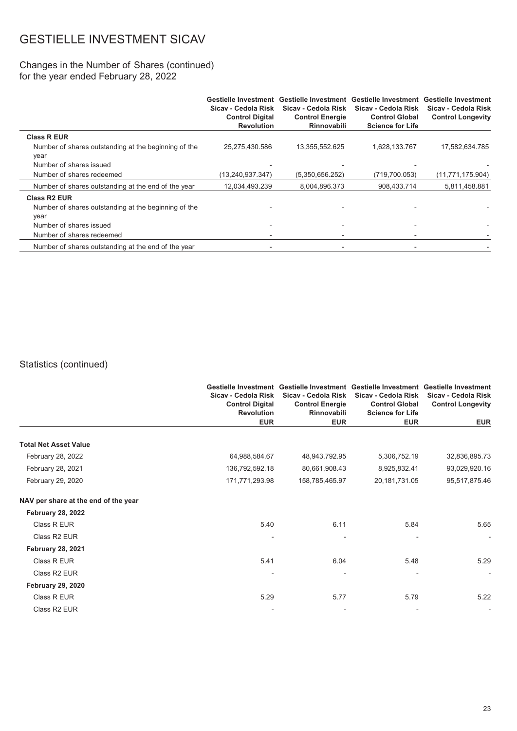# GESTIELLE INVESTMENT SICAV

## Changes in the Number of Shares (continued)
for the year ended February 28, 2022

| | Gestielle Investment Sicav - Cedola Risk Control Digital Revolution | Gestielle Investment Sicav - Cedola Risk Control Energie Rinnovabili | Gestielle Investment Sicav - Cedola Risk Control Global Science for Life | Gestielle Investment Sicav - Cedola Risk Control Longevity |
|---|---|---|---|---|
| **Class R EUR** | | | | |
| Number of shares outstanding at the beginning of the year | 25,275,430.586 | 13,355,552.625 | 1,628,133.767 | 17,582,634.785 |
| Number of shares issued | - | - | - | - |
| Number of shares redeemed | (13,240,937.347) | (5,350,656.252) | (719,700.053) | (11,771,175.904) |
| Number of shares outstanding at the end of the year | 12,034,493.239 | 8,004,896.373 | 908,433.714 | 5,811,458.881 |
| **Class R2 EUR** | | | | |
| Number of shares outstanding at the beginning of the year | - | - | - | - |
| Number of shares issued | - | - | - | - |
| Number of shares redeemed | - | - | - | - |
| Number of shares outstanding at the end of the year | - | - | - | - |

## Statistics (continued)

| | Gestielle Investment Sicav - Cedola Risk Control Digital Revolution | Gestielle Investment Sicav - Cedola Risk Control Energie Rinnovabili | Gestielle Investment Sicav - Cedola Risk Control Global Science for Life | Gestielle Investment Sicav - Cedola Risk Control Longevity |
|---|---|---|---|---|
| | EUR | EUR | EUR | EUR |
| **Total Net Asset Value** | | | | |
| February 28, 2022 | 64,988,584.67 | 48,943,792.95 | 5,306,752.19 | 32,836,895.73 |
| February 28, 2021 | 136,792,592.18 | 80,661,908.43 | 8,925,832.41 | 93,029,920.16 |
| February 29, 2020 | 171,771,293.98 | 158,785,465.97 | 20,181,731.05 | 95,517,875.46 |
| **NAV per share at the end of the year** | | | | |
| **February 28, 2022** | | | | |
| Class R EUR | 5.40 | 6.11 | 5.84 | 5.65 |
| Class R2 EUR | - | - | - | - |
| **February 28, 2021** | | | | |
| Class R EUR | 5.41 | 6.04 | 5.48 | 5.29 |
| Class R2 EUR | - | - | - | - |
| **February 29, 2020** | | | | |
| Class R EUR | 5.29 | 5.77 | 5.79 | 5.22 |
| Class R2 EUR | - | - | - | - |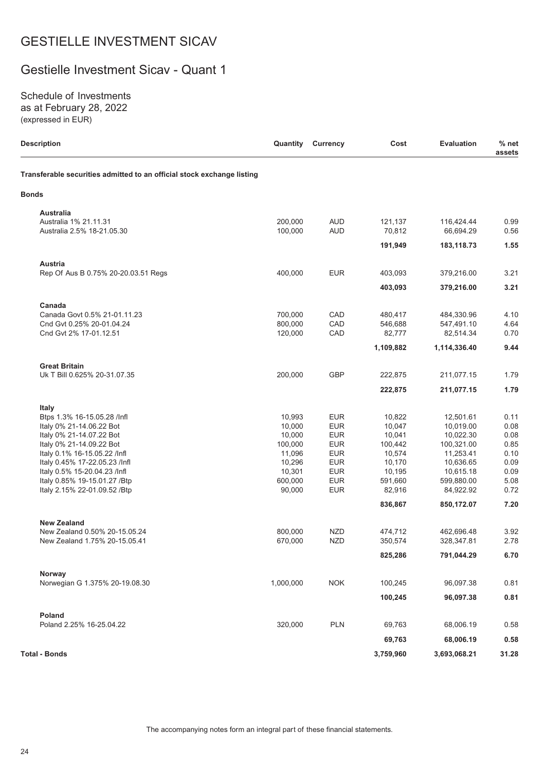# GESTIELLE INVESTMENT SICAV

## Gestielle Investment Sicav - Quant 1

Schedule of Investments
as at February 28, 2022
(expressed in EUR)

| Description | Quantity | Currency | Cost | Evaluation | % net assets |
|---|---|---|---|---|---|
| **Transferable securities admitted to an official stock exchange listing** | | | | | |
| **Bonds** | | | | | |
| **Australia** | | | | | |
| Australia 1% 21.11.31 | 200,000 | AUD | 121,137 | 116,424.44 | 0.99 |
| Australia 2.5% 18-21.05.30 | 100,000 | AUD | 70,812 | 66,694.29 | 0.56 |
| | | | **191,949** | **183,118.73** | **1.55** |
| **Austria** | | | | | |
| Rep Of Aus B 0.75% 20-20.03.51 Regs | 400,000 | EUR | 403,093 | 379,216.00 | 3.21 |
| | | | **403,093** | **379,216.00** | **3.21** |
| **Canada** | | | | | |
| Canada Govt 0.5% 21-01.11.23 | 700,000 | CAD | 480,417 | 484,330.96 | 4.10 |
| Cnd Gvt 0.25% 20-01.04.24 | 800,000 | CAD | 546,688 | 547,491.10 | 4.64 |
| Cnd Gvt 2% 17-01.12.51 | 120,000 | CAD | 82,777 | 82,514.34 | 0.70 |
| | | | **1,109,882** | **1,114,336.40** | **9.44** |
| **Great Britain** | | | | | |
| Uk T Bill 0.625% 20-31.07.35 | 200,000 | GBP | 222,875 | 211,077.15 | 1.79 |
| | | | **222,875** | **211,077.15** | **1.79** |
| **Italy** | | | | | |
| Btps 1.3% 16-15.05.28 /Infl | 10,993 | EUR | 10,822 | 12,501.61 | 0.11 |
| Italy 0% 21-14.06.22 Bot | 10,000 | EUR | 10,047 | 10,019.00 | 0.08 |
| Italy 0% 21-14.07.22 Bot | 10,000 | EUR | 10,041 | 10,022.30 | 0.08 |
| Italy 0% 21-14.09.22 Bot | 100,000 | EUR | 100,442 | 100,321.00 | 0.85 |
| Italy 0.1% 16-15.05.22 /Infl | 11,096 | EUR | 10,574 | 11,253.41 | 0.10 |
| Italy 0.45% 17-22.05.23 /Infl | 10,296 | EUR | 10,170 | 10,636.65 | 0.09 |
| Italy 0.5% 15-20.04.23 /Infl | 10,301 | EUR | 10,195 | 10,615.18 | 0.09 |
| Italy 0.85% 19-15.01.27 /Btp | 600,000 | EUR | 591,660 | 599,880.00 | 5.08 |
| Italy 2.15% 22-01.09.52 /Btp | 90,000 | EUR | 82,916 | 84,922.92 | 0.72 |
| | | | **836,867** | **850,172.07** | **7.20** |
| **New Zealand** | | | | | |
| New Zealand 0.50% 20-15.05.24 | 800,000 | NZD | 474,712 | 462,696.48 | 3.92 |
| New Zealand 1.75% 20-15.05.41 | 670,000 | NZD | 350,574 | 328,347.81 | 2.78 |
| | | | **825,286** | **791,044.29** | **6.70** |
| **Norway** | | | | | |
| Norwegian G 1.375% 20-19.08.30 | 1,000,000 | NOK | 100,245 | 96,097.38 | 0.81 |
| | | | **100,245** | **96,097.38** | **0.81** |
| **Poland** | | | | | |
| Poland 2.25% 16-25.04.22 | 320,000 | PLN | 69,763 | 68,006.19 | 0.58 |
| | | | **69,763** | **68,006.19** | **0.58** |
| **Total - Bonds** | | | **3,759,960** | **3,693,068.21** | **31.28** |

The accompanying notes form an integral part of these financial statements.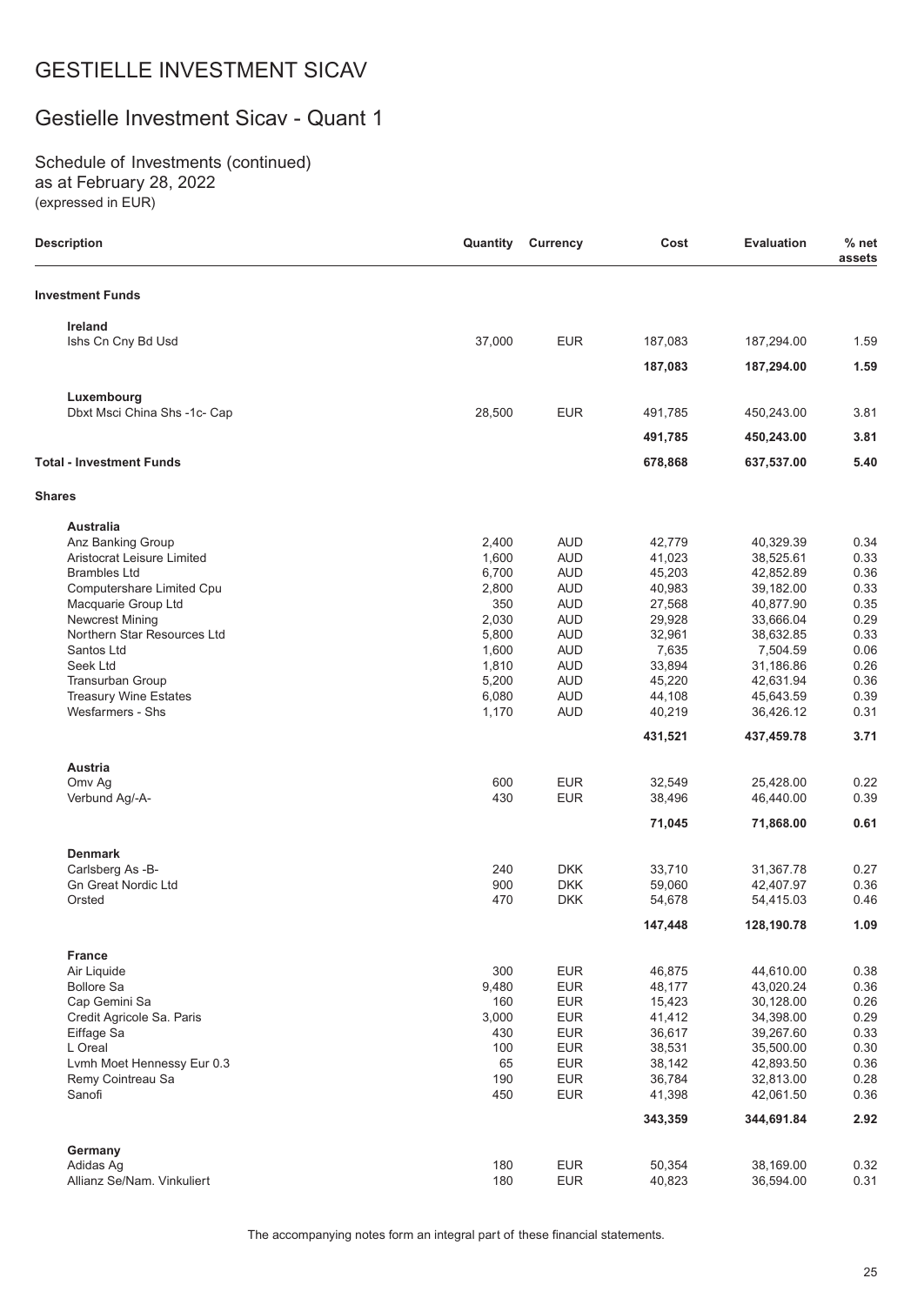# GESTIELLE INVESTMENT SICAV

## Gestielle Investment Sicav - Quant 1

Schedule of Investments (continued)
as at February 28, 2022
(expressed in EUR)

| Description | Quantity | Currency | Cost | Evaluation | % net assets |
|---|---|---|---|---|---|
| **Investment Funds** | | | | | |
| **Ireland** | | | | | |
| Ishs Cn Cny Bd Usd | 37,000 | EUR | 187,083 | 187,294.00 | 1.59 |
| | | | **187,083** | **187,294.00** | **1.59** |
| **Luxembourg** | | | | | |
| Dbxt Msci China Shs -1c- Cap | 28,500 | EUR | 491,785 | 450,243.00 | 3.81 |
| | | | **491,785** | **450,243.00** | **3.81** |
| **Total - Investment Funds** | | | **678,868** | **637,537.00** | **5.40** |
| **Shares** | | | | | |
| **Australia** | | | | | |
| Anz Banking Group | 2,400 | AUD | 42,779 | 40,329.39 | 0.34 |
| Aristocrat Leisure Limited | 1,600 | AUD | 41,023 | 38,525.61 | 0.33 |
| Brambles Ltd | 6,700 | AUD | 45,203 | 42,852.89 | 0.36 |
| Computershare Limited Cpu | 2,800 | AUD | 40,983 | 39,182.00 | 0.33 |
| Macquarie Group Ltd | 350 | AUD | 27,568 | 40,877.90 | 0.35 |
| Newcrest Mining | 2,030 | AUD | 29,928 | 33,666.04 | 0.29 |
| Northern Star Resources Ltd | 5,800 | AUD | 32,961 | 38,632.85 | 0.33 |
| Santos Ltd | 1,600 | AUD | 7,635 | 7,504.59 | 0.06 |
| Seek Ltd | 1,810 | AUD | 33,894 | 31,186.86 | 0.26 |
| Transurban Group | 5,200 | AUD | 45,220 | 42,631.94 | 0.36 |
| Treasury Wine Estates | 6,080 | AUD | 44,108 | 45,643.59 | 0.39 |
| Wesfarmers - Shs | 1,170 | AUD | 40,219 | 36,426.12 | 0.31 |
| | | | **431,521** | **437,459.78** | **3.71** |
| **Austria** | | | | | |
| Omv Ag | 600 | EUR | 32,549 | 25,428.00 | 0.22 |
| Verbund Ag/-A- | 430 | EUR | 38,496 | 46,440.00 | 0.39 |
| | | | **71,045** | **71,868.00** | **0.61** |
| **Denmark** | | | | | |
| Carlsberg As -B- | 240 | DKK | 33,710 | 31,367.78 | 0.27 |
| Gn Great Nordic Ltd | 900 | DKK | 59,060 | 42,407.97 | 0.36 |
| Orsted | 470 | DKK | 54,678 | 54,415.03 | 0.46 |
| | | | **147,448** | **128,190.78** | **1.09** |
| **France** | | | | | |
| Air Liquide | 300 | EUR | 46,875 | 44,610.00 | 0.38 |
| Bollore Sa | 9,480 | EUR | 48,177 | 43,020.24 | 0.36 |
| Cap Gemini Sa | 160 | EUR | 15,423 | 30,128.00 | 0.26 |
| Credit Agricole Sa. Paris | 3,000 | EUR | 41,412 | 34,398.00 | 0.29 |
| Eiffage Sa | 430 | EUR | 36,617 | 39,267.60 | 0.33 |
| L Oreal | 100 | EUR | 38,531 | 35,500.00 | 0.30 |
| Lvmh Moet Hennessy Eur 0.3 | 65 | EUR | 38,142 | 42,893.50 | 0.36 |
| Remy Cointreau Sa | 190 | EUR | 36,784 | 32,813.00 | 0.28 |
| Sanofi | 450 | EUR | 41,398 | 42,061.50 | 0.36 |
| | | | **343,359** | **344,691.84** | **2.92** |
| **Germany** | | | | | |
| Adidas Ag | 180 | EUR | 50,354 | 38,169.00 | 0.32 |
| Allianz Se/Nam. Vinkuliert | 180 | EUR | 40,823 | 36,594.00 | 0.31 |

The accompanying notes form an integral part of these financial statements.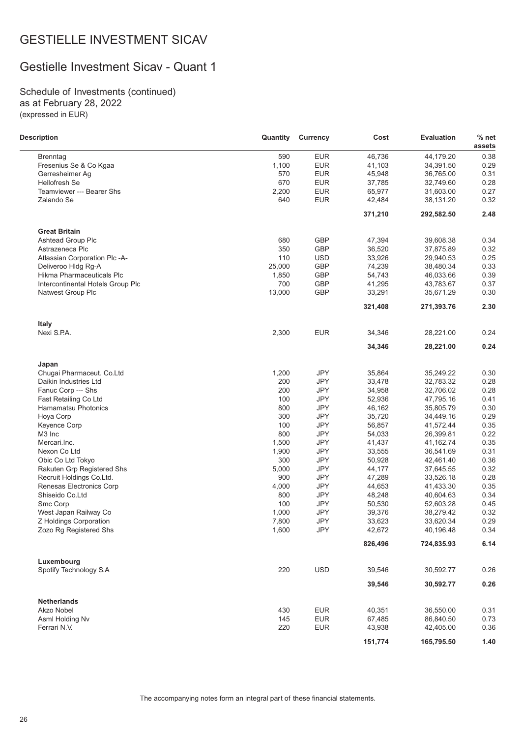# GESTIELLE INVESTMENT SICAV

## Gestielle Investment Sicav - Quant 1

Schedule of Investments (continued)
as at February 28, 2022
(expressed in EUR)

| Description | Quantity | Currency | Cost | Evaluation | % net assets |
|---|---|---|---|---|---|
| Brenntag | 590 | EUR | 46,736 | 44,179.20 | 0.38 |
| Fresenius Se & Co Kgaa | 1,100 | EUR | 41,103 | 34,391.50 | 0.29 |
| Gerresheimer Ag | 570 | EUR | 45,948 | 36,765.00 | 0.31 |
| Hellofresh Se | 670 | EUR | 37,785 | 32,749.60 | 0.28 |
| Teamviewer --- Bearer Shs | 2,200 | EUR | 65,977 | 31,603.00 | 0.27 |
| Zalando Se | 640 | EUR | 42,484 | 38,131.20 | 0.32 |
| | | | **371,210** | **292,582.50** | **2.48** |
| **Great Britain** | | | | | |
| Ashtead Group Plc | 680 | GBP | 47,394 | 39,608.38 | 0.34 |
| Astrazeneca Plc | 350 | GBP | 36,520 | 37,875.89 | 0.32 |
| Atlassian Corporation Plc -A- | 110 | USD | 33,926 | 29,940.53 | 0.25 |
| Deliveroo Hldg Rg-A | 25,000 | GBP | 74,239 | 38,480.34 | 0.33 |
| Hikma Pharmaceuticals Plc | 1,850 | GBP | 54,743 | 46,033.66 | 0.39 |
| Intercontinental Hotels Group Plc | 700 | GBP | 41,295 | 43,783.67 | 0.37 |
| Natwest Group Plc | 13,000 | GBP | 33,291 | 35,671.29 | 0.30 |
| | | | **321,408** | **271,393.76** | **2.30** |
| **Italy** | | | | | |
| Nexi S.P.A. | 2,300 | EUR | 34,346 | 28,221.00 | 0.24 |
| | | | **34,346** | **28,221.00** | **0.24** |
| **Japan** | | | | | |
| Chugai Pharmaceut. Co.Ltd | 1,200 | JPY | 35,864 | 35,249.22 | 0.30 |
| Daikin Industries Ltd | 200 | JPY | 33,478 | 32,783.32 | 0.28 |
| Fanuc Corp --- Shs | 200 | JPY | 34,958 | 32,706.02 | 0.28 |
| Fast Retailing Co Ltd | 100 | JPY | 52,936 | 47,795.16 | 0.41 |
| Hamamatsu Photonics | 800 | JPY | 46,162 | 35,805.79 | 0.30 |
| Hoya Corp | 300 | JPY | 35,720 | 34,449.16 | 0.29 |
| Keyence Corp | 100 | JPY | 56,857 | 41,572.44 | 0.35 |
| M3 Inc | 800 | JPY | 54,033 | 26,399.81 | 0.22 |
| Mercari.Inc. | 1,500 | JPY | 41,437 | 41,162.74 | 0.35 |
| Nexon Co Ltd | 1,900 | JPY | 33,555 | 36,541.69 | 0.31 |
| Obic Co Ltd Tokyo | 300 | JPY | 50,928 | 42,461.40 | 0.36 |
| Rakuten Grp Registered Shs | 5,000 | JPY | 44,177 | 37,645.55 | 0.32 |
| Recruit Holdings Co.Ltd. | 900 | JPY | 47,289 | 33,526.18 | 0.28 |
| Renesas Electronics Corp | 4,000 | JPY | 44,653 | 41,433.30 | 0.35 |
| Shiseido Co.Ltd | 800 | JPY | 48,248 | 40,604.63 | 0.34 |
| Smc Corp | 100 | JPY | 50,530 | 52,603.28 | 0.45 |
| West Japan Railway Co | 1,000 | JPY | 39,376 | 38,279.42 | 0.32 |
| Z Holdings Corporation | 7,800 | JPY | 33,623 | 33,620.34 | 0.29 |
| Zozo Rg Registered Shs | 1,600 | JPY | 42,672 | 40,196.48 | 0.34 |
| | | | **826,496** | **724,835.93** | **6.14** |
| **Luxembourg** | | | | | |
| Spotify Technology S.A | 220 | USD | 39,546 | 30,592.77 | 0.26 |
| | | | **39,546** | **30,592.77** | **0.26** |
| **Netherlands** | | | | | |
| Akzo Nobel | 430 | EUR | 40,351 | 36,550.00 | 0.31 |
| Asml Holding Nv | 145 | EUR | 67,485 | 86,840.50 | 0.73 |
| Ferrari N.V. | 220 | EUR | 43,938 | 42,405.00 | 0.36 |
| | | | **151,774** | **165,795.50** | **1.40** |

The accompanying notes form an integral part of these financial statements.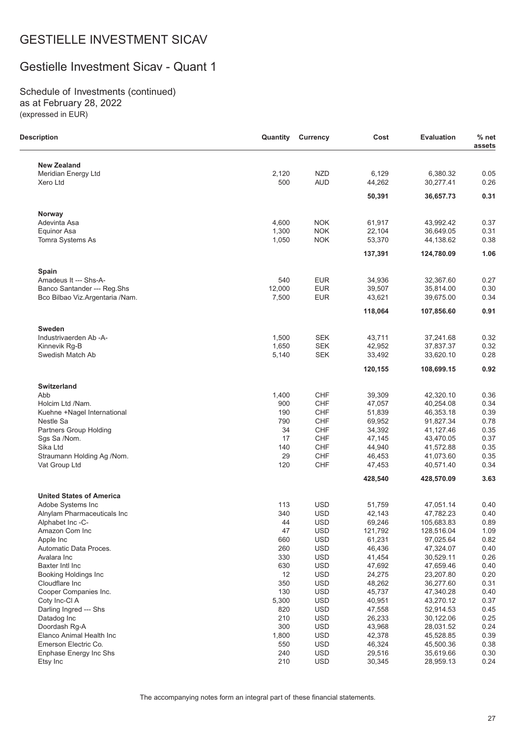# GESTIELLE INVESTMENT SICAV

## Gestielle Investment Sicav - Quant 1

Schedule of Investments (continued)
as at February 28, 2022
(expressed in EUR)

| Description | Quantity | Currency | Cost | Evaluation | % net assets |
|---|---|---|---|---|---|
| **New Zealand** | | | | | |
| Meridian Energy Ltd | 2,120 | NZD | 6,129 | 6,380.32 | 0.05 |
| Xero Ltd | 500 | AUD | 44,262 | 30,277.41 | 0.26 |
| | | | **50,391** | **36,657.73** | **0.31** |
| **Norway** | | | | | |
| Adevinta Asa | 4,600 | NOK | 61,917 | 43,992.42 | 0.37 |
| Equinor Asa | 1,300 | NOK | 22,104 | 36,649.05 | 0.31 |
| Tomra Systems As | 1,050 | NOK | 53,370 | 44,138.62 | 0.38 |
| | | | **137,391** | **124,780.09** | **1.06** |
| **Spain** | | | | | |
| Amadeus It --- Shs-A- | 540 | EUR | 34,936 | 32,367.60 | 0.27 |
| Banco Santander --- Reg.Shs | 12,000 | EUR | 39,507 | 35,814.00 | 0.30 |
| Bco Bilbao Viz.Argentaria /Nam. | 7,500 | EUR | 43,621 | 39,675.00 | 0.34 |
| | | | **118,064** | **107,856.60** | **0.91** |
| **Sweden** | | | | | |
| Industrivaerden Ab -A- | 1,500 | SEK | 43,711 | 37,241.68 | 0.32 |
| Kinnevik Rg-B | 1,650 | SEK | 42,952 | 37,837.37 | 0.32 |
| Swedish Match Ab | 5,140 | SEK | 33,492 | 33,620.10 | 0.28 |
| | | | **120,155** | **108,699.15** | **0.92** |
| **Switzerland** | | | | | |
| Abb | 1,400 | CHF | 39,309 | 42,320.10 | 0.36 |
| Holcim Ltd /Nam. | 900 | CHF | 47,057 | 40,254.08 | 0.34 |
| Kuehne +Nagel International | 190 | CHF | 51,839 | 46,353.18 | 0.39 |
| Nestle Sa | 790 | CHF | 69,952 | 91,827.34 | 0.78 |
| Partners Group Holding | 34 | CHF | 34,392 | 41,127.46 | 0.35 |
| Sgs Sa /Nom. | 17 | CHF | 47,145 | 43,470.05 | 0.37 |
| Sika Ltd | 140 | CHF | 44,940 | 41,572.88 | 0.35 |
| Straumann Holding Ag /Nom. | 29 | CHF | 46,453 | 41,073.60 | 0.35 |
| Vat Group Ltd | 120 | CHF | 47,453 | 40,571.40 | 0.34 |
| | | | **428,540** | **428,570.09** | **3.63** |
| **United States of America** | | | | | |
| Adobe Systems Inc | 113 | USD | 51,759 | 47,051.14 | 0.40 |
| Alnylam Pharmaceuticals Inc | 340 | USD | 42,143 | 47,782.23 | 0.40 |
| Alphabet Inc -C- | 44 | USD | 69,246 | 105,683.83 | 0.89 |
| Amazon Com Inc | 47 | USD | 121,792 | 128,516.04 | 1.09 |
| Apple Inc | 660 | USD | 61,231 | 97,025.64 | 0.82 |
| Automatic Data Proces. | 260 | USD | 46,436 | 47,324.07 | 0.40 |
| Avalara Inc | 330 | USD | 41,454 | 30,529.11 | 0.26 |
| Baxter Intl Inc | 630 | USD | 47,692 | 47,659.46 | 0.40 |
| Booking Holdings Inc | 12 | USD | 24,275 | 23,207.80 | 0.20 |
| Cloudflare Inc | 350 | USD | 48,262 | 36,277.60 | 0.31 |
| Cooper Companies Inc. | 130 | USD | 45,737 | 47,340.28 | 0.40 |
| Coty Inc-Cl A | 5,300 | USD | 40,951 | 43,270.12 | 0.37 |
| Darling Ingred --- Shs | 820 | USD | 47,558 | 52,914.53 | 0.45 |
| Datadog Inc | 210 | USD | 26,233 | 30,122.06 | 0.25 |
| Doordash Rg-A | 300 | USD | 43,968 | 28,031.52 | 0.24 |
| Elanco Animal Health Inc | 1,800 | USD | 42,378 | 45,528.85 | 0.39 |
| Emerson Electric Co. | 550 | USD | 46,324 | 45,500.36 | 0.38 |
| Enphase Energy Inc Shs | 240 | USD | 29,516 | 35,619.66 | 0.30 |
| Etsy Inc | 210 | USD | 30,345 | 28,959.13 | 0.24 |

The accompanying notes form an integral part of these financial statements.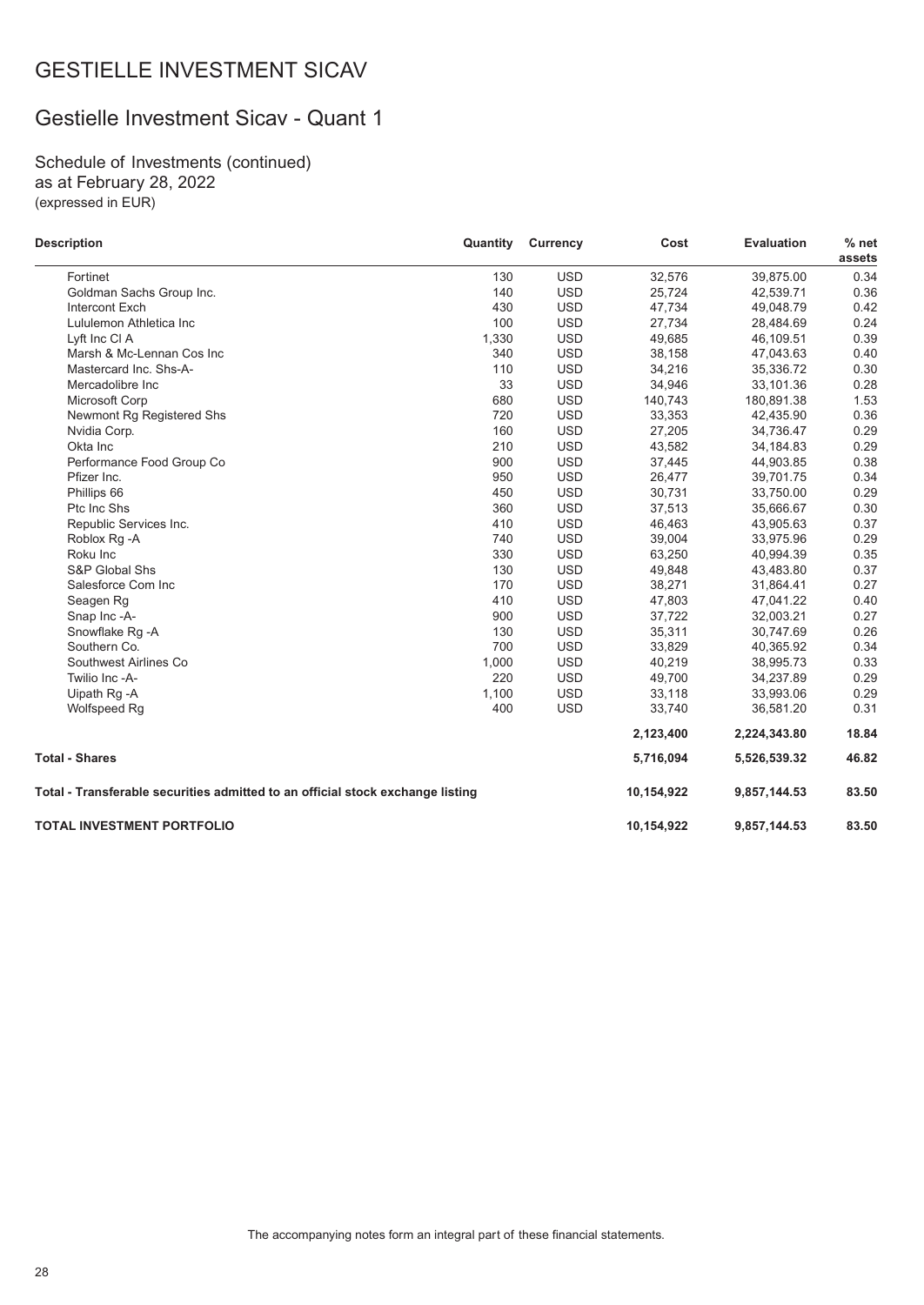# GESTIELLE INVESTMENT SICAV

## Gestielle Investment Sicav - Quant 1

Schedule of Investments (continued)
as at February 28, 2022
(expressed in EUR)

| Description | Quantity | Currency | Cost | Evaluation | % net assets |
|---|---|---|---|---|---|
| Fortinet | 130 | USD | 32,576 | 39,875.00 | 0.34 |
| Goldman Sachs Group Inc. | 140 | USD | 25,724 | 42,539.71 | 0.36 |
| Intercont Exch | 430 | USD | 47,734 | 49,048.79 | 0.42 |
| Lululemon Athletica Inc | 100 | USD | 27,734 | 28,484.69 | 0.24 |
| Lyft Inc Cl A | 1,330 | USD | 49,685 | 46,109.51 | 0.39 |
| Marsh & Mc-Lennan Cos Inc | 340 | USD | 38,158 | 47,043.63 | 0.40 |
| Mastercard Inc. Shs-A- | 110 | USD | 34,216 | 35,336.72 | 0.30 |
| Mercadolibre Inc | 33 | USD | 34,946 | 33,101.36 | 0.28 |
| Microsoft Corp | 680 | USD | 140,743 | 180,891.38 | 1.53 |
| Newmont Rg Registered Shs | 720 | USD | 33,353 | 42,435.90 | 0.36 |
| Nvidia Corp. | 160 | USD | 27,205 | 34,736.47 | 0.29 |
| Okta Inc | 210 | USD | 43,582 | 34,184.83 | 0.29 |
| Performance Food Group Co | 900 | USD | 37,445 | 44,903.85 | 0.38 |
| Pfizer Inc. | 950 | USD | 26,477 | 39,701.75 | 0.34 |
| Phillips 66 | 450 | USD | 30,731 | 33,750.00 | 0.29 |
| Ptc Inc Shs | 360 | USD | 37,513 | 35,666.67 | 0.30 |
| Republic Services Inc. | 410 | USD | 46,463 | 43,905.63 | 0.37 |
| Roblox Rg -A | 740 | USD | 39,004 | 33,975.96 | 0.29 |
| Roku Inc | 330 | USD | 63,250 | 40,994.39 | 0.35 |
| S&P Global Shs | 130 | USD | 49,848 | 43,483.80 | 0.37 |
| Salesforce Com Inc | 170 | USD | 38,271 | 31,864.41 | 0.27 |
| Seagen Rg | 410 | USD | 47,803 | 47,041.22 | 0.40 |
| Snap Inc -A- | 900 | USD | 37,722 | 32,003.21 | 0.27 |
| Snowflake Rg -A | 130 | USD | 35,311 | 30,747.69 | 0.26 |
| Southern Co. | 700 | USD | 33,829 | 40,365.92 | 0.34 |
| Southwest Airlines Co | 1,000 | USD | 40,219 | 38,995.73 | 0.33 |
| Twilio Inc -A- | 220 | USD | 49,700 | 34,237.89 | 0.29 |
| Uipath Rg -A | 1,100 | USD | 33,118 | 33,993.06 | 0.29 |
| Wolfspeed Rg | 400 | USD | 33,740 | 36,581.20 | 0.31 |
| | | | **2,123,400** | **2,224,343.80** | **18.84** |
| **Total - Shares** | | | **5,716,094** | **5,526,539.32** | **46.82** |
| **Total - Transferable securities admitted to an official stock exchange listing** | | | **10,154,922** | **9,857,144.53** | **83.50** |
| **TOTAL INVESTMENT PORTFOLIO** | | | **10,154,922** | **9,857,144.53** | **83.50** |

The accompanying notes form an integral part of these financial statements.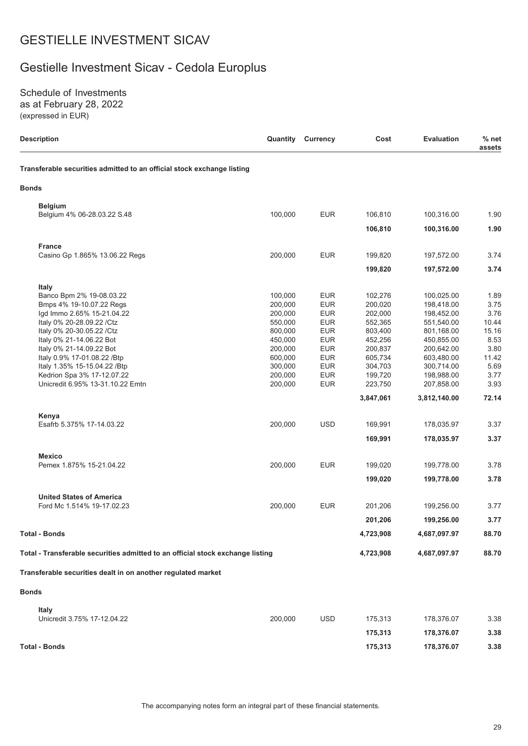# GESTIELLE INVESTMENT SICAV

## Gestielle Investment Sicav - Cedola Europlus

Schedule of Investments
as at February 28, 2022
(expressed in EUR)

| Description | Quantity | Currency | Cost | Evaluation | % net assets |
|---|---|---|---|---|---|
| **Transferable securities admitted to an official stock exchange listing** | | | | | |
| **Bonds** | | | | | |
| **Belgium** | | | | | |
| Belgium 4% 06-28.03.22 S.48 | 100,000 | EUR | 106,810 | 100,316.00 | 1.90 |
| | | | **106,810** | **100,316.00** | **1.90** |
| **France** | | | | | |
| Casino Gp 1.865% 13.06.22 Regs | 200,000 | EUR | 199,820 | 197,572.00 | 3.74 |
| | | | **199,820** | **197,572.00** | **3.74** |
| **Italy** | | | | | |
| Banco Bpm 2% 19-08.03.22 | 100,000 | EUR | 102,276 | 100,025.00 | 1.89 |
| Bmps 4% 19-10.07.22 Regs | 200,000 | EUR | 200,020 | 198,418.00 | 3.75 |
| Igd Immo 2.65% 15-21.04.22 | 200,000 | EUR | 202,000 | 198,452.00 | 3.76 |
| Italy 0% 20-28.09.22 /Ctz | 550,000 | EUR | 552,365 | 551,540.00 | 10.44 |
| Italy 0% 20-30.05.22 /Ctz | 800,000 | EUR | 803,400 | 801,168.00 | 15.16 |
| Italy 0% 21-14.06.22 Bot | 450,000 | EUR | 452,256 | 450,855.00 | 8.53 |
| Italy 0% 21-14.09.22 Bot | 200,000 | EUR | 200,837 | 200,642.00 | 3.80 |
| Italy 0.9% 17-01.08.22 /Btp | 600,000 | EUR | 605,734 | 603,480.00 | 11.42 |
| Italy 1.35% 15-15.04.22 /Btp | 300,000 | EUR | 304,703 | 300,714.00 | 5.69 |
| Kedrion Spa 3% 17-12.07.22 | 200,000 | EUR | 199,720 | 198,988.00 | 3.77 |
| Unicredit 6.95% 13-31.10.22 Emtn | 200,000 | EUR | 223,750 | 207,858.00 | 3.93 |
| | | | **3,847,061** | **3,812,140.00** | **72.14** |
| **Kenya** | | | | | |
| Esafrb 5.375% 17-14.03.22 | 200,000 | USD | 169,991 | 178,035.97 | 3.37 |
| | | | **169,991** | **178,035.97** | **3.37** |
| **Mexico** | | | | | |
| Pemex 1.875% 15-21.04.22 | 200,000 | EUR | 199,020 | 199,778.00 | 3.78 |
| | | | **199,020** | **199,778.00** | **3.78** |
| **United States of America** | | | | | |
| Ford Mc 1.514% 19-17.02.23 | 200,000 | EUR | 201,206 | 199,256.00 | 3.77 |
| | | | **201,206** | **199,256.00** | **3.77** |
| **Total - Bonds** | | | **4,723,908** | **4,687,097.97** | **88.70** |
| **Total - Transferable securities admitted to an official stock exchange listing** | | | **4,723,908** | **4,687,097.97** | **88.70** |
| **Transferable securities dealt in on another regulated market** | | | | | |
| **Bonds** | | | | | |
| **Italy** | | | | | |
| Unicredit 3.75% 17-12.04.22 | 200,000 | USD | 175,313 | 178,376.07 | 3.38 |
| | | | **175,313** | **178,376.07** | **3.38** |
| **Total - Bonds** | | | **175,313** | **178,376.07** | **3.38** |

The accompanying notes form an integral part of these financial statements.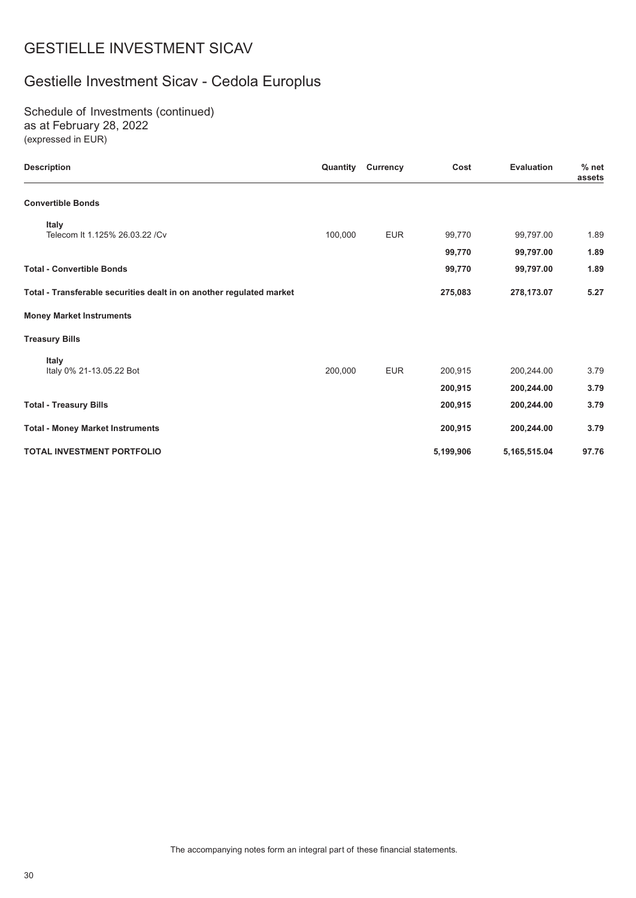# GESTIELLE INVESTMENT SICAV

## Gestielle Investment Sicav - Cedola Europlus

Schedule of Investments (continued)
as at February 28, 2022
(expressed in EUR)

| Description | Quantity | Currency | Cost | Evaluation | % net assets |
|---|---|---|---|---|---|
| **Convertible Bonds** | | | | | |
| **Italy** | | | | | |
| Telecom It 1.125% 26.03.22 /Cv | 100,000 | EUR | 99,770 | 99,797.00 | 1.89 |
| | | | **99,770** | **99,797.00** | **1.89** |
| **Total - Convertible Bonds** | | | **99,770** | **99,797.00** | **1.89** |
| **Total - Transferable securities dealt in on another regulated market** | | | **275,083** | **278,173.07** | **5.27** |
| **Money Market Instruments** | | | | | |
| **Treasury Bills** | | | | | |
| **Italy** | | | | | |
| Italy 0% 21-13.05.22 Bot | 200,000 | EUR | 200,915 | 200,244.00 | 3.79 |
| | | | **200,915** | **200,244.00** | **3.79** |
| **Total - Treasury Bills** | | | **200,915** | **200,244.00** | **3.79** |
| **Total - Money Market Instruments** | | | **200,915** | **200,244.00** | **3.79** |
| **TOTAL INVESTMENT PORTFOLIO** | | | **5,199,906** | **5,165,515.04** | **97.76** |

The accompanying notes form an integral part of these financial statements.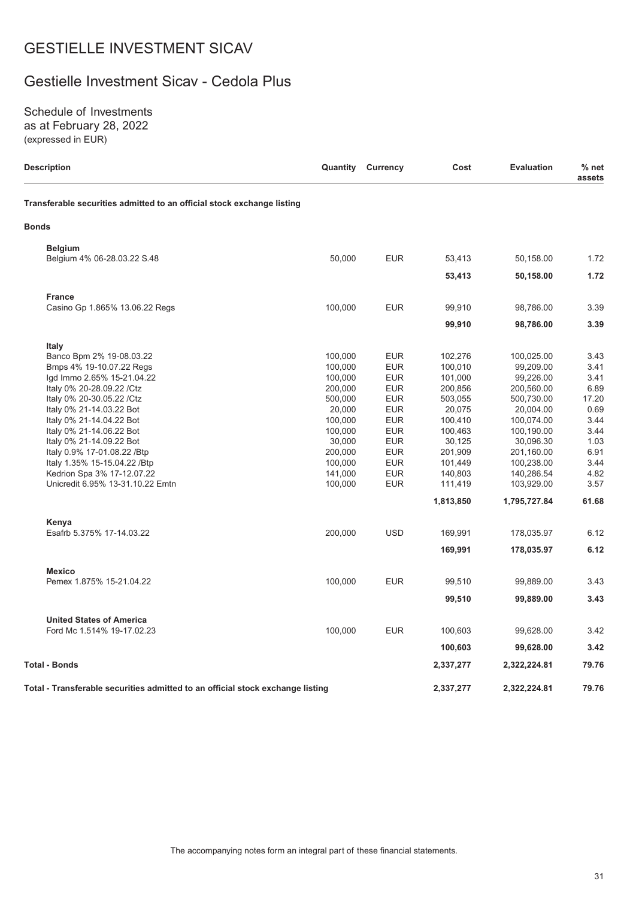# GESTIELLE INVESTMENT SICAV

## Gestielle Investment Sicav - Cedola Plus

### Schedule of Investments
as at February 28, 2022
(expressed in EUR)

| Description | Quantity | Currency | Cost | Evaluation | % net assets |
|---|---|---|---|---|---|
| **Transferable securities admitted to an official stock exchange listing** | | | | | |
| **Bonds** | | | | | |
| **Belgium** | | | | | |
| Belgium 4% 06-28.03.22 S.48 | 50,000 | EUR | 53,413 | 50,158.00 | 1.72 |
| | | | **53,413** | **50,158.00** | **1.72** |
| **France** | | | | | |
| Casino Gp 1.865% 13.06.22 Regs | 100,000 | EUR | 99,910 | 98,786.00 | 3.39 |
| | | | **99,910** | **98,786.00** | **3.39** |
| **Italy** | | | | | |
| Banco Bpm 2% 19-08.03.22 | 100,000 | EUR | 102,276 | 100,025.00 | 3.43 |
| Bmps 4% 19-10.07.22 Regs | 100,000 | EUR | 100,010 | 99,209.00 | 3.41 |
| Igd Immo 2.65% 15-21.04.22 | 100,000 | EUR | 101,000 | 99,226.00 | 3.41 |
| Italy 0% 20-28.09.22 /Ctz | 200,000 | EUR | 200,856 | 200,560.00 | 6.89 |
| Italy 0% 20-30.05.22 /Ctz | 500,000 | EUR | 503,055 | 500,730.00 | 17.20 |
| Italy 0% 21-14.03.22 Bot | 20,000 | EUR | 20,075 | 20,004.00 | 0.69 |
| Italy 0% 21-14.04.22 Bot | 100,000 | EUR | 100,410 | 100,074.00 | 3.44 |
| Italy 0% 21-14.06.22 Bot | 100,000 | EUR | 100,463 | 100,190.00 | 3.44 |
| Italy 0% 21-14.09.22 Bot | 30,000 | EUR | 30,125 | 30,096.30 | 1.03 |
| Italy 0.9% 17-01.08.22 /Btp | 200,000 | EUR | 201,909 | 201,160.00 | 6.91 |
| Italy 1.35% 15-15.04.22 /Btp | 100,000 | EUR | 101,449 | 100,238.00 | 3.44 |
| Kedrion Spa 3% 17-12.07.22 | 141,000 | EUR | 140,803 | 140,286.54 | 4.82 |
| Unicredit 6.95% 13-31.10.22 Emtn | 100,000 | EUR | 111,419 | 103,929.00 | 3.57 |
| | | | **1,813,850** | **1,795,727.84** | **61.68** |
| **Kenya** | | | | | |
| Esafrb 5.375% 17-14.03.22 | 200,000 | USD | 169,991 | 178,035.97 | 6.12 |
| | | | **169,991** | **178,035.97** | **6.12** |
| **Mexico** | | | | | |
| Pemex 1.875% 15-21.04.22 | 100,000 | EUR | 99,510 | 99,889.00 | 3.43 |
| | | | **99,510** | **99,889.00** | **3.43** |
| **United States of America** | | | | | |
| Ford Mc 1.514% 19-17.02.23 | 100,000 | EUR | 100,603 | 99,628.00 | 3.42 |
| | | | **100,603** | **99,628.00** | **3.42** |
| **Total - Bonds** | | | **2,337,277** | **2,322,224.81** | **79.76** |
| **Total - Transferable securities admitted to an official stock exchange listing** | | | **2,337,277** | **2,322,224.81** | **79.76** |

The accompanying notes form an integral part of these financial statements.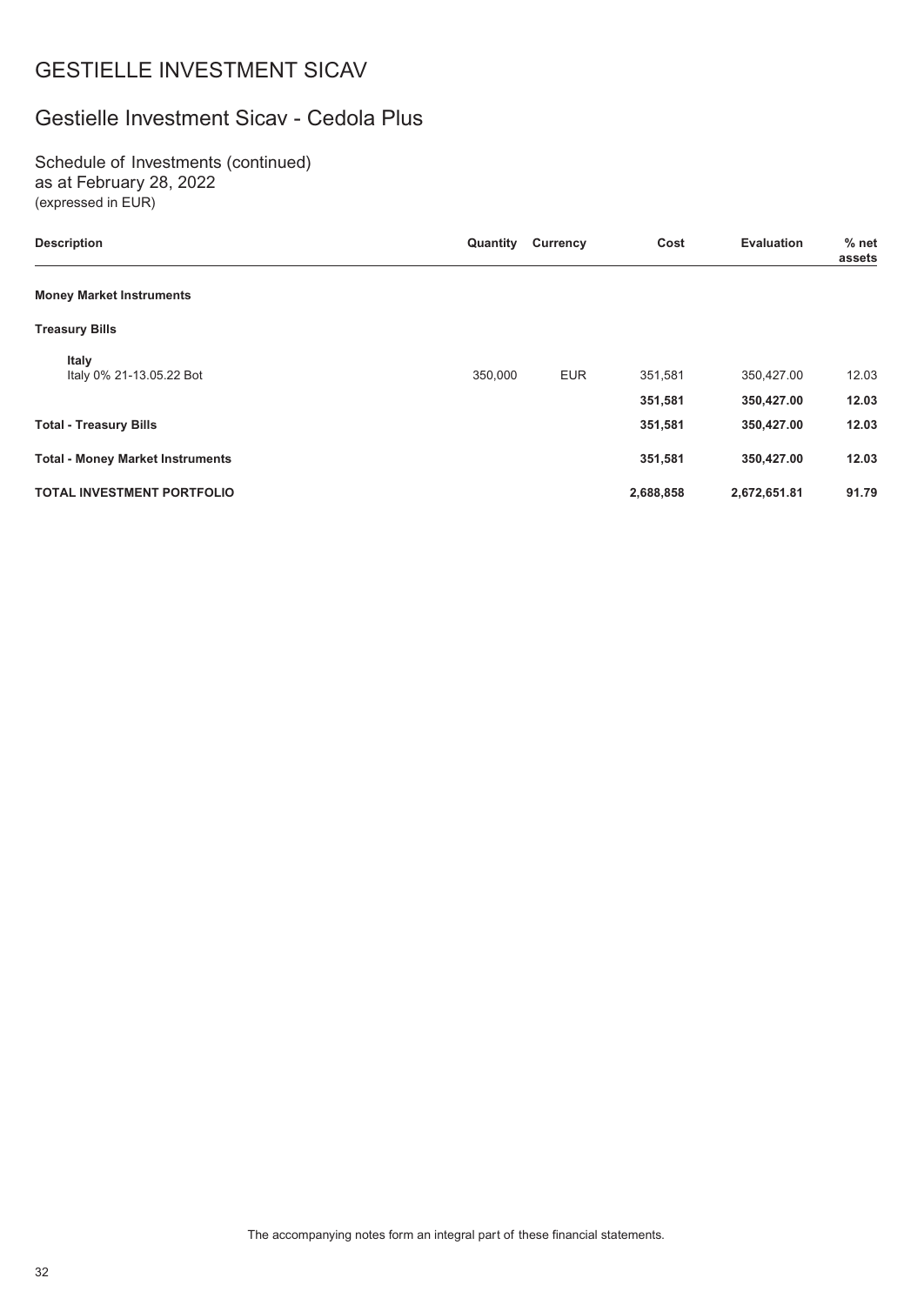# GESTIELLE INVESTMENT SICAV

## Gestielle Investment Sicav - Cedola Plus

Schedule of Investments (continued)
as at February 28, 2022
(expressed in EUR)

| Description | Quantity | Currency | Cost | Evaluation | % net assets |
|---|---|---|---|---|---|
| **Money Market Instruments** | | | | | |
| **Treasury Bills** | | | | | |
| **Italy** | | | | | |
| Italy 0% 21-13.05.22 Bot | 350,000 | EUR | 351,581 | 350,427.00 | 12.03 |
| | | | **351,581** | **350,427.00** | **12.03** |
| **Total - Treasury Bills** | | | **351,581** | **350,427.00** | **12.03** |
| **Total - Money Market Instruments** | | | **351,581** | **350,427.00** | **12.03** |
| **TOTAL INVESTMENT PORTFOLIO** | | | **2,688,858** | **2,672,651.81** | **91.79** |

The accompanying notes form an integral part of these financial statements.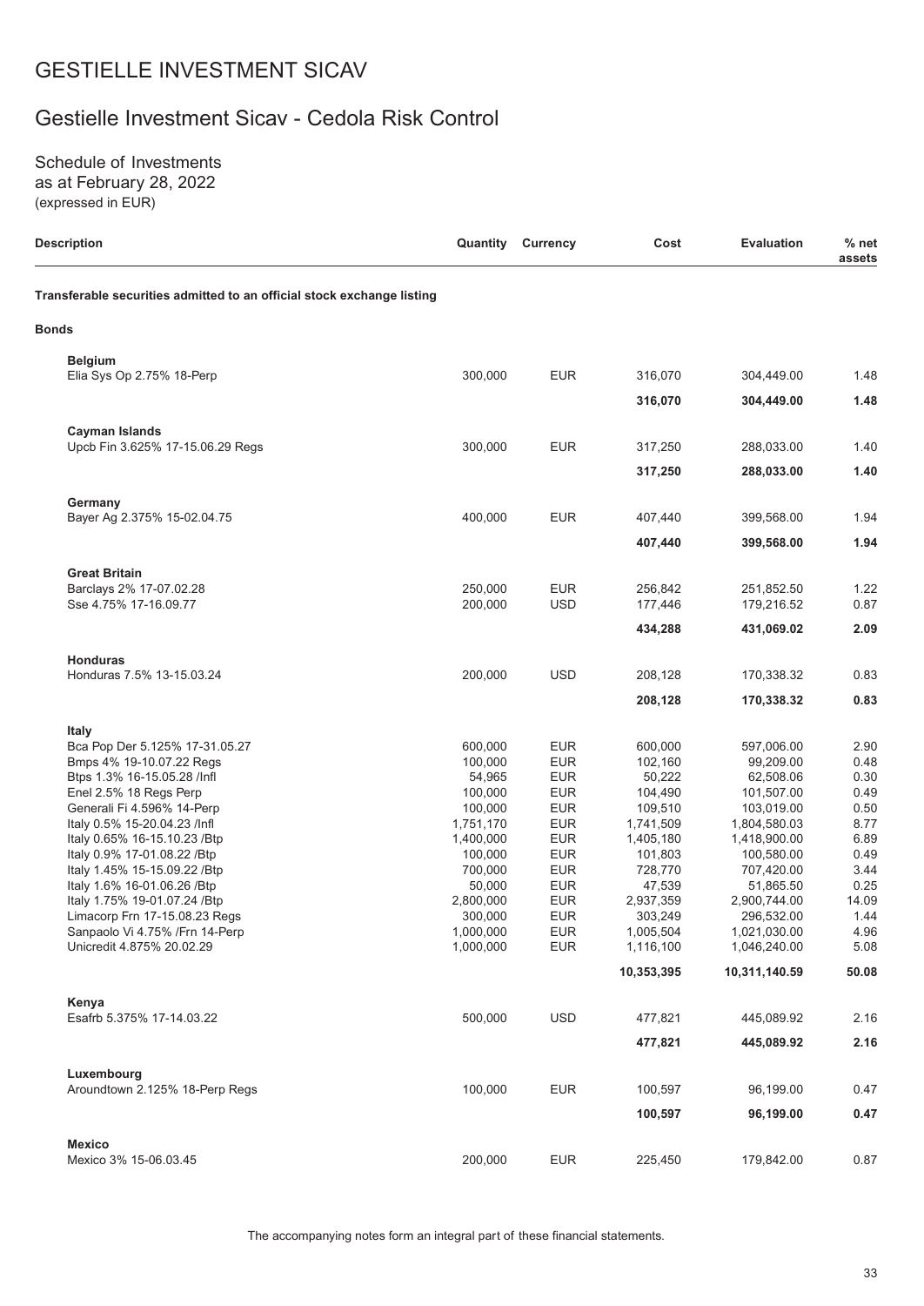# GESTIELLE INVESTMENT SICAV

## Gestielle Investment Sicav - Cedola Risk Control

Schedule of Investments
as at February 28, 2022
(expressed in EUR)

| Description | Quantity | Currency | Cost | Evaluation | % net assets |
|---|---|---|---|---|---|
| **Transferable securities admitted to an official stock exchange listing** | | | | | |
| **Bonds** | | | | | |
| **Belgium** | | | | | |
| Elia Sys Op 2.75% 18-Perp | 300,000 | EUR | 316,070 | 304,449.00 | 1.48 |
| | | | **316,070** | **304,449.00** | **1.48** |
| **Cayman Islands** | | | | | |
| Upcb Fin 3.625% 17-15.06.29 Regs | 300,000 | EUR | 317,250 | 288,033.00 | 1.40 |
| | | | **317,250** | **288,033.00** | **1.40** |
| **Germany** | | | | | |
| Bayer Ag 2.375% 15-02.04.75 | 400,000 | EUR | 407,440 | 399,568.00 | 1.94 |
| | | | **407,440** | **399,568.00** | **1.94** |
| **Great Britain** | | | | | |
| Barclays 2% 17-07.02.28 | 250,000 | EUR | 256,842 | 251,852.50 | 1.22 |
| Sse 4.75% 17-16.09.77 | 200,000 | USD | 177,446 | 179,216.52 | 0.87 |
| | | | **434,288** | **431,069.02** | **2.09** |
| **Honduras** | | | | | |
| Honduras 7.5% 13-15.03.24 | 200,000 | USD | 208,128 | 170,338.32 | 0.83 |
| | | | **208,128** | **170,338.32** | **0.83** |
| **Italy** | | | | | |
| Bca Pop Der 5.125% 17-31.05.27 | 600,000 | EUR | 600,000 | 597,006.00 | 2.90 |
| Bmps 4% 19-10.07.22 Regs | 100,000 | EUR | 102,160 | 99,209.00 | 0.48 |
| Btps 1.3% 16-15.05.28 /Infl | 54,965 | EUR | 50,222 | 62,508.06 | 0.30 |
| Enel 2.5% 18 Regs Perp | 100,000 | EUR | 104,490 | 101,507.00 | 0.49 |
| Generali Fi 4.596% 14-Perp | 100,000 | EUR | 109,510 | 103,019.00 | 0.50 |
| Italy 0.5% 15-20.04.23 /Infl | 1,751,170 | EUR | 1,741,509 | 1,804,580.03 | 8.77 |
| Italy 0.65% 16-15.10.23 /Btp | 1,400,000 | EUR | 1,405,180 | 1,418,900.00 | 6.89 |
| Italy 0.9% 17-01.08.22 /Btp | 100,000 | EUR | 101,803 | 100,580.00 | 0.49 |
| Italy 1.45% 15-15.09.22 /Btp | 700,000 | EUR | 728,770 | 707,420.00 | 3.44 |
| Italy 1.6% 16-01.06.26 /Btp | 50,000 | EUR | 47,539 | 51,865.50 | 0.25 |
| Italy 1.75% 19-01.07.24 /Btp | 2,800,000 | EUR | 2,937,359 | 2,900,744.00 | 14.09 |
| Limacorp Frn 17-15.08.23 Regs | 300,000 | EUR | 303,249 | 296,532.00 | 1.44 |
| Sanpaolo Vi 4.75% /Frn 14-Perp | 1,000,000 | EUR | 1,005,504 | 1,021,030.00 | 4.96 |
| Unicredit 4.875% 20.02.29 | 1,000,000 | EUR | 1,116,100 | 1,046,240.00 | 5.08 |
| | | | **10,353,395** | **10,311,140.59** | **50.08** |
| **Kenya** | | | | | |
| Esafrb 5.375% 17-14.03.22 | 500,000 | USD | 477,821 | 445,089.92 | 2.16 |
| | | | **477,821** | **445,089.92** | **2.16** |
| **Luxembourg** | | | | | |
| Aroundtown 2.125% 18-Perp Regs | 100,000 | EUR | 100,597 | 96,199.00 | 0.47 |
| | | | **100,597** | **96,199.00** | **0.47** |
| **Mexico** | | | | | |
| Mexico 3% 15-06.03.45 | 200,000 | EUR | 225,450 | 179,842.00 | 0.87 |

The accompanying notes form an integral part of these financial statements.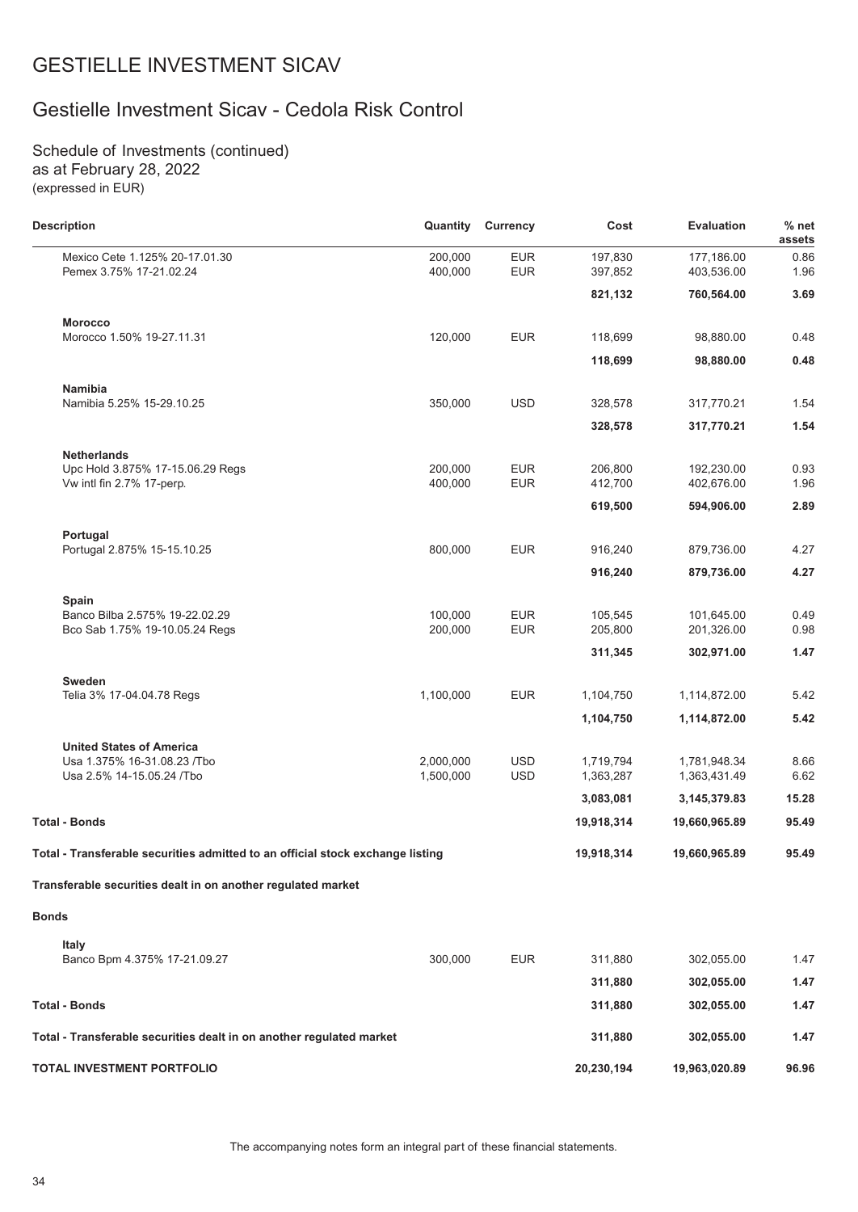# GESTIELLE INVESTMENT SICAV

## Gestielle Investment Sicav - Cedola Risk Control

Schedule of Investments (continued)
as at February 28, 2022
(expressed in EUR)

| Description | Quantity | Currency | Cost | Evaluation | % net assets |
|---|---|---|---|---|---|
| Mexico Cete 1.125% 20-17.01.30 | 200,000 | EUR | 197,830 | 177,186.00 | 0.86 |
| Pemex 3.75% 17-21.02.24 | 400,000 | EUR | 397,852 | 403,536.00 | 1.96 |
| | | | **821,132** | **760,564.00** | **3.69** |
| **Morocco** | | | | | |
| Morocco 1.50% 19-27.11.31 | 120,000 | EUR | 118,699 | 98,880.00 | 0.48 |
| | | | **118,699** | **98,880.00** | **0.48** |
| **Namibia** | | | | | |
| Namibia 5.25% 15-29.10.25 | 350,000 | USD | 328,578 | 317,770.21 | 1.54 |
| | | | **328,578** | **317,770.21** | **1.54** |
| **Netherlands** | | | | | |
| Upc Hold 3.875% 17-15.06.29 Regs | 200,000 | EUR | 206,800 | 192,230.00 | 0.93 |
| Vw intl fin 2.7% 17-perp. | 400,000 | EUR | 412,700 | 402,676.00 | 1.96 |
| | | | **619,500** | **594,906.00** | **2.89** |
| **Portugal** | | | | | |
| Portugal 2.875% 15-15.10.25 | 800,000 | EUR | 916,240 | 879,736.00 | 4.27 |
| | | | **916,240** | **879,736.00** | **4.27** |
| **Spain** | | | | | |
| Banco Bilba 2.575% 19-22.02.29 | 100,000 | EUR | 105,545 | 101,645.00 | 0.49 |
| Bco Sab 1.75% 19-10.05.24 Regs | 200,000 | EUR | 205,800 | 201,326.00 | 0.98 |
| | | | **311,345** | **302,971.00** | **1.47** |
| **Sweden** | | | | | |
| Telia 3% 17-04.04.78 Regs | 1,100,000 | EUR | 1,104,750 | 1,114,872.00 | 5.42 |
| | | | **1,104,750** | **1,114,872.00** | **5.42** |
| **United States of America** | | | | | |
| Usa 1.375% 16-31.08.23 /Tbo | 2,000,000 | USD | 1,719,794 | 1,781,948.34 | 8.66 |
| Usa 2.5% 14-15.05.24 /Tbo | 1,500,000 | USD | 1,363,287 | 1,363,431.49 | 6.62 |
| | | | **3,083,081** | **3,145,379.83** | **15.28** |
| **Total - Bonds** | | | **19,918,314** | **19,660,965.89** | **95.49** |
| **Total - Transferable securities admitted to an official stock exchange listing** | | | **19,918,314** | **19,660,965.89** | **95.49** |
| **Transferable securities dealt in on another regulated market** | | | | | |
| **Bonds** | | | | | |
| **Italy** | | | | | |
| Banco Bpm 4.375% 17-21.09.27 | 300,000 | EUR | 311,880 | 302,055.00 | 1.47 |
| | | | **311,880** | **302,055.00** | **1.47** |
| **Total - Bonds** | | | **311,880** | **302,055.00** | **1.47** |
| **Total - Transferable securities dealt in on another regulated market** | | | **311,880** | **302,055.00** | **1.47** |
| **TOTAL INVESTMENT PORTFOLIO** | | | **20,230,194** | **19,963,020.89** | **96.96** |

The accompanying notes form an integral part of these financial statements.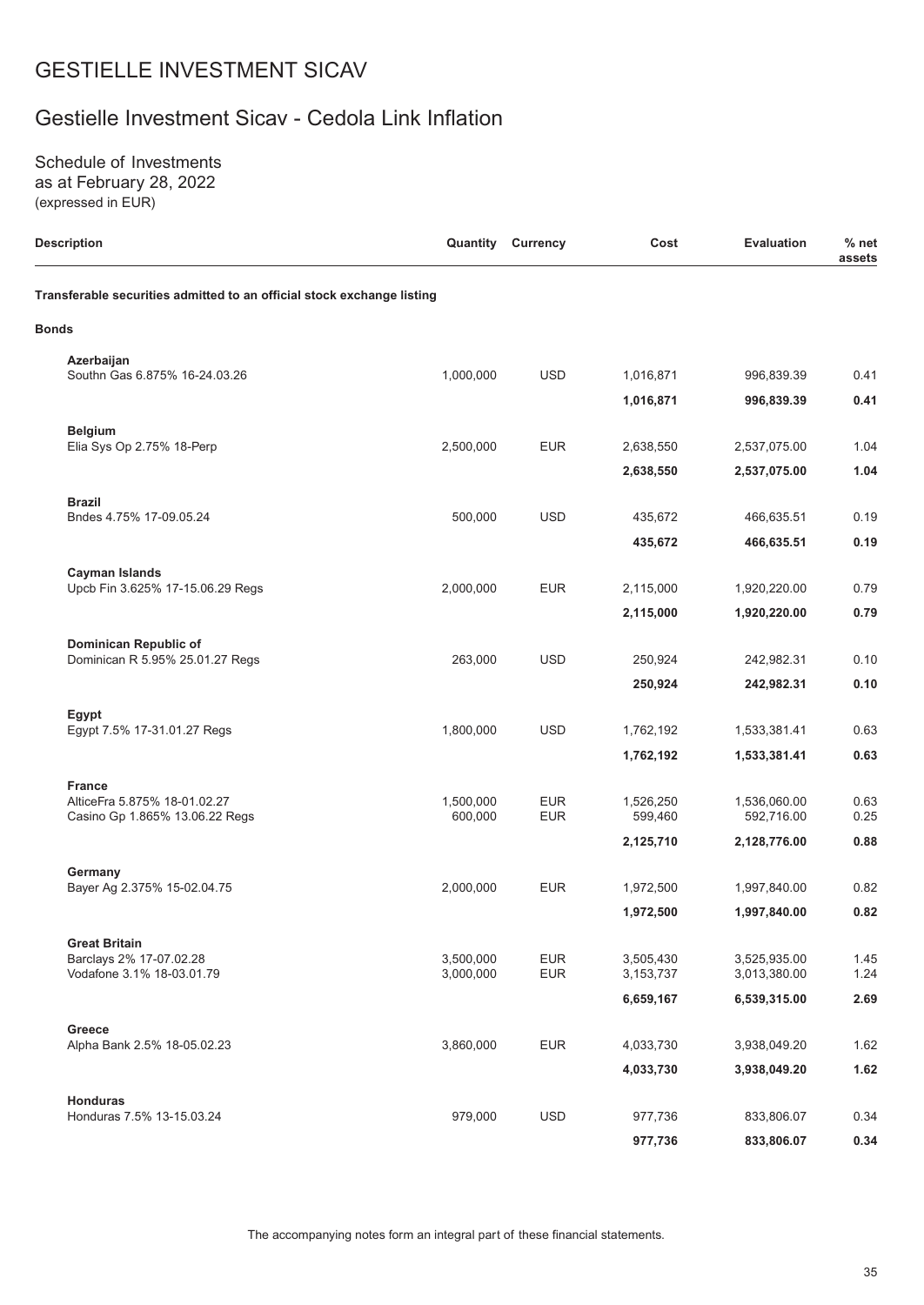# GESTIELLE INVESTMENT SICAV

## Gestielle Investment Sicav - Cedola Link Inflation

Schedule of Investments
as at February 28, 2022
(expressed in EUR)

| Description | Quantity | Currency | Cost | Evaluation | % net assets |
|---|---|---|---|---|---|
| **Transferable securities admitted to an official stock exchange listing** | | | | | |
| **Bonds** | | | | | |
| **Azerbaijan** | | | | | |
| Southn Gas 6.875% 16-24.03.26 | 1,000,000 | USD | 1,016,871 | 996,839.39 | 0.41 |
| | | | **1,016,871** | **996,839.39** | **0.41** |
| **Belgium** | | | | | |
| Elia Sys Op 2.75% 18-Perp | 2,500,000 | EUR | 2,638,550 | 2,537,075.00 | 1.04 |
| | | | **2,638,550** | **2,537,075.00** | **1.04** |
| **Brazil** | | | | | |
| Bndes 4.75% 17-09.05.24 | 500,000 | USD | 435,672 | 466,635.51 | 0.19 |
| | | | **435,672** | **466,635.51** | **0.19** |
| **Cayman Islands** | | | | | |
| Upcb Fin 3.625% 17-15.06.29 Regs | 2,000,000 | EUR | 2,115,000 | 1,920,220.00 | 0.79 |
| | | | **2,115,000** | **1,920,220.00** | **0.79** |
| **Dominican Republic of** | | | | | |
| Dominican R 5.95% 25.01.27 Regs | 263,000 | USD | 250,924 | 242,982.31 | 0.10 |
| | | | **250,924** | **242,982.31** | **0.10** |
| **Egypt** | | | | | |
| Egypt 7.5% 17-31.01.27 Regs | 1,800,000 | USD | 1,762,192 | 1,533,381.41 | 0.63 |
| | | | **1,762,192** | **1,533,381.41** | **0.63** |
| **France** | | | | | |
| AlticeFra 5.875% 18-01.02.27 | 1,500,000 | EUR | 1,526,250 | 1,536,060.00 | 0.63 |
| Casino Gp 1.865% 13.06.22 Regs | 600,000 | EUR | 599,460 | 592,716.00 | 0.25 |
| | | | **2,125,710** | **2,128,776.00** | **0.88** |
| **Germany** | | | | | |
| Bayer Ag 2.375% 15-02.04.75 | 2,000,000 | EUR | 1,972,500 | 1,997,840.00 | 0.82 |
| | | | **1,972,500** | **1,997,840.00** | **0.82** |
| **Great Britain** | | | | | |
| Barclays 2% 17-07.02.28 | 3,500,000 | EUR | 3,505,430 | 3,525,935.00 | 1.45 |
| Vodafone 3.1% 18-03.01.79 | 3,000,000 | EUR | 3,153,737 | 3,013,380.00 | 1.24 |
| | | | **6,659,167** | **6,539,315.00** | **2.69** |
| **Greece** | | | | | |
| Alpha Bank 2.5% 18-05.02.23 | 3,860,000 | EUR | 4,033,730 | 3,938,049.20 | 1.62 |
| | | | **4,033,730** | **3,938,049.20** | **1.62** |
| **Honduras** | | | | | |
| Honduras 7.5% 13-15.03.24 | 979,000 | USD | 977,736 | 833,806.07 | 0.34 |
| | | | **977,736** | **833,806.07** | **0.34** |

The accompanying notes form an integral part of these financial statements.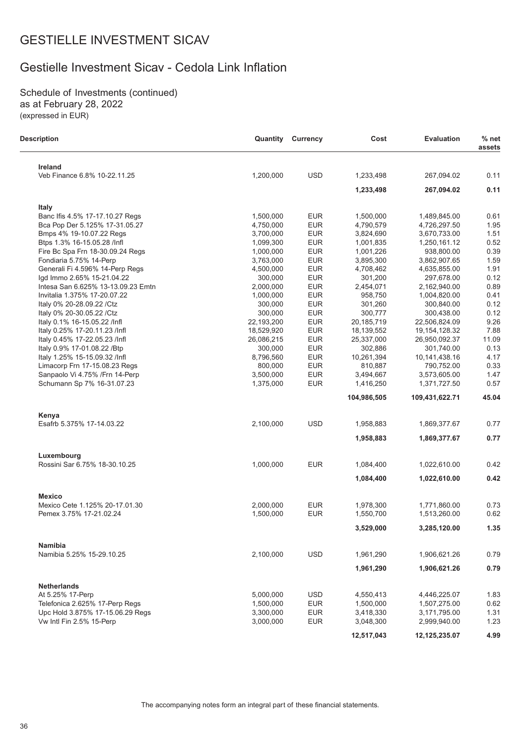# GESTIELLE INVESTMENT SICAV

## Gestielle Investment Sicav - Cedola Link Inflation

Schedule of Investments (continued)
as at February 28, 2022
(expressed in EUR)

| Description | Quantity | Currency | Cost | Evaluation | % net assets |
|---|---|---|---|---|---|
| **Ireland** | | | | | |
| Veb Finance 6.8% 10-22.11.25 | 1,200,000 | USD | 1,233,498 | 267,094.02 | 0.11 |
| | | | **1,233,498** | **267,094.02** | **0.11** |
| **Italy** | | | | | |
| Banc Ifis 4.5% 17-17.10.27 Regs | 1,500,000 | EUR | 1,500,000 | 1,489,845.00 | 0.61 |
| Bca Pop Der 5.125% 17-31.05.27 | 4,750,000 | EUR | 4,790,579 | 4,726,297.50 | 1.95 |
| Bmps 4% 19-10.07.22 Regs | 3,700,000 | EUR | 3,824,690 | 3,670,733.00 | 1.51 |
| Btps 1.3% 16-15.05.28 /Infl | 1,099,300 | EUR | 1,001,835 | 1,250,161.12 | 0.52 |
| Fire Bc Spa Frn 18-30.09.24 Regs | 1,000,000 | EUR | 1,001,226 | 938,800.00 | 0.39 |
| Fondiaria 5.75% 14-Perp | 3,763,000 | EUR | 3,895,300 | 3,862,907.65 | 1.59 |
| Generali Fi 4.596% 14-Perp Regs | 4,500,000 | EUR | 4,708,462 | 4,635,855.00 | 1.91 |
| Igd Immo 2.65% 15-21.04.22 | 300,000 | EUR | 301,200 | 297,678.00 | 0.12 |
| Intesa San 6.625% 13-13.09.23 Emtn | 2,000,000 | EUR | 2,454,071 | 2,162,940.00 | 0.89 |
| Invitalia 1.375% 17-20.07.22 | 1,000,000 | EUR | 958,750 | 1,004,820.00 | 0.41 |
| Italy 0% 20-28.09.22 /Ctz | 300,000 | EUR | 301,260 | 300,840.00 | 0.12 |
| Italy 0% 20-30.05.22 /Ctz | 300,000 | EUR | 300,777 | 300,438.00 | 0.12 |
| Italy 0.1% 16-15.05.22 /Infl | 22,193,200 | EUR | 20,185,719 | 22,506,824.09 | 9.26 |
| Italy 0.25% 17-20.11.23 /Infl | 18,529,920 | EUR | 18,139,552 | 19,154,128.32 | 7.88 |
| Italy 0.45% 17-22.05.23 /Infl | 26,086,215 | EUR | 25,337,000 | 26,950,092.37 | 11.09 |
| Italy 0.9% 17-01.08.22 /Btp | 300,000 | EUR | 302,886 | 301,740.00 | 0.13 |
| Italy 1.25% 15-15.09.32 /Infl | 8,796,560 | EUR | 10,261,394 | 10,141,438.16 | 4.17 |
| Limacorp Frn 17-15.08.23 Regs | 800,000 | EUR | 810,887 | 790,752.00 | 0.33 |
| Sanpaolo Vi 4.75% /Frn 14-Perp | 3,500,000 | EUR | 3,494,667 | 3,573,605.00 | 1.47 |
| Schumann Sp 7% 16-31.07.23 | 1,375,000 | EUR | 1,416,250 | 1,371,727.50 | 0.57 |
| | | | **104,986,505** | **109,431,622.71** | **45.04** |
| **Kenya** | | | | | |
| Esafrb 5.375% 17-14.03.22 | 2,100,000 | USD | 1,958,883 | 1,869,377.67 | 0.77 |
| | | | **1,958,883** | **1,869,377.67** | **0.77** |
| **Luxembourg** | | | | | |
| Rossini Sar 6.75% 18-30.10.25 | 1,000,000 | EUR | 1,084,400 | 1,022,610.00 | 0.42 |
| | | | **1,084,400** | **1,022,610.00** | **0.42** |
| **Mexico** | | | | | |
| Mexico Cete 1.125% 20-17.01.30 | 2,000,000 | EUR | 1,978,300 | 1,771,860.00 | 0.73 |
| Pemex 3.75% 17-21.02.24 | 1,500,000 | EUR | 1,550,700 | 1,513,260.00 | 0.62 |
| | | | **3,529,000** | **3,285,120.00** | **1.35** |
| **Namibia** | | | | | |
| Namibia 5.25% 15-29.10.25 | 2,100,000 | USD | 1,961,290 | 1,906,621.26 | 0.79 |
| | | | **1,961,290** | **1,906,621.26** | **0.79** |
| **Netherlands** | | | | | |
| At 5.25% 17-Perp | 5,000,000 | USD | 4,550,413 | 4,446,225.07 | 1.83 |
| Telefonica 2.625% 17-Perp Regs | 1,500,000 | EUR | 1,500,000 | 1,507,275.00 | 0.62 |
| Upc Hold 3.875% 17-15.06.29 Regs | 3,300,000 | EUR | 3,418,330 | 3,171,795.00 | 1.31 |
| Vw Intl Fin 2.5% 15-Perp | 3,000,000 | EUR | 3,048,300 | 2,999,940.00 | 1.23 |
| | | | **12,517,043** | **12,125,235.07** | **4.99** |

The accompanying notes form an integral part of these financial statements.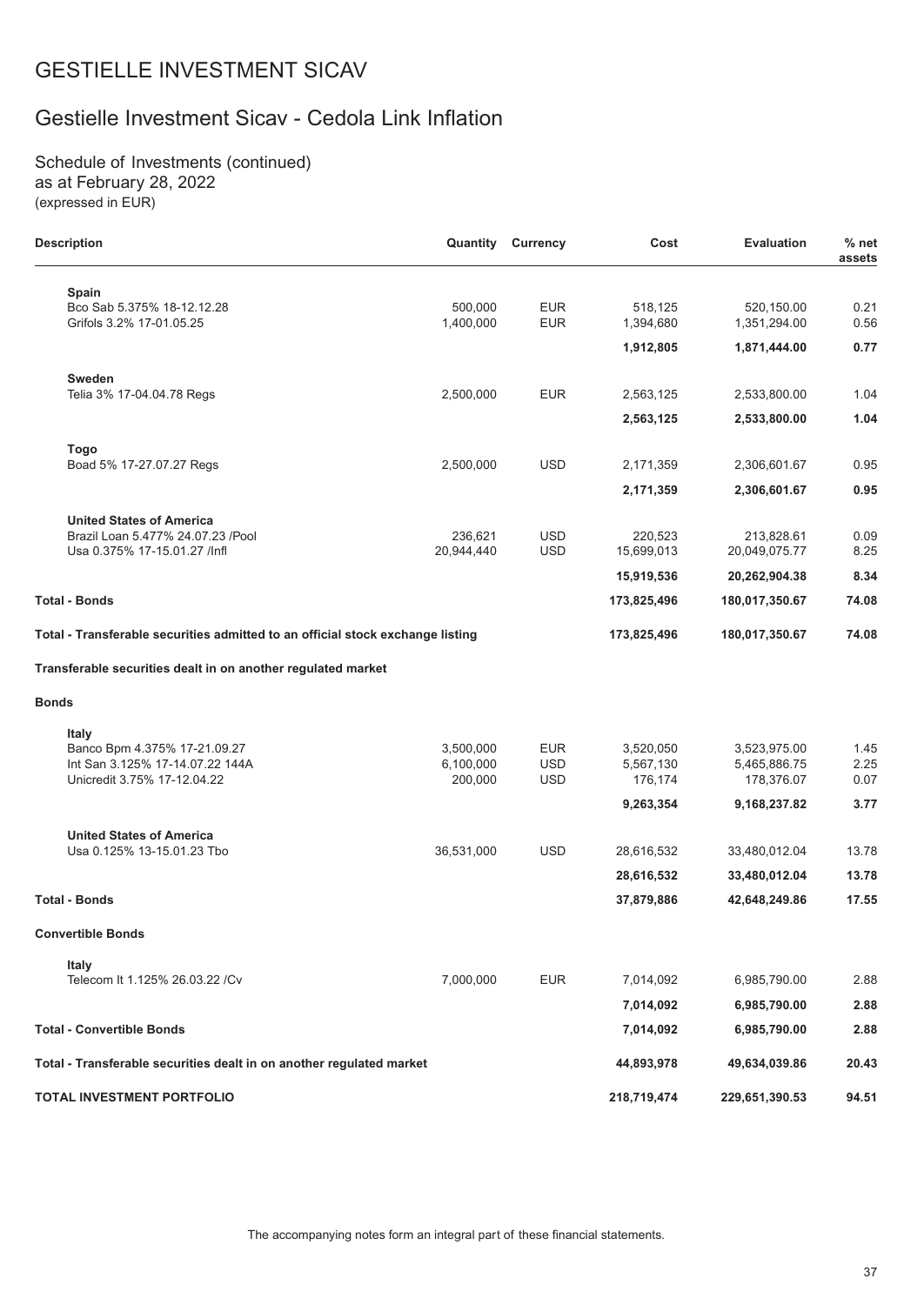# GESTIELLE INVESTMENT SICAV

## Gestielle Investment Sicav - Cedola Link Inflation

Schedule of Investments (continued)
as at February 28, 2022
(expressed in EUR)

| Description | Quantity | Currency | Cost | Evaluation | % net assets |
|---|---|---|---|---|---|
| **Spain** | | | | | |
| Bco Sab 5.375% 18-12.12.28 | 500,000 | EUR | 518,125 | 520,150.00 | 0.21 |
| Grifols 3.2% 17-01.05.25 | 1,400,000 | EUR | 1,394,680 | 1,351,294.00 | 0.56 |
| | | | **1,912,805** | **1,871,444.00** | **0.77** |
| **Sweden** | | | | | |
| Telia 3% 17-04.04.78 Regs | 2,500,000 | EUR | 2,563,125 | 2,533,800.00 | 1.04 |
| | | | **2,563,125** | **2,533,800.00** | **1.04** |
| **Togo** | | | | | |
| Boad 5% 17-27.07.27 Regs | 2,500,000 | USD | 2,171,359 | 2,306,601.67 | 0.95 |
| | | | **2,171,359** | **2,306,601.67** | **0.95** |
| **United States of America** | | | | | |
| Brazil Loan 5.477% 24.07.23 /Pool | 236,621 | USD | 220,523 | 213,828.61 | 0.09 |
| Usa 0.375% 17-15.01.27 /Infl | 20,944,440 | USD | 15,699,013 | 20,049,075.77 | 8.25 |
| | | | **15,919,536** | **20,262,904.38** | **8.34** |
| **Total - Bonds** | | | **173,825,496** | **180,017,350.67** | **74.08** |
| **Total - Transferable securities admitted to an official stock exchange listing** | | | **173,825,496** | **180,017,350.67** | **74.08** |
| **Transferable securities dealt in on another regulated market** | | | | | |
| **Bonds** | | | | | |
| **Italy** | | | | | |
| Banco Bpm 4.375% 17-21.09.27 | 3,500,000 | EUR | 3,520,050 | 3,523,975.00 | 1.45 |
| Int San 3.125% 17-14.07.22 144A | 6,100,000 | USD | 5,567,130 | 5,465,886.75 | 2.25 |
| Unicredit 3.75% 17-12.04.22 | 200,000 | USD | 176,174 | 178,376.07 | 0.07 |
| | | | **9,263,354** | **9,168,237.82** | **3.77** |
| **United States of America** | | | | | |
| Usa 0.125% 13-15.01.23 Tbo | 36,531,000 | USD | 28,616,532 | 33,480,012.04 | 13.78 |
| | | | **28,616,532** | **33,480,012.04** | **13.78** |
| **Total - Bonds** | | | **37,879,886** | **42,648,249.86** | **17.55** |
| **Convertible Bonds** | | | | | |
| **Italy** | | | | | |
| Telecom It 1.125% 26.03.22 /Cv | 7,000,000 | EUR | 7,014,092 | 6,985,790.00 | 2.88 |
| | | | **7,014,092** | **6,985,790.00** | **2.88** |
| **Total - Convertible Bonds** | | | **7,014,092** | **6,985,790.00** | **2.88** |
| **Total - Transferable securities dealt in on another regulated market** | | | **44,893,978** | **49,634,039.86** | **20.43** |
| **TOTAL INVESTMENT PORTFOLIO** | | | **218,719,474** | **229,651,390.53** | **94.51** |

The accompanying notes form an integral part of these financial statements.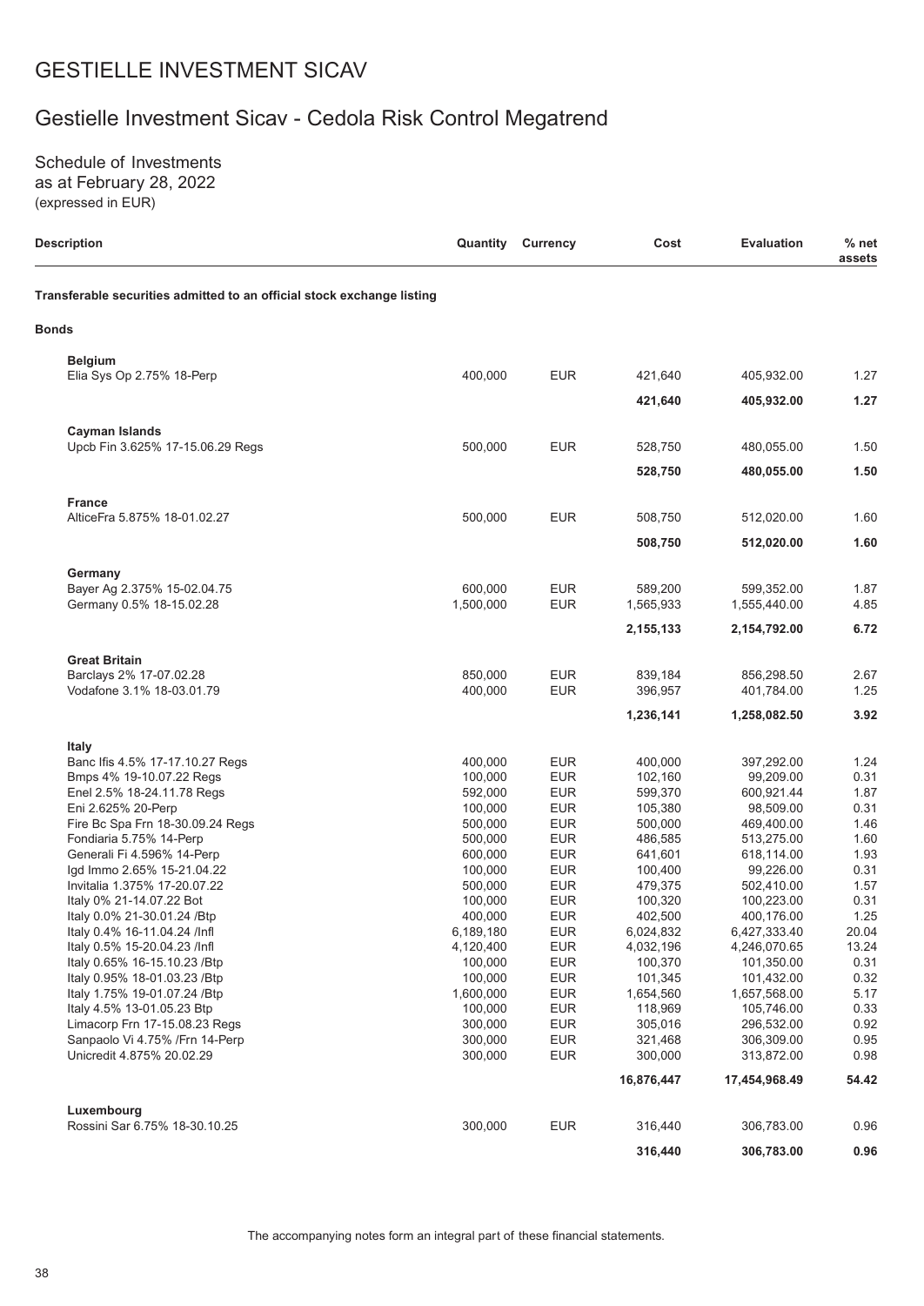# GESTIELLE INVESTMENT SICAV

## Gestielle Investment Sicav - Cedola Risk Control Megatrend

Schedule of Investments
as at February 28, 2022
(expressed in EUR)

| Description | Quantity | Currency | Cost | Evaluation | % net assets |
|---|---|---|---|---|---|
| **Transferable securities admitted to an official stock exchange listing** | | | | | |
| **Bonds** | | | | | |
| **Belgium** | | | | | |
| Elia Sys Op 2.75% 18-Perp | 400,000 | EUR | 421,640 | 405,932.00 | 1.27 |
| | | | **421,640** | **405,932.00** | **1.27** |
| **Cayman Islands** | | | | | |
| Upcb Fin 3.625% 17-15.06.29 Regs | 500,000 | EUR | 528,750 | 480,055.00 | 1.50 |
| | | | **528,750** | **480,055.00** | **1.50** |
| **France** | | | | | |
| AlticeFra 5.875% 18-01.02.27 | 500,000 | EUR | 508,750 | 512,020.00 | 1.60 |
| | | | **508,750** | **512,020.00** | **1.60** |
| **Germany** | | | | | |
| Bayer Ag 2.375% 15-02.04.75 | 600,000 | EUR | 589,200 | 599,352.00 | 1.87 |
| Germany 0.5% 18-15.02.28 | 1,500,000 | EUR | 1,565,933 | 1,555,440.00 | 4.85 |
| | | | **2,155,133** | **2,154,792.00** | **6.72** |
| **Great Britain** | | | | | |
| Barclays 2% 17-07.02.28 | 850,000 | EUR | 839,184 | 856,298.50 | 2.67 |
| Vodafone 3.1% 18-03.01.79 | 400,000 | EUR | 396,957 | 401,784.00 | 1.25 |
| | | | **1,236,141** | **1,258,082.50** | **3.92** |
| **Italy** | | | | | |
| Banc Ifis 4.5% 17-17.10.27 Regs | 400,000 | EUR | 400,000 | 397,292.00 | 1.24 |
| Bmps 4% 19-10.07.22 Regs | 100,000 | EUR | 102,160 | 99,209.00 | 0.31 |
| Enel 2.5% 18-24.11.78 Regs | 592,000 | EUR | 599,370 | 600,921.44 | 1.87 |
| Eni 2.625% 20-Perp | 100,000 | EUR | 105,380 | 98,509.00 | 0.31 |
| Fire Bc Spa Frn 18-30.09.24 Regs | 500,000 | EUR | 500,000 | 469,400.00 | 1.46 |
| Fondiaria 5.75% 14-Perp | 500,000 | EUR | 486,585 | 513,275.00 | 1.60 |
| Generali Fi 4.596% 14-Perp | 600,000 | EUR | 641,601 | 618,114.00 | 1.93 |
| Igd Immo 2.65% 15-21.04.22 | 100,000 | EUR | 100,400 | 99,226.00 | 0.31 |
| Invitalia 1.375% 17-20.07.22 | 500,000 | EUR | 479,375 | 502,410.00 | 1.57 |
| Italy 0% 21-14.07.22 Bot | 100,000 | EUR | 100,320 | 100,223.00 | 0.31 |
| Italy 0.0% 21-30.01.24 /Btp | 400,000 | EUR | 402,500 | 400,176.00 | 1.25 |
| Italy 0.4% 16-11.04.24 /Infl | 6,189,180 | EUR | 6,024,832 | 6,427,333.40 | 20.04 |
| Italy 0.5% 15-20.04.23 /Infl | 4,120,400 | EUR | 4,032,196 | 4,246,070.65 | 13.24 |
| Italy 0.65% 16-15.10.23 /Btp | 100,000 | EUR | 100,370 | 101,350.00 | 0.31 |
| Italy 0.95% 18-01.03.23 /Btp | 100,000 | EUR | 101,345 | 101,432.00 | 0.32 |
| Italy 1.75% 19-01.07.24 /Btp | 1,600,000 | EUR | 1,654,560 | 1,657,568.00 | 5.17 |
| Italy 4.5% 13-01.05.23 Btp | 100,000 | EUR | 118,969 | 105,746.00 | 0.33 |
| Limacorp Frn 17-15.08.23 Regs | 300,000 | EUR | 305,016 | 296,532.00 | 0.92 |
| Sanpaolo Vi 4.75% /Frn 14-Perp | 300,000 | EUR | 321,468 | 306,309.00 | 0.95 |
| Unicredit 4.875% 20.02.29 | 300,000 | EUR | 300,000 | 313,872.00 | 0.98 |
| | | | **16,876,447** | **17,454,968.49** | **54.42** |
| **Luxembourg** | | | | | |
| Rossini Sar 6.75% 18-30.10.25 | 300,000 | EUR | 316,440 | 306,783.00 | 0.96 |
| | | | **316,440** | **306,783.00** | **0.96** |

The accompanying notes form an integral part of these financial statements.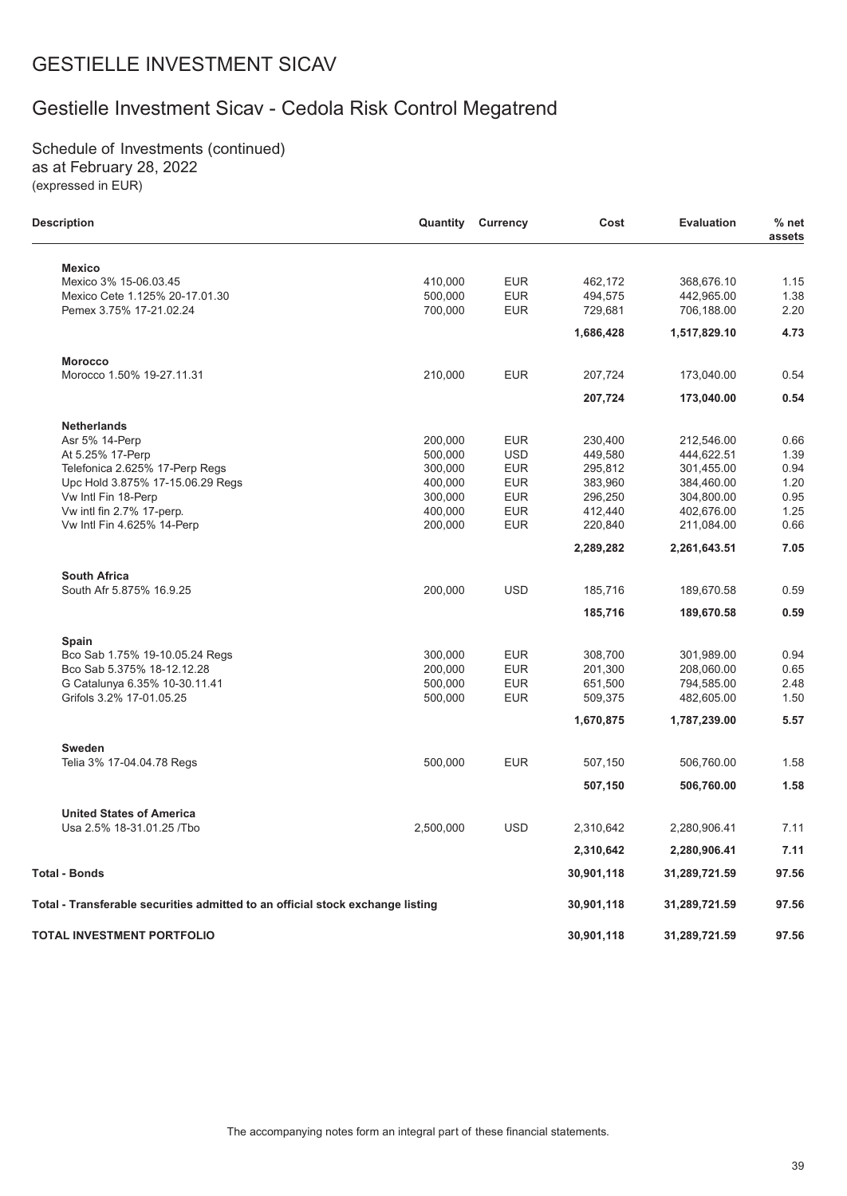# GESTIELLE INVESTMENT SICAV

## Gestielle Investment Sicav - Cedola Risk Control Megatrend

Schedule of Investments (continued)
as at February 28, 2022
(expressed in EUR)

| Description | Quantity | Currency | Cost | Evaluation | % net assets |
|---|---|---|---|---|---|
| **Mexico** | | | | | |
| Mexico 3% 15-06.03.45 | 410,000 | EUR | 462,172 | 368,676.10 | 1.15 |
| Mexico Cete 1.125% 20-17.01.30 | 500,000 | EUR | 494,575 | 442,965.00 | 1.38 |
| Pemex 3.75% 17-21.02.24 | 700,000 | EUR | 729,681 | 706,188.00 | 2.20 |
| | | | **1,686,428** | **1,517,829.10** | **4.73** |
| **Morocco** | | | | | |
| Morocco 1.50% 19-27.11.31 | 210,000 | EUR | 207,724 | 173,040.00 | 0.54 |
| | | | **207,724** | **173,040.00** | **0.54** |
| **Netherlands** | | | | | |
| Asr 5% 14-Perp | 200,000 | EUR | 230,400 | 212,546.00 | 0.66 |
| At 5.25% 17-Perp | 500,000 | USD | 449,580 | 444,622.51 | 1.39 |
| Telefonica 2.625% 17-Perp Regs | 300,000 | EUR | 295,812 | 301,455.00 | 0.94 |
| Upc Hold 3.875% 17-15.06.29 Regs | 400,000 | EUR | 383,960 | 384,460.00 | 1.20 |
| Vw Intl Fin 18-Perp | 300,000 | EUR | 296,250 | 304,800.00 | 0.95 |
| Vw intl fin 2.7% 17-perp. | 400,000 | EUR | 412,440 | 402,676.00 | 1.25 |
| Vw Intl Fin 4.625% 14-Perp | 200,000 | EUR | 220,840 | 211,084.00 | 0.66 |
| | | | **2,289,282** | **2,261,643.51** | **7.05** |
| **South Africa** | | | | | |
| South Afr 5.875% 16.9.25 | 200,000 | USD | 185,716 | 189,670.58 | 0.59 |
| | | | **185,716** | **189,670.58** | **0.59** |
| **Spain** | | | | | |
| Bco Sab 1.75% 19-10.05.24 Regs | 300,000 | EUR | 308,700 | 301,989.00 | 0.94 |
| Bco Sab 5.375% 18-12.12.28 | 200,000 | EUR | 201,300 | 208,060.00 | 0.65 |
| G Catalunya 6.35% 10-30.11.41 | 500,000 | EUR | 651,500 | 794,585.00 | 2.48 |
| Grifols 3.2% 17-01.05.25 | 500,000 | EUR | 509,375 | 482,605.00 | 1.50 |
| | | | **1,670,875** | **1,787,239.00** | **5.57** |
| **Sweden** | | | | | |
| Telia 3% 17-04.04.78 Regs | 500,000 | EUR | 507,150 | 506,760.00 | 1.58 |
| | | | **507,150** | **506,760.00** | **1.58** |
| **United States of America** | | | | | |
| Usa 2.5% 18-31.01.25 /Tbo | 2,500,000 | USD | 2,310,642 | 2,280,906.41 | 7.11 |
| | | | **2,310,642** | **2,280,906.41** | **7.11** |
| **Total - Bonds** | | | **30,901,118** | **31,289,721.59** | **97.56** |
| **Total - Transferable securities admitted to an official stock exchange listing** | | | **30,901,118** | **31,289,721.59** | **97.56** |
| **TOTAL INVESTMENT PORTFOLIO** | | | **30,901,118** | **31,289,721.59** | **97.56** |

The accompanying notes form an integral part of these financial statements.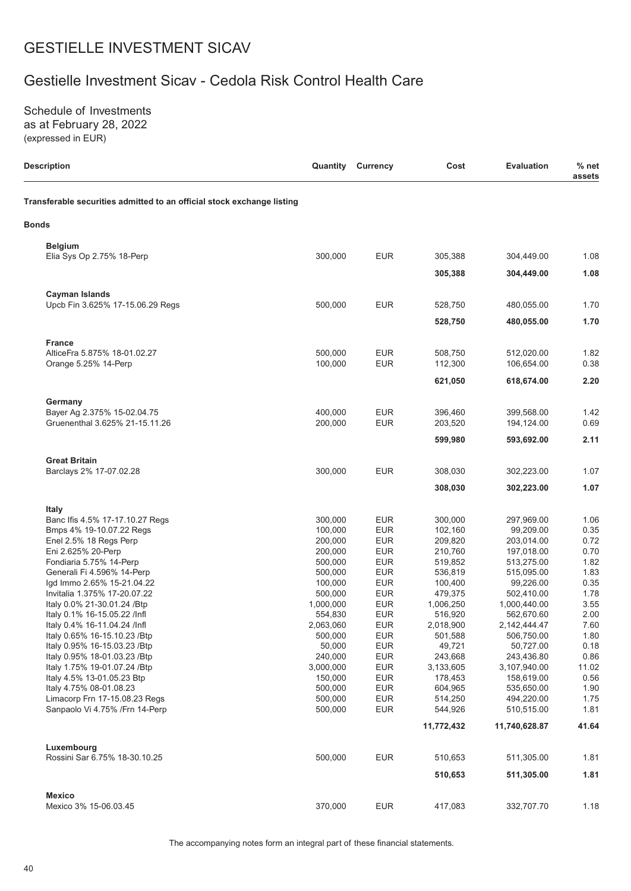# GESTIELLE INVESTMENT SICAV

## Gestielle Investment Sicav - Cedola Risk Control Health Care

Schedule of Investments
as at February 28, 2022
(expressed in EUR)

| Description | Quantity | Currency | Cost | Evaluation | % net assets |
|---|---|---|---|---|---|
| **Transferable securities admitted to an official stock exchange listing** | | | | | |
| **Bonds** | | | | | |
| **Belgium** | | | | | |
| Elia Sys Op 2.75% 18-Perp | 300,000 | EUR | 305,388 | 304,449.00 | 1.08 |
| | | | **305,388** | **304,449.00** | **1.08** |
| **Cayman Islands** | | | | | |
| Upcb Fin 3.625% 17-15.06.29 Regs | 500,000 | EUR | 528,750 | 480,055.00 | 1.70 |
| | | | **528,750** | **480,055.00** | **1.70** |
| **France** | | | | | |
| AlticeFra 5.875% 18-01.02.27 | 500,000 | EUR | 508,750 | 512,020.00 | 1.82 |
| Orange 5.25% 14-Perp | 100,000 | EUR | 112,300 | 106,654.00 | 0.38 |
| | | | **621,050** | **618,674.00** | **2.20** |
| **Germany** | | | | | |
| Bayer Ag 2.375% 15-02.04.75 | 400,000 | EUR | 396,460 | 399,568.00 | 1.42 |
| Gruenenthal 3.625% 21-15.11.26 | 200,000 | EUR | 203,520 | 194,124.00 | 0.69 |
| | | | **599,980** | **593,692.00** | **2.11** |
| **Great Britain** | | | | | |
| Barclays 2% 17-07.02.28 | 300,000 | EUR | 308,030 | 302,223.00 | 1.07 |
| | | | **308,030** | **302,223.00** | **1.07** |
| **Italy** | | | | | |
| Banc Ifis 4.5% 17-17.10.27 Regs | 300,000 | EUR | 300,000 | 297,969.00 | 1.06 |
| Bmps 4% 19-10.07.22 Regs | 100,000 | EUR | 102,160 | 99,209.00 | 0.35 |
| Enel 2.5% 18 Regs Perp | 200,000 | EUR | 209,820 | 203,014.00 | 0.72 |
| Eni 2.625% 20-Perp | 200,000 | EUR | 210,760 | 197,018.00 | 0.70 |
| Fondiaria 5.75% 14-Perp | 500,000 | EUR | 519,852 | 513,275.00 | 1.82 |
| Generali Fi 4.596% 14-Perp | 500,000 | EUR | 536,819 | 515,095.00 | 1.83 |
| Igd Immo 2.65% 15-21.04.22 | 100,000 | EUR | 100,400 | 99,226.00 | 0.35 |
| Invitalia 1.375% 17-20.07.22 | 500,000 | EUR | 479,375 | 502,410.00 | 1.78 |
| Italy 0.0% 21-30.01.24 /Btp | 1,000,000 | EUR | 1,006,250 | 1,000,440.00 | 3.55 |
| Italy 0.1% 16-15.05.22 /Infl | 554,830 | EUR | 516,920 | 562,670.60 | 2.00 |
| Italy 0.4% 16-11.04.24 /Infl | 2,063,060 | EUR | 2,018,900 | 2,142,444.47 | 7.60 |
| Italy 0.65% 16-15.10.23 /Btp | 500,000 | EUR | 501,588 | 506,750.00 | 1.80 |
| Italy 0.95% 16-15.03.23 /Btp | 50,000 | EUR | 49,721 | 50,727.00 | 0.18 |
| Italy 0.95% 18-01.03.23 /Btp | 240,000 | EUR | 243,668 | 243,436.80 | 0.86 |
| Italy 1.75% 19-01.07.24 /Btp | 3,000,000 | EUR | 3,133,605 | 3,107,940.00 | 11.02 |
| Italy 4.5% 13-01.05.23 Btp | 150,000 | EUR | 178,453 | 158,619.00 | 0.56 |
| Italy 4.75% 08-01.08.23 | 500,000 | EUR | 604,965 | 535,650.00 | 1.90 |
| Limacorp Frn 17-15.08.23 Regs | 500,000 | EUR | 514,250 | 494,220.00 | 1.75 |
| Sanpaolo Vi 4.75% /Frn 14-Perp | 500,000 | EUR | 544,926 | 510,515.00 | 1.81 |
| | | | **11,772,432** | **11,740,628.87** | **41.64** |
| **Luxembourg** | | | | | |
| Rossini Sar 6.75% 18-30.10.25 | 500,000 | EUR | 510,653 | 511,305.00 | 1.81 |
| | | | **510,653** | **511,305.00** | **1.81** |
| **Mexico** | | | | | |
| Mexico 3% 15-06.03.45 | 370,000 | EUR | 417,083 | 332,707.70 | 1.18 |

The accompanying notes form an integral part of these financial statements.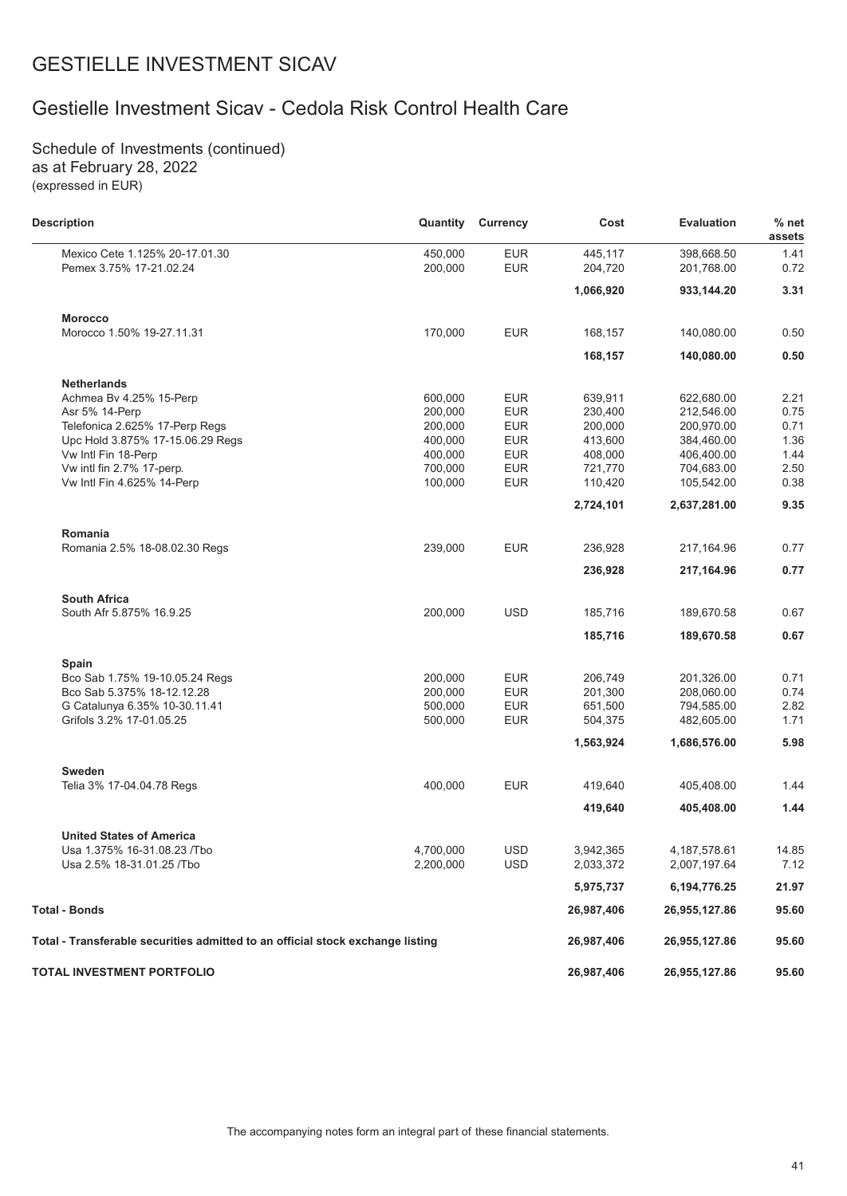# GESTIELLE INVESTMENT SICAV

## Gestielle Investment Sicav - Cedola Risk Control Health Care

Schedule of Investments (continued)
as at February 28, 2022
(expressed in EUR)

| Description | Quantity | Currency | Cost | Evaluation | % net assets |
|---|---|---|---|---|---|
| Mexico Cete 1.125% 20-17.01.30 | 450,000 | EUR | 445,117 | 398,668.50 | 1.41 |
| Pemex 3.75% 17-21.02.24 | 200,000 | EUR | 204,720 | 201,768.00 | 0.72 |
| | | | **1,066,920** | **933,144.20** | **3.31** |
| **Morocco** | | | | | |
| Morocco 1.50% 19-27.11.31 | 170,000 | EUR | 168,157 | 140,080.00 | 0.50 |
| | | | **168,157** | **140,080.00** | **0.50** |
| **Netherlands** | | | | | |
| Achmea Bv 4.25% 15-Perp | 600,000 | EUR | 639,911 | 622,680.00 | 2.21 |
| Asr 5% 14-Perp | 200,000 | EUR | 230,400 | 212,546.00 | 0.75 |
| Telefonica 2.625% 17-Perp Regs | 200,000 | EUR | 200,000 | 200,970.00 | 0.71 |
| Upc Hold 3.875% 17-15.06.29 Regs | 400,000 | EUR | 413,600 | 384,460.00 | 1.36 |
| Vw Intl Fin 18-Perp | 400,000 | EUR | 408,000 | 406,400.00 | 1.44 |
| Vw intl fin 2.7% 17-perp. | 700,000 | EUR | 721,770 | 704,683.00 | 2.50 |
| Vw Intl Fin 4.625% 14-Perp | 100,000 | EUR | 110,420 | 105,542.00 | 0.38 |
| | | | **2,724,101** | **2,637,281.00** | **9.35** |
| **Romania** | | | | | |
| Romania 2.5% 18-08.02.30 Regs | 239,000 | EUR | 236,928 | 217,164.96 | 0.77 |
| | | | **236,928** | **217,164.96** | **0.77** |
| **South Africa** | | | | | |
| South Afr 5.875% 16.9.25 | 200,000 | USD | 185,716 | 189,670.58 | 0.67 |
| | | | **185,716** | **189,670.58** | **0.67** |
| **Spain** | | | | | |
| Bco Sab 1.75% 19-10.05.24 Regs | 200,000 | EUR | 206,749 | 201,326.00 | 0.71 |
| Bco Sab 5.375% 18-12.12.28 | 200,000 | EUR | 201,300 | 208,060.00 | 0.74 |
| G Catalunya 6.35% 10-30.11.41 | 500,000 | EUR | 651,500 | 794,585.00 | 2.82 |
| Grifols 3.2% 17-01.05.25 | 500,000 | EUR | 504,375 | 482,605.00 | 1.71 |
| | | | **1,563,924** | **1,686,576.00** | **5.98** |
| **Sweden** | | | | | |
| Telia 3% 17-04.04.78 Regs | 400,000 | EUR | 419,640 | 405,408.00 | 1.44 |
| | | | **419,640** | **405,408.00** | **1.44** |
| **United States of America** | | | | | |
| Usa 1.375% 16-31.08.23 /Tbo | 4,700,000 | USD | 3,942,365 | 4,187,578.61 | 14.85 |
| Usa 2.5% 18-31.01.25 /Tbo | 2,200,000 | USD | 2,033,372 | 2,007,197.64 | 7.12 |
| | | | **5,975,737** | **6,194,776.25** | **21.97** |
| **Total - Bonds** | | | **26,987,406** | **26,955,127.86** | **95.60** |
| **Total - Transferable securities admitted to an official stock exchange listing** | | | **26,987,406** | **26,955,127.86** | **95.60** |
| **TOTAL INVESTMENT PORTFOLIO** | | | **26,987,406** | **26,955,127.86** | **95.60** |

The accompanying notes form an integral part of these financial statements.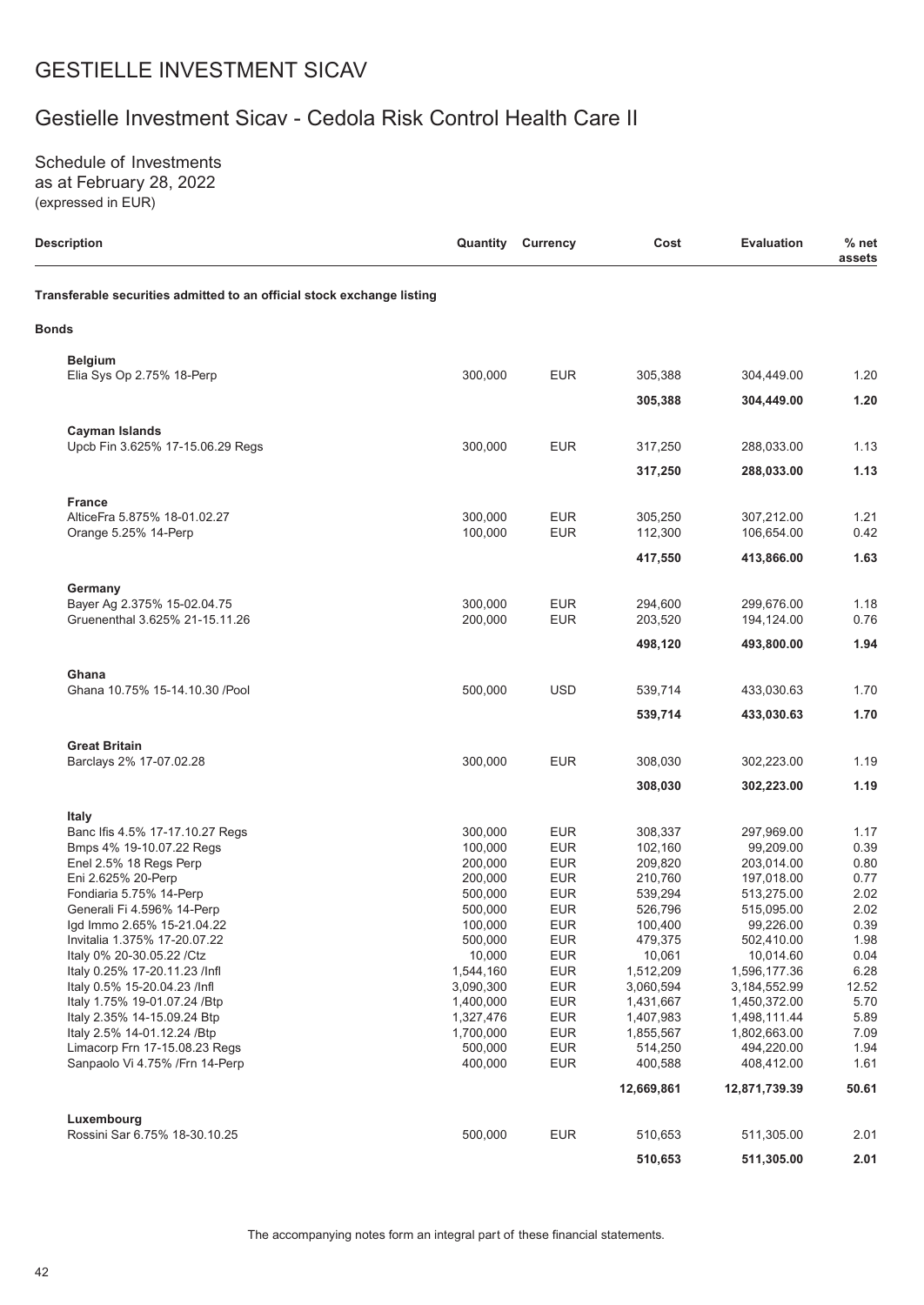# GESTIELLE INVESTMENT SICAV

## Gestielle Investment Sicav - Cedola Risk Control Health Care II

Schedule of Investments
as at February 28, 2022
(expressed in EUR)

| Description | Quantity | Currency | Cost | Evaluation | % net assets |
|---|---|---|---|---|---|
| **Transferable securities admitted to an official stock exchange listing** | | | | | |
| **Bonds** | | | | | |
| **Belgium** | | | | | |
| Elia Sys Op 2.75% 18-Perp | 300,000 | EUR | 305,388 | 304,449.00 | 1.20 |
| | | | **305,388** | **304,449.00** | **1.20** |
| **Cayman Islands** | | | | | |
| Upcb Fin 3.625% 17-15.06.29 Regs | 300,000 | EUR | 317,250 | 288,033.00 | 1.13 |
| | | | **317,250** | **288,033.00** | **1.13** |
| **France** | | | | | |
| AlticeFra 5.875% 18-01.02.27 | 300,000 | EUR | 305,250 | 307,212.00 | 1.21 |
| Orange 5.25% 14-Perp | 100,000 | EUR | 112,300 | 106,654.00 | 0.42 |
| | | | **417,550** | **413,866.00** | **1.63** |
| **Germany** | | | | | |
| Bayer Ag 2.375% 15-02.04.75 | 300,000 | EUR | 294,600 | 299,676.00 | 1.18 |
| Gruenenthal 3.625% 21-15.11.26 | 200,000 | EUR | 203,520 | 194,124.00 | 0.76 |
| | | | **498,120** | **493,800.00** | **1.94** |
| **Ghana** | | | | | |
| Ghana 10.75% 15-14.10.30 /Pool | 500,000 | USD | 539,714 | 433,030.63 | 1.70 |
| | | | **539,714** | **433,030.63** | **1.70** |
| **Great Britain** | | | | | |
| Barclays 2% 17-07.02.28 | 300,000 | EUR | 308,030 | 302,223.00 | 1.19 |
| | | | **308,030** | **302,223.00** | **1.19** |
| **Italy** | | | | | |
| Banc Ifis 4.5% 17-17.10.27 Regs | 300,000 | EUR | 308,337 | 297,969.00 | 1.17 |
| Bmps 4% 19-10.07.22 Regs | 100,000 | EUR | 102,160 | 99,209.00 | 0.39 |
| Enel 2.5% 18 Regs Perp | 200,000 | EUR | 209,820 | 203,014.00 | 0.80 |
| Eni 2.625% 20-Perp | 200,000 | EUR | 210,760 | 197,018.00 | 0.77 |
| Fondiaria 5.75% 14-Perp | 500,000 | EUR | 539,294 | 513,275.00 | 2.02 |
| Generali Fi 4.596% 14-Perp | 500,000 | EUR | 526,796 | 515,095.00 | 2.02 |
| Igd Immo 2.65% 15-21.04.22 | 100,000 | EUR | 100,400 | 99,226.00 | 0.39 |
| Invitalia 1.375% 17-20.07.22 | 500,000 | EUR | 479,375 | 502,410.00 | 1.98 |
| Italy 0% 20-30.05.22 /Ctz | 10,000 | EUR | 10,061 | 10,014.60 | 0.04 |
| Italy 0.25% 17-20.11.23 /Infl | 1,544,160 | EUR | 1,512,209 | 1,596,177.36 | 6.28 |
| Italy 0.5% 15-20.04.23 /Infl | 3,090,300 | EUR | 3,060,594 | 3,184,552.99 | 12.52 |
| Italy 1.75% 19-01.07.24 /Btp | 1,400,000 | EUR | 1,431,667 | 1,450,372.00 | 5.70 |
| Italy 2.35% 14-15.09.24 Btp | 1,327,476 | EUR | 1,407,983 | 1,498,111.44 | 5.89 |
| Italy 2.5% 14-01.12.24 /Btp | 1,700,000 | EUR | 1,855,567 | 1,802,663.00 | 7.09 |
| Limacorp Frn 17-15.08.23 Regs | 500,000 | EUR | 514,250 | 494,220.00 | 1.94 |
| Sanpaolo Vi 4.75% /Frn 14-Perp | 400,000 | EUR | 400,588 | 408,412.00 | 1.61 |
| | | | **12,669,861** | **12,871,739.39** | **50.61** |
| **Luxembourg** | | | | | |
| Rossini Sar 6.75% 18-30.10.25 | 500,000 | EUR | 510,653 | 511,305.00 | 2.01 |
| | | | **510,653** | **511,305.00** | **2.01** |

The accompanying notes form an integral part of these financial statements.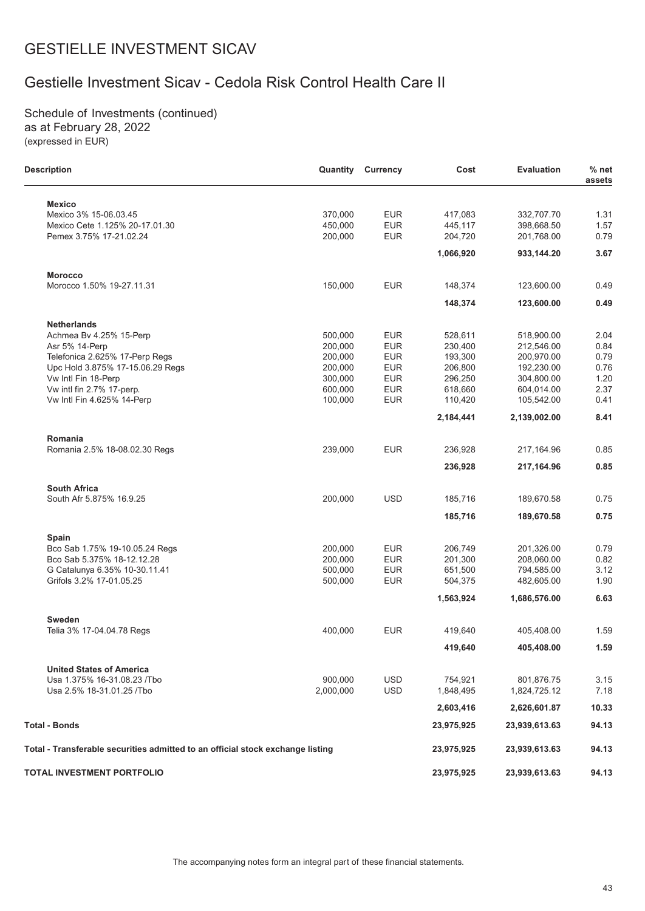# GESTIELLE INVESTMENT SICAV

## Gestielle Investment Sicav - Cedola Risk Control Health Care II

Schedule of Investments (continued)
as at February 28, 2022
(expressed in EUR)

| Description | Quantity | Currency | Cost | Evaluation | % net assets |
|---|---|---|---|---|---|
| **Mexico** | | | | | |
| Mexico 3% 15-06.03.45 | 370,000 | EUR | 417,083 | 332,707.70 | 1.31 |
| Mexico Cete 1.125% 20-17.01.30 | 450,000 | EUR | 445,117 | 398,668.50 | 1.57 |
| Pemex 3.75% 17-21.02.24 | 200,000 | EUR | 204,720 | 201,768.00 | 0.79 |
| | | | **1,066,920** | **933,144.20** | **3.67** |
| **Morocco** | | | | | |
| Morocco 1.50% 19-27.11.31 | 150,000 | EUR | 148,374 | 123,600.00 | 0.49 |
| | | | **148,374** | **123,600.00** | **0.49** |
| **Netherlands** | | | | | |
| Achmea Bv 4.25% 15-Perp | 500,000 | EUR | 528,611 | 518,900.00 | 2.04 |
| Asr 5% 14-Perp | 200,000 | EUR | 230,400 | 212,546.00 | 0.84 |
| Telefonica 2.625% 17-Perp Regs | 200,000 | EUR | 193,300 | 200,970.00 | 0.79 |
| Upc Hold 3.875% 17-15.06.29 Regs | 200,000 | EUR | 206,800 | 192,230.00 | 0.76 |
| Vw Intl Fin 18-Perp | 300,000 | EUR | 296,250 | 304,800.00 | 1.20 |
| Vw intl fin 2.7% 17-perp. | 600,000 | EUR | 618,660 | 604,014.00 | 2.37 |
| Vw Intl Fin 4.625% 14-Perp | 100,000 | EUR | 110,420 | 105,542.00 | 0.41 |
| | | | **2,184,441** | **2,139,002.00** | **8.41** |
| **Romania** | | | | | |
| Romania 2.5% 18-08.02.30 Regs | 239,000 | EUR | 236,928 | 217,164.96 | 0.85 |
| | | | **236,928** | **217,164.96** | **0.85** |
| **South Africa** | | | | | |
| South Afr 5.875% 16.9.25 | 200,000 | USD | 185,716 | 189,670.58 | 0.75 |
| | | | **185,716** | **189,670.58** | **0.75** |
| **Spain** | | | | | |
| Bco Sab 1.75% 19-10.05.24 Regs | 200,000 | EUR | 206,749 | 201,326.00 | 0.79 |
| Bco Sab 5.375% 18-12.12.28 | 200,000 | EUR | 201,300 | 208,060.00 | 0.82 |
| G Catalunya 6.35% 10-30.11.41 | 500,000 | EUR | 651,500 | 794,585.00 | 3.12 |
| Grifols 3.2% 17-01.05.25 | 500,000 | EUR | 504,375 | 482,605.00 | 1.90 |
| | | | **1,563,924** | **1,686,576.00** | **6.63** |
| **Sweden** | | | | | |
| Telia 3% 17-04.04.78 Regs | 400,000 | EUR | 419,640 | 405,408.00 | 1.59 |
| | | | **419,640** | **405,408.00** | **1.59** |
| **United States of America** | | | | | |
| Usa 1.375% 16-31.08.23 /Tbo | 900,000 | USD | 754,921 | 801,876.75 | 3.15 |
| Usa 2.5% 18-31.01.25 /Tbo | 2,000,000 | USD | 1,848,495 | 1,824,725.12 | 7.18 |
| | | | **2,603,416** | **2,626,601.87** | **10.33** |
| **Total - Bonds** | | | **23,975,925** | **23,939,613.63** | **94.13** |
| **Total - Transferable securities admitted to an official stock exchange listing** | | | **23,975,925** | **23,939,613.63** | **94.13** |
| **TOTAL INVESTMENT PORTFOLIO** | | | **23,975,925** | **23,939,613.63** | **94.13** |

The accompanying notes form an integral part of these financial statements.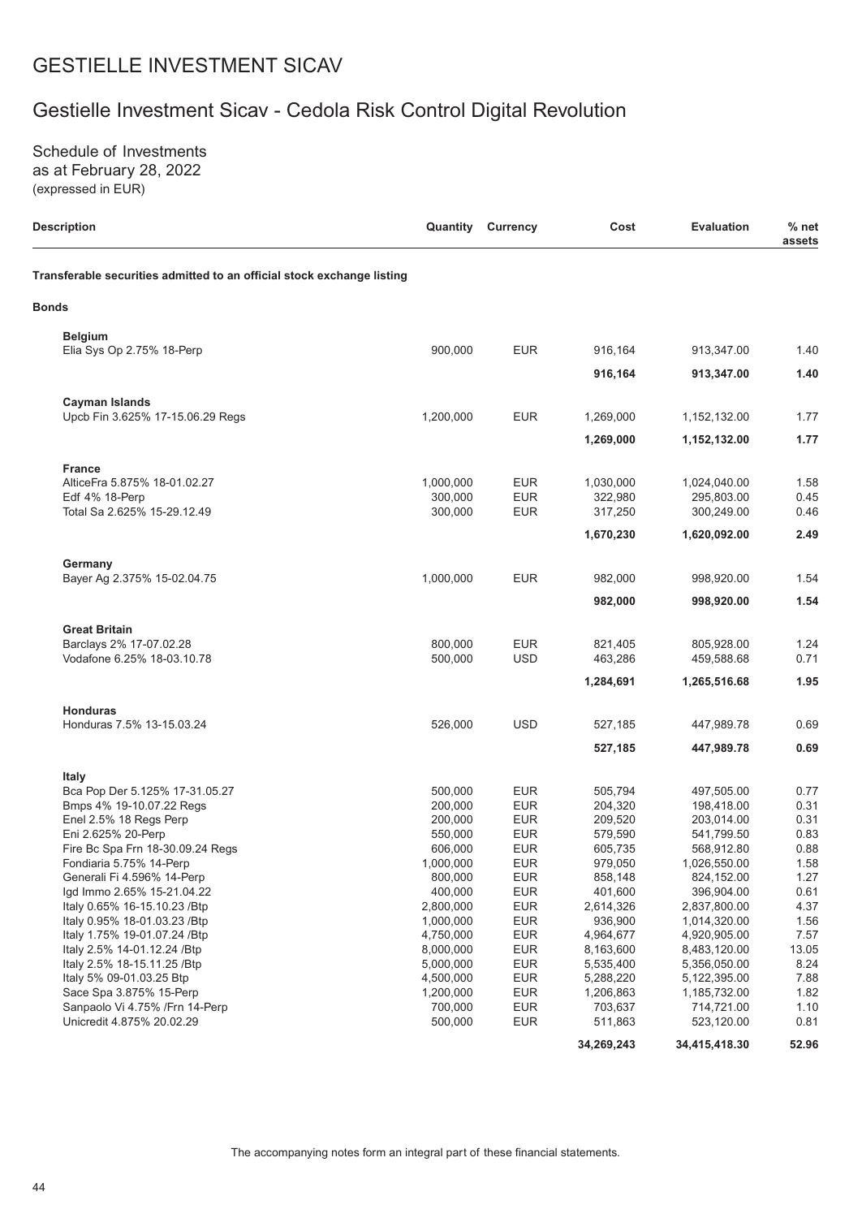# GESTIELLE INVESTMENT SICAV

## Gestielle Investment Sicav - Cedola Risk Control Digital Revolution

Schedule of Investments
as at February 28, 2022
(expressed in EUR)

| Description | Quantity | Currency | Cost | Evaluation | % net assets |
|---|---|---|---|---|---|
| **Transferable securities admitted to an official stock exchange listing** | | | | | |
| **Bonds** | | | | | |
| **Belgium** | | | | | |
| Elia Sys Op 2.75% 18-Perp | 900,000 | EUR | 916,164 | 913,347.00 | 1.40 |
| | | | **916,164** | **913,347.00** | **1.40** |
| **Cayman Islands** | | | | | |
| Upcb Fin 3.625% 17-15.06.29 Regs | 1,200,000 | EUR | 1,269,000 | 1,152,132.00 | 1.77 |
| | | | **1,269,000** | **1,152,132.00** | **1.77** |
| **France** | | | | | |
| AlticeFra 5.875% 18-01.02.27 | 1,000,000 | EUR | 1,030,000 | 1,024,040.00 | 1.58 |
| Edf 4% 18-Perp | 300,000 | EUR | 322,980 | 295,803.00 | 0.45 |
| Total Sa 2.625% 15-29.12.49 | 300,000 | EUR | 317,250 | 300,249.00 | 0.46 |
| | | | **1,670,230** | **1,620,092.00** | **2.49** |
| **Germany** | | | | | |
| Bayer Ag 2.375% 15-02.04.75 | 1,000,000 | EUR | 982,000 | 998,920.00 | 1.54 |
| | | | **982,000** | **998,920.00** | **1.54** |
| **Great Britain** | | | | | |
| Barclays 2% 17-07.02.28 | 800,000 | EUR | 821,405 | 805,928.00 | 1.24 |
| Vodafone 6.25% 18-03.10.78 | 500,000 | USD | 463,286 | 459,588.68 | 0.71 |
| | | | **1,284,691** | **1,265,516.68** | **1.95** |
| **Honduras** | | | | | |
| Honduras 7.5% 13-15.03.24 | 526,000 | USD | 527,185 | 447,989.78 | 0.69 |
| | | | **527,185** | **447,989.78** | **0.69** |
| **Italy** | | | | | |
| Bca Pop Der 5.125% 17-31.05.27 | 500,000 | EUR | 505,794 | 497,505.00 | 0.77 |
| Bmps 4% 19-10.07.22 Regs | 200,000 | EUR | 204,320 | 198,418.00 | 0.31 |
| Enel 2.5% 18 Regs Perp | 200,000 | EUR | 209,520 | 203,014.00 | 0.31 |
| Eni 2.625% 20-Perp | 550,000 | EUR | 579,590 | 541,799.50 | 0.83 |
| Fire Bc Spa Frn 18-30.09.24 Regs | 606,000 | EUR | 605,735 | 568,912.80 | 0.88 |
| Fondiaria 5.75% 14-Perp | 1,000,000 | EUR | 979,050 | 1,026,550.00 | 1.58 |
| Generali Fi 4.596% 14-Perp | 800,000 | EUR | 858,148 | 824,152.00 | 1.27 |
| Igd Immo 2.65% 15-21.04.22 | 400,000 | EUR | 401,600 | 396,904.00 | 0.61 |
| Italy 0.65% 16-15.10.23 /Btp | 2,800,000 | EUR | 2,614,326 | 2,837,800.00 | 4.37 |
| Italy 0.95% 18-01.03.23 /Btp | 1,000,000 | EUR | 936,900 | 1,014,320.00 | 1.56 |
| Italy 1.75% 19-01.07.24 /Btp | 4,750,000 | EUR | 4,964,677 | 4,920,905.00 | 7.57 |
| Italy 2.5% 14-01.12.24 /Btp | 8,000,000 | EUR | 8,163,600 | 8,483,120.00 | 13.05 |
| Italy 2.5% 18-15.11.25 /Btp | 5,000,000 | EUR | 5,535,400 | 5,356,050.00 | 8.24 |
| Italy 5% 09-01.03.25 Btp | 4,500,000 | EUR | 5,288,220 | 5,122,395.00 | 7.88 |
| Sace Spa 3.875% 15-Perp | 1,200,000 | EUR | 1,206,863 | 1,185,732.00 | 1.82 |
| Sanpaolo Vi 4.75% /Frn 14-Perp | 700,000 | EUR | 703,637 | 714,721.00 | 1.10 |
| Unicredit 4.875% 20.02.29 | 500,000 | EUR | 511,863 | 523,120.00 | 0.81 |
| | | | **34,269,243** | **34,415,418.30** | **52.96** |

The accompanying notes form an integral part of these financial statements.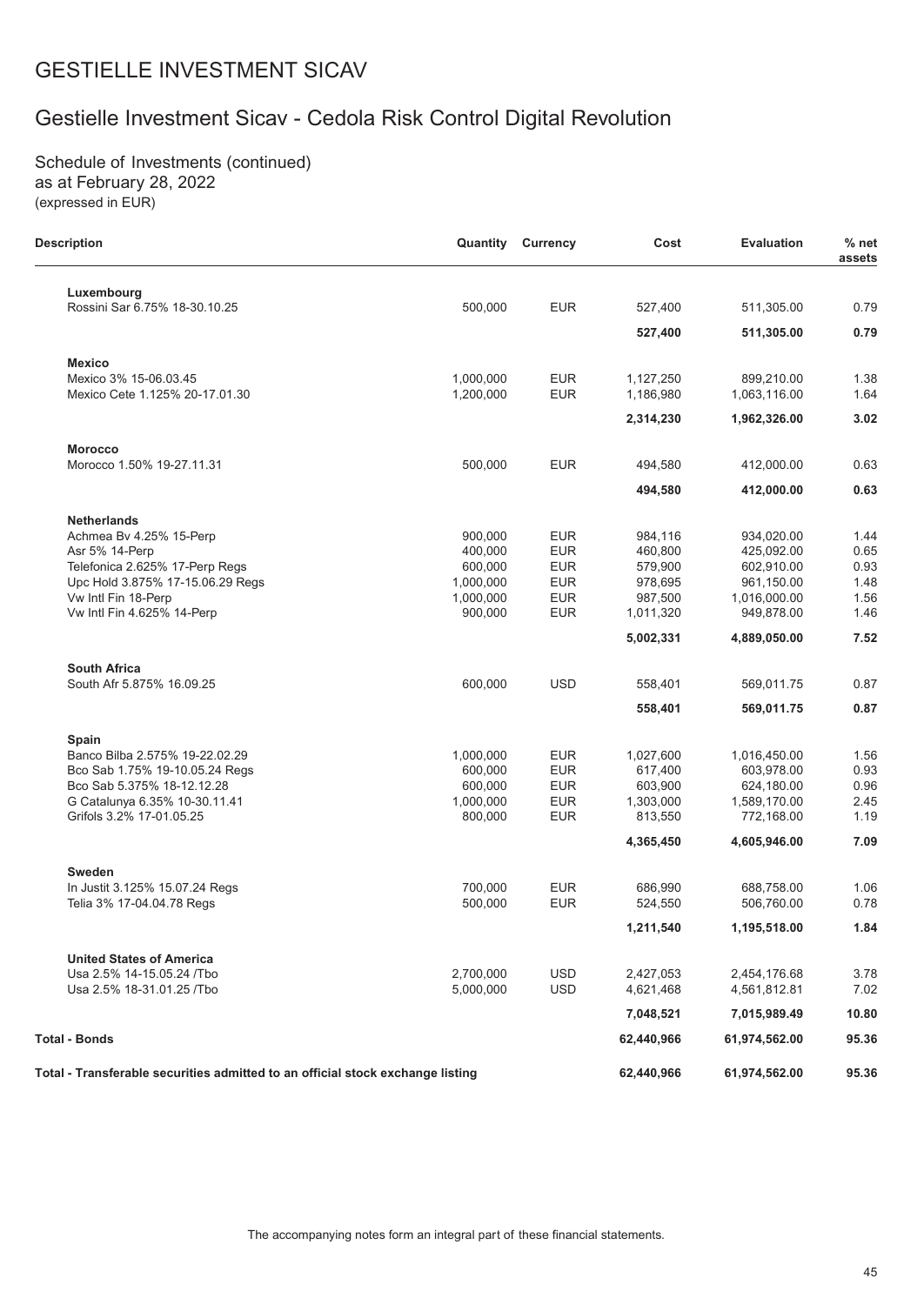# GESTIELLE INVESTMENT SICAV

## Gestielle Investment Sicav - Cedola Risk Control Digital Revolution

Schedule of Investments (continued)
as at February 28, 2022
(expressed in EUR)

| Description | Quantity | Currency | Cost | Evaluation | % net assets |
|---|---|---|---|---|---|
| **Luxembourg** | | | | | |
| Rossini Sar 6.75% 18-30.10.25 | 500,000 | EUR | 527,400 | 511,305.00 | 0.79 |
| | | | **527,400** | **511,305.00** | **0.79** |
| **Mexico** | | | | | |
| Mexico 3% 15-06.03.45 | 1,000,000 | EUR | 1,127,250 | 899,210.00 | 1.38 |
| Mexico Cete 1.125% 20-17.01.30 | 1,200,000 | EUR | 1,186,980 | 1,063,116.00 | 1.64 |
| | | | **2,314,230** | **1,962,326.00** | **3.02** |
| **Morocco** | | | | | |
| Morocco 1.50% 19-27.11.31 | 500,000 | EUR | 494,580 | 412,000.00 | 0.63 |
| | | | **494,580** | **412,000.00** | **0.63** |
| **Netherlands** | | | | | |
| Achmea Bv 4.25% 15-Perp | 900,000 | EUR | 984,116 | 934,020.00 | 1.44 |
| Asr 5% 14-Perp | 400,000 | EUR | 460,800 | 425,092.00 | 0.65 |
| Telefonica 2.625% 17-Perp Regs | 600,000 | EUR | 579,900 | 602,910.00 | 0.93 |
| Upc Hold 3.875% 17-15.06.29 Regs | 1,000,000 | EUR | 978,695 | 961,150.00 | 1.48 |
| Vw Intl Fin 18-Perp | 1,000,000 | EUR | 987,500 | 1,016,000.00 | 1.56 |
| Vw Intl Fin 4.625% 14-Perp | 900,000 | EUR | 1,011,320 | 949,878.00 | 1.46 |
| | | | **5,002,331** | **4,889,050.00** | **7.52** |
| **South Africa** | | | | | |
| South Afr 5.875% 16.09.25 | 600,000 | USD | 558,401 | 569,011.75 | 0.87 |
| | | | **558,401** | **569,011.75** | **0.87** |
| **Spain** | | | | | |
| Banco Bilba 2.575% 19-22.02.29 | 1,000,000 | EUR | 1,027,600 | 1,016,450.00 | 1.56 |
| Bco Sab 1.75% 19-10.05.24 Regs | 600,000 | EUR | 617,400 | 603,978.00 | 0.93 |
| Bco Sab 5.375% 18-12.12.28 | 600,000 | EUR | 603,900 | 624,180.00 | 0.96 |
| G Catalunya 6.35% 10-30.11.41 | 1,000,000 | EUR | 1,303,000 | 1,589,170.00 | 2.45 |
| Grifols 3.2% 17-01.05.25 | 800,000 | EUR | 813,550 | 772,168.00 | 1.19 |
| | | | **4,365,450** | **4,605,946.00** | **7.09** |
| **Sweden** | | | | | |
| In Justit 3.125% 15.07.24 Regs | 700,000 | EUR | 686,990 | 688,758.00 | 1.06 |
| Telia 3% 17-04.04.78 Regs | 500,000 | EUR | 524,550 | 506,760.00 | 0.78 |
| | | | **1,211,540** | **1,195,518.00** | **1.84** |
| **United States of America** | | | | | |
| Usa 2.5% 14-15.05.24 /Tbo | 2,700,000 | USD | 2,427,053 | 2,454,176.68 | 3.78 |
| Usa 2.5% 18-31.01.25 /Tbo | 5,000,000 | USD | 4,621,468 | 4,561,812.81 | 7.02 |
| | | | **7,048,521** | **7,015,989.49** | **10.80** |
| **Total - Bonds** | | | **62,440,966** | **61,974,562.00** | **95.36** |
| **Total - Transferable securities admitted to an official stock exchange listing** | | | **62,440,966** | **61,974,562.00** | **95.36** |

The accompanying notes form an integral part of these financial statements.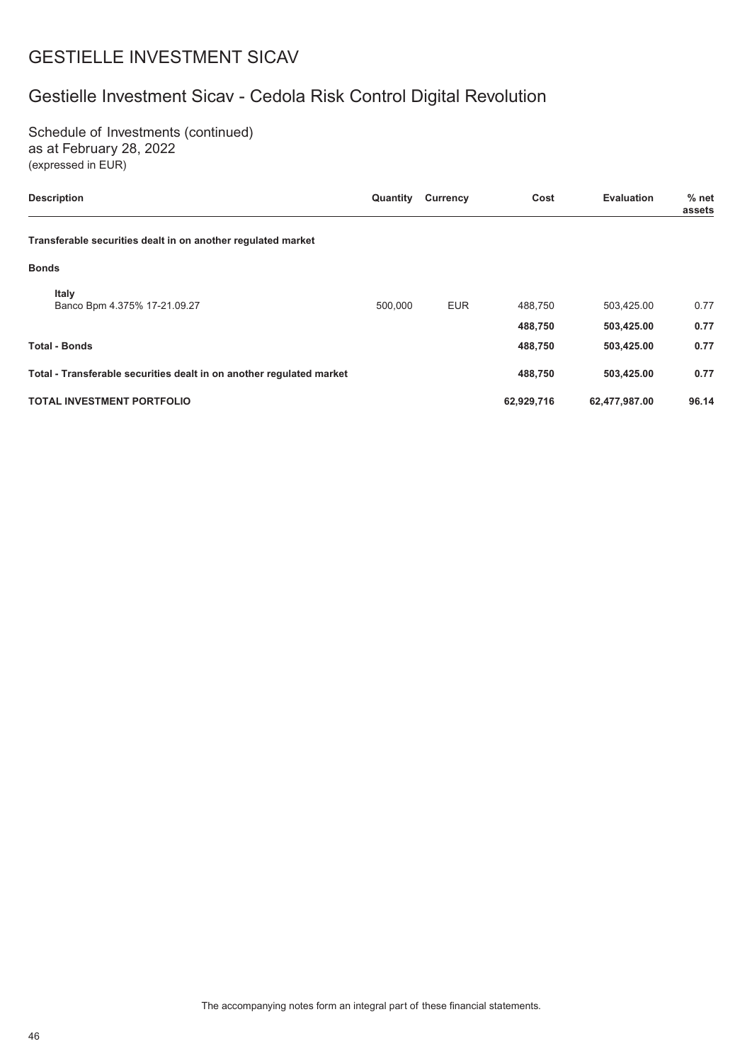# GESTIELLE INVESTMENT SICAV

## Gestielle Investment Sicav - Cedola Risk Control Digital Revolution

Schedule of Investments (continued)
as at February 28, 2022
(expressed in EUR)

| Description | Quantity | Currency | Cost | Evaluation | % net assets |
|---|---|---|---|---|---|
| **Transferable securities dealt in on another regulated market** | | | | | |
| **Bonds** | | | | | |
| **Italy** | | | | | |
| Banco Bpm 4.375% 17-21.09.27 | 500,000 | EUR | 488,750 | 503,425.00 | 0.77 |
| | | | **488,750** | **503,425.00** | **0.77** |
| **Total - Bonds** | | | **488,750** | **503,425.00** | **0.77** |
| **Total - Transferable securities dealt in on another regulated market** | | | **488,750** | **503,425.00** | **0.77** |
| **TOTAL INVESTMENT PORTFOLIO** | | | **62,929,716** | **62,477,987.00** | **96.14** |

The accompanying notes form an integral part of these financial statements.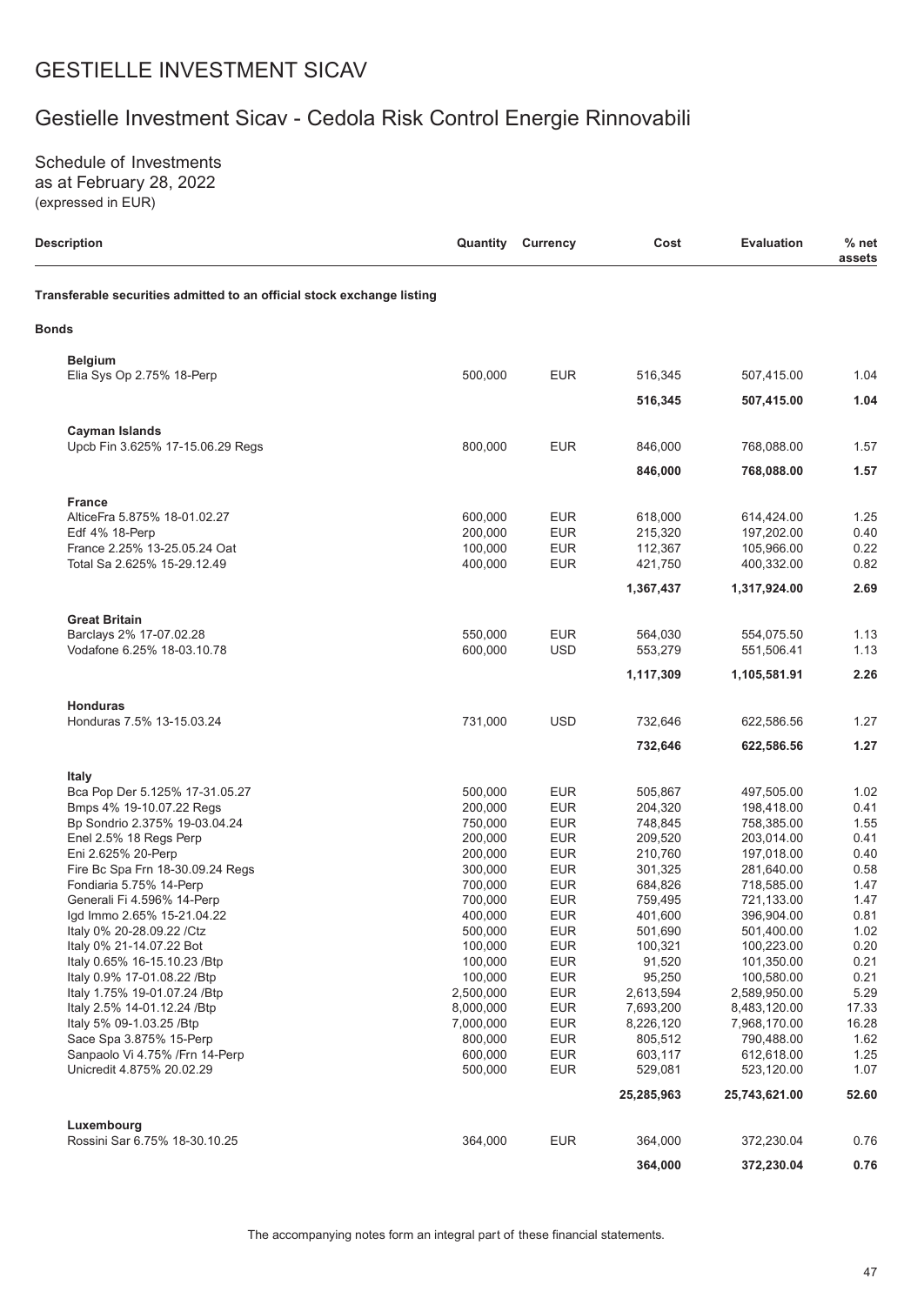# GESTIELLE INVESTMENT SICAV

## Gestielle Investment Sicav - Cedola Risk Control Energie Rinnovabili

Schedule of Investments
as at February 28, 2022
(expressed in EUR)

| Description | Quantity | Currency | Cost | Evaluation | % net assets |
|---|---|---|---|---|---|
| **Transferable securities admitted to an official stock exchange listing** | | | | | |
| **Bonds** | | | | | |
| **Belgium** | | | | | |
| Elia Sys Op 2.75% 18-Perp | 500,000 | EUR | 516,345 | 507,415.00 | 1.04 |
| | | | **516,345** | **507,415.00** | **1.04** |
| **Cayman Islands** | | | | | |
| Upcb Fin 3.625% 17-15.06.29 Regs | 800,000 | EUR | 846,000 | 768,088.00 | 1.57 |
| | | | **846,000** | **768,088.00** | **1.57** |
| **France** | | | | | |
| AlticeFra 5.875% 18-01.02.27 | 600,000 | EUR | 618,000 | 614,424.00 | 1.25 |
| Edf 4% 18-Perp | 200,000 | EUR | 215,320 | 197,202.00 | 0.40 |
| France 2.25% 13-25.05.24 Oat | 100,000 | EUR | 112,367 | 105,966.00 | 0.22 |
| Total Sa 2.625% 15-29.12.49 | 400,000 | EUR | 421,750 | 400,332.00 | 0.82 |
| | | | **1,367,437** | **1,317,924.00** | **2.69** |
| **Great Britain** | | | | | |
| Barclays 2% 17-07.02.28 | 550,000 | EUR | 564,030 | 554,075.50 | 1.13 |
| Vodafone 6.25% 18-03.10.78 | 600,000 | USD | 553,279 | 551,506.41 | 1.13 |
| | | | **1,117,309** | **1,105,581.91** | **2.26** |
| **Honduras** | | | | | |
| Honduras 7.5% 13-15.03.24 | 731,000 | USD | 732,646 | 622,586.56 | 1.27 |
| | | | **732,646** | **622,586.56** | **1.27** |
| **Italy** | | | | | |
| Bca Pop Der 5.125% 17-31.05.27 | 500,000 | EUR | 505,867 | 497,505.00 | 1.02 |
| Bmps 4% 19-10.07.22 Regs | 200,000 | EUR | 204,320 | 198,418.00 | 0.41 |
| Bp Sondrio 2.375% 19-03.04.24 | 750,000 | EUR | 748,845 | 758,385.00 | 1.55 |
| Enel 2.5% 18 Regs Perp | 200,000 | EUR | 209,520 | 203,014.00 | 0.41 |
| Eni 2.625% 20-Perp | 200,000 | EUR | 210,760 | 197,018.00 | 0.40 |
| Fire Bc Spa Frn 18-30.09.24 Regs | 300,000 | EUR | 301,325 | 281,640.00 | 0.58 |
| Fondiaria 5.75% 14-Perp | 700,000 | EUR | 684,826 | 718,585.00 | 1.47 |
| Generali Fi 4.596% 14-Perp | 700,000 | EUR | 759,495 | 721,133.00 | 1.47 |
| Igd Immo 2.65% 15-21.04.22 | 400,000 | EUR | 401,600 | 396,904.00 | 0.81 |
| Italy 0% 20-28.09.22 /Ctz | 500,000 | EUR | 501,690 | 501,400.00 | 1.02 |
| Italy 0% 21-14.07.22 Bot | 100,000 | EUR | 100,321 | 100,223.00 | 0.20 |
| Italy 0.65% 16-15.10.23 /Btp | 100,000 | EUR | 91,520 | 101,350.00 | 0.21 |
| Italy 0.9% 17-01.08.22 /Btp | 100,000 | EUR | 95,250 | 100,580.00 | 0.21 |
| Italy 1.75% 19-01.07.24 /Btp | 2,500,000 | EUR | 2,613,594 | 2,589,950.00 | 5.29 |
| Italy 2.5% 14-01.12.24 /Btp | 8,000,000 | EUR | 7,693,200 | 8,483,120.00 | 17.33 |
| Italy 5% 09-1.03.25 /Btp | 7,000,000 | EUR | 8,226,120 | 7,968,170.00 | 16.28 |
| Sace Spa 3.875% 15-Perp | 800,000 | EUR | 805,512 | 790,488.00 | 1.62 |
| Sanpaolo Vi 4.75% /Frn 14-Perp | 600,000 | EUR | 603,117 | 612,618.00 | 1.25 |
| Unicredit 4.875% 20.02.29 | 500,000 | EUR | 529,081 | 523,120.00 | 1.07 |
| | | | **25,285,963** | **25,743,621.00** | **52.60** |
| **Luxembourg** | | | | | |
| Rossini Sar 6.75% 18-30.10.25 | 364,000 | EUR | 364,000 | 372,230.04 | 0.76 |
| | | | **364,000** | **372,230.04** | **0.76** |

The accompanying notes form an integral part of these financial statements.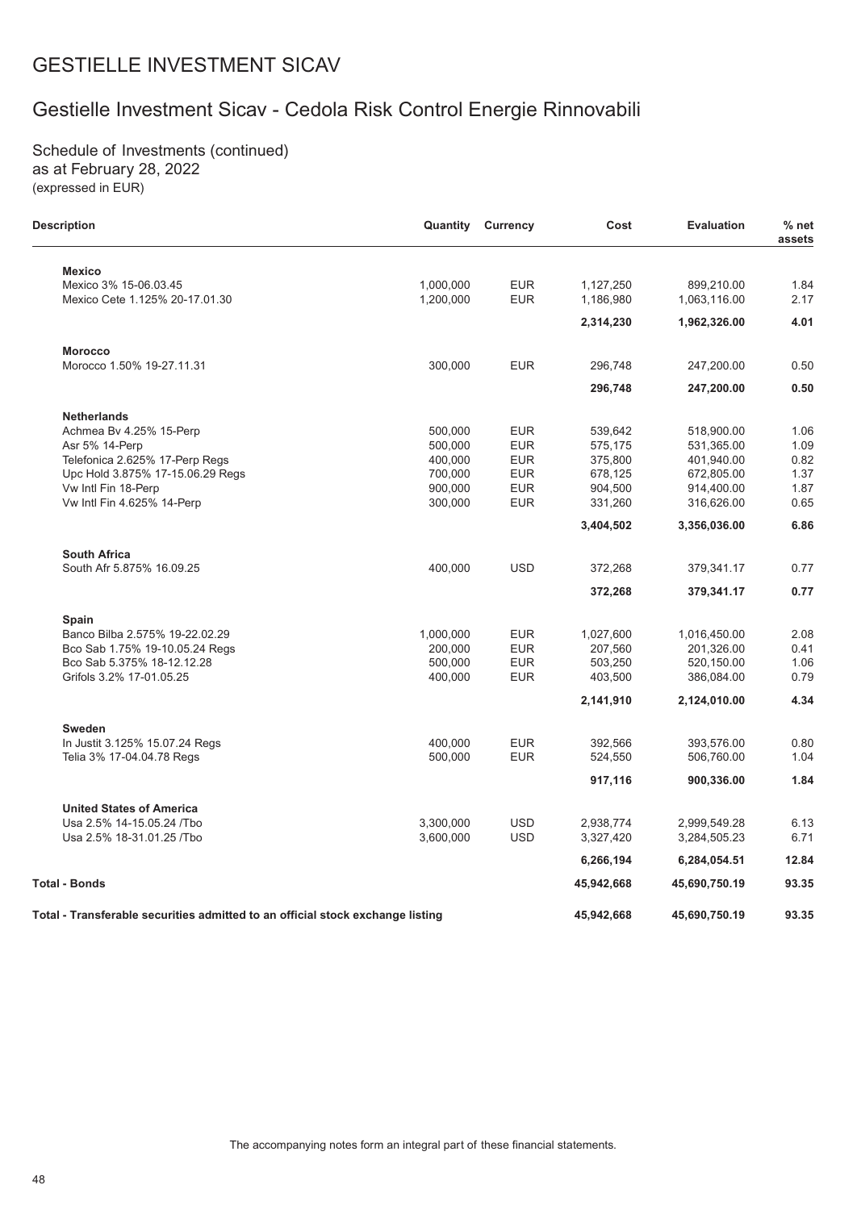# GESTIELLE INVESTMENT SICAV

## Gestielle Investment Sicav - Cedola Risk Control Energie Rinnovabili

Schedule of Investments (continued)
as at February 28, 2022
(expressed in EUR)

| Description | Quantity | Currency | Cost | Evaluation | % net assets |
|---|---|---|---|---|---|
| **Mexico** | | | | | |
| Mexico 3% 15-06.03.45 | 1,000,000 | EUR | 1,127,250 | 899,210.00 | 1.84 |
| Mexico Cete 1.125% 20-17.01.30 | 1,200,000 | EUR | 1,186,980 | 1,063,116.00 | 2.17 |
| | | | **2,314,230** | **1,962,326.00** | **4.01** |
| **Morocco** | | | | | |
| Morocco 1.50% 19-27.11.31 | 300,000 | EUR | 296,748 | 247,200.00 | 0.50 |
| | | | **296,748** | **247,200.00** | **0.50** |
| **Netherlands** | | | | | |
| Achmea Bv 4.25% 15-Perp | 500,000 | EUR | 539,642 | 518,900.00 | 1.06 |
| Asr 5% 14-Perp | 500,000 | EUR | 575,175 | 531,365.00 | 1.09 |
| Telefonica 2.625% 17-Perp Regs | 400,000 | EUR | 375,800 | 401,940.00 | 0.82 |
| Upc Hold 3.875% 17-15.06.29 Regs | 700,000 | EUR | 678,125 | 672,805.00 | 1.37 |
| Vw Intl Fin 18-Perp | 900,000 | EUR | 904,500 | 914,400.00 | 1.87 |
| Vw Intl Fin 4.625% 14-Perp | 300,000 | EUR | 331,260 | 316,626.00 | 0.65 |
| | | | **3,404,502** | **3,356,036.00** | **6.86** |
| **South Africa** | | | | | |
| South Afr 5.875% 16.09.25 | 400,000 | USD | 372,268 | 379,341.17 | 0.77 |
| | | | **372,268** | **379,341.17** | **0.77** |
| **Spain** | | | | | |
| Banco Bilba 2.575% 19-22.02.29 | 1,000,000 | EUR | 1,027,600 | 1,016,450.00 | 2.08 |
| Bco Sab 1.75% 19-10.05.24 Regs | 200,000 | EUR | 207,560 | 201,326.00 | 0.41 |
| Bco Sab 5.375% 18-12.12.28 | 500,000 | EUR | 503,250 | 520,150.00 | 1.06 |
| Grifols 3.2% 17-01.05.25 | 400,000 | EUR | 403,500 | 386,084.00 | 0.79 |
| | | | **2,141,910** | **2,124,010.00** | **4.34** |
| **Sweden** | | | | | |
| In Justit 3.125% 15.07.24 Regs | 400,000 | EUR | 392,566 | 393,576.00 | 0.80 |
| Telia 3% 17-04.04.78 Regs | 500,000 | EUR | 524,550 | 506,760.00 | 1.04 |
| | | | **917,116** | **900,336.00** | **1.84** |
| **United States of America** | | | | | |
| Usa 2.5% 14-15.05.24 /Tbo | 3,300,000 | USD | 2,938,774 | 2,999,549.28 | 6.13 |
| Usa 2.5% 18-31.01.25 /Tbo | 3,600,000 | USD | 3,327,420 | 3,284,505.23 | 6.71 |
| | | | **6,266,194** | **6,284,054.51** | **12.84** |
| **Total - Bonds** | | | **45,942,668** | **45,690,750.19** | **93.35** |
| **Total - Transferable securities admitted to an official stock exchange listing** | | | **45,942,668** | **45,690,750.19** | **93.35** |

The accompanying notes form an integral part of these financial statements.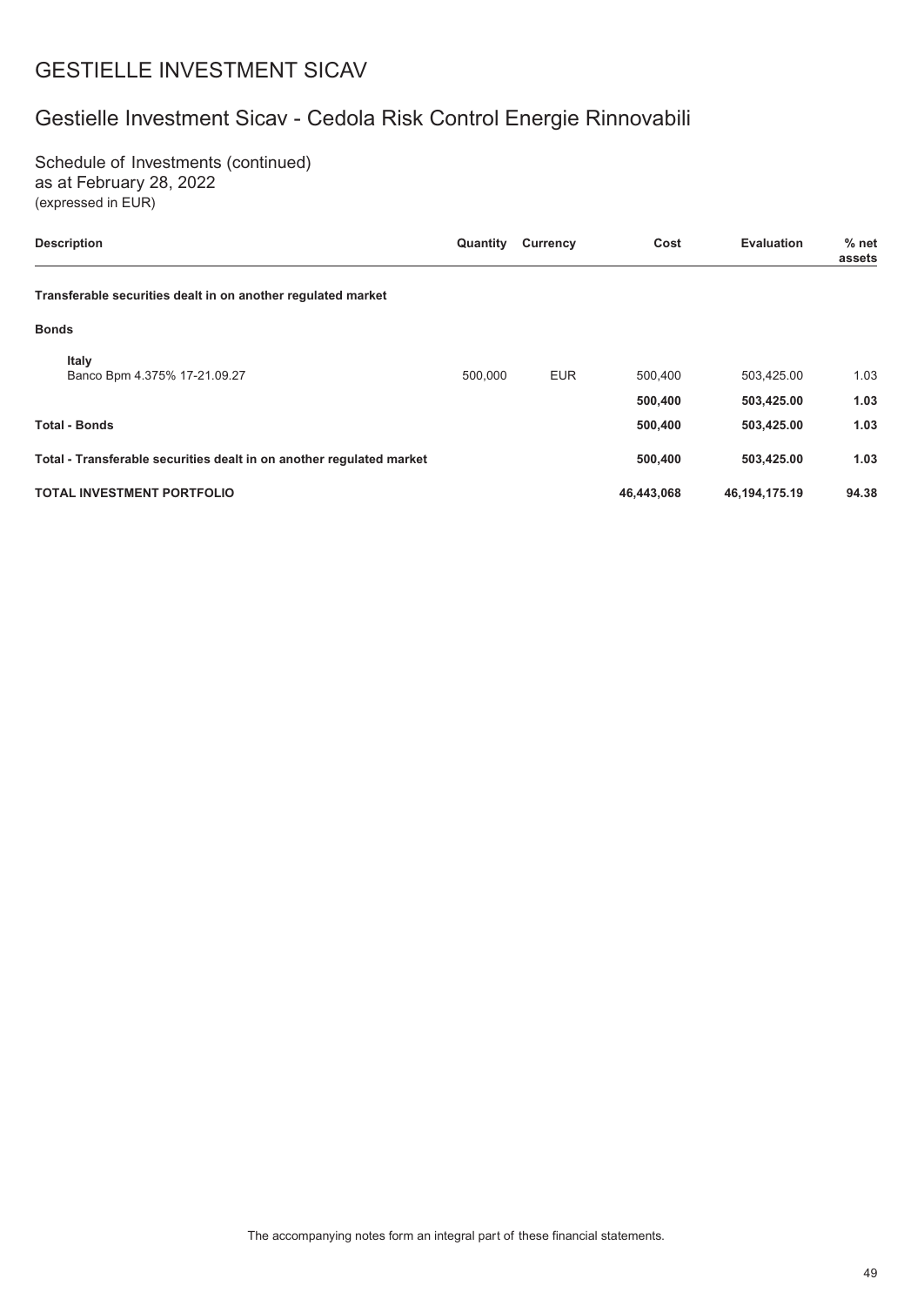# GESTIELLE INVESTMENT SICAV

## Gestielle Investment Sicav - Cedola Risk Control Energie Rinnovabili

Schedule of Investments (continued)
as at February 28, 2022
(expressed in EUR)

| Description | Quantity | Currency | Cost | Evaluation | % net assets |
|---|---|---|---|---|---|
| **Transferable securities dealt in on another regulated market** | | | | | |
| **Bonds** | | | | | |
| **Italy** | | | | | |
| Banco Bpm 4.375% 17-21.09.27 | 500,000 | EUR | 500,400 | 503,425.00 | 1.03 |
| | | | **500,400** | **503,425.00** | **1.03** |
| **Total - Bonds** | | | **500,400** | **503,425.00** | **1.03** |
| **Total - Transferable securities dealt in on another regulated market** | | | **500,400** | **503,425.00** | **1.03** |
| **TOTAL INVESTMENT PORTFOLIO** | | | **46,443,068** | **46,194,175.19** | **94.38** |

The accompanying notes form an integral part of these financial statements.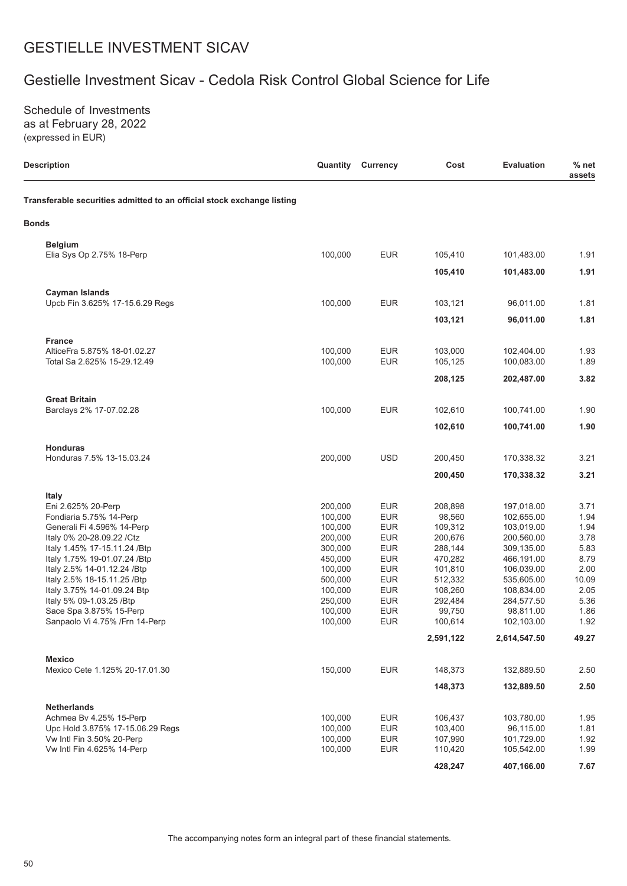# GESTIELLE INVESTMENT SICAV

## Gestielle Investment Sicav - Cedola Risk Control Global Science for Life

Schedule of Investments
as at February 28, 2022
(expressed in EUR)

| Description | Quantity | Currency | Cost | Evaluation | % net assets |
|---|---|---|---|---|---|
| **Transferable securities admitted to an official stock exchange listing** | | | | | |
| **Bonds** | | | | | |
| **Belgium** | | | | | |
| Elia Sys Op 2.75% 18-Perp | 100,000 | EUR | 105,410 | 101,483.00 | 1.91 |
| | | | **105,410** | **101,483.00** | **1.91** |
| **Cayman Islands** | | | | | |
| Upcb Fin 3.625% 17-15.6.29 Regs | 100,000 | EUR | 103,121 | 96,011.00 | 1.81 |
| | | | **103,121** | **96,011.00** | **1.81** |
| **France** | | | | | |
| AlticeFra 5.875% 18-01.02.27 | 100,000 | EUR | 103,000 | 102,404.00 | 1.93 |
| Total Sa 2.625% 15-29.12.49 | 100,000 | EUR | 105,125 | 100,083.00 | 1.89 |
| | | | **208,125** | **202,487.00** | **3.82** |
| **Great Britain** | | | | | |
| Barclays 2% 17-07.02.28 | 100,000 | EUR | 102,610 | 100,741.00 | 1.90 |
| | | | **102,610** | **100,741.00** | **1.90** |
| **Honduras** | | | | | |
| Honduras 7.5% 13-15.03.24 | 200,000 | USD | 200,450 | 170,338.32 | 3.21 |
| | | | **200,450** | **170,338.32** | **3.21** |
| **Italy** | | | | | |
| Eni 2.625% 20-Perp | 200,000 | EUR | 208,898 | 197,018.00 | 3.71 |
| Fondiaria 5.75% 14-Perp | 100,000 | EUR | 98,560 | 102,655.00 | 1.94 |
| Generali Fi 4.596% 14-Perp | 100,000 | EUR | 109,312 | 103,019.00 | 1.94 |
| Italy 0% 20-28.09.22 /Ctz | 200,000 | EUR | 200,676 | 200,560.00 | 3.78 |
| Italy 1.45% 17-15.11.24 /Btp | 300,000 | EUR | 288,144 | 309,135.00 | 5.83 |
| Italy 1.75% 19-01.07.24 /Btp | 450,000 | EUR | 470,282 | 466,191.00 | 8.79 |
| Italy 2.5% 14-01.12.24 /Btp | 100,000 | EUR | 101,810 | 106,039.00 | 2.00 |
| Italy 2.5% 18-15.11.25 /Btp | 500,000 | EUR | 512,332 | 535,605.00 | 10.09 |
| Italy 3.75% 14-01.09.24 Btp | 100,000 | EUR | 108,260 | 108,834.00 | 2.05 |
| Italy 5% 09-1.03.25 /Btp | 250,000 | EUR | 292,484 | 284,577.50 | 5.36 |
| Sace Spa 3.875% 15-Perp | 100,000 | EUR | 99,750 | 98,811.00 | 1.86 |
| Sanpaolo Vi 4.75% /Frn 14-Perp | 100,000 | EUR | 100,614 | 102,103.00 | 1.92 |
| | | | **2,591,122** | **2,614,547.50** | **49.27** |
| **Mexico** | | | | | |
| Mexico Cete 1.125% 20-17.01.30 | 150,000 | EUR | 148,373 | 132,889.50 | 2.50 |
| | | | **148,373** | **132,889.50** | **2.50** |
| **Netherlands** | | | | | |
| Achmea Bv 4.25% 15-Perp | 100,000 | EUR | 106,437 | 103,780.00 | 1.95 |
| Upc Hold 3.875% 17-15.06.29 Regs | 100,000 | EUR | 103,400 | 96,115.00 | 1.81 |
| Vw Intl Fin 3.50% 20-Perp | 100,000 | EUR | 107,990 | 101,729.00 | 1.92 |
| Vw Intl Fin 4.625% 14-Perp | 100,000 | EUR | 110,420 | 105,542.00 | 1.99 |
| | | | **428,247** | **407,166.00** | **7.67** |

The accompanying notes form an integral part of these financial statements.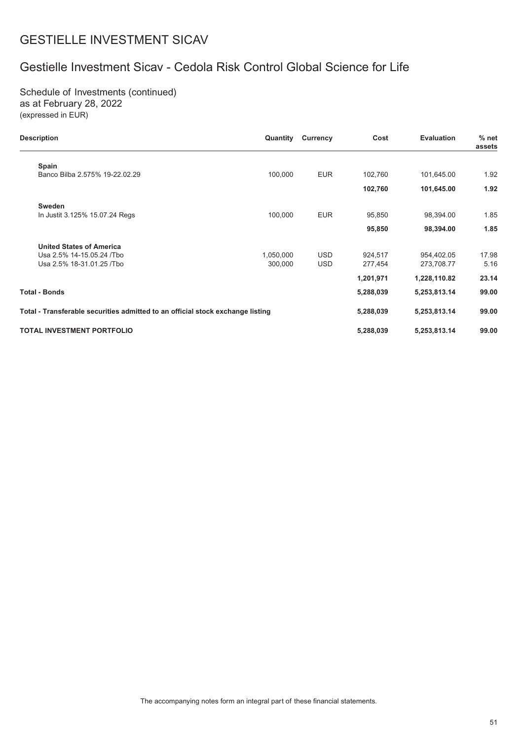# GESTIELLE INVESTMENT SICAV

## Gestielle Investment Sicav - Cedola Risk Control Global Science for Life

Schedule of Investments (continued)
as at February 28, 2022
(expressed in EUR)

| Description | Quantity | Currency | Cost | Evaluation | % net assets |
|---|---|---|---|---|---|
| **Spain** | | | | | |
| Banco Bilba 2.575% 19-22.02.29 | 100,000 | EUR | 102,760 | 101,645.00 | 1.92 |
| | | | **102,760** | **101,645.00** | **1.92** |
| **Sweden** | | | | | |
| In Justit 3.125% 15.07.24 Regs | 100,000 | EUR | 95,850 | 98,394.00 | 1.85 |
| | | | **95,850** | **98,394.00** | **1.85** |
| **United States of America** | | | | | |
| Usa 2.5% 14-15.05.24 /Tbo | 1,050,000 | USD | 924,517 | 954,402.05 | 17.98 |
| Usa 2.5% 18-31.01.25 /Tbo | 300,000 | USD | 277,454 | 273,708.77 | 5.16 |
| | | | **1,201,971** | **1,228,110.82** | **23.14** |
| **Total - Bonds** | | | **5,288,039** | **5,253,813.14** | **99.00** |
| **Total - Transferable securities admitted to an official stock exchange listing** | | | **5,288,039** | **5,253,813.14** | **99.00** |
| **TOTAL INVESTMENT PORTFOLIO** | | | **5,288,039** | **5,253,813.14** | **99.00** |

The accompanying notes form an integral part of these financial statements.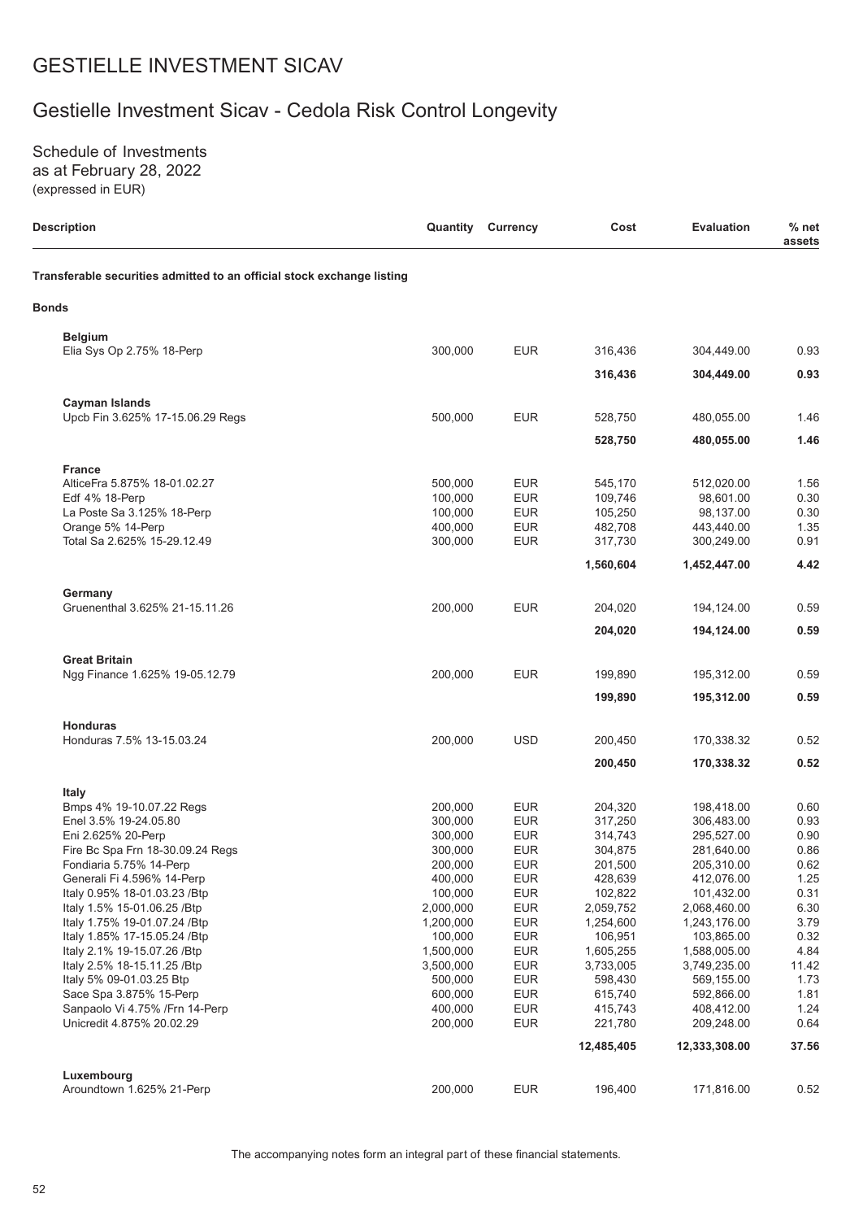# GESTIELLE INVESTMENT SICAV

## Gestielle Investment Sicav - Cedola Risk Control Longevity

Schedule of Investments
as at February 28, 2022
(expressed in EUR)

| Description | Quantity | Currency | Cost | Evaluation | % net assets |
|---|---|---|---|---|---|
| **Transferable securities admitted to an official stock exchange listing** | | | | | |
| **Bonds** | | | | | |
| **Belgium** | | | | | |
| Elia Sys Op 2.75% 18-Perp | 300,000 | EUR | 316,436 | 304,449.00 | 0.93 |
| | | | **316,436** | **304,449.00** | **0.93** |
| **Cayman Islands** | | | | | |
| Upcb Fin 3.625% 17-15.06.29 Regs | 500,000 | EUR | 528,750 | 480,055.00 | 1.46 |
| | | | **528,750** | **480,055.00** | **1.46** |
| **France** | | | | | |
| AlticeFra 5.875% 18-01.02.27 | 500,000 | EUR | 545,170 | 512,020.00 | 1.56 |
| Edf 4% 18-Perp | 100,000 | EUR | 109,746 | 98,601.00 | 0.30 |
| La Poste Sa 3.125% 18-Perp | 100,000 | EUR | 105,250 | 98,137.00 | 0.30 |
| Orange 5% 14-Perp | 400,000 | EUR | 482,708 | 443,440.00 | 1.35 |
| Total Sa 2.625% 15-29.12.49 | 300,000 | EUR | 317,730 | 300,249.00 | 0.91 |
| | | | **1,560,604** | **1,452,447.00** | **4.42** |
| **Germany** | | | | | |
| Gruenenthal 3.625% 21-15.11.26 | 200,000 | EUR | 204,020 | 194,124.00 | 0.59 |
| | | | **204,020** | **194,124.00** | **0.59** |
| **Great Britain** | | | | | |
| Ngg Finance 1.625% 19-05.12.79 | 200,000 | EUR | 199,890 | 195,312.00 | 0.59 |
| | | | **199,890** | **195,312.00** | **0.59** |
| **Honduras** | | | | | |
| Honduras 7.5% 13-15.03.24 | 200,000 | USD | 200,450 | 170,338.32 | 0.52 |
| | | | **200,450** | **170,338.32** | **0.52** |
| **Italy** | | | | | |
| Bmps 4% 19-10.07.22 Regs | 200,000 | EUR | 204,320 | 198,418.00 | 0.60 |
| Enel 3.5% 19-24.05.80 | 300,000 | EUR | 317,250 | 306,483.00 | 0.93 |
| Eni 2.625% 20-Perp | 300,000 | EUR | 314,743 | 295,527.00 | 0.90 |
| Fire Bc Spa Frn 18-30.09.24 Regs | 300,000 | EUR | 304,875 | 281,640.00 | 0.86 |
| Fondiaria 5.75% 14-Perp | 200,000 | EUR | 201,500 | 205,310.00 | 0.62 |
| Generali Fi 4.596% 14-Perp | 400,000 | EUR | 428,639 | 412,076.00 | 1.25 |
| Italy 0.95% 18-01.03.23 /Btp | 100,000 | EUR | 102,822 | 101,432.00 | 0.31 |
| Italy 1.5% 15-01.06.25 /Btp | 2,000,000 | EUR | 2,059,752 | 2,068,460.00 | 6.30 |
| Italy 1.75% 19-01.07.24 /Btp | 1,200,000 | EUR | 1,254,600 | 1,243,176.00 | 3.79 |
| Italy 1.85% 17-15.05.24 /Btp | 100,000 | EUR | 106,951 | 103,865.00 | 0.32 |
| Italy 2.1% 19-15.07.26 /Btp | 1,500,000 | EUR | 1,605,255 | 1,588,005.00 | 4.84 |
| Italy 2.5% 18-15.11.25 /Btp | 3,500,000 | EUR | 3,733,005 | 3,749,235.00 | 11.42 |
| Italy 5% 09-01.03.25 Btp | 500,000 | EUR | 598,430 | 569,155.00 | 1.73 |
| Sace Spa 3.875% 15-Perp | 600,000 | EUR | 615,740 | 592,866.00 | 1.81 |
| Sanpaolo Vi 4.75% /Frn 14-Perp | 400,000 | EUR | 415,743 | 408,412.00 | 1.24 |
| Unicredit 4.875% 20.02.29 | 200,000 | EUR | 221,780 | 209,248.00 | 0.64 |
| | | | **12,485,405** | **12,333,308.00** | **37.56** |
| **Luxembourg** | | | | | |
| Aroundtown 1.625% 21-Perp | 200,000 | EUR | 196,400 | 171,816.00 | 0.52 |

The accompanying notes form an integral part of these financial statements.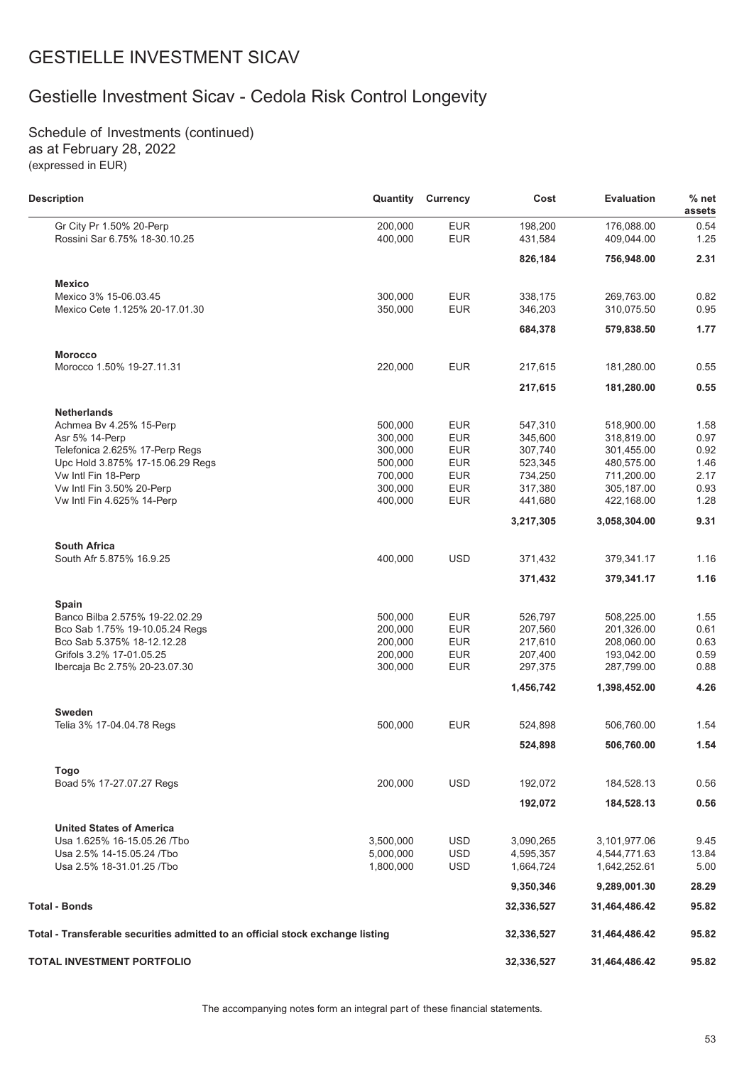# GESTIELLE INVESTMENT SICAV

## Gestielle Investment Sicav - Cedola Risk Control Longevity

Schedule of Investments (continued)
as at February 28, 2022
(expressed in EUR)

| Description | Quantity | Currency | Cost | Evaluation | % net assets |
|---|---|---|---|---|---|
| Gr City Pr 1.50% 20-Perp | 200,000 | EUR | 198,200 | 176,088.00 | 0.54 |
| Rossini Sar 6.75% 18-30.10.25 | 400,000 | EUR | 431,584 | 409,044.00 | 1.25 |
| | | | **826,184** | **756,948.00** | **2.31** |
| **Mexico** | | | | | |
| Mexico 3% 15-06.03.45 | 300,000 | EUR | 338,175 | 269,763.00 | 0.82 |
| Mexico Cete 1.125% 20-17.01.30 | 350,000 | EUR | 346,203 | 310,075.50 | 0.95 |
| | | | **684,378** | **579,838.50** | **1.77** |
| **Morocco** | | | | | |
| Morocco 1.50% 19-27.11.31 | 220,000 | EUR | 217,615 | 181,280.00 | 0.55 |
| | | | **217,615** | **181,280.00** | **0.55** |
| **Netherlands** | | | | | |
| Achmea Bv 4.25% 15-Perp | 500,000 | EUR | 547,310 | 518,900.00 | 1.58 |
| Asr 5% 14-Perp | 300,000 | EUR | 345,600 | 318,819.00 | 0.97 |
| Telefonica 2.625% 17-Perp Regs | 300,000 | EUR | 307,740 | 301,455.00 | 0.92 |
| Upc Hold 3.875% 17-15.06.29 Regs | 500,000 | EUR | 523,345 | 480,575.00 | 1.46 |
| Vw Intl Fin 18-Perp | 700,000 | EUR | 734,250 | 711,200.00 | 2.17 |
| Vw Intl Fin 3.50% 20-Perp | 300,000 | EUR | 317,380 | 305,187.00 | 0.93 |
| Vw Intl Fin 4.625% 14-Perp | 400,000 | EUR | 441,680 | 422,168.00 | 1.28 |
| | | | **3,217,305** | **3,058,304.00** | **9.31** |
| **South Africa** | | | | | |
| South Afr 5.875% 16.9.25 | 400,000 | USD | 371,432 | 379,341.17 | 1.16 |
| | | | **371,432** | **379,341.17** | **1.16** |
| **Spain** | | | | | |
| Banco Bilba 2.575% 19-22.02.29 | 500,000 | EUR | 526,797 | 508,225.00 | 1.55 |
| Bco Sab 1.75% 19-10.05.24 Regs | 200,000 | EUR | 207,560 | 201,326.00 | 0.61 |
| Bco Sab 5.375% 18-12.12.28 | 200,000 | EUR | 217,610 | 208,060.00 | 0.63 |
| Grifols 3.2% 17-01.05.25 | 200,000 | EUR | 207,400 | 193,042.00 | 0.59 |
| Ibercaja Bc 2.75% 20-23.07.30 | 300,000 | EUR | 297,375 | 287,799.00 | 0.88 |
| | | | **1,456,742** | **1,398,452.00** | **4.26** |
| **Sweden** | | | | | |
| Telia 3% 17-04.04.78 Regs | 500,000 | EUR | 524,898 | 506,760.00 | 1.54 |
| | | | **524,898** | **506,760.00** | **1.54** |
| **Togo** | | | | | |
| Boad 5% 17-27.07.27 Regs | 200,000 | USD | 192,072 | 184,528.13 | 0.56 |
| | | | **192,072** | **184,528.13** | **0.56** |
| **United States of America** | | | | | |
| Usa 1.625% 16-15.05.26 /Tbo | 3,500,000 | USD | 3,090,265 | 3,101,977.06 | 9.45 |
| Usa 2.5% 14-15.05.24 /Tbo | 5,000,000 | USD | 4,595,357 | 4,544,771.63 | 13.84 |
| Usa 2.5% 18-31.01.25 /Tbo | 1,800,000 | USD | 1,664,724 | 1,642,252.61 | 5.00 |
| | | | **9,350,346** | **9,289,001.30** | **28.29** |
| **Total - Bonds** | | | **32,336,527** | **31,464,486.42** | **95.82** |
| **Total - Transferable securities admitted to an official stock exchange listing** | | | **32,336,527** | **31,464,486.42** | **95.82** |
| **TOTAL INVESTMENT PORTFOLIO** | | | **32,336,527** | **31,464,486.42** | **95.82** |

The accompanying notes form an integral part of these financial statements.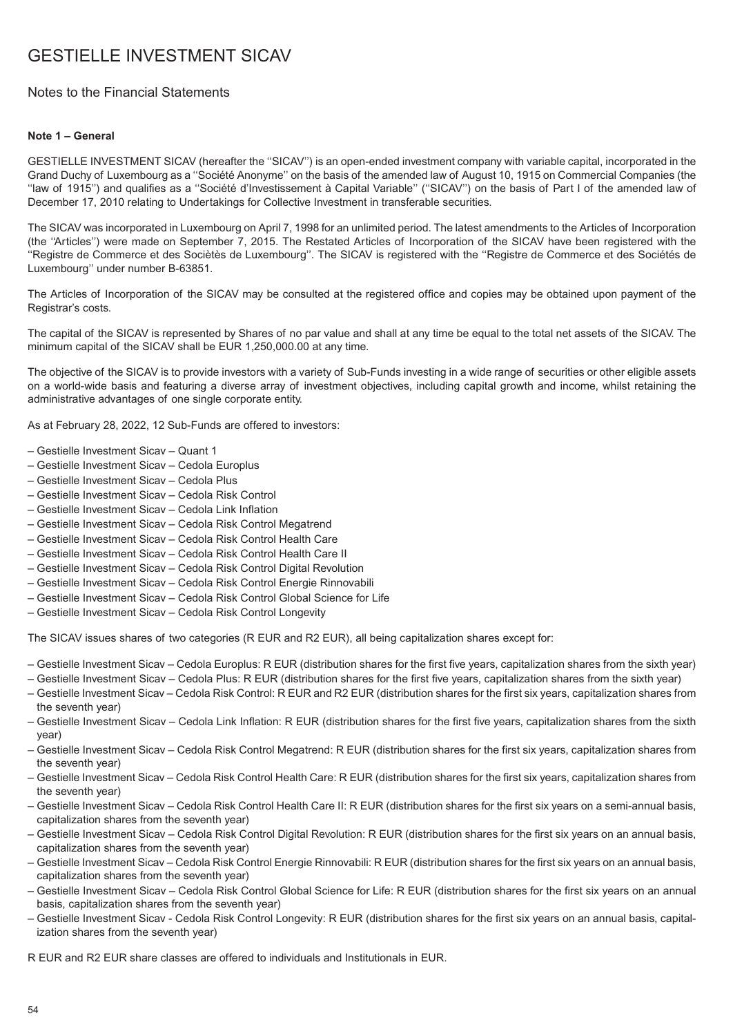# GESTIELLE INVESTMENT SICAV

## Notes to the Financial Statements

### Note 1 – General

GESTIELLE INVESTMENT SICAV (hereafter the ''SICAV'') is an open-ended investment company with variable capital, incorporated in the Grand Duchy of Luxembourg as a ''Société Anonyme'' on the basis of the amended law of August 10, 1915 on Commercial Companies (the ''law of 1915'') and qualifies as a ''Société d'Investissement à Capital Variable'' (''SICAV'') on the basis of Part I of the amended law of December 17, 2010 relating to Undertakings for Collective Investment in transferable securities.

The SICAV was incorporated in Luxembourg on April 7, 1998 for an unlimited period. The latest amendments to the Articles of Incorporation (the ''Articles'') were made on September 7, 2015. The Restated Articles of Incorporation of the SICAV have been registered with the ''Registre de Commerce et des Sociètès de Luxembourg''. The SICAV is registered with the ''Registre de Commerce et des Sociétés de Luxembourg'' under number B-63851.

The Articles of Incorporation of the SICAV may be consulted at the registered office and copies may be obtained upon payment of the Registrar's costs.

The capital of the SICAV is represented by Shares of no par value and shall at any time be equal to the total net assets of the SICAV. The minimum capital of the SICAV shall be EUR 1,250,000.00 at any time.

The objective of the SICAV is to provide investors with a variety of Sub-Funds investing in a wide range of securities or other eligible assets on a world-wide basis and featuring a diverse array of investment objectives, including capital growth and income, whilst retaining the administrative advantages of one single corporate entity.

As at February 28, 2022, 12 Sub-Funds are offered to investors:

– Gestielle Investment Sicav – Quant 1
– Gestielle Investment Sicav – Cedola Europlus
– Gestielle Investment Sicav – Cedola Plus
– Gestielle Investment Sicav – Cedola Risk Control
– Gestielle Investment Sicav – Cedola Link Inflation
– Gestielle Investment Sicav – Cedola Risk Control Megatrend
– Gestielle Investment Sicav – Cedola Risk Control Health Care
– Gestielle Investment Sicav – Cedola Risk Control Health Care II
– Gestielle Investment Sicav – Cedola Risk Control Digital Revolution
– Gestielle Investment Sicav – Cedola Risk Control Energie Rinnovabili
– Gestielle Investment Sicav – Cedola Risk Control Global Science for Life
– Gestielle Investment Sicav – Cedola Risk Control Longevity

The SICAV issues shares of two categories (R EUR and R2 EUR), all being capitalization shares except for:

– Gestielle Investment Sicav – Cedola Europlus: R EUR (distribution shares for the first five years, capitalization shares from the sixth year)
– Gestielle Investment Sicav – Cedola Plus: R EUR (distribution shares for the first five years, capitalization shares from the sixth year)
– Gestielle Investment Sicav – Cedola Risk Control: R EUR and R2 EUR (distribution shares for the first six years, capitalization shares from the seventh year)
– Gestielle Investment Sicav – Cedola Link Inflation: R EUR (distribution shares for the first five years, capitalization shares from the sixth year)
– Gestielle Investment Sicav – Cedola Risk Control Megatrend: R EUR (distribution shares for the first six years, capitalization shares from the seventh year)
– Gestielle Investment Sicav – Cedola Risk Control Health Care: R EUR (distribution shares for the first six years, capitalization shares from the seventh year)
– Gestielle Investment Sicav – Cedola Risk Control Health Care II: R EUR (distribution shares for the first six years on a semi-annual basis, capitalization shares from the seventh year)
– Gestielle Investment Sicav – Cedola Risk Control Digital Revolution: R EUR (distribution shares for the first six years on an annual basis, capitalization shares from the seventh year)
– Gestielle Investment Sicav – Cedola Risk Control Energie Rinnovabili: R EUR (distribution shares for the first six years on an annual basis, capitalization shares from the seventh year)
– Gestielle Investment Sicav – Cedola Risk Control Global Science for Life: R EUR (distribution shares for the first six years on an annual basis, capitalization shares from the seventh year)
– Gestielle Investment Sicav - Cedola Risk Control Longevity: R EUR (distribution shares for the first six years on an annual basis, capitalization shares from the seventh year)

R EUR and R2 EUR share classes are offered to individuals and Institutionals in EUR.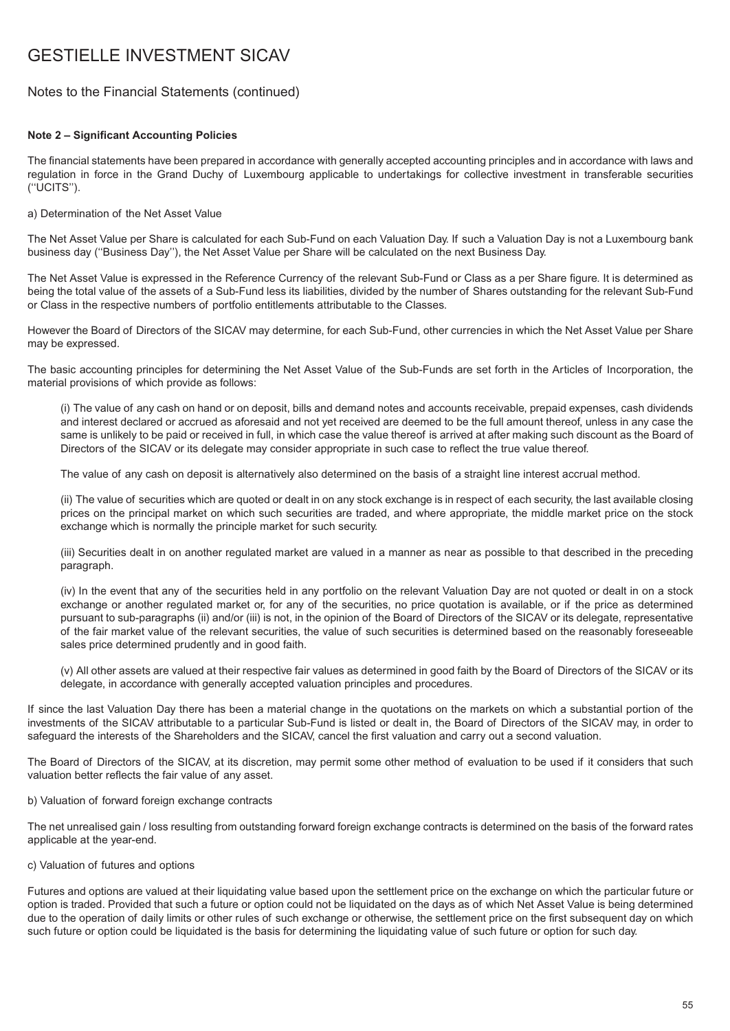# GESTIELLE INVESTMENT SICAV

## Notes to the Financial Statements (continued)

**Note 2 – Significant Accounting Policies**

The financial statements have been prepared in accordance with generally accepted accounting principles and in accordance with laws and regulation in force in the Grand Duchy of Luxembourg applicable to undertakings for collective investment in transferable securities (''UCITS'').

a) Determination of the Net Asset Value

The Net Asset Value per Share is calculated for each Sub-Fund on each Valuation Day. If such a Valuation Day is not a Luxembourg bank business day (''Business Day''), the Net Asset Value per Share will be calculated on the next Business Day.

The Net Asset Value is expressed in the Reference Currency of the relevant Sub-Fund or Class as a per Share figure. It is determined as being the total value of the assets of a Sub-Fund less its liabilities, divided by the number of Shares outstanding for the relevant Sub-Fund or Class in the respective numbers of portfolio entitlements attributable to the Classes.

However the Board of Directors of the SICAV may determine, for each Sub-Fund, other currencies in which the Net Asset Value per Share may be expressed.

The basic accounting principles for determining the Net Asset Value of the Sub-Funds are set forth in the Articles of Incorporation, the material provisions of which provide as follows:

(i) The value of any cash on hand or on deposit, bills and demand notes and accounts receivable, prepaid expenses, cash dividends and interest declared or accrued as aforesaid and not yet received are deemed to be the full amount thereof, unless in any case the same is unlikely to be paid or received in full, in which case the value thereof is arrived at after making such discount as the Board of Directors of the SICAV or its delegate may consider appropriate in such case to reflect the true value thereof.

The value of any cash on deposit is alternatively also determined on the basis of a straight line interest accrual method.

(ii) The value of securities which are quoted or dealt in on any stock exchange is in respect of each security, the last available closing prices on the principal market on which such securities are traded, and where appropriate, the middle market price on the stock exchange which is normally the principle market for such security.

(iii) Securities dealt in on another regulated market are valued in a manner as near as possible to that described in the preceding paragraph.

(iv) In the event that any of the securities held in any portfolio on the relevant Valuation Day are not quoted or dealt in on a stock exchange or another regulated market or, for any of the securities, no price quotation is available, or if the price as determined pursuant to sub-paragraphs (ii) and/or (iii) is not, in the opinion of the Board of Directors of the SICAV or its delegate, representative of the fair market value of the relevant securities, the value of such securities is determined based on the reasonably foreseeable sales price determined prudently and in good faith.

(v) All other assets are valued at their respective fair values as determined in good faith by the Board of Directors of the SICAV or its delegate, in accordance with generally accepted valuation principles and procedures.

If since the last Valuation Day there has been a material change in the quotations on the markets on which a substantial portion of the investments of the SICAV attributable to a particular Sub-Fund is listed or dealt in, the Board of Directors of the SICAV may, in order to safeguard the interests of the Shareholders and the SICAV, cancel the first valuation and carry out a second valuation.

The Board of Directors of the SICAV, at its discretion, may permit some other method of evaluation to be used if it considers that such valuation better reflects the fair value of any asset.

b) Valuation of forward foreign exchange contracts

The net unrealised gain / loss resulting from outstanding forward foreign exchange contracts is determined on the basis of the forward rates applicable at the year-end.

c) Valuation of futures and options

Futures and options are valued at their liquidating value based upon the settlement price on the exchange on which the particular future or option is traded. Provided that such a future or option could not be liquidated on the days as of which Net Asset Value is being determined due to the operation of daily limits or other rules of such exchange or otherwise, the settlement price on the first subsequent day on which such future or option could be liquidated is the basis for determining the liquidating value of such future or option for such day.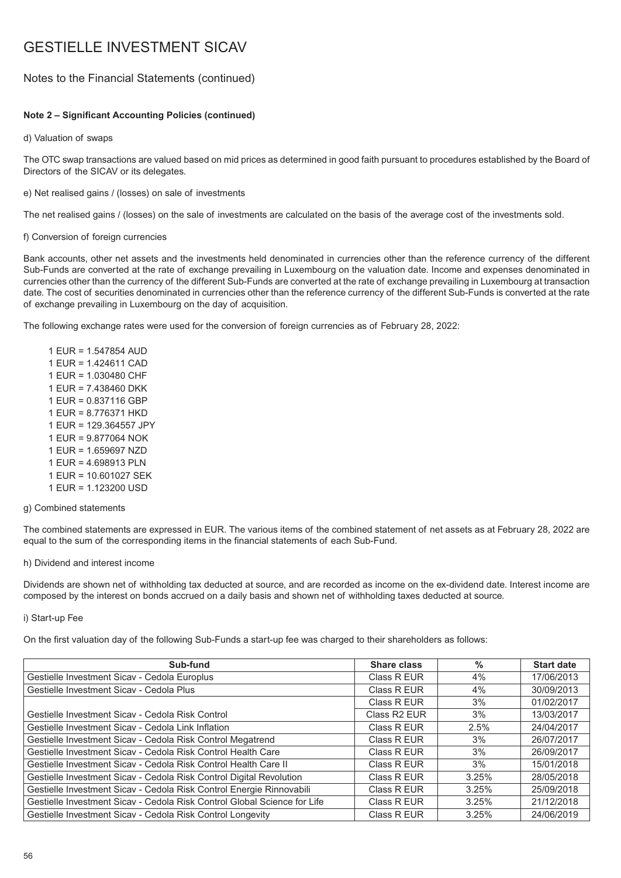# GESTIELLE INVESTMENT SICAV

## Notes to the Financial Statements (continued)

**Note 2 – Significant Accounting Policies (continued)**

d) Valuation of swaps

The OTC swap transactions are valued based on mid prices as determined in good faith pursuant to procedures established by the Board of Directors of the SICAV or its delegates.

e) Net realised gains / (losses) on sale of investments

The net realised gains / (losses) on the sale of investments are calculated on the basis of the average cost of the investments sold.

f) Conversion of foreign currencies

Bank accounts, other net assets and the investments held denominated in currencies other than the reference currency of the different Sub-Funds are converted at the rate of exchange prevailing in Luxembourg on the valuation date. Income and expenses denominated in currencies other than the currency of the different Sub-Funds are converted at the rate of exchange prevailing in Luxembourg at transaction date. The cost of securities denominated in currencies other than the reference currency of the different Sub-Funds is converted at the rate of exchange prevailing in Luxembourg on the day of acquisition.

The following exchange rates were used for the conversion of foreign currencies as of February 28, 2022:

1 EUR = 1.547854 AUD
1 EUR = 1.424611 CAD
1 EUR = 1.030480 CHF
1 EUR = 7.438460 DKK
1 EUR = 0.837116 GBP
1 EUR = 8.776371 HKD
1 EUR = 129.364557 JPY
1 EUR = 9.877064 NOK
1 EUR = 1.659697 NZD
1 EUR = 4.698913 PLN
1 EUR = 10.601027 SEK
1 EUR = 1.123200 USD

g) Combined statements

The combined statements are expressed in EUR. The various items of the combined statement of net assets as at February 28, 2022 are equal to the sum of the corresponding items in the financial statements of each Sub-Fund.

h) Dividend and interest income

Dividends are shown net of withholding tax deducted at source, and are recorded as income on the ex-dividend date. Interest income are composed by the interest on bonds accrued on a daily basis and shown net of withholding taxes deducted at source.

i) Start-up Fee

On the first valuation day of the following Sub-Funds a start-up fee was charged to their shareholders as follows:

| Sub-fund | Share class | % | Start date |
|---|---|---|---|
| Gestielle Investment Sicav - Cedola Europlus | Class R EUR | 4% | 17/06/2013 |
| Gestielle Investment Sicav - Cedola Plus | Class R EUR | 4% | 30/09/2013 |
| Gestielle Investment Sicav - Cedola Risk Control | Class R EUR | 3% | 01/02/2017 |
| | Class R2 EUR | 3% | 13/03/2017 |
| Gestielle Investment Sicav - Cedola Link Inflation | Class R EUR | 2.5% | 24/04/2017 |
| Gestielle Investment Sicav - Cedola Risk Control Megatrend | Class R EUR | 3% | 26/07/2017 |
| Gestielle Investment Sicav - Cedola Risk Control Health Care | Class R EUR | 3% | 26/09/2017 |
| Gestielle Investment Sicav - Cedola Risk Control Health Care II | Class R EUR | 3% | 15/01/2018 |
| Gestielle Investment Sicav - Cedola Risk Control Digital Revolution | Class R EUR | 3.25% | 28/05/2018 |
| Gestielle Investment Sicav - Cedola Risk Control Energie Rinnovabili | Class R EUR | 3.25% | 25/09/2018 |
| Gestielle Investment Sicav - Cedola Risk Control Global Science for Life | Class R EUR | 3.25% | 21/12/2018 |
| Gestielle Investment Sicav - Cedola Risk Control Longevity | Class R EUR | 3.25% | 24/06/2019 |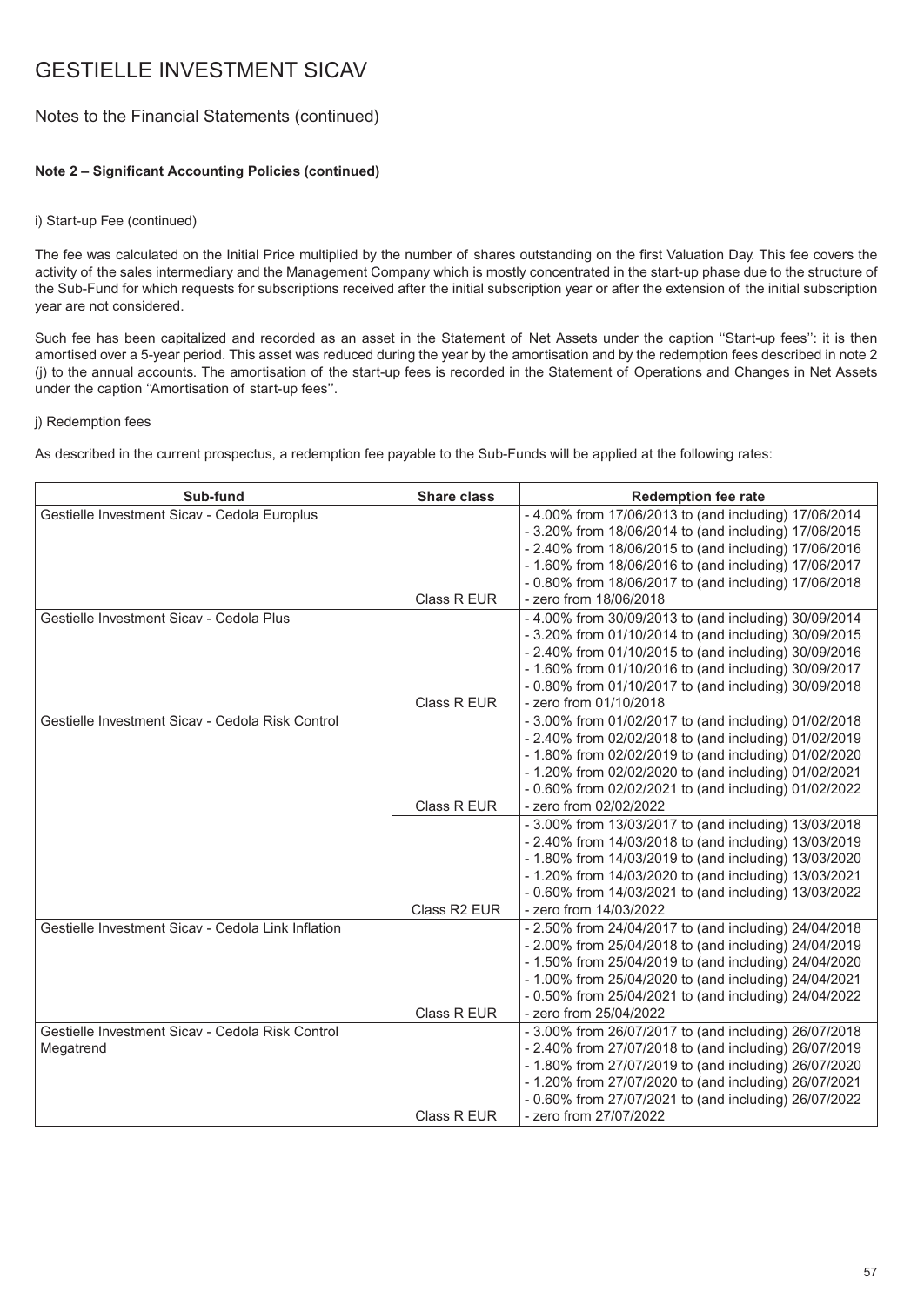# GESTIELLE INVESTMENT SICAV

## Notes to the Financial Statements (continued)

### Note 2 – Significant Accounting Policies (continued)

i) Start-up Fee (continued)

The fee was calculated on the Initial Price multiplied by the number of shares outstanding on the first Valuation Day. This fee covers the activity of the sales intermediary and the Management Company which is mostly concentrated in the start-up phase due to the structure of the Sub-Fund for which requests for subscriptions received after the initial subscription year or after the extension of the initial subscription year are not considered.

Such fee has been capitalized and recorded as an asset in the Statement of Net Assets under the caption ''Start-up fees'': it is then amortised over a 5-year period. This asset was reduced during the year by the amortisation and by the redemption fees described in note 2 (j) to the annual accounts. The amortisation of the start-up fees is recorded in the Statement of Operations and Changes in Net Assets under the caption ''Amortisation of start-up fees''.

j) Redemption fees

As described in the current prospectus, a redemption fee payable to the Sub-Funds will be applied at the following rates:

| Sub-fund | Share class | Redemption fee rate |
|---|---|---|
| Gestielle Investment Sicav - Cedola Europlus | Class R EUR | - 4.00% from 17/06/2013 to (and including) 17/06/2014<br>- 3.20% from 18/06/2014 to (and including) 17/06/2015<br>- 2.40% from 18/06/2015 to (and including) 17/06/2016<br>- 1.60% from 18/06/2016 to (and including) 17/06/2017<br>- 0.80% from 18/06/2017 to (and including) 17/06/2018<br>- zero from 18/06/2018 |
| Gestielle Investment Sicav - Cedola Plus | Class R EUR | - 4.00% from 30/09/2013 to (and including) 30/09/2014<br>- 3.20% from 01/10/2014 to (and including) 30/09/2015<br>- 2.40% from 01/10/2015 to (and including) 30/09/2016<br>- 1.60% from 01/10/2016 to (and including) 30/09/2017<br>- 0.80% from 01/10/2017 to (and including) 30/09/2018<br>- zero from 01/10/2018 |
| Gestielle Investment Sicav - Cedola Risk Control | Class R EUR | - 3.00% from 01/02/2017 to (and including) 01/02/2018<br>- 2.40% from 02/02/2018 to (and including) 01/02/2019<br>- 1.80% from 02/02/2019 to (and including) 01/02/2020<br>- 1.20% from 02/02/2020 to (and including) 01/02/2021<br>- 0.60% from 02/02/2021 to (and including) 01/02/2022<br>- zero from 02/02/2022 |
| | Class R2 EUR | - 3.00% from 13/03/2017 to (and including) 13/03/2018<br>- 2.40% from 14/03/2018 to (and including) 13/03/2019<br>- 1.80% from 14/03/2019 to (and including) 13/03/2020<br>- 1.20% from 14/03/2020 to (and including) 13/03/2021<br>- 0.60% from 14/03/2021 to (and including) 13/03/2022<br>- zero from 14/03/2022 |
| Gestielle Investment Sicav - Cedola Link Inflation | Class R EUR | - 2.50% from 24/04/2017 to (and including) 24/04/2018<br>- 2.00% from 25/04/2018 to (and including) 24/04/2019<br>- 1.50% from 25/04/2019 to (and including) 24/04/2020<br>- 1.00% from 25/04/2020 to (and including) 24/04/2021<br>- 0.50% from 25/04/2021 to (and including) 24/04/2022<br>- zero from 25/04/2022 |
| Gestielle Investment Sicav - Cedola Risk Control Megatrend | Class R EUR | - 3.00% from 26/07/2017 to (and including) 26/07/2018<br>- 2.40% from 27/07/2018 to (and including) 26/07/2019<br>- 1.80% from 27/07/2019 to (and including) 26/07/2020<br>- 1.20% from 27/07/2020 to (and including) 26/07/2021<br>- 0.60% from 27/07/2021 to (and including) 26/07/2022<br>- zero from 27/07/2022 |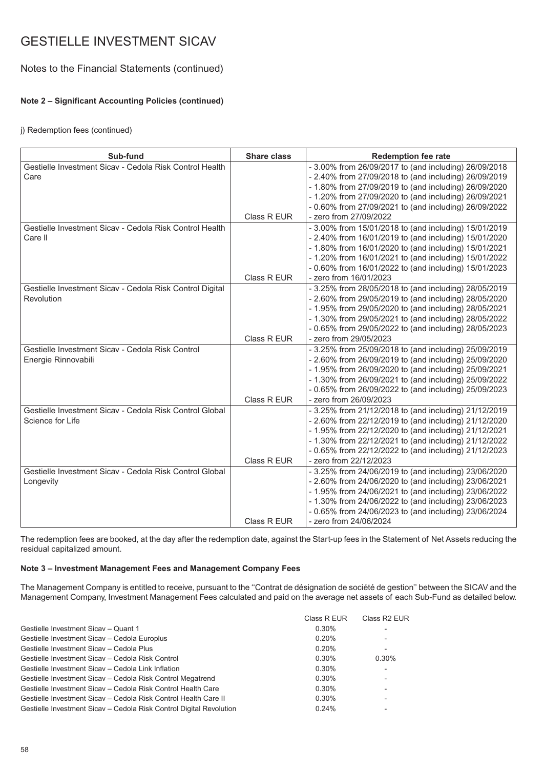# GESTIELLE INVESTMENT SICAV

## Notes to the Financial Statements (continued)

### Note 2 – Significant Accounting Policies (continued)

j) Redemption fees (continued)

| Sub-fund | Share class | Redemption fee rate |
|---|---|---|
| Gestielle Investment Sicav - Cedola Risk Control Health Care | Class R EUR | - 3.00% from 26/09/2017 to (and including) 26/09/2018<br>- 2.40% from 27/09/2018 to (and including) 26/09/2019<br>- 1.80% from 27/09/2019 to (and including) 26/09/2020<br>- 1.20% from 27/09/2020 to (and including) 26/09/2021<br>- 0.60% from 27/09/2021 to (and including) 26/09/2022<br>- zero from 27/09/2022 |
| Gestielle Investment Sicav - Cedola Risk Control Health Care II | Class R EUR | - 3.00% from 15/01/2018 to (and including) 15/01/2019<br>- 2.40% from 16/01/2019 to (and including) 15/01/2020<br>- 1.80% from 16/01/2020 to (and including) 15/01/2021<br>- 1.20% from 16/01/2021 to (and including) 15/01/2022<br>- 0.60% from 16/01/2022 to (and including) 15/01/2023<br>- zero from 16/01/2023 |
| Gestielle Investment Sicav - Cedola Risk Control Digital Revolution | Class R EUR | - 3.25% from 28/05/2018 to (and including) 28/05/2019<br>- 2.60% from 29/05/2019 to (and including) 28/05/2020<br>- 1.95% from 29/05/2020 to (and including) 28/05/2021<br>- 1.30% from 29/05/2021 to (and including) 28/05/2022<br>- 0.65% from 29/05/2022 to (and including) 28/05/2023<br>- zero from 29/05/2023 |
| Gestielle Investment Sicav - Cedola Risk Control Energie Rinnovabili | Class R EUR | - 3.25% from 25/09/2018 to (and including) 25/09/2019<br>- 2.60% from 26/09/2019 to (and including) 25/09/2020<br>- 1.95% from 26/09/2020 to (and including) 25/09/2021<br>- 1.30% from 26/09/2021 to (and including) 25/09/2022<br>- 0.65% from 26/09/2022 to (and including) 25/09/2023<br>- zero from 26/09/2023 |
| Gestielle Investment Sicav - Cedola Risk Control Global Science for Life | Class R EUR | - 3.25% from 21/12/2018 to (and including) 21/12/2019<br>- 2.60% from 22/12/2019 to (and including) 21/12/2020<br>- 1.95% from 22/12/2020 to (and including) 21/12/2021<br>- 1.30% from 22/12/2021 to (and including) 21/12/2022<br>- 0.65% from 22/12/2022 to (and including) 21/12/2023<br>- zero from 22/12/2023 |
| Gestielle Investment Sicav - Cedola Risk Control Global Longevity | Class R EUR | - 3.25% from 24/06/2019 to (and including) 23/06/2020<br>- 2.60% from 24/06/2020 to (and including) 23/06/2021<br>- 1.95% from 24/06/2021 to (and including) 23/06/2022<br>- 1.30% from 24/06/2022 to (and including) 23/06/2023<br>- 0.65% from 24/06/2023 to (and including) 23/06/2024<br>- zero from 24/06/2024 |

The redemption fees are booked, at the day after the redemption date, against the Start-up fees in the Statement of Net Assets reducing the residual capitalized amount.

### Note 3 – Investment Management Fees and Management Company Fees

The Management Company is entitled to receive, pursuant to the ''Contrat de désignation de société de gestion'' between the SICAV and the Management Company, Investment Management Fees calculated and paid on the average net assets of each Sub-Fund as detailed below.

| | Class R EUR | Class R2 EUR |
|---|---|---|
| Gestielle Investment Sicav – Quant 1 | 0.30% | - |
| Gestielle Investment Sicav – Cedola Europlus | 0.20% | - |
| Gestielle Investment Sicav – Cedola Plus | 0.20% | - |
| Gestielle Investment Sicav – Cedola Risk Control | 0.30% | 0.30% |
| Gestielle Investment Sicav – Cedola Link Inflation | 0.30% | - |
| Gestielle Investment Sicav – Cedola Risk Control Megatrend | 0.30% | - |
| Gestielle Investment Sicav – Cedola Risk Control Health Care | 0.30% | - |
| Gestielle Investment Sicav – Cedola Risk Control Health Care II | 0.30% | - |
| Gestielle Investment Sicav – Cedola Risk Control Digital Revolution | 0.24% | - |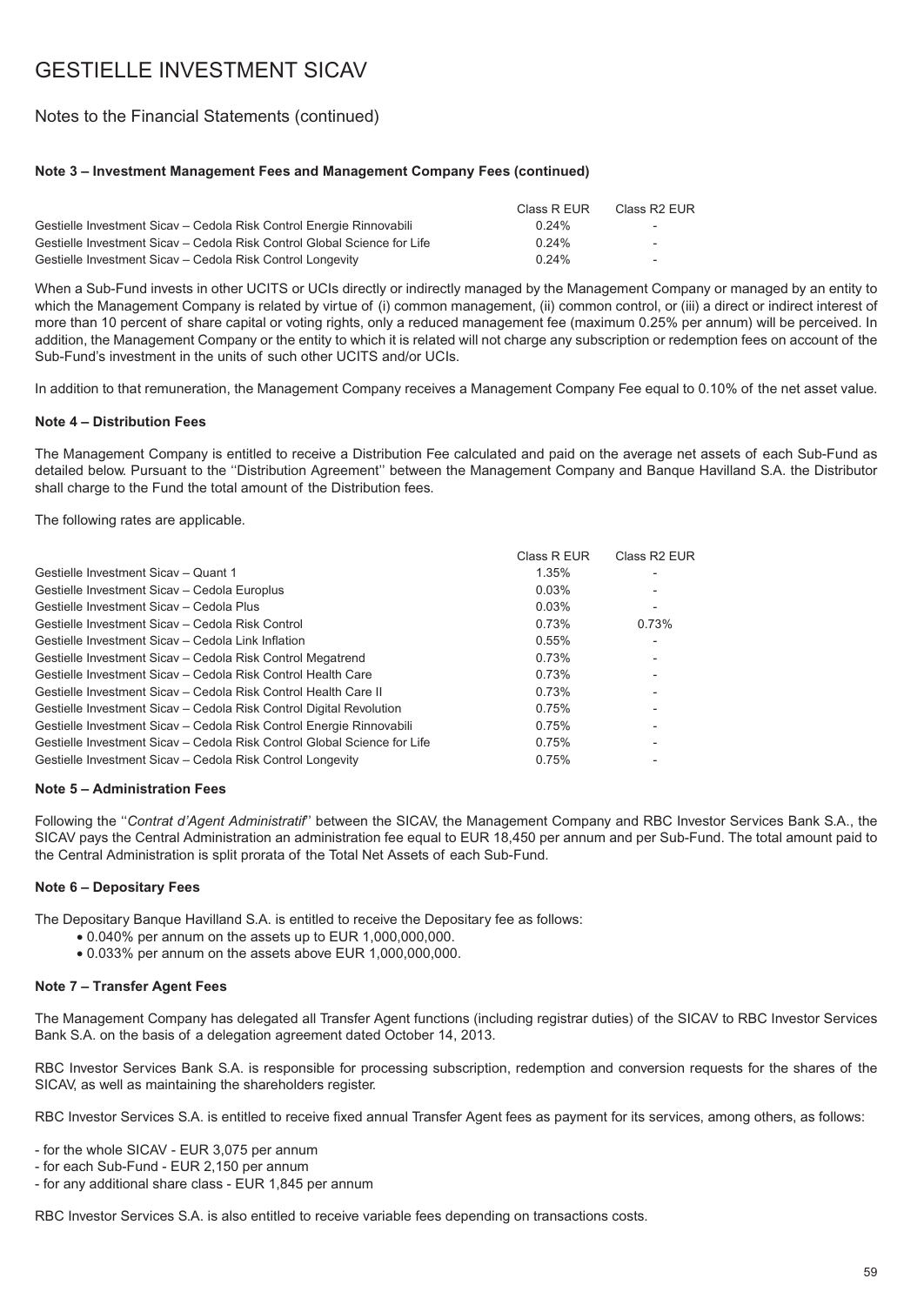# GESTIELLE INVESTMENT SICAV

## Notes to the Financial Statements (continued)

### Note 3 – Investment Management Fees and Management Company Fees (continued)

| | Class R EUR | Class R2 EUR |
|---|---|---|
| Gestielle Investment Sicav – Cedola Risk Control Energie Rinnovabili | 0.24% | - |
| Gestielle Investment Sicav – Cedola Risk Control Global Science for Life | 0.24% | - |
| Gestielle Investment Sicav – Cedola Risk Control Longevity | 0.24% | - |

When a Sub-Fund invests in other UCITS or UCIs directly or indirectly managed by the Management Company or managed by an entity to which the Management Company is related by virtue of (i) common management, (ii) common control, or (iii) a direct or indirect interest of more than 10 percent of share capital or voting rights, only a reduced management fee (maximum 0.25% per annum) will be perceived. In addition, the Management Company or the entity to which it is related will not charge any subscription or redemption fees on account of the Sub-Fund's investment in the units of such other UCITS and/or UCIs.

In addition to that remuneration, the Management Company receives a Management Company Fee equal to 0.10% of the net asset value.

### Note 4 – Distribution Fees

The Management Company is entitled to receive a Distribution Fee calculated and paid on the average net assets of each Sub-Fund as detailed below. Pursuant to the ''Distribution Agreement'' between the Management Company and Banque Havilland S.A. the Distributor shall charge to the Fund the total amount of the Distribution fees.

The following rates are applicable.

| | Class R EUR | Class R2 EUR |
|---|---|---|
| Gestielle Investment Sicav – Quant 1 | 1.35% | - |
| Gestielle Investment Sicav – Cedola Europlus | 0.03% | - |
| Gestielle Investment Sicav – Cedola Plus | 0.03% | - |
| Gestielle Investment Sicav – Cedola Risk Control | 0.73% | 0.73% |
| Gestielle Investment Sicav – Cedola Link Inflation | 0.55% | - |
| Gestielle Investment Sicav – Cedola Risk Control Megatrend | 0.73% | - |
| Gestielle Investment Sicav – Cedola Risk Control Health Care | 0.73% | - |
| Gestielle Investment Sicav – Cedola Risk Control Health Care II | 0.73% | - |
| Gestielle Investment Sicav – Cedola Risk Control Digital Revolution | 0.75% | - |
| Gestielle Investment Sicav – Cedola Risk Control Energie Rinnovabili | 0.75% | - |
| Gestielle Investment Sicav – Cedola Risk Control Global Science for Life | 0.75% | - |
| Gestielle Investment Sicav – Cedola Risk Control Longevity | 0.75% | - |

### Note 5 – Administration Fees

Following the ''*Contrat d'Agent Administratif*'' between the SICAV, the Management Company and RBC Investor Services Bank S.A., the SICAV pays the Central Administration an administration fee equal to EUR 18,450 per annum and per Sub-Fund. The total amount paid to the Central Administration is split prorata of the Total Net Assets of each Sub-Fund.

### Note 6 – Depositary Fees

The Depositary Banque Havilland S.A. is entitled to receive the Depositary fee as follows:

- 0.040% per annum on the assets up to EUR 1,000,000,000.
- 0.033% per annum on the assets above EUR 1,000,000,000.

### Note 7 – Transfer Agent Fees

The Management Company has delegated all Transfer Agent functions (including registrar duties) of the SICAV to RBC Investor Services Bank S.A. on the basis of a delegation agreement dated October 14, 2013.

RBC Investor Services Bank S.A. is responsible for processing subscription, redemption and conversion requests for the shares of the SICAV, as well as maintaining the shareholders register.

RBC Investor Services S.A. is entitled to receive fixed annual Transfer Agent fees as payment for its services, among others, as follows:

- for the whole SICAV - EUR 3,075 per annum
- for each Sub-Fund - EUR 2,150 per annum
- for any additional share class - EUR 1,845 per annum

RBC Investor Services S.A. is also entitled to receive variable fees depending on transactions costs.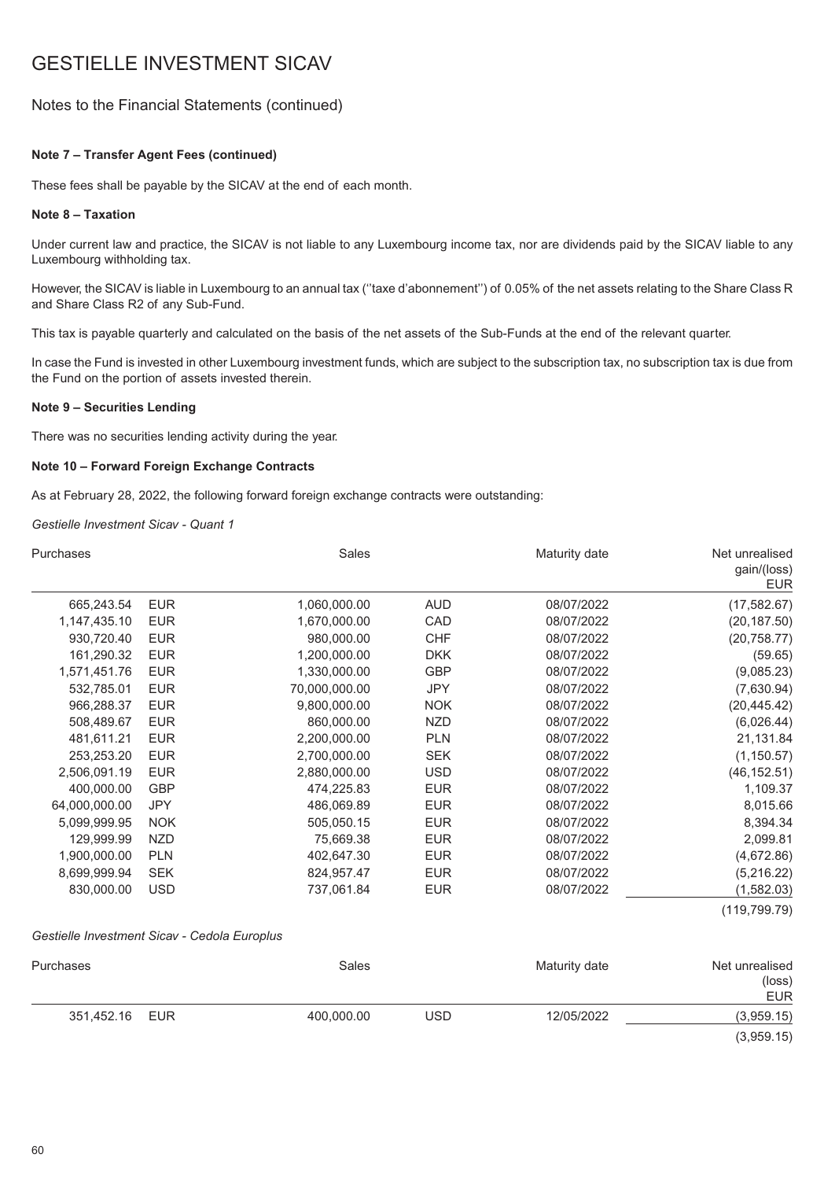# GESTIELLE INVESTMENT SICAV

## Notes to the Financial Statements (continued)

**Note 7 – Transfer Agent Fees (continued)**

These fees shall be payable by the SICAV at the end of each month.

**Note 8 – Taxation**

Under current law and practice, the SICAV is not liable to any Luxembourg income tax, nor are dividends paid by the SICAV liable to any Luxembourg withholding tax.

However, the SICAV is liable in Luxembourg to an annual tax (''taxe d'abonnement'') of 0.05% of the net assets relating to the Share Class R and Share Class R2 of any Sub-Fund.

This tax is payable quarterly and calculated on the basis of the net assets of the Sub-Funds at the end of the relevant quarter.

In case the Fund is invested in other Luxembourg investment funds, which are subject to the subscription tax, no subscription tax is due from the Fund on the portion of assets invested therein.

**Note 9 – Securities Lending**

There was no securities lending activity during the year.

**Note 10 – Forward Foreign Exchange Contracts**

As at February 28, 2022, the following forward foreign exchange contracts were outstanding:

*Gestielle Investment Sicav - Quant 1*

| Purchases | | Sales | | Maturity date | Net unrealised gain/(loss) EUR |
|---|---|---|---|---|---|
| 665,243.54 | EUR | 1,060,000.00 | AUD | 08/07/2022 | (17,582.67) |
| 1,147,435.10 | EUR | 1,670,000.00 | CAD | 08/07/2022 | (20,187.50) |
| 930,720.40 | EUR | 980,000.00 | CHF | 08/07/2022 | (20,758.77) |
| 161,290.32 | EUR | 1,200,000.00 | DKK | 08/07/2022 | (59.65) |
| 1,571,451.76 | EUR | 1,330,000.00 | GBP | 08/07/2022 | (9,085.23) |
| 532,785.01 | EUR | 70,000,000.00 | JPY | 08/07/2022 | (7,630.94) |
| 966,288.37 | EUR | 9,800,000.00 | NOK | 08/07/2022 | (20,445.42) |
| 508,489.67 | EUR | 860,000.00 | NZD | 08/07/2022 | (6,026.44) |
| 481,611.21 | EUR | 2,200,000.00 | PLN | 08/07/2022 | 21,131.84 |
| 253,253.20 | EUR | 2,700,000.00 | SEK | 08/07/2022 | (1,150.57) |
| 2,506,091.19 | EUR | 2,880,000.00 | USD | 08/07/2022 | (46,152.51) |
| 400,000.00 | GBP | 474,225.83 | EUR | 08/07/2022 | 1,109.37 |
| 64,000,000.00 | JPY | 486,069.89 | EUR | 08/07/2022 | 8,015.66 |
| 5,099,999.95 | NOK | 505,050.15 | EUR | 08/07/2022 | 8,394.34 |
| 129,999.99 | NZD | 75,669.38 | EUR | 08/07/2022 | 2,099.81 |
| 1,900,000.00 | PLN | 402,647.30 | EUR | 08/07/2022 | (4,672.86) |
| 8,699,999.94 | SEK | 824,957.47 | EUR | 08/07/2022 | (5,216.22) |
| 830,000.00 | USD | 737,061.84 | EUR | 08/07/2022 | (1,582.03) |
| | | | | | (119,799.79) |

*Gestielle Investment Sicav - Cedola Europlus*

| Purchases | | Sales | | Maturity date | Net unrealised (loss) EUR |
|---|---|---|---|---|---|
| 351,452.16 | EUR | 400,000.00 | USD | 12/05/2022 | (3,959.15) |
| | | | | | (3,959.15) |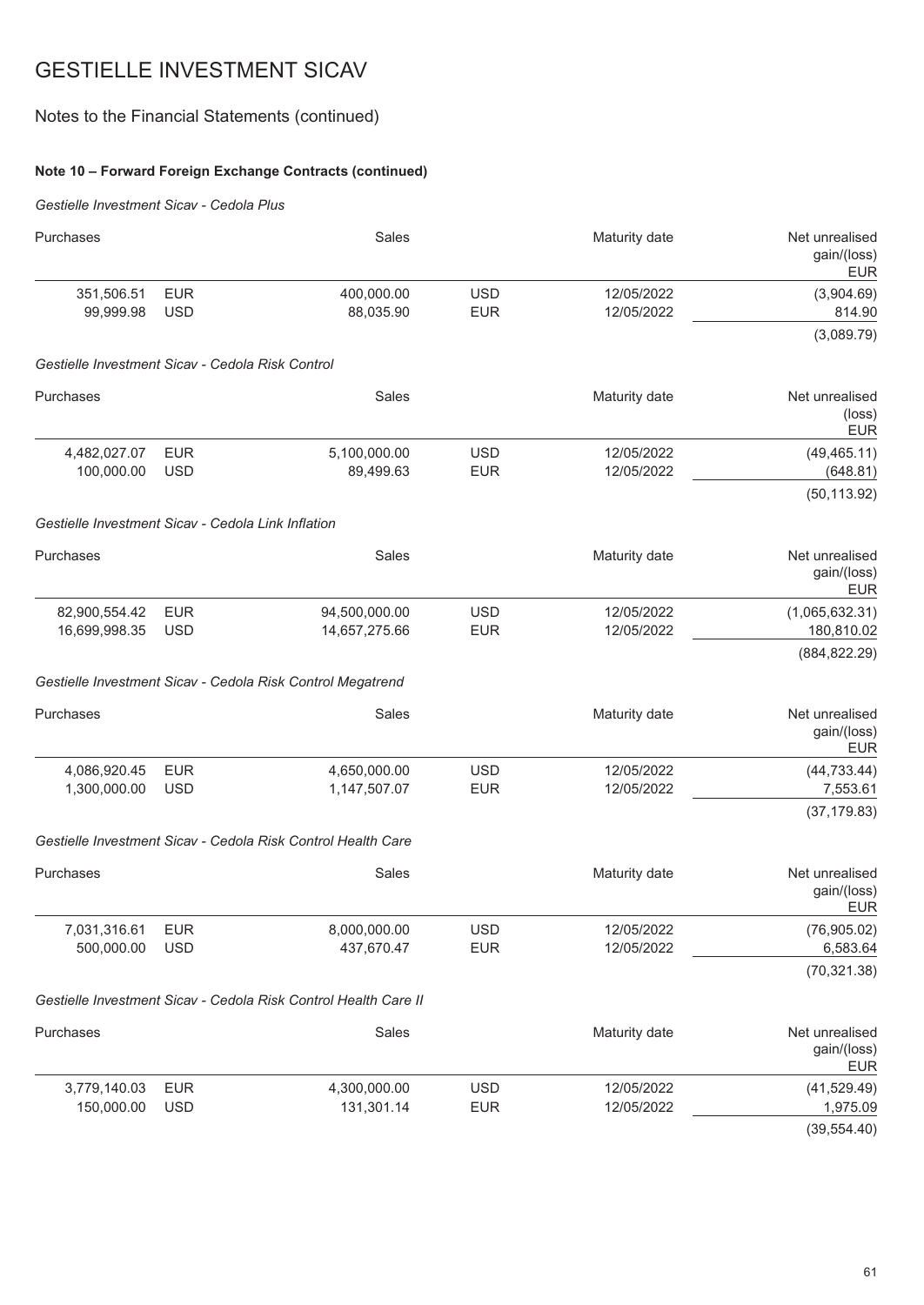# GESTIELLE INVESTMENT SICAV

## Notes to the Financial Statements (continued)

### Note 10 – Forward Foreign Exchange Contracts (continued)

*Gestielle Investment Sicav - Cedola Plus*

| Purchases | | Sales | | Maturity date | Net unrealised gain/(loss) EUR |
|---|---|---|---|---|---|
| 351,506.51 | EUR | 400,000.00 | USD | 12/05/2022 | (3,904.69) |
| 99,999.98 | USD | 88,035.90 | EUR | 12/05/2022 | 814.90 |
| | | | | | (3,089.79) |

*Gestielle Investment Sicav - Cedola Risk Control*

| Purchases | | Sales | | Maturity date | Net unrealised (loss) EUR |
|---|---|---|---|---|---|
| 4,482,027.07 | EUR | 5,100,000.00 | USD | 12/05/2022 | (49,465.11) |
| 100,000.00 | USD | 89,499.63 | EUR | 12/05/2022 | (648.81) |
| | | | | | (50,113.92) |

*Gestielle Investment Sicav - Cedola Link Inflation*

| Purchases | | Sales | | Maturity date | Net unrealised gain/(loss) EUR |
|---|---|---|---|---|---|
| 82,900,554.42 | EUR | 94,500,000.00 | USD | 12/05/2022 | (1,065,632.31) |
| 16,699,998.35 | USD | 14,657,275.66 | EUR | 12/05/2022 | 180,810.02 |
| | | | | | (884,822.29) |

*Gestielle Investment Sicav - Cedola Risk Control Megatrend*

| Purchases | | Sales | | Maturity date | Net unrealised gain/(loss) EUR |
|---|---|---|---|---|---|
| 4,086,920.45 | EUR | 4,650,000.00 | USD | 12/05/2022 | (44,733.44) |
| 1,300,000.00 | USD | 1,147,507.07 | EUR | 12/05/2022 | 7,553.61 |
| | | | | | (37,179.83) |

*Gestielle Investment Sicav - Cedola Risk Control Health Care*

| Purchases | | Sales | | Maturity date | Net unrealised gain/(loss) EUR |
|---|---|---|---|---|---|
| 7,031,316.61 | EUR | 8,000,000.00 | USD | 12/05/2022 | (76,905.02) |
| 500,000.00 | USD | 437,670.47 | EUR | 12/05/2022 | 6,583.64 |
| | | | | | (70,321.38) |

*Gestielle Investment Sicav - Cedola Risk Control Health Care II*

| Purchases | | Sales | | Maturity date | Net unrealised gain/(loss) EUR |
|---|---|---|---|---|---|
| 3,779,140.03 | EUR | 4,300,000.00 | USD | 12/05/2022 | (41,529.49) |
| 150,000.00 | USD | 131,301.14 | EUR | 12/05/2022 | 1,975.09 |
| | | | | | (39,554.40) |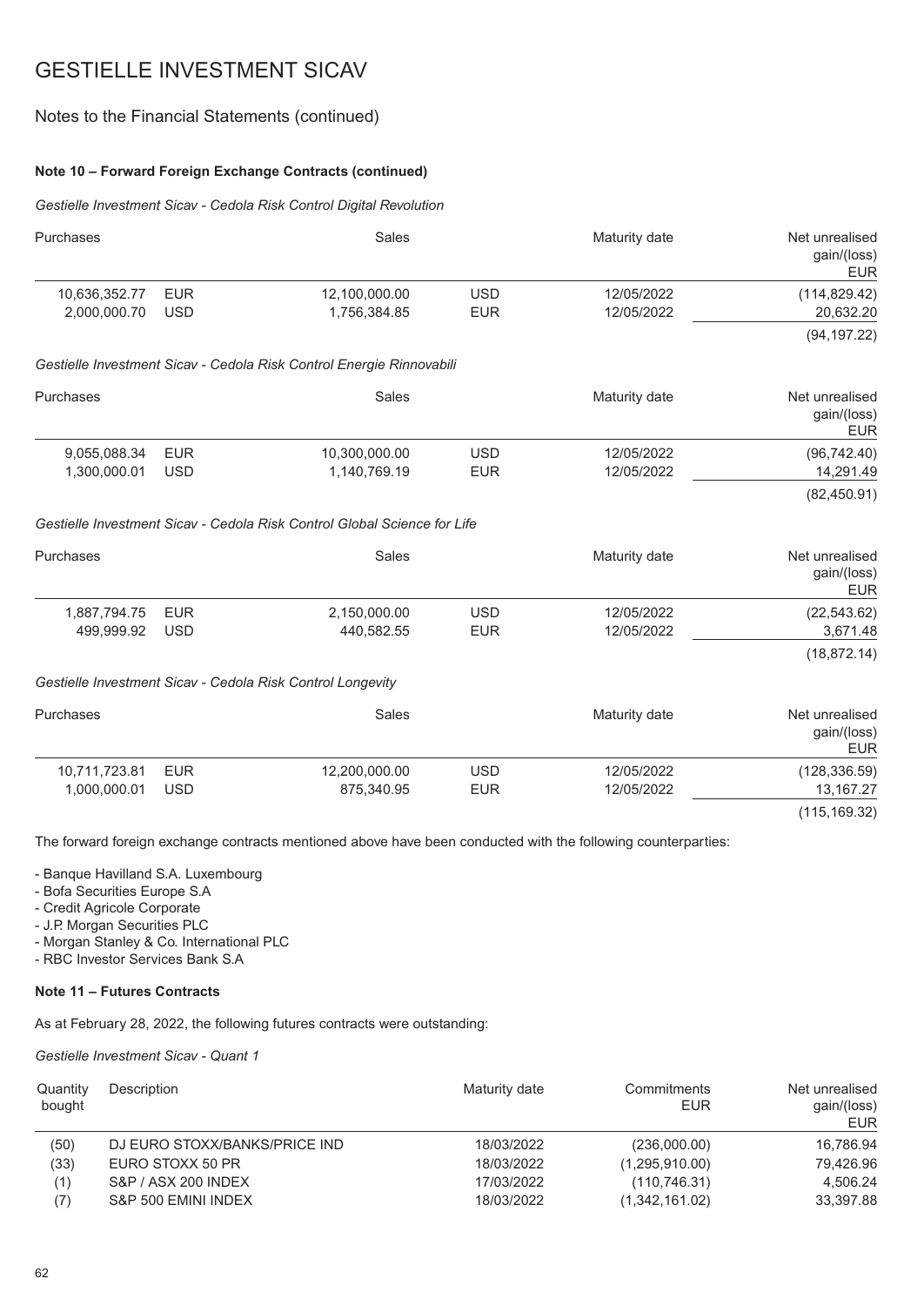# GESTIELLE INVESTMENT SICAV

## Notes to the Financial Statements (continued)

### Note 10 – Forward Foreign Exchange Contracts (continued)

*Gestielle Investment Sicav - Cedola Risk Control Digital Revolution*

| Purchases | | Sales | | Maturity date | Net unrealised gain/(loss) EUR |
|---|---|---|---|---|---|
| 10,636,352.77 | EUR | 12,100,000.00 | USD | 12/05/2022 | (114,829.42) |
| 2,000,000.70 | USD | 1,756,384.85 | EUR | 12/05/2022 | 20,632.20 |
| | | | | | (94,197.22) |

*Gestielle Investment Sicav - Cedola Risk Control Energie Rinnovabili*

| Purchases | | Sales | | Maturity date | Net unrealised gain/(loss) EUR |
|---|---|---|---|---|---|
| 9,055,088.34 | EUR | 10,300,000.00 | USD | 12/05/2022 | (96,742.40) |
| 1,300,000.01 | USD | 1,140,769.19 | EUR | 12/05/2022 | 14,291.49 |
| | | | | | (82,450.91) |

*Gestielle Investment Sicav - Cedola Risk Control Global Science for Life*

| Purchases | | Sales | | Maturity date | Net unrealised gain/(loss) EUR |
|---|---|---|---|---|---|
| 1,887,794.75 | EUR | 2,150,000.00 | USD | 12/05/2022 | (22,543.62) |
| 499,999.92 | USD | 440,582.55 | EUR | 12/05/2022 | 3,671.48 |
| | | | | | (18,872.14) |

*Gestielle Investment Sicav - Cedola Risk Control Longevity*

| Purchases | | Sales | | Maturity date | Net unrealised gain/(loss) EUR |
|---|---|---|---|---|---|
| 10,711,723.81 | EUR | 12,200,000.00 | USD | 12/05/2022 | (128,336.59) |
| 1,000,000.01 | USD | 875,340.95 | EUR | 12/05/2022 | 13,167.27 |
| | | | | | (115,169.32) |

The forward foreign exchange contracts mentioned above have been conducted with the following counterparties:

- Banque Havilland S.A. Luxembourg
- Bofa Securities Europe S.A
- Credit Agricole Corporate
- J.P. Morgan Securities PLC
- Morgan Stanley & Co. International PLC
- RBC Investor Services Bank S.A

### Note 11 – Futures Contracts

As at February 28, 2022, the following futures contracts were outstanding:

*Gestielle Investment Sicav - Quant 1*

| Quantity bought | Description | Maturity date | Commitments EUR | Net unrealised gain/(loss) EUR |
|---|---|---|---|---|
| (50) | DJ EURO STOXX/BANKS/PRICE IND | 18/03/2022 | (236,000.00) | 16,786.94 |
| (33) | EURO STOXX 50 PR | 18/03/2022 | (1,295,910.00) | 79,426.96 |
| (1) | S&P / ASX 200 INDEX | 17/03/2022 | (110,746.31) | 4,506.24 |
| (7) | S&P 500 EMINI INDEX | 18/03/2022 | (1,342,161.02) | 33,397.88 |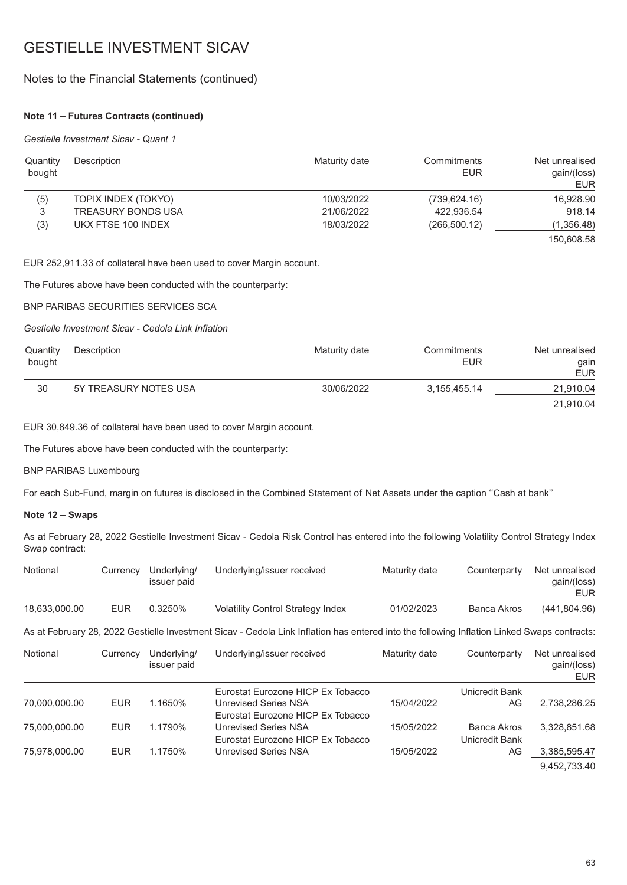# GESTIELLE INVESTMENT SICAV

## Notes to the Financial Statements (continued)

### Note 11 – Futures Contracts (continued)

*Gestielle Investment Sicav - Quant 1*

| Quantity bought | Description | Maturity date | Commitments EUR | Net unrealised gain/(loss) EUR |
|---|---|---|---|---|
| (5) | TOPIX INDEX (TOKYO) | 10/03/2022 | (739,624.16) | 16,928.90 |
| 3 | TREASURY BONDS USA | 21/06/2022 | 422,936.54 | 918.14 |
| (3) | UKX FTSE 100 INDEX | 18/03/2022 | (266,500.12) | (1,356.48) |
| | | | | 150,608.58 |

EUR 252,911.33 of collateral have been used to cover Margin account.

The Futures above have been conducted with the counterparty:

BNP PARIBAS SECURITIES SERVICES SCA

*Gestielle Investment Sicav - Cedola Link Inflation*

| Quantity bought | Description | Maturity date | Commitments EUR | Net unrealised gain EUR |
|---|---|---|---|---|
| 30 | 5Y TREASURY NOTES USA | 30/06/2022 | 3,155,455.14 | 21,910.04 |
| | | | | 21,910.04 |

EUR 30,849.36 of collateral have been used to cover Margin account.

The Futures above have been conducted with the counterparty:

BNP PARIBAS Luxembourg

For each Sub-Fund, margin on futures is disclosed in the Combined Statement of Net Assets under the caption ''Cash at bank''

### Note 12 – Swaps

As at February 28, 2022 Gestielle Investment Sicav - Cedola Risk Control has entered into the following Volatility Control Strategy Index Swap contract:

| Notional | Currency | Underlying/ issuer paid | Underlying/issuer received | Maturity date | Counterparty | Net unrealised gain/(loss) EUR |
|---|---|---|---|---|---|---|
| 18,633,000.00 | EUR | 0.3250% | Volatility Control Strategy Index | 01/02/2023 | Banca Akros | (441,804.96) |

As at February 28, 2022 Gestielle Investment Sicav - Cedola Link Inflation has entered into the following Inflation Linked Swaps contracts:

| Notional | Currency | Underlying/ issuer paid | Underlying/issuer received | Maturity date | Counterparty | Net unrealised gain/(loss) EUR |
|---|---|---|---|---|---|---|
| 70,000,000.00 | EUR | 1.1650% | Eurostat Eurozone HICP Ex Tobacco Unrevised Series NSA | 15/04/2022 | Unicredit Bank AG | 2,738,286.25 |
| 75,000,000.00 | EUR | 1.1790% | Eurostat Eurozone HICP Ex Tobacco Unrevised Series NSA | 15/05/2022 | Banca Akros | 3,328,851.68 |
| 75,978,000.00 | EUR | 1.1750% | Eurostat Eurozone HICP Ex Tobacco Unrevised Series NSA | 15/05/2022 | Unicredit Bank AG | 3,385,595.47 |
| | | | | | | 9,452,733.40 |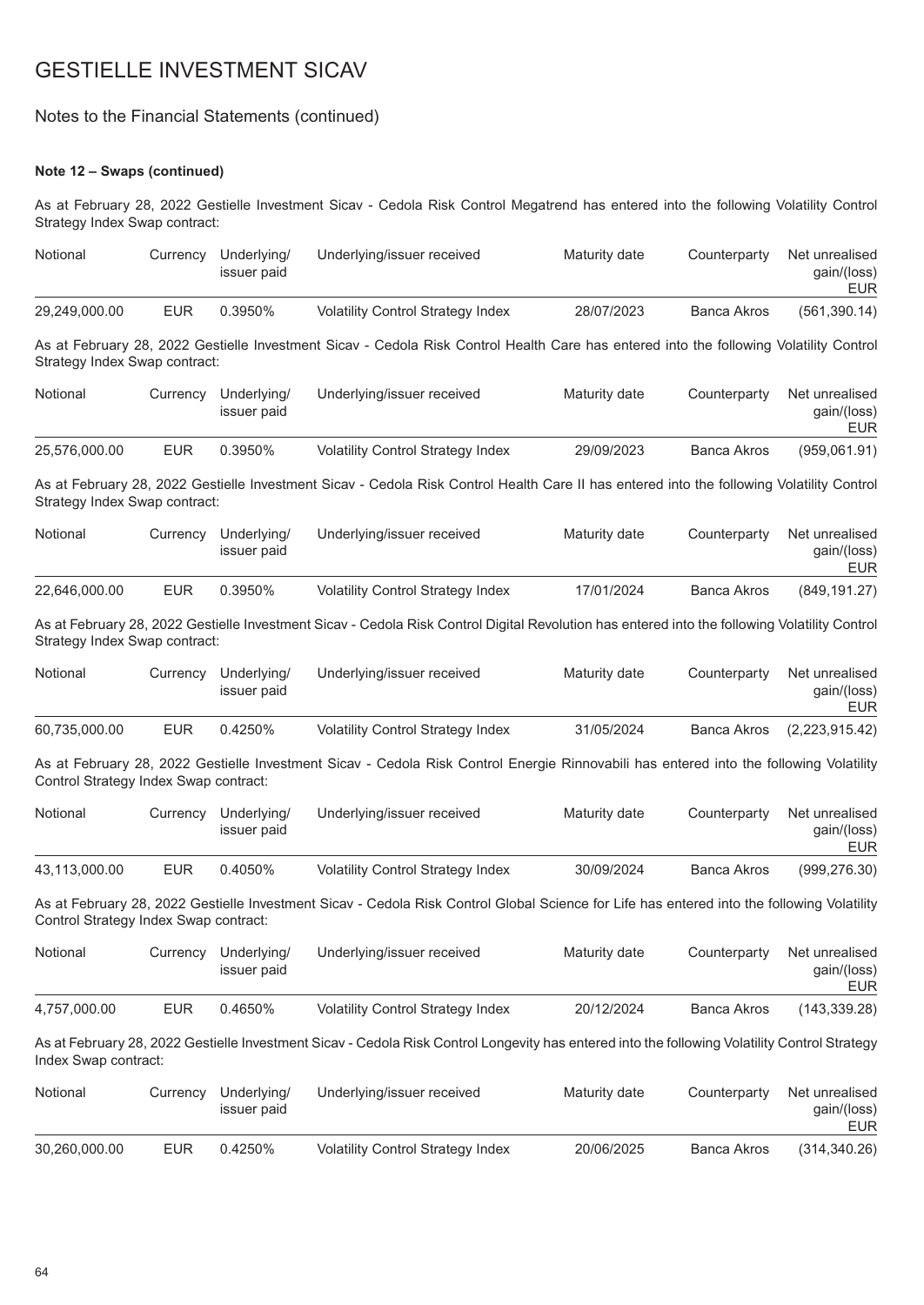# GESTIELLE INVESTMENT SICAV

## Notes to the Financial Statements (continued)

**Note 12 – Swaps (continued)**

As at February 28, 2022 Gestielle Investment Sicav - Cedola Risk Control Megatrend has entered into the following Volatility Control Strategy Index Swap contract:

| Notional | Currency | Underlying/ issuer paid | Underlying/issuer received | Maturity date | Counterparty | Net unrealised gain/(loss) EUR |
|---|---|---|---|---|---|---|
| 29,249,000.00 | EUR | 0.3950% | Volatility Control Strategy Index | 28/07/2023 | Banca Akros | (561,390.14) |

As at February 28, 2022 Gestielle Investment Sicav - Cedola Risk Control Health Care has entered into the following Volatility Control Strategy Index Swap contract:

| Notional | Currency | Underlying/ issuer paid | Underlying/issuer received | Maturity date | Counterparty | Net unrealised gain/(loss) EUR |
|---|---|---|---|---|---|---|
| 25,576,000.00 | EUR | 0.3950% | Volatility Control Strategy Index | 29/09/2023 | Banca Akros | (959,061.91) |

As at February 28, 2022 Gestielle Investment Sicav - Cedola Risk Control Health Care II has entered into the following Volatility Control Strategy Index Swap contract:

| Notional | Currency | Underlying/ issuer paid | Underlying/issuer received | Maturity date | Counterparty | Net unrealised gain/(loss) EUR |
|---|---|---|---|---|---|---|
| 22,646,000.00 | EUR | 0.3950% | Volatility Control Strategy Index | 17/01/2024 | Banca Akros | (849,191.27) |

As at February 28, 2022 Gestielle Investment Sicav - Cedola Risk Control Digital Revolution has entered into the following Volatility Control Strategy Index Swap contract:

| Notional | Currency | Underlying/ issuer paid | Underlying/issuer received | Maturity date | Counterparty | Net unrealised gain/(loss) EUR |
|---|---|---|---|---|---|---|
| 60,735,000.00 | EUR | 0.4250% | Volatility Control Strategy Index | 31/05/2024 | Banca Akros | (2,223,915.42) |

As at February 28, 2022 Gestielle Investment Sicav - Cedola Risk Control Energie Rinnovabili has entered into the following Volatility Control Strategy Index Swap contract:

| Notional | Currency | Underlying/ issuer paid | Underlying/issuer received | Maturity date | Counterparty | Net unrealised gain/(loss) EUR |
|---|---|---|---|---|---|---|
| 43,113,000.00 | EUR | 0.4050% | Volatility Control Strategy Index | 30/09/2024 | Banca Akros | (999,276.30) |

As at February 28, 2022 Gestielle Investment Sicav - Cedola Risk Control Global Science for Life has entered into the following Volatility Control Strategy Index Swap contract:

| Notional | Currency | Underlying/ issuer paid | Underlying/issuer received | Maturity date | Counterparty | Net unrealised gain/(loss) EUR |
|---|---|---|---|---|---|---|
| 4,757,000.00 | EUR | 0.4650% | Volatility Control Strategy Index | 20/12/2024 | Banca Akros | (143,339.28) |

As at February 28, 2022 Gestielle Investment Sicav - Cedola Risk Control Longevity has entered into the following Volatility Control Strategy Index Swap contract:

| Notional | Currency | Underlying/ issuer paid | Underlying/issuer received | Maturity date | Counterparty | Net unrealised gain/(loss) EUR |
|---|---|---|---|---|---|---|
| 30,260,000.00 | EUR | 0.4250% | Volatility Control Strategy Index | 20/06/2025 | Banca Akros | (314,340.26) |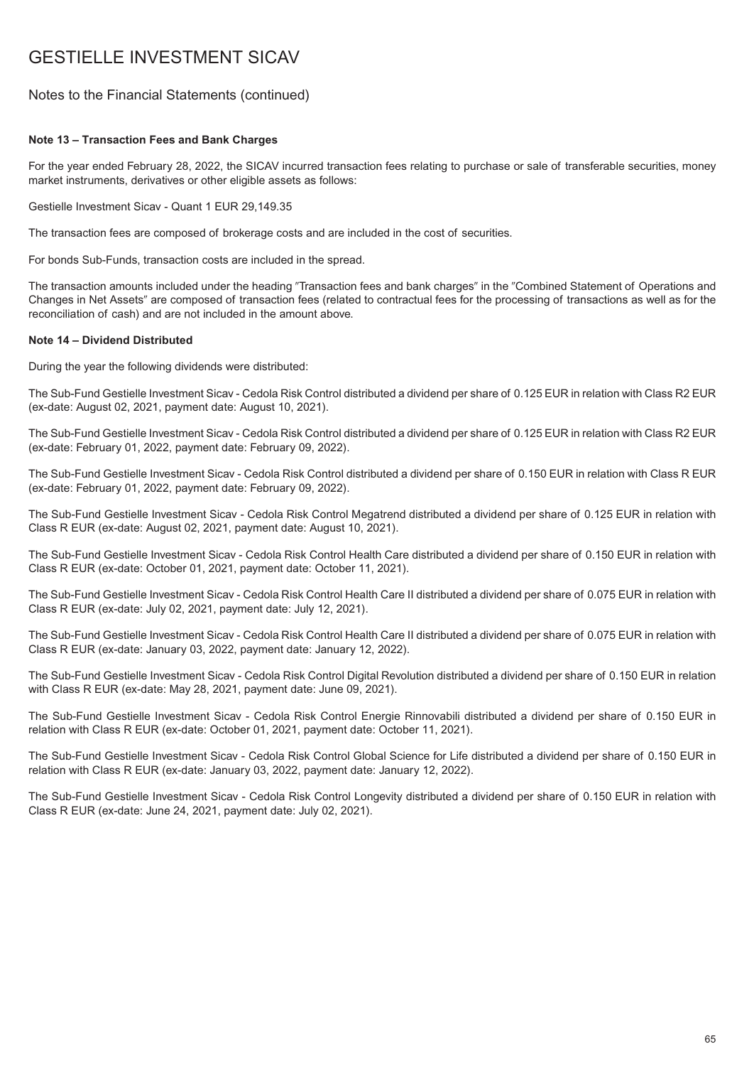# GESTIELLE INVESTMENT SICAV

## Notes to the Financial Statements (continued)

**Note 13 – Transaction Fees and Bank Charges**

For the year ended February 28, 2022, the SICAV incurred transaction fees relating to purchase or sale of transferable securities, money market instruments, derivatives or other eligible assets as follows:

Gestielle Investment Sicav - Quant 1 EUR 29,149.35

The transaction fees are composed of brokerage costs and are included in the cost of securities.

For bonds Sub-Funds, transaction costs are included in the spread.

The transaction amounts included under the heading ″Transaction fees and bank charges″ in the ″Combined Statement of Operations and Changes in Net Assets″ are composed of transaction fees (related to contractual fees for the processing of transactions as well as for the reconciliation of cash) and are not included in the amount above.

**Note 14 – Dividend Distributed**

During the year the following dividends were distributed:

The Sub-Fund Gestielle Investment Sicav - Cedola Risk Control distributed a dividend per share of 0.125 EUR in relation with Class R2 EUR (ex-date: August 02, 2021, payment date: August 10, 2021).

The Sub-Fund Gestielle Investment Sicav - Cedola Risk Control distributed a dividend per share of 0.125 EUR in relation with Class R2 EUR (ex-date: February 01, 2022, payment date: February 09, 2022).

The Sub-Fund Gestielle Investment Sicav - Cedola Risk Control distributed a dividend per share of 0.150 EUR in relation with Class R EUR (ex-date: February 01, 2022, payment date: February 09, 2022).

The Sub-Fund Gestielle Investment Sicav - Cedola Risk Control Megatrend distributed a dividend per share of 0.125 EUR in relation with Class R EUR (ex-date: August 02, 2021, payment date: August 10, 2021).

The Sub-Fund Gestielle Investment Sicav - Cedola Risk Control Health Care distributed a dividend per share of 0.150 EUR in relation with Class R EUR (ex-date: October 01, 2021, payment date: October 11, 2021).

The Sub-Fund Gestielle Investment Sicav - Cedola Risk Control Health Care II distributed a dividend per share of 0.075 EUR in relation with Class R EUR (ex-date: July 02, 2021, payment date: July 12, 2021).

The Sub-Fund Gestielle Investment Sicav - Cedola Risk Control Health Care II distributed a dividend per share of 0.075 EUR in relation with Class R EUR (ex-date: January 03, 2022, payment date: January 12, 2022).

The Sub-Fund Gestielle Investment Sicav - Cedola Risk Control Digital Revolution distributed a dividend per share of 0.150 EUR in relation with Class R EUR (ex-date: May 28, 2021, payment date: June 09, 2021).

The Sub-Fund Gestielle Investment Sicav - Cedola Risk Control Energie Rinnovabili distributed a dividend per share of 0.150 EUR in relation with Class R EUR (ex-date: October 01, 2021, payment date: October 11, 2021).

The Sub-Fund Gestielle Investment Sicav - Cedola Risk Control Global Science for Life distributed a dividend per share of 0.150 EUR in relation with Class R EUR (ex-date: January 03, 2022, payment date: January 12, 2022).

The Sub-Fund Gestielle Investment Sicav - Cedola Risk Control Longevity distributed a dividend per share of 0.150 EUR in relation with Class R EUR (ex-date: June 24, 2021, payment date: July 02, 2021).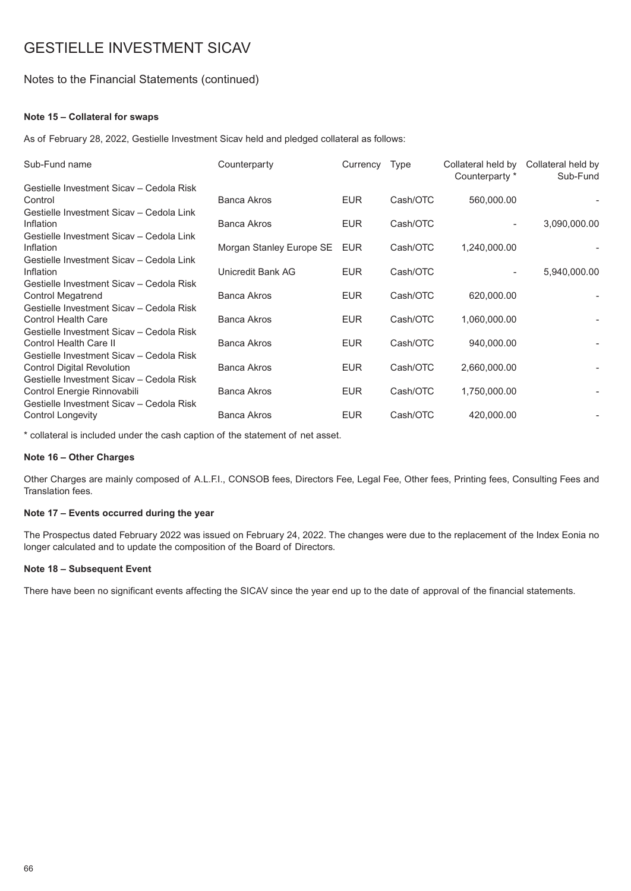# GESTIELLE INVESTMENT SICAV

## Notes to the Financial Statements (continued)

### Note 15 – Collateral for swaps

As of February 28, 2022, Gestielle Investment Sicav held and pledged collateral as follows:

| Sub-Fund name | Counterparty | Currency | Type | Collateral held by Counterparty * | Collateral held by Sub-Fund |
|---|---|---|---|---|---|
| Gestielle Investment Sicav – Cedola Risk Control | Banca Akros | EUR | Cash/OTC | 560,000.00 | - |
| Gestielle Investment Sicav – Cedola Link Inflation | Banca Akros | EUR | Cash/OTC | - | 3,090,000.00 |
| Gestielle Investment Sicav – Cedola Link Inflation | Morgan Stanley Europe SE | EUR | Cash/OTC | 1,240,000.00 | - |
| Gestielle Investment Sicav – Cedola Link Inflation | Unicredit Bank AG | EUR | Cash/OTC | - | 5,940,000.00 |
| Gestielle Investment Sicav – Cedola Risk Control Megatrend | Banca Akros | EUR | Cash/OTC | 620,000.00 | - |
| Gestielle Investment Sicav – Cedola Risk Control Health Care | Banca Akros | EUR | Cash/OTC | 1,060,000.00 | - |
| Gestielle Investment Sicav – Cedola Risk Control Health Care II | Banca Akros | EUR | Cash/OTC | 940,000.00 | - |
| Gestielle Investment Sicav – Cedola Risk Control Digital Revolution | Banca Akros | EUR | Cash/OTC | 2,660,000.00 | - |
| Gestielle Investment Sicav – Cedola Risk Control Energie Rinnovabili | Banca Akros | EUR | Cash/OTC | 1,750,000.00 | - |
| Gestielle Investment Sicav – Cedola Risk Control Longevity | Banca Akros | EUR | Cash/OTC | 420,000.00 | - |

\* collateral is included under the cash caption of the statement of net asset.

### Note 16 – Other Charges

Other Charges are mainly composed of A.L.F.I., CONSOB fees, Directors Fee, Legal Fee, Other fees, Printing fees, Consulting Fees and Translation fees.

### Note 17 – Events occurred during the year

The Prospectus dated February 2022 was issued on February 24, 2022. The changes were due to the replacement of the Index Eonia no longer calculated and to update the composition of the Board of Directors.

### Note 18 – Subsequent Event

There have been no significant events affecting the SICAV since the year end up to the date of approval of the financial statements.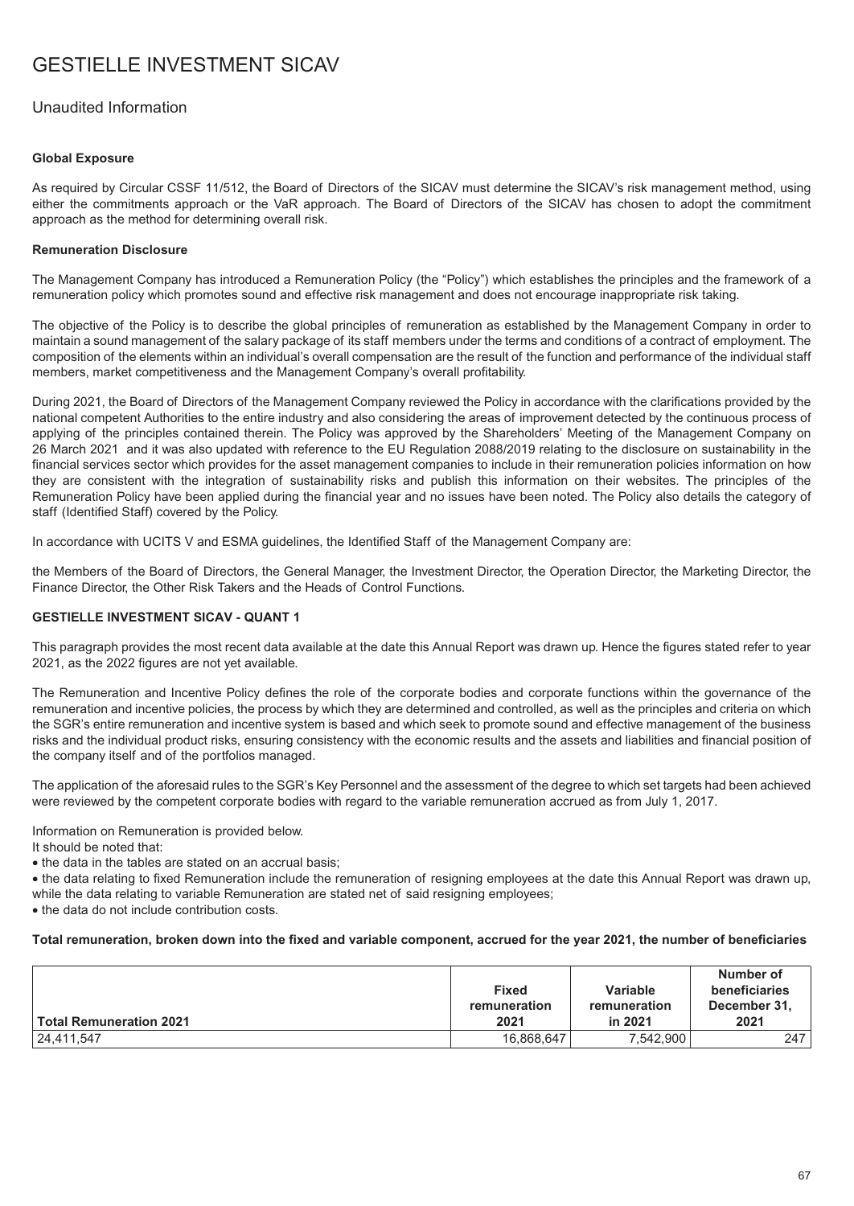# GESTIELLE INVESTMENT SICAV

## Unaudited Information

### Global Exposure

As required by Circular CSSF 11/512, the Board of Directors of the SICAV must determine the SICAV's risk management method, using either the commitments approach or the VaR approach. The Board of Directors of the SICAV has chosen to adopt the commitment approach as the method for determining overall risk.

### Remuneration Disclosure

The Management Company has introduced a Remuneration Policy (the "Policy") which establishes the principles and the framework of a remuneration policy which promotes sound and effective risk management and does not encourage inappropriate risk taking.

The objective of the Policy is to describe the global principles of remuneration as established by the Management Company in order to maintain a sound management of the salary package of its staff members under the terms and conditions of a contract of employment. The composition of the elements within an individual's overall compensation are the result of the function and performance of the individual staff members, market competitiveness and the Management Company's overall profitability.

During 2021, the Board of Directors of the Management Company reviewed the Policy in accordance with the clarifications provided by the national competent Authorities to the entire industry and also considering the areas of improvement detected by the continuous process of applying of the principles contained therein. The Policy was approved by the Shareholders' Meeting of the Management Company on 26 March 2021 and it was also updated with reference to the EU Regulation 2088/2019 relating to the disclosure on sustainability in the financial services sector which provides for the asset management companies to include in their remuneration policies information on how they are consistent with the integration of sustainability risks and publish this information on their websites. The principles of the Remuneration Policy have been applied during the financial year and no issues have been noted. The Policy also details the category of staff (Identified Staff) covered by the Policy.

In accordance with UCITS V and ESMA guidelines, the Identified Staff of the Management Company are:

the Members of the Board of Directors, the General Manager, the Investment Director, the Operation Director, the Marketing Director, the Finance Director, the Other Risk Takers and the Heads of Control Functions.

### GESTIELLE INVESTMENT SICAV - QUANT 1

This paragraph provides the most recent data available at the date this Annual Report was drawn up. Hence the figures stated refer to year 2021, as the 2022 figures are not yet available.

The Remuneration and Incentive Policy defines the role of the corporate bodies and corporate functions within the governance of the remuneration and incentive policies, the process by which they are determined and controlled, as well as the principles and criteria on which the SGR's entire remuneration and incentive system is based and which seek to promote sound and effective management of the business risks and the individual product risks, ensuring consistency with the economic results and the assets and liabilities and financial position of the company itself and of the portfolios managed.

The application of the aforesaid rules to the SGR's Key Personnel and the assessment of the degree to which set targets had been achieved were reviewed by the competent corporate bodies with regard to the variable remuneration accrued as from July 1, 2017.

Information on Remuneration is provided below.
It should be noted that:

- the data in the tables are stated on an accrual basis;
- the data relating to fixed Remuneration include the remuneration of resigning employees at the date this Annual Report was drawn up, while the data relating to variable Remuneration are stated net of said resigning employees;
- the data do not include contribution costs.

**Total remuneration, broken down into the fixed and variable component, accrued for the year 2021, the number of beneficiaries**

| Total Remuneration 2021 | Fixed remuneration 2021 | Variable remuneration in 2021 | Number of beneficiaries December 31, 2021 |
|---|---|---|---|
| 24,411,547 | 16,868,647 | 7,542,900 | 247 |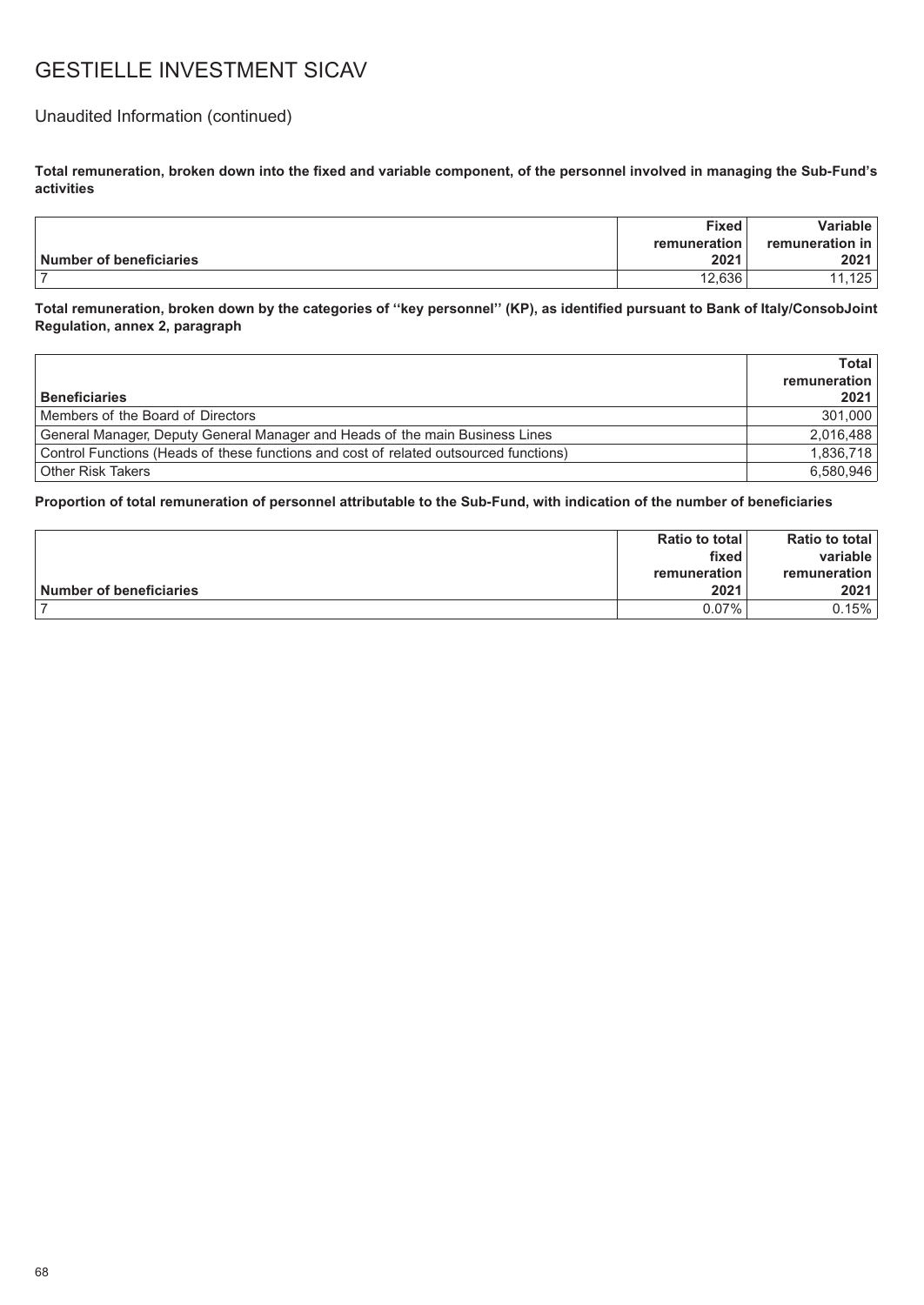# GESTIELLE INVESTMENT SICAV

## Unaudited Information (continued)

**Total remuneration, broken down into the fixed and variable component, of the personnel involved in managing the Sub-Fund's activities**

| Number of beneficiaries | Fixed remuneration 2021 | Variable remuneration in 2021 |
|---|---|---|
| 7 | 12,636 | 11,125 |

**Total remuneration, broken down by the categories of "key personnel" (KP), as identified pursuant to Bank of Italy/ConsobJoint Regulation, annex 2, paragraph**

| Beneficiaries | Total remuneration 2021 |
|---|---|
| Members of the Board of Directors | 301,000 |
| General Manager, Deputy General Manager and Heads of the main Business Lines | 2,016,488 |
| Control Functions (Heads of these functions and cost of related outsourced functions) | 1,836,718 |
| Other Risk Takers | 6,580,946 |

**Proportion of total remuneration of personnel attributable to the Sub-Fund, with indication of the number of beneficiaries**

| Number of beneficiaries | Ratio to total fixed remuneration 2021 | Ratio to total variable remuneration 2021 |
|---|---|---|
| 7 | 0.07% | 0.15% |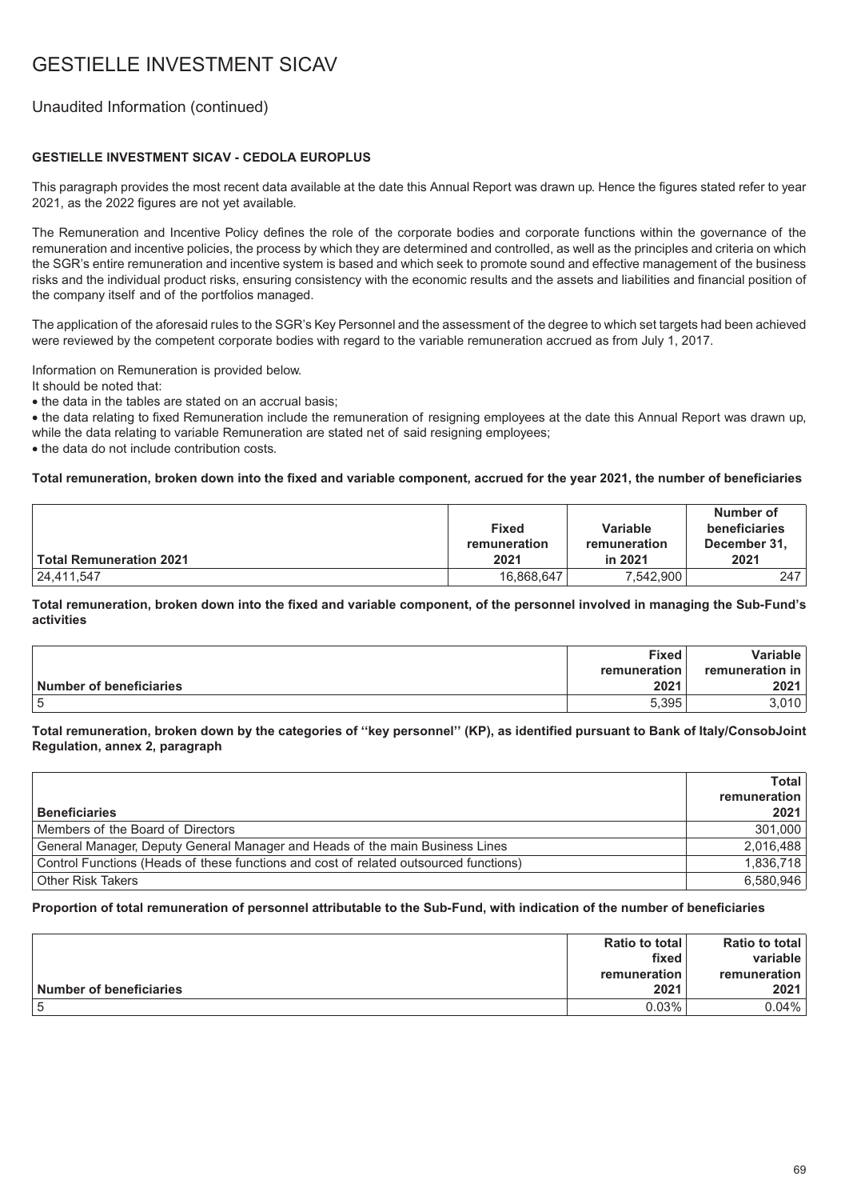# GESTIELLE INVESTMENT SICAV

## Unaudited Information (continued)

### GESTIELLE INVESTMENT SICAV - CEDOLA EUROPLUS

This paragraph provides the most recent data available at the date this Annual Report was drawn up. Hence the figures stated refer to year 2021, as the 2022 figures are not yet available.

The Remuneration and Incentive Policy defines the role of the corporate bodies and corporate functions within the governance of the remuneration and incentive policies, the process by which they are determined and controlled, as well as the principles and criteria on which the SGR's entire remuneration and incentive system is based and which seek to promote sound and effective management of the business risks and the individual product risks, ensuring consistency with the economic results and the assets and liabilities and financial position of the company itself and of the portfolios managed.

The application of the aforesaid rules to the SGR's Key Personnel and the assessment of the degree to which set targets had been achieved were reviewed by the competent corporate bodies with regard to the variable remuneration accrued as from July 1, 2017.

Information on Remuneration is provided below.

It should be noted that:

- the data in the tables are stated on an accrual basis;
- the data relating to fixed Remuneration include the remuneration of resigning employees at the date this Annual Report was drawn up, while the data relating to variable Remuneration are stated net of said resigning employees;
- the data do not include contribution costs.

**Total remuneration, broken down into the fixed and variable component, accrued for the year 2021, the number of beneficiaries**

| Total Remuneration 2021 | Fixed remuneration 2021 | Variable remuneration in 2021 | Number of beneficiaries December 31, 2021 |
|---|---|---|---|
| 24,411,547 | 16,868,647 | 7,542,900 | 247 |

**Total remuneration, broken down into the fixed and variable component, of the personnel involved in managing the Sub-Fund's activities**

| Number of beneficiaries | Fixed remuneration 2021 | Variable remuneration in 2021 |
|---|---|---|
| 5 | 5,395 | 3,010 |

**Total remuneration, broken down by the categories of ''key personnel'' (KP), as identified pursuant to Bank of Italy/ConsobJoint Regulation, annex 2, paragraph**

| Beneficiaries | Total remuneration 2021 |
|---|---|
| Members of the Board of Directors | 301,000 |
| General Manager, Deputy General Manager and Heads of the main Business Lines | 2,016,488 |
| Control Functions (Heads of these functions and cost of related outsourced functions) | 1,836,718 |
| Other Risk Takers | 6,580,946 |

**Proportion of total remuneration of personnel attributable to the Sub-Fund, with indication of the number of beneficiaries**

| Number of beneficiaries | Ratio to total fixed remuneration 2021 | Ratio to total variable remuneration 2021 |
|---|---|---|
| 5 | 0.03% | 0.04% |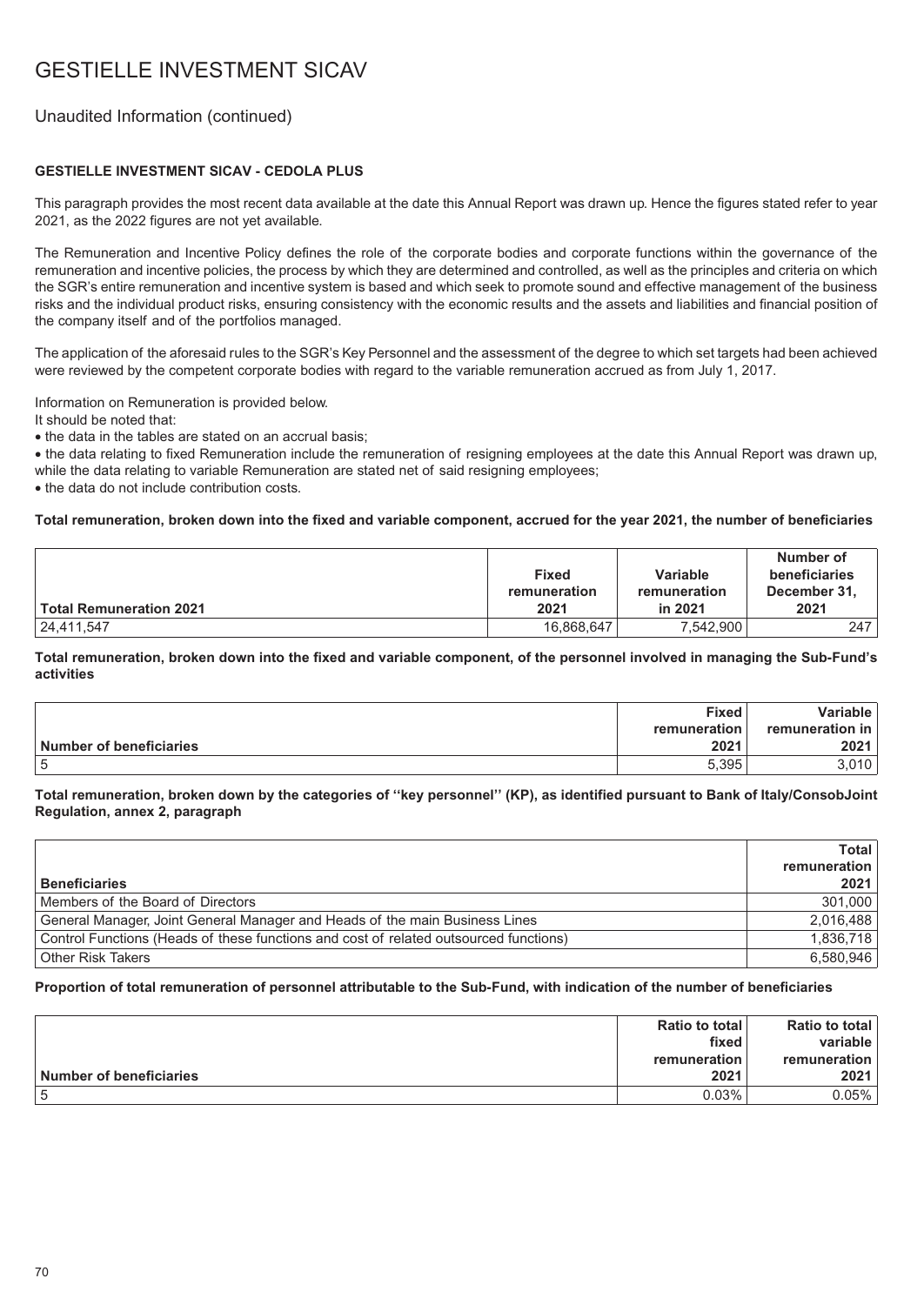# GESTIELLE INVESTMENT SICAV

## Unaudited Information (continued)

### GESTIELLE INVESTMENT SICAV - CEDOLA PLUS

This paragraph provides the most recent data available at the date this Annual Report was drawn up. Hence the figures stated refer to year 2021, as the 2022 figures are not yet available.

The Remuneration and Incentive Policy defines the role of the corporate bodies and corporate functions within the governance of the remuneration and incentive policies, the process by which they are determined and controlled, as well as the principles and criteria on which the SGR's entire remuneration and incentive system is based and which seek to promote sound and effective management of the business risks and the individual product risks, ensuring consistency with the economic results and the assets and liabilities and financial position of the company itself and of the portfolios managed.

The application of the aforesaid rules to the SGR's Key Personnel and the assessment of the degree to which set targets had been achieved were reviewed by the competent corporate bodies with regard to the variable remuneration accrued as from July 1, 2017.

Information on Remuneration is provided below.
It should be noted that:

- the data in the tables are stated on an accrual basis;
- the data relating to fixed Remuneration include the remuneration of resigning employees at the date this Annual Report was drawn up, while the data relating to variable Remuneration are stated net of said resigning employees;
- the data do not include contribution costs.

**Total remuneration, broken down into the fixed and variable component, accrued for the year 2021, the number of beneficiaries**

| Total Remuneration 2021 | Fixed remuneration 2021 | Variable remuneration in 2021 | Number of beneficiaries December 31, 2021 |
|---|---|---|---|
| 24,411,547 | 16,868,647 | 7,542,900 | 247 |

**Total remuneration, broken down into the fixed and variable component, of the personnel involved in managing the Sub-Fund's activities**

| Number of beneficiaries | Fixed remuneration 2021 | Variable remuneration in 2021 |
|---|---|---|
| 5 | 5,395 | 3,010 |

**Total remuneration, broken down by the categories of ''key personnel'' (KP), as identified pursuant to Bank of Italy/ConsobJoint Regulation, annex 2, paragraph**

| Beneficiaries | Total remuneration 2021 |
|---|---|
| Members of the Board of Directors | 301,000 |
| General Manager, Joint General Manager and Heads of the main Business Lines | 2,016,488 |
| Control Functions (Heads of these functions and cost of related outsourced functions) | 1,836,718 |
| Other Risk Takers | 6,580,946 |

**Proportion of total remuneration of personnel attributable to the Sub-Fund, with indication of the number of beneficiaries**

| Number of beneficiaries | Ratio to total fixed remuneration 2021 | Ratio to total variable remuneration 2021 |
|---|---|---|
| 5 | 0.03% | 0.05% |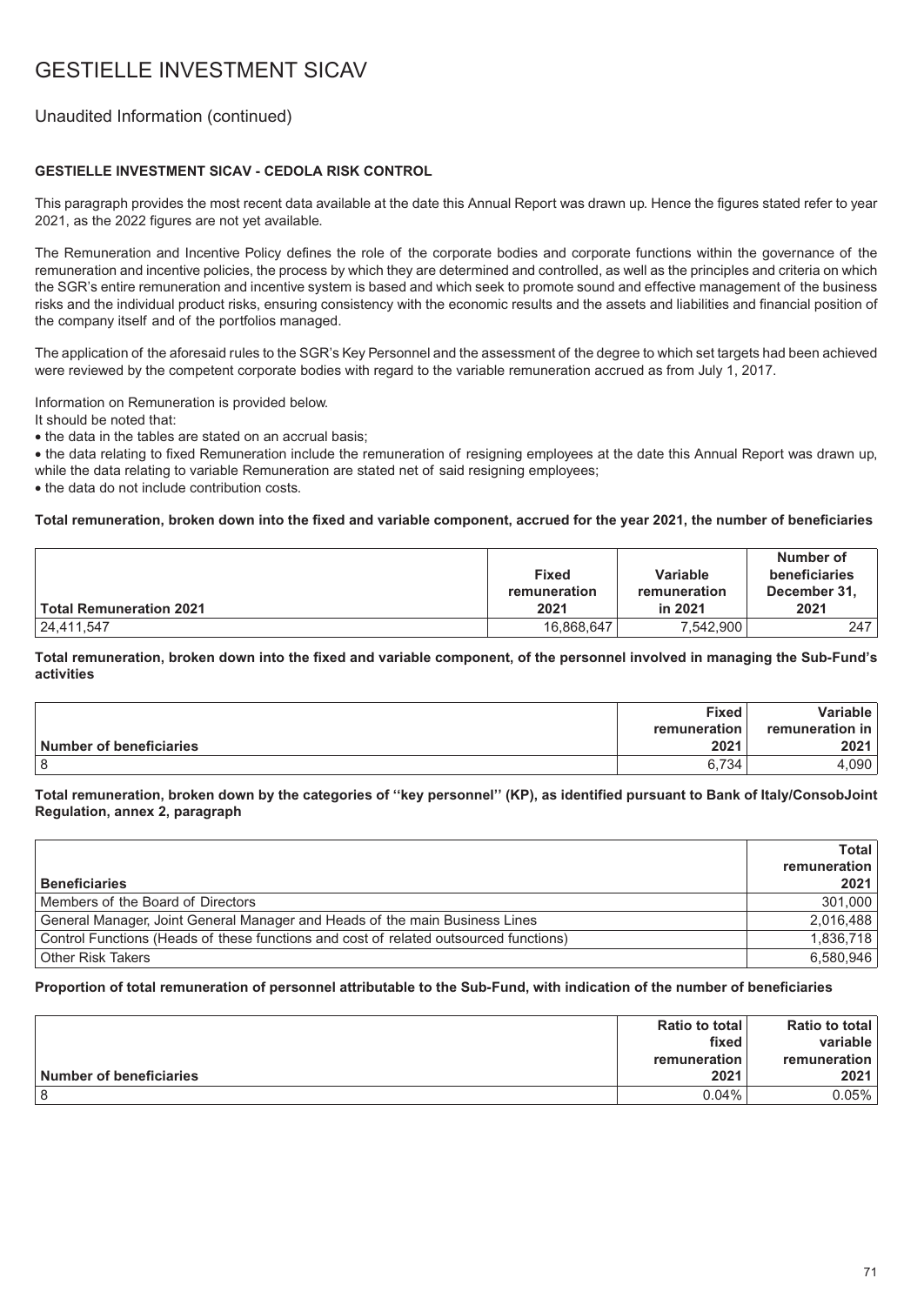# GESTIELLE INVESTMENT SICAV

## Unaudited Information (continued)

### GESTIELLE INVESTMENT SICAV - CEDOLA RISK CONTROL

This paragraph provides the most recent data available at the date this Annual Report was drawn up. Hence the figures stated refer to year 2021, as the 2022 figures are not yet available.

The Remuneration and Incentive Policy defines the role of the corporate bodies and corporate functions within the governance of the remuneration and incentive policies, the process by which they are determined and controlled, as well as the principles and criteria on which the SGR's entire remuneration and incentive system is based and which seek to promote sound and effective management of the business risks and the individual product risks, ensuring consistency with the economic results and the assets and liabilities and financial position of the company itself and of the portfolios managed.

The application of the aforesaid rules to the SGR's Key Personnel and the assessment of the degree to which set targets had been achieved were reviewed by the competent corporate bodies with regard to the variable remuneration accrued as from July 1, 2017.

Information on Remuneration is provided below.

It should be noted that:

- the data in the tables are stated on an accrual basis;
- the data relating to fixed Remuneration include the remuneration of resigning employees at the date this Annual Report was drawn up, while the data relating to variable Remuneration are stated net of said resigning employees;
- the data do not include contribution costs.

**Total remuneration, broken down into the fixed and variable component, accrued for the year 2021, the number of beneficiaries**

| Total Remuneration 2021 | Fixed remuneration 2021 | Variable remuneration in 2021 | Number of beneficiaries December 31, 2021 |
|---|---|---|---|
| 24,411,547 | 16,868,647 | 7,542,900 | 247 |

**Total remuneration, broken down into the fixed and variable component, of the personnel involved in managing the Sub-Fund's activities**

| Number of beneficiaries | Fixed remuneration 2021 | Variable remuneration in 2021 |
|---|---|---|
| 8 | 6,734 | 4,090 |

**Total remuneration, broken down by the categories of ''key personnel'' (KP), as identified pursuant to Bank of Italy/ConsobJoint Regulation, annex 2, paragraph**

| Beneficiaries | Total remuneration 2021 |
|---|---|
| Members of the Board of Directors | 301,000 |
| General Manager, Joint General Manager and Heads of the main Business Lines | 2,016,488 |
| Control Functions (Heads of these functions and cost of related outsourced functions) | 1,836,718 |
| Other Risk Takers | 6,580,946 |

**Proportion of total remuneration of personnel attributable to the Sub-Fund, with indication of the number of beneficiaries**

| Number of beneficiaries | Ratio to total fixed remuneration 2021 | Ratio to total variable remuneration 2021 |
|---|---|---|
| 8 | 0.04% | 0.05% |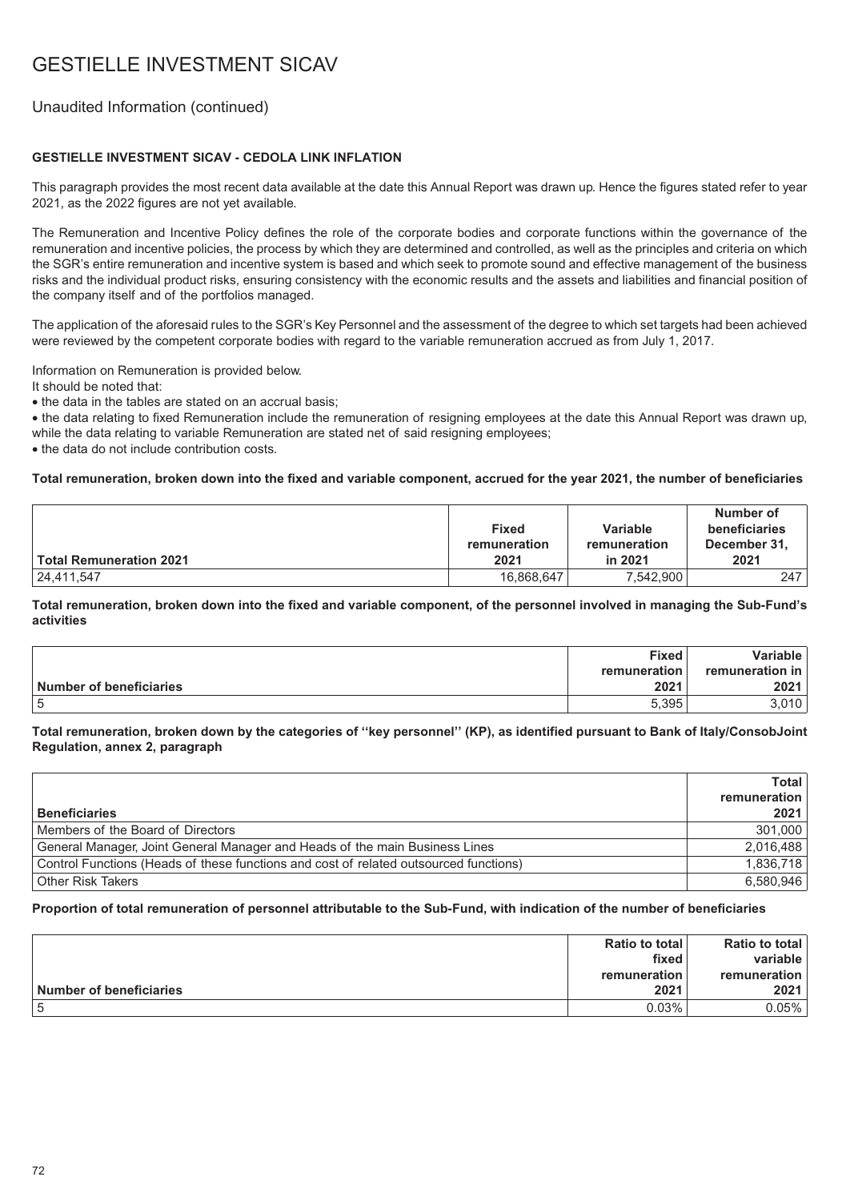# GESTIELLE INVESTMENT SICAV

## Unaudited Information (continued)

### GESTIELLE INVESTMENT SICAV - CEDOLA LINK INFLATION

This paragraph provides the most recent data available at the date this Annual Report was drawn up. Hence the figures stated refer to year 2021, as the 2022 figures are not yet available.

The Remuneration and Incentive Policy defines the role of the corporate bodies and corporate functions within the governance of the remuneration and incentive policies, the process by which they are determined and controlled, as well as the principles and criteria on which the SGR's entire remuneration and incentive system is based and which seek to promote sound and effective management of the business risks and the individual product risks, ensuring consistency with the economic results and the assets and liabilities and financial position of the company itself and of the portfolios managed.

The application of the aforesaid rules to the SGR's Key Personnel and the assessment of the degree to which set targets had been achieved were reviewed by the competent corporate bodies with regard to the variable remuneration accrued as from July 1, 2017.

Information on Remuneration is provided below.

It should be noted that:

- the data in the tables are stated on an accrual basis;
- the data relating to fixed Remuneration include the remuneration of resigning employees at the date this Annual Report was drawn up, while the data relating to variable Remuneration are stated net of said resigning employees;
- the data do not include contribution costs.

**Total remuneration, broken down into the fixed and variable component, accrued for the year 2021, the number of beneficiaries**

| Total Remuneration 2021 | Fixed remuneration 2021 | Variable remuneration in 2021 | Number of beneficiaries December 31, 2021 |
|---|---|---|---|
| 24,411,547 | 16,868,647 | 7,542,900 | 247 |

**Total remuneration, broken down into the fixed and variable component, of the personnel involved in managing the Sub-Fund's activities**

| Number of beneficiaries | Fixed remuneration 2021 | Variable remuneration in 2021 |
|---|---|---|
| 5 | 5,395 | 3,010 |

**Total remuneration, broken down by the categories of "key personnel" (KP), as identified pursuant to Bank of Italy/ConsobJoint Regulation, annex 2, paragraph**

| Beneficiaries | Total remuneration 2021 |
|---|---|
| Members of the Board of Directors | 301,000 |
| General Manager, Joint General Manager and Heads of the main Business Lines | 2,016,488 |
| Control Functions (Heads of these functions and cost of related outsourced functions) | 1,836,718 |
| Other Risk Takers | 6,580,946 |

**Proportion of total remuneration of personnel attributable to the Sub-Fund, with indication of the number of beneficiaries**

| Number of beneficiaries | Ratio to total fixed remuneration 2021 | Ratio to total variable remuneration 2021 |
|---|---|---|
| 5 | 0.03% | 0.05% |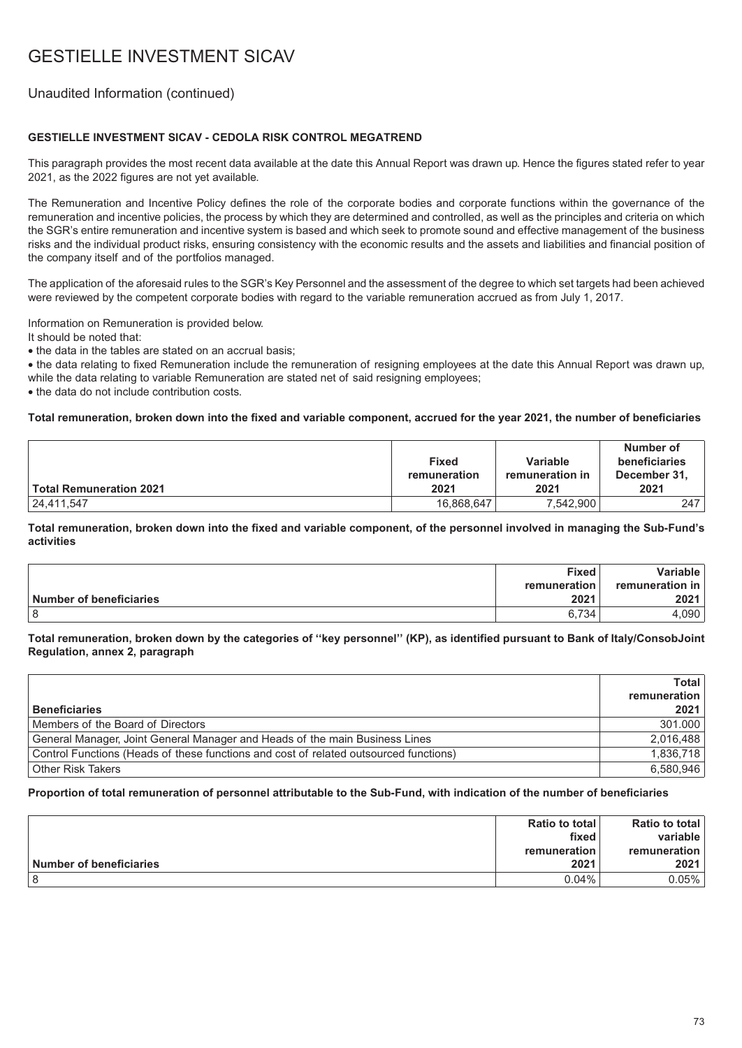# GESTIELLE INVESTMENT SICAV

## Unaudited Information (continued)

### GESTIELLE INVESTMENT SICAV - CEDOLA RISK CONTROL MEGATREND

This paragraph provides the most recent data available at the date this Annual Report was drawn up. Hence the figures stated refer to year 2021, as the 2022 figures are not yet available.

The Remuneration and Incentive Policy defines the role of the corporate bodies and corporate functions within the governance of the remuneration and incentive policies, the process by which they are determined and controlled, as well as the principles and criteria on which the SGR's entire remuneration and incentive system is based and which seek to promote sound and effective management of the business risks and the individual product risks, ensuring consistency with the economic results and the assets and liabilities and financial position of the company itself and of the portfolios managed.

The application of the aforesaid rules to the SGR's Key Personnel and the assessment of the degree to which set targets had been achieved were reviewed by the competent corporate bodies with regard to the variable remuneration accrued as from July 1, 2017.

Information on Remuneration is provided below.

It should be noted that:

- the data in the tables are stated on an accrual basis;
- the data relating to fixed Remuneration include the remuneration of resigning employees at the date this Annual Report was drawn up, while the data relating to variable Remuneration are stated net of said resigning employees;
- the data do not include contribution costs.

**Total remuneration, broken down into the fixed and variable component, accrued for the year 2021, the number of beneficiaries**

| Total Remuneration 2021 | Fixed remuneration 2021 | Variable remuneration in 2021 | Number of beneficiaries December 31, 2021 |
|---|---|---|---|
| 24,411,547 | 16,868,647 | 7,542,900 | 247 |

**Total remuneration, broken down into the fixed and variable component, of the personnel involved in managing the Sub-Fund's activities**

| Number of beneficiaries | Fixed remuneration 2021 | Variable remuneration in 2021 |
|---|---|---|
| 8 | 6,734 | 4,090 |

**Total remuneration, broken down by the categories of ''key personnel'' (KP), as identified pursuant to Bank of Italy/ConsobJoint Regulation, annex 2, paragraph**

| Beneficiaries | Total remuneration 2021 |
|---|---|
| Members of the Board of Directors | 301.000 |
| General Manager, Joint General Manager and Heads of the main Business Lines | 2,016,488 |
| Control Functions (Heads of these functions and cost of related outsourced functions) | 1,836,718 |
| Other Risk Takers | 6,580,946 |

**Proportion of total remuneration of personnel attributable to the Sub-Fund, with indication of the number of beneficiaries**

| Number of beneficiaries | Ratio to total fixed remuneration 2021 | Ratio to total variable remuneration 2021 |
|---|---|---|
| 8 | 0.04% | 0.05% |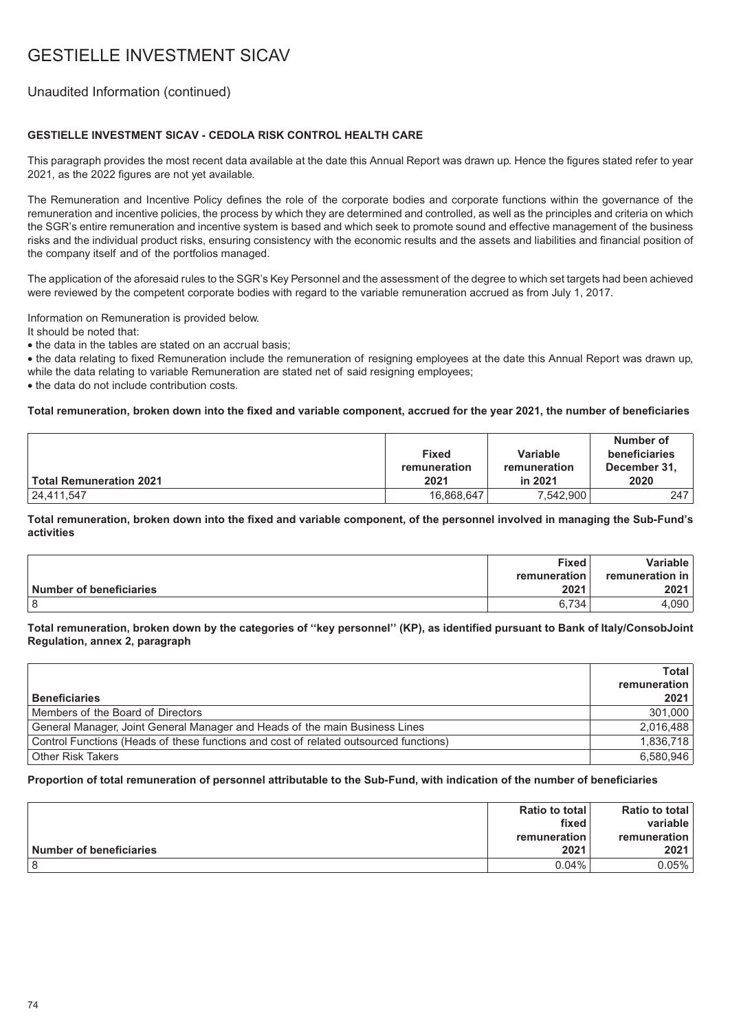# GESTIELLE INVESTMENT SICAV

## Unaudited Information (continued)

### GESTIELLE INVESTMENT SICAV - CEDOLA RISK CONTROL HEALTH CARE

This paragraph provides the most recent data available at the date this Annual Report was drawn up. Hence the figures stated refer to year 2021, as the 2022 figures are not yet available.

The Remuneration and Incentive Policy defines the role of the corporate bodies and corporate functions within the governance of the remuneration and incentive policies, the process by which they are determined and controlled, as well as the principles and criteria on which the SGR's entire remuneration and incentive system is based and which seek to promote sound and effective management of the business risks and the individual product risks, ensuring consistency with the economic results and the assets and liabilities and financial position of the company itself and of the portfolios managed.

The application of the aforesaid rules to the SGR's Key Personnel and the assessment of the degree to which set targets had been achieved were reviewed by the competent corporate bodies with regard to the variable remuneration accrued as from July 1, 2017.

Information on Remuneration is provided below.

It should be noted that:

- the data in the tables are stated on an accrual basis;
- the data relating to fixed Remuneration include the remuneration of resigning employees at the date this Annual Report was drawn up, while the data relating to variable Remuneration are stated net of said resigning employees;
- the data do not include contribution costs.

**Total remuneration, broken down into the fixed and variable component, accrued for the year 2021, the number of beneficiaries**

| Total Remuneration 2021 | Fixed remuneration 2021 | Variable remuneration in 2021 | Number of beneficiaries December 31, 2020 |
|---|---|---|---|
| 24,411,547 | 16,868,647 | 7,542,900 | 247 |

**Total remuneration, broken down into the fixed and variable component, of the personnel involved in managing the Sub-Fund's activities**

| Number of beneficiaries | Fixed remuneration 2021 | Variable remuneration in 2021 |
|---|---|---|
| 8 | 6,734 | 4,090 |

**Total remuneration, broken down by the categories of ''key personnel'' (KP), as identified pursuant to Bank of Italy/ConsobJoint Regulation, annex 2, paragraph**

| Beneficiaries | Total remuneration 2021 |
|---|---|
| Members of the Board of Directors | 301,000 |
| General Manager, Joint General Manager and Heads of the main Business Lines | 2,016,488 |
| Control Functions (Heads of these functions and cost of related outsourced functions) | 1,836,718 |
| Other Risk Takers | 6,580,946 |

**Proportion of total remuneration of personnel attributable to the Sub-Fund, with indication of the number of beneficiaries**

| Number of beneficiaries | Ratio to total fixed remuneration 2021 | Ratio to total variable remuneration 2021 |
|---|---|---|
| 8 | 0.04% | 0.05% |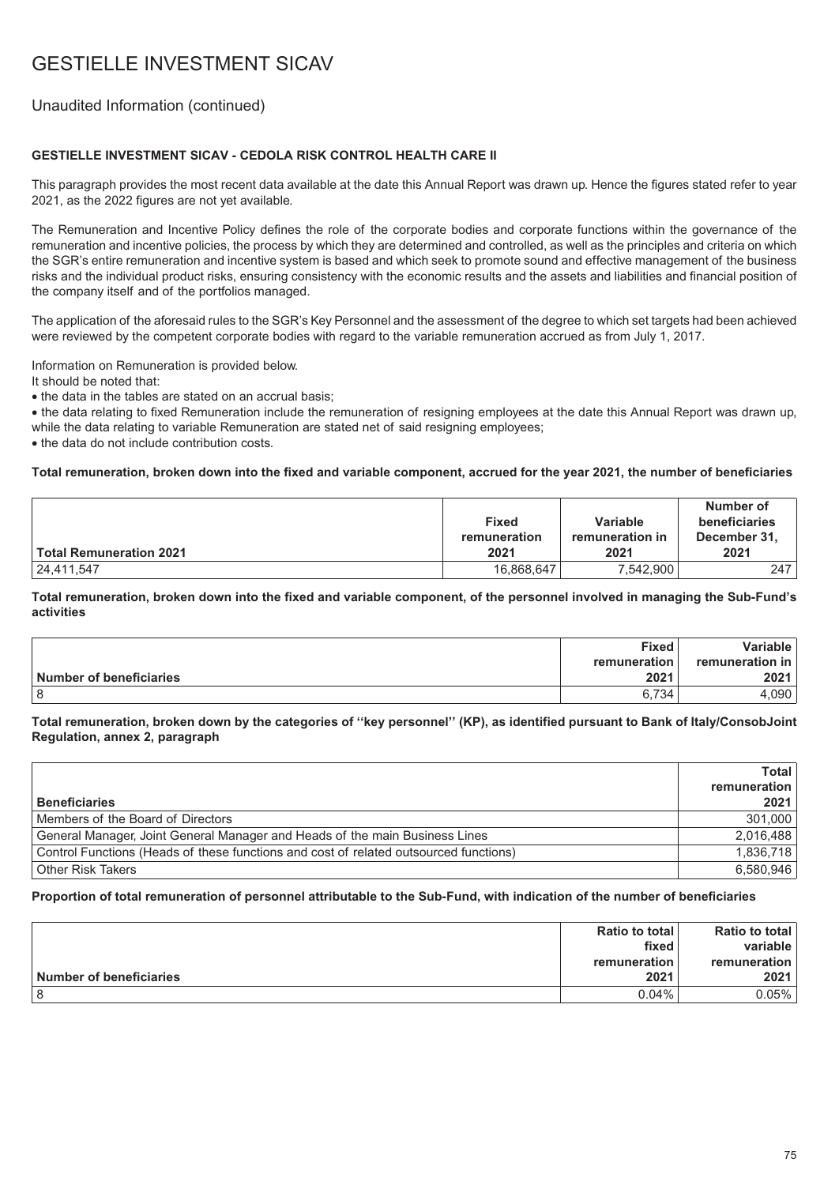# GESTIELLE INVESTMENT SICAV

## Unaudited Information (continued)

### GESTIELLE INVESTMENT SICAV - CEDOLA RISK CONTROL HEALTH CARE II

This paragraph provides the most recent data available at the date this Annual Report was drawn up. Hence the figures stated refer to year 2021, as the 2022 figures are not yet available.

The Remuneration and Incentive Policy defines the role of the corporate bodies and corporate functions within the governance of the remuneration and incentive policies, the process by which they are determined and controlled, as well as the principles and criteria on which the SGR's entire remuneration and incentive system is based and which seek to promote sound and effective management of the business risks and the individual product risks, ensuring consistency with the economic results and the assets and liabilities and financial position of the company itself and of the portfolios managed.

The application of the aforesaid rules to the SGR's Key Personnel and the assessment of the degree to which set targets had been achieved were reviewed by the competent corporate bodies with regard to the variable remuneration accrued as from July 1, 2017.

Information on Remuneration is provided below.

It should be noted that:

- the data in the tables are stated on an accrual basis;
- the data relating to fixed Remuneration include the remuneration of resigning employees at the date this Annual Report was drawn up, while the data relating to variable Remuneration are stated net of said resigning employees;
- the data do not include contribution costs.

**Total remuneration, broken down into the fixed and variable component, accrued for the year 2021, the number of beneficiaries**

| Total Remuneration 2021 | Fixed remuneration 2021 | Variable remuneration in 2021 | Number of beneficiaries December 31, 2021 |
|---|---|---|---|
| 24,411,547 | 16,868,647 | 7,542,900 | 247 |

**Total remuneration, broken down into the fixed and variable component, of the personnel involved in managing the Sub-Fund's activities**

| Number of beneficiaries | Fixed remuneration 2021 | Variable remuneration in 2021 |
|---|---|---|
| 8 | 6,734 | 4,090 |

**Total remuneration, broken down by the categories of ''key personnel'' (KP), as identified pursuant to Bank of Italy/ConsobJoint Regulation, annex 2, paragraph**

| Beneficiaries | Total remuneration 2021 |
|---|---|
| Members of the Board of Directors | 301,000 |
| General Manager, Joint General Manager and Heads of the main Business Lines | 2,016,488 |
| Control Functions (Heads of these functions and cost of related outsourced functions) | 1,836,718 |
| Other Risk Takers | 6,580,946 |

**Proportion of total remuneration of personnel attributable to the Sub-Fund, with indication of the number of beneficiaries**

| Number of beneficiaries | Ratio to total fixed remuneration 2021 | Ratio to total variable remuneration 2021 |
|---|---|---|
| 8 | 0.04% | 0.05% |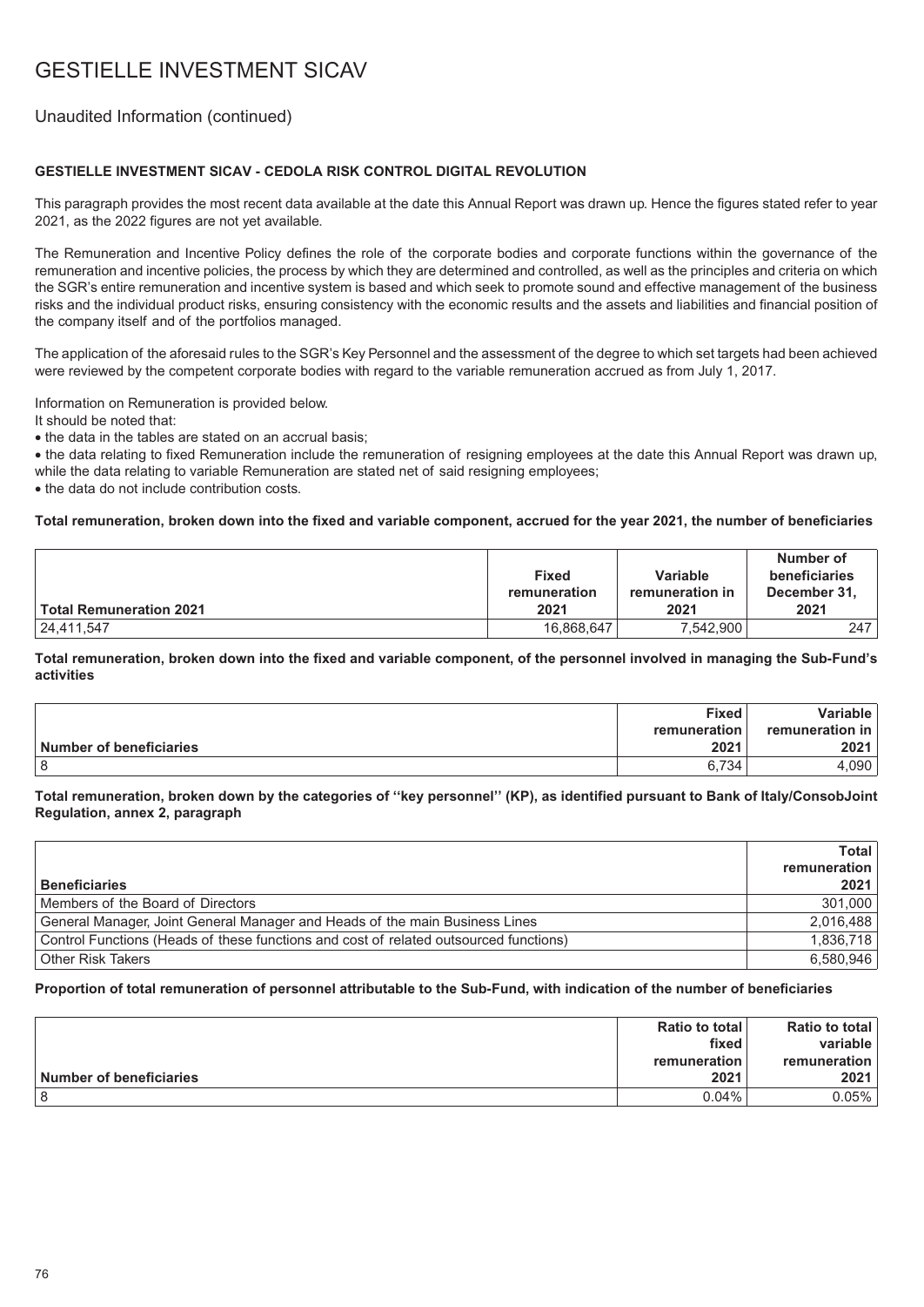# GESTIELLE INVESTMENT SICAV

## Unaudited Information (continued)

### GESTIELLE INVESTMENT SICAV - CEDOLA RISK CONTROL DIGITAL REVOLUTION

This paragraph provides the most recent data available at the date this Annual Report was drawn up. Hence the figures stated refer to year 2021, as the 2022 figures are not yet available.

The Remuneration and Incentive Policy defines the role of the corporate bodies and corporate functions within the governance of the remuneration and incentive policies, the process by which they are determined and controlled, as well as the principles and criteria on which the SGR's entire remuneration and incentive system is based and which seek to promote sound and effective management of the business risks and the individual product risks, ensuring consistency with the economic results and the assets and liabilities and financial position of the company itself and of the portfolios managed.

The application of the aforesaid rules to the SGR's Key Personnel and the assessment of the degree to which set targets had been achieved were reviewed by the competent corporate bodies with regard to the variable remuneration accrued as from July 1, 2017.

Information on Remuneration is provided below.

It should be noted that:

- the data in the tables are stated on an accrual basis;
- the data relating to fixed Remuneration include the remuneration of resigning employees at the date this Annual Report was drawn up, while the data relating to variable Remuneration are stated net of said resigning employees;
- the data do not include contribution costs.

**Total remuneration, broken down into the fixed and variable component, accrued for the year 2021, the number of beneficiaries**

| Total Remuneration 2021 | Fixed remuneration 2021 | Variable remuneration in 2021 | Number of beneficiaries December 31, 2021 |
|---|---|---|---|
| 24,411,547 | 16,868,647 | 7,542,900 | 247 |

**Total remuneration, broken down into the fixed and variable component, of the personnel involved in managing the Sub-Fund's activities**

| Number of beneficiaries | Fixed remuneration 2021 | Variable remuneration in 2021 |
|---|---|---|
| 8 | 6,734 | 4,090 |

**Total remuneration, broken down by the categories of ''key personnel'' (KP), as identified pursuant to Bank of Italy/ConsobJoint Regulation, annex 2, paragraph**

| Beneficiaries | Total remuneration 2021 |
|---|---|
| Members of the Board of Directors | 301,000 |
| General Manager, Joint General Manager and Heads of the main Business Lines | 2,016,488 |
| Control Functions (Heads of these functions and cost of related outsourced functions) | 1,836,718 |
| Other Risk Takers | 6,580,946 |

**Proportion of total remuneration of personnel attributable to the Sub-Fund, with indication of the number of beneficiaries**

| Number of beneficiaries | Ratio to total fixed remuneration 2021 | Ratio to total variable remuneration 2021 |
|---|---|---|
| 8 | 0.04% | 0.05% |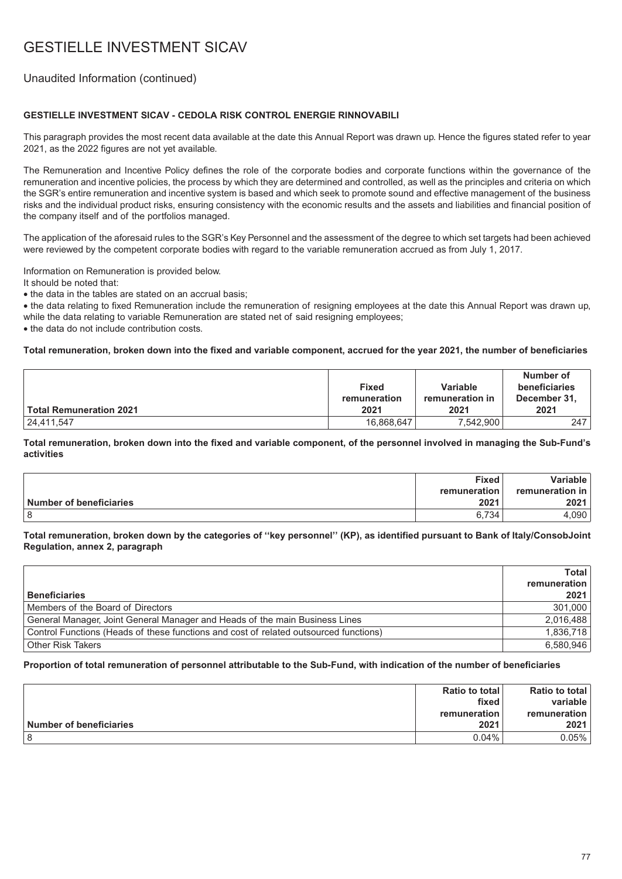# GESTIELLE INVESTMENT SICAV

## Unaudited Information (continued)

### GESTIELLE INVESTMENT SICAV - CEDOLA RISK CONTROL ENERGIE RINNOVABILI

This paragraph provides the most recent data available at the date this Annual Report was drawn up. Hence the figures stated refer to year 2021, as the 2022 figures are not yet available.

The Remuneration and Incentive Policy defines the role of the corporate bodies and corporate functions within the governance of the remuneration and incentive policies, the process by which they are determined and controlled, as well as the principles and criteria on which the SGR's entire remuneration and incentive system is based and which seek to promote sound and effective management of the business risks and the individual product risks, ensuring consistency with the economic results and the assets and liabilities and financial position of the company itself and of the portfolios managed.

The application of the aforesaid rules to the SGR's Key Personnel and the assessment of the degree to which set targets had been achieved were reviewed by the competent corporate bodies with regard to the variable remuneration accrued as from July 1, 2017.

Information on Remuneration is provided below.

It should be noted that:

- the data in the tables are stated on an accrual basis;
- the data relating to fixed Remuneration include the remuneration of resigning employees at the date this Annual Report was drawn up, while the data relating to variable Remuneration are stated net of said resigning employees;
- the data do not include contribution costs.

**Total remuneration, broken down into the fixed and variable component, accrued for the year 2021, the number of beneficiaries**

| Total Remuneration 2021 | Fixed remuneration 2021 | Variable remuneration in 2021 | Number of beneficiaries December 31, 2021 |
|---|---|---|---|
| 24,411,547 | 16,868,647 | 7,542,900 | 247 |

**Total remuneration, broken down into the fixed and variable component, of the personnel involved in managing the Sub-Fund's activities**

| Number of beneficiaries | Fixed remuneration 2021 | Variable remuneration in 2021 |
|---|---|---|
| 8 | 6,734 | 4,090 |

**Total remuneration, broken down by the categories of ''key personnel'' (KP), as identified pursuant to Bank of Italy/ConsobJoint Regulation, annex 2, paragraph**

| Beneficiaries | Total remuneration 2021 |
|---|---|
| Members of the Board of Directors | 301,000 |
| General Manager, Joint General Manager and Heads of the main Business Lines | 2,016,488 |
| Control Functions (Heads of these functions and cost of related outsourced functions) | 1,836,718 |
| Other Risk Takers | 6,580,946 |

**Proportion of total remuneration of personnel attributable to the Sub-Fund, with indication of the number of beneficiaries**

| Number of beneficiaries | Ratio to total fixed remuneration 2021 | Ratio to total variable remuneration 2021 |
|---|---|---|
| 8 | 0.04% | 0.05% |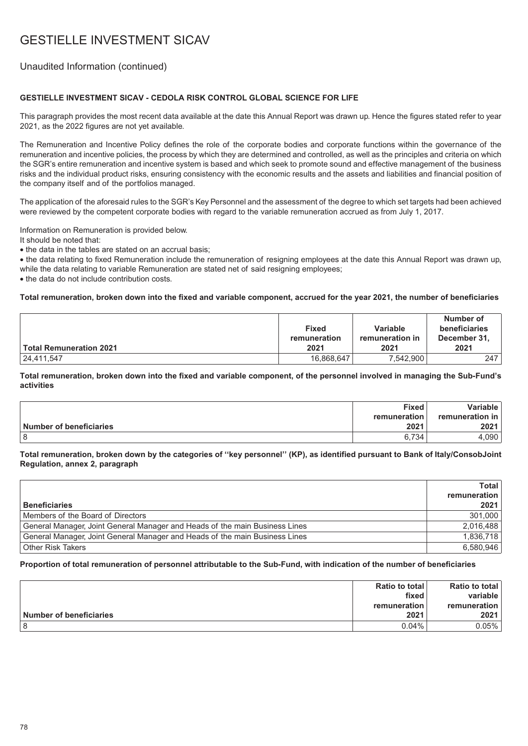# GESTIELLE INVESTMENT SICAV

## Unaudited Information (continued)

### GESTIELLE INVESTMENT SICAV - CEDOLA RISK CONTROL GLOBAL SCIENCE FOR LIFE

This paragraph provides the most recent data available at the date this Annual Report was drawn up. Hence the figures stated refer to year 2021, as the 2022 figures are not yet available.

The Remuneration and Incentive Policy defines the role of the corporate bodies and corporate functions within the governance of the remuneration and incentive policies, the process by which they are determined and controlled, as well as the principles and criteria on which the SGR's entire remuneration and incentive system is based and which seek to promote sound and effective management of the business risks and the individual product risks, ensuring consistency with the economic results and the assets and liabilities and financial position of the company itself and of the portfolios managed.

The application of the aforesaid rules to the SGR's Key Personnel and the assessment of the degree to which set targets had been achieved were reviewed by the competent corporate bodies with regard to the variable remuneration accrued as from July 1, 2017.

Information on Remuneration is provided below.

It should be noted that:

- the data in the tables are stated on an accrual basis;
- the data relating to fixed Remuneration include the remuneration of resigning employees at the date this Annual Report was drawn up, while the data relating to variable Remuneration are stated net of said resigning employees;
- the data do not include contribution costs.

**Total remuneration, broken down into the fixed and variable component, accrued for the year 2021, the number of beneficiaries**

| Total Remuneration 2021 | Fixed remuneration 2021 | Variable remuneration in 2021 | Number of beneficiaries December 31, 2021 |
|---|---|---|---|
| 24,411,547 | 16,868,647 | 7,542,900 | 247 |

**Total remuneration, broken down into the fixed and variable component, of the personnel involved in managing the Sub-Fund's activities**

| Number of beneficiaries | Fixed remuneration 2021 | Variable remuneration in 2021 |
|---|---|---|
| 8 | 6,734 | 4,090 |

**Total remuneration, broken down by the categories of "key personnel" (KP), as identified pursuant to Bank of Italy/ConsobJoint Regulation, annex 2, paragraph**

| Beneficiaries | Total remuneration 2021 |
|---|---|
| Members of the Board of Directors | 301,000 |
| General Manager, Joint General Manager and Heads of the main Business Lines | 2,016,488 |
| General Manager, Joint General Manager and Heads of the main Business Lines | 1,836,718 |
| Other Risk Takers | 6,580,946 |

**Proportion of total remuneration of personnel attributable to the Sub-Fund, with indication of the number of beneficiaries**

| Number of beneficiaries | Ratio to total fixed remuneration 2021 | Ratio to total variable remuneration 2021 |
|---|---|---|
| 8 | 0.04% | 0.05% |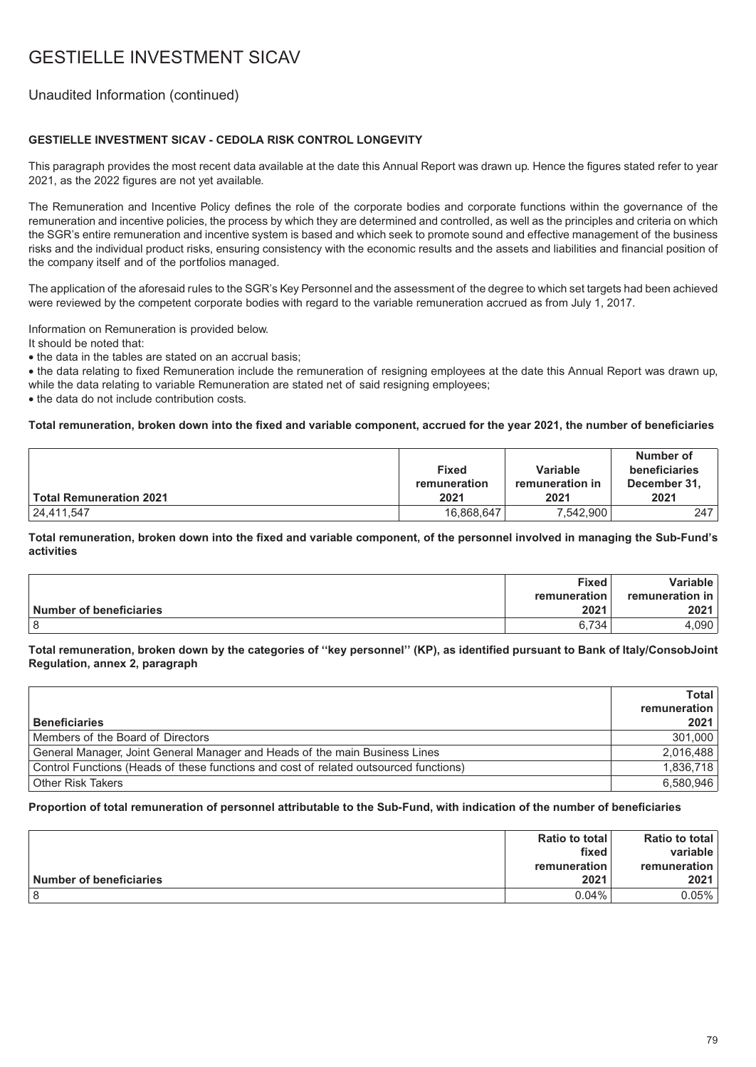# GESTIELLE INVESTMENT SICAV

## Unaudited Information (continued)

### GESTIELLE INVESTMENT SICAV - CEDOLA RISK CONTROL LONGEVITY

This paragraph provides the most recent data available at the date this Annual Report was drawn up. Hence the figures stated refer to year 2021, as the 2022 figures are not yet available.

The Remuneration and Incentive Policy defines the role of the corporate bodies and corporate functions within the governance of the remuneration and incentive policies, the process by which they are determined and controlled, as well as the principles and criteria on which the SGR's entire remuneration and incentive system is based and which seek to promote sound and effective management of the business risks and the individual product risks, ensuring consistency with the economic results and the assets and liabilities and financial position of the company itself and of the portfolios managed.

The application of the aforesaid rules to the SGR's Key Personnel and the assessment of the degree to which set targets had been achieved were reviewed by the competent corporate bodies with regard to the variable remuneration accrued as from July 1, 2017.

Information on Remuneration is provided below.

It should be noted that:

- the data in the tables are stated on an accrual basis;
- the data relating to fixed Remuneration include the remuneration of resigning employees at the date this Annual Report was drawn up, while the data relating to variable Remuneration are stated net of said resigning employees;
- the data do not include contribution costs.

**Total remuneration, broken down into the fixed and variable component, accrued for the year 2021, the number of beneficiaries**

| Total Remuneration 2021 | Fixed remuneration 2021 | Variable remuneration in 2021 | Number of beneficiaries December 31, 2021 |
|---|---|---|---|
| 24,411,547 | 16,868,647 | 7,542,900 | 247 |

**Total remuneration, broken down into the fixed and variable component, of the personnel involved in managing the Sub-Fund's activities**

| Number of beneficiaries | Fixed remuneration 2021 | Variable remuneration in 2021 |
|---|---|---|
| 8 | 6,734 | 4,090 |

**Total remuneration, broken down by the categories of ''key personnel'' (KP), as identified pursuant to Bank of Italy/ConsobJoint Regulation, annex 2, paragraph**

| Beneficiaries | Total remuneration 2021 |
|---|---|
| Members of the Board of Directors | 301,000 |
| General Manager, Joint General Manager and Heads of the main Business Lines | 2,016,488 |
| Control Functions (Heads of these functions and cost of related outsourced functions) | 1,836,718 |
| Other Risk Takers | 6,580,946 |

**Proportion of total remuneration of personnel attributable to the Sub-Fund, with indication of the number of beneficiaries**

| Number of beneficiaries | Ratio to total fixed remuneration 2021 | Ratio to total variable remuneration 2021 |
|---|---|---|
| 8 | 0.04% | 0.05% |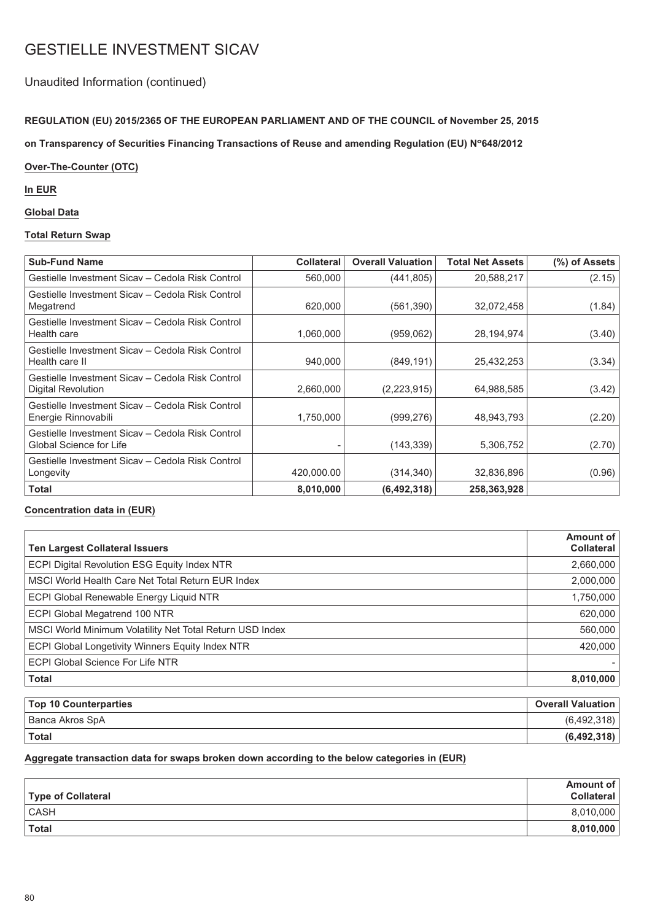# GESTIELLE INVESTMENT SICAV

## Unaudited Information (continued)

**REGULATION (EU) 2015/2365 OF THE EUROPEAN PARLIAMENT AND OF THE COUNCIL of November 25, 2015**

**on Transparency of Securities Financing Transactions of Reuse and amending Regulation (EU) N°648/2012**

**Over-The-Counter (OTC)**

**In EUR**

**Global Data**

**Total Return Swap**

| Sub-Fund Name | Collateral | Overall Valuation | Total Net Assets | (%) of Assets |
|---|---|---|---|---|
| Gestielle Investment Sicav – Cedola Risk Control | 560,000 | (441,805) | 20,588,217 | (2.15) |
| Gestielle Investment Sicav – Cedola Risk Control Megatrend | 620,000 | (561,390) | 32,072,458 | (1.84) |
| Gestielle Investment Sicav – Cedola Risk Control Health care | 1,060,000 | (959,062) | 28,194,974 | (3.40) |
| Gestielle Investment Sicav – Cedola Risk Control Health care II | 940,000 | (849,191) | 25,432,253 | (3.34) |
| Gestielle Investment Sicav – Cedola Risk Control Digital Revolution | 2,660,000 | (2,223,915) | 64,988,585 | (3.42) |
| Gestielle Investment Sicav – Cedola Risk Control Energie Rinnovabili | 1,750,000 | (999,276) | 48,943,793 | (2.20) |
| Gestielle Investment Sicav – Cedola Risk Control Global Science for Life | - | (143,339) | 5,306,752 | (2.70) |
| Gestielle Investment Sicav – Cedola Risk Control Longevity | 420,000.00 | (314,340) | 32,836,896 | (0.96) |
| **Total** | **8,010,000** | **(6,492,318)** | **258,363,928** | |

**Concentration data in (EUR)**

| Ten Largest Collateral Issuers | Amount of Collateral |
|---|---|
| ECPI Digital Revolution ESG Equity Index NTR | 2,660,000 |
| MSCI World Health Care Net Total Return EUR Index | 2,000,000 |
| ECPI Global Renewable Energy Liquid NTR | 1,750,000 |
| ECPI Global Megatrend 100 NTR | 620,000 |
| MSCI World Minimum Volatility Net Total Return USD Index | 560,000 |
| ECPI Global Longevity Winners Equity Index NTR | 420,000 |
| ECPI Global Science For Life NTR | - |
| **Total** | **8,010,000** |

| Top 10 Counterparties | Overall Valuation |
|---|---|
| Banca Akros SpA | (6,492,318) |
| **Total** | **(6,492,318)** |

**Aggregate transaction data for swaps broken down according to the below categories in (EUR)**

| Type of Collateral | Amount of Collateral |
|---|---|
| CASH | 8,010,000 |
| **Total** | **8,010,000** |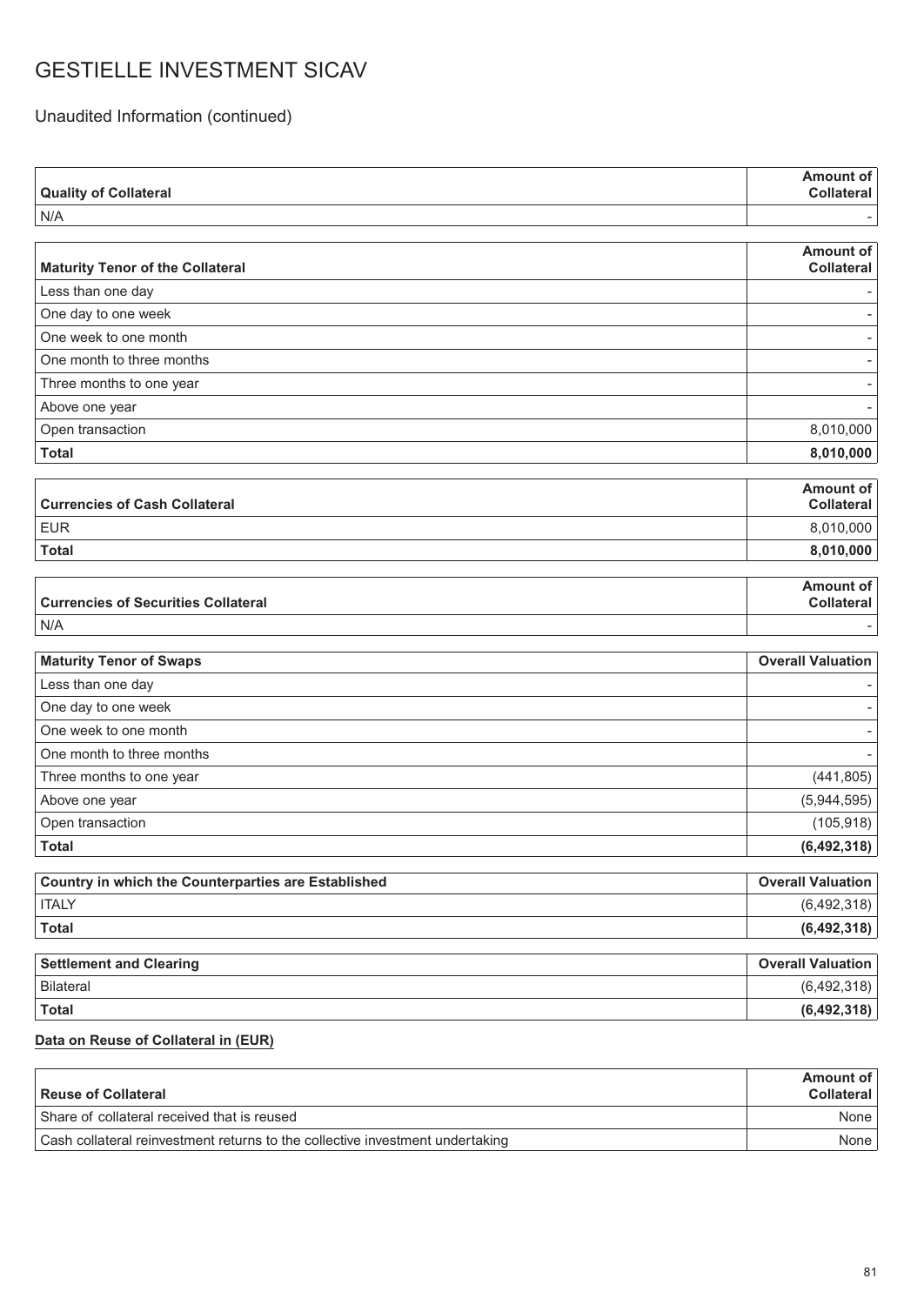# GESTIELLE INVESTMENT SICAV

## Unaudited Information (continued)

| Quality of Collateral | Amount of Collateral |
|---|---|
| N/A | - |

| Maturity Tenor of the Collateral | Amount of Collateral |
|---|---|
| Less than one day | - |
| One day to one week | - |
| One week to one month | - |
| One month to three months | - |
| Three months to one year | - |
| Above one year | - |
| Open transaction | 8,010,000 |
| **Total** | **8,010,000** |

| Currencies of Cash Collateral | Amount of Collateral |
|---|---|
| EUR | 8,010,000 |
| **Total** | **8,010,000** |

| Currencies of Securities Collateral | Amount of Collateral |
|---|---|
| N/A | - |

| Maturity Tenor of Swaps | Overall Valuation |
|---|---|
| Less than one day | - |
| One day to one week | - |
| One week to one month | - |
| One month to three months | - |
| Three months to one year | (441,805) |
| Above one year | (5,944,595) |
| Open transaction | (105,918) |
| **Total** | **(6,492,318)** |

| Country in which the Counterparties are Established | Overall Valuation |
|---|---|
| ITALY | (6,492,318) |
| **Total** | **(6,492,318)** |

| Settlement and Clearing | Overall Valuation |
|---|---|
| Bilateral | (6,492,318) |
| **Total** | **(6,492,318)** |

**Data on Reuse of Collateral in (EUR)**

| Reuse of Collateral | Amount of Collateral |
|---|---|
| Share of collateral received that is reused | None |
| Cash collateral reinvestment returns to the collective investment undertaking | None |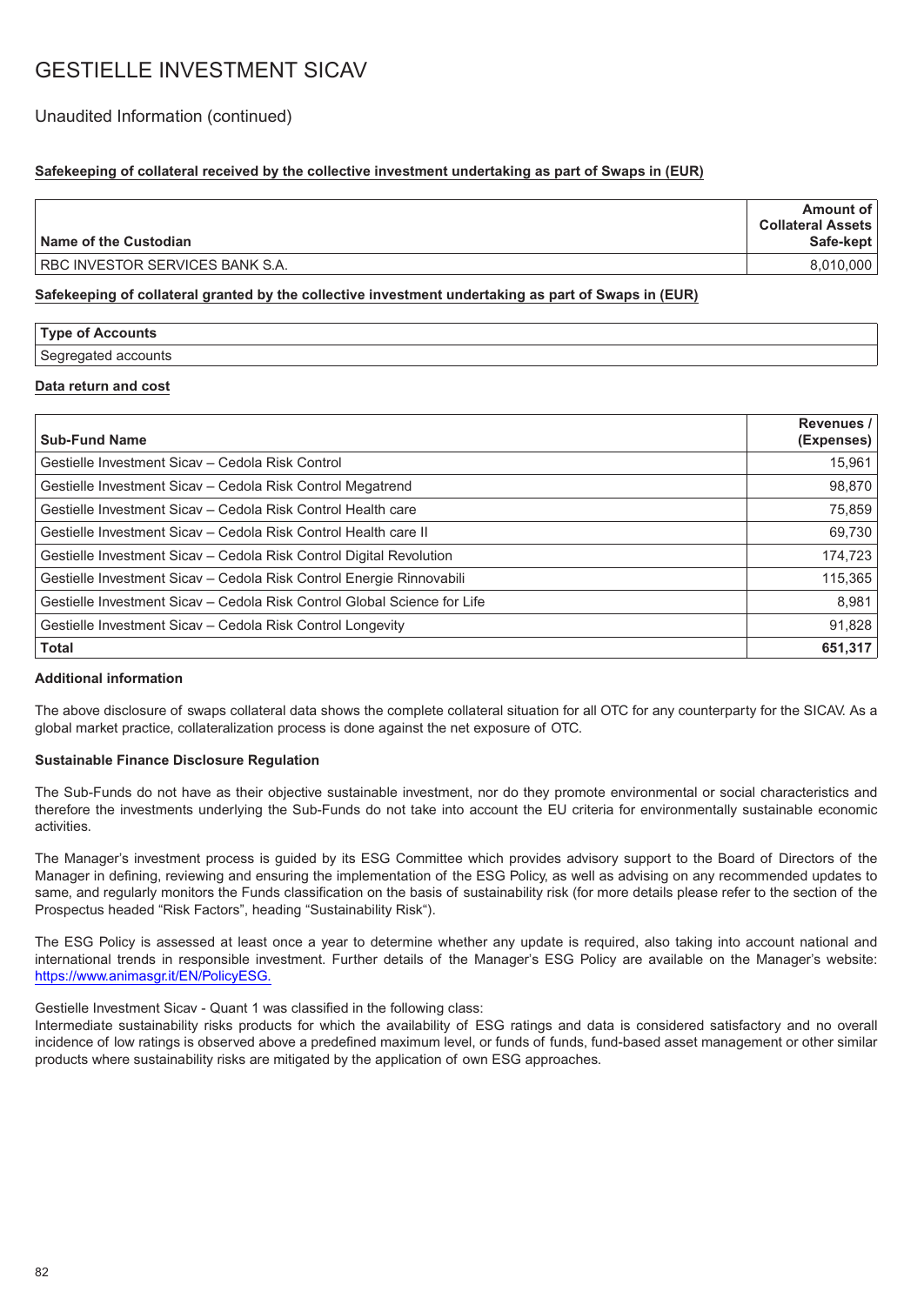# GESTIELLE INVESTMENT SICAV

## Unaudited Information (continued)

**Safekeeping of collateral received by the collective investment undertaking as part of Swaps in (EUR)**

| Name of the Custodian | Amount of Collateral Assets Safe-kept |
|---|---|
| RBC INVESTOR SERVICES BANK S.A. | 8,010,000 |

**Safekeeping of collateral granted by the collective investment undertaking as part of Swaps in (EUR)**

| Type of Accounts |
|---|
| Segregated accounts |

**Data return and cost**

| Sub-Fund Name | Revenues / (Expenses) |
|---|---|
| Gestielle Investment Sicav – Cedola Risk Control | 15,961 |
| Gestielle Investment Sicav – Cedola Risk Control Megatrend | 98,870 |
| Gestielle Investment Sicav – Cedola Risk Control Health care | 75,859 |
| Gestielle Investment Sicav – Cedola Risk Control Health care II | 69,730 |
| Gestielle Investment Sicav – Cedola Risk Control Digital Revolution | 174,723 |
| Gestielle Investment Sicav – Cedola Risk Control Energie Rinnovabili | 115,365 |
| Gestielle Investment Sicav – Cedola Risk Control Global Science for Life | 8,981 |
| Gestielle Investment Sicav – Cedola Risk Control Longevity | 91,828 |
| **Total** | **651,317** |

**Additional information**

The above disclosure of swaps collateral data shows the complete collateral situation for all OTC for any counterparty for the SICAV. As a global market practice, collateralization process is done against the net exposure of OTC.

**Sustainable Finance Disclosure Regulation**

The Sub-Funds do not have as their objective sustainable investment, nor do they promote environmental or social characteristics and therefore the investments underlying the Sub-Funds do not take into account the EU criteria for environmentally sustainable economic activities.

The Manager's investment process is guided by its ESG Committee which provides advisory support to the Board of Directors of the Manager in defining, reviewing and ensuring the implementation of the ESG Policy, as well as advising on any recommended updates to same, and regularly monitors the Funds classification on the basis of sustainability risk (for more details please refer to the section of the Prospectus headed "Risk Factors", heading "Sustainability Risk").

The ESG Policy is assessed at least once a year to determine whether any update is required, also taking into account national and international trends in responsible investment. Further details of the Manager's ESG Policy are available on the Manager's website: https://www.animasgr.it/EN/PolicyESG.

Gestielle Investment Sicav - Quant 1 was classified in the following class:
Intermediate sustainability risks products for which the availability of ESG ratings and data is considered satisfactory and no overall incidence of low ratings is observed above a predefined maximum level, or funds of funds, fund-based asset management or other similar products where sustainability risks are mitigated by the application of own ESG approaches.